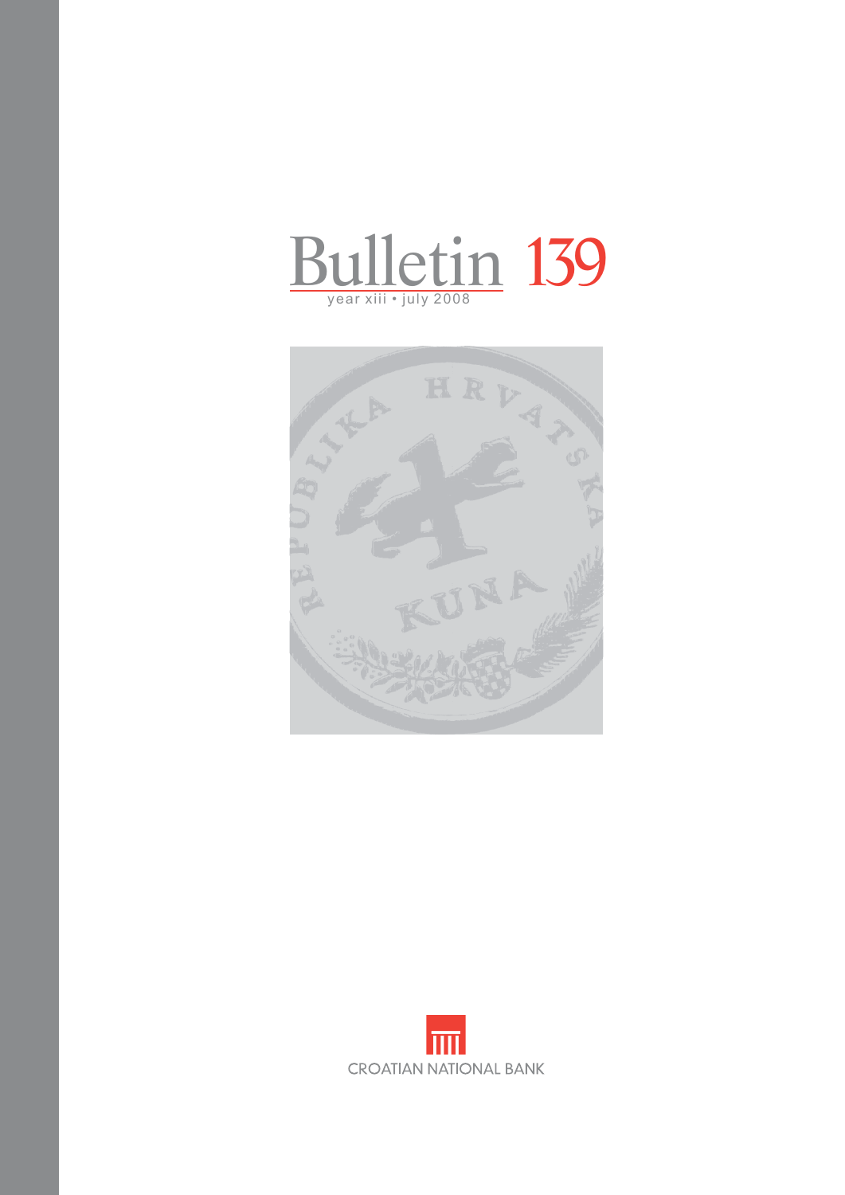# Bulletin 139

year xiii • july 2008

CROATIAN NATIONAL BANK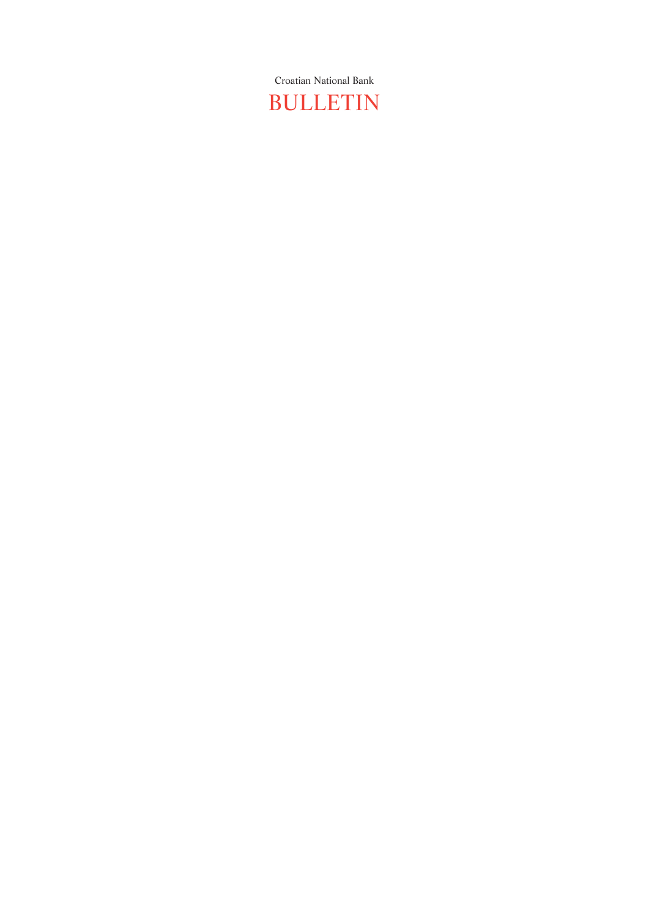Croatian National Bank

# BULLETIN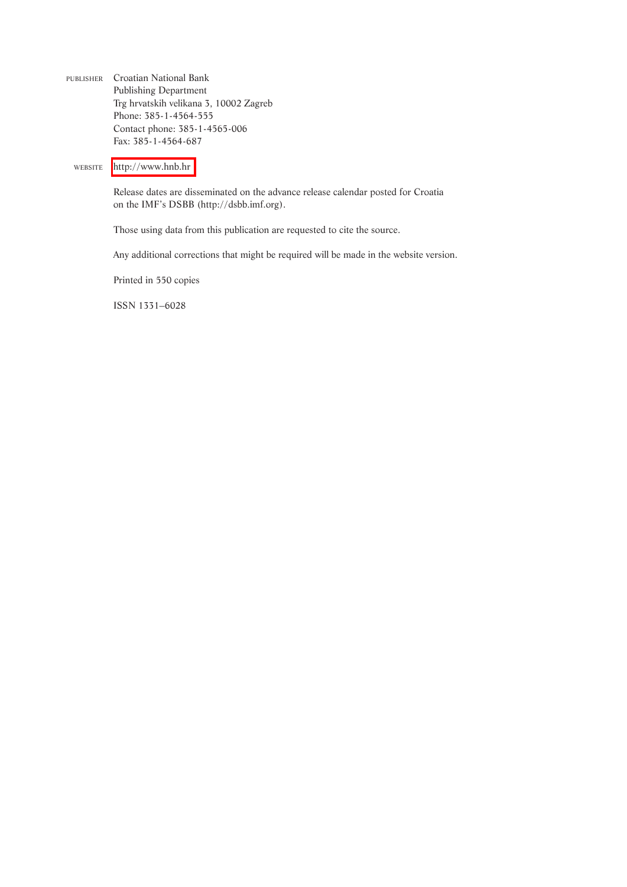PUBLISHER Croatian National Bank
Publishing Department
Trg hrvatskih velikana 3, 10002 Zagreb
Phone: 385-1-4564-555
Contact phone: 385-1-4565-006
Fax: 385-1-4564-687

WEBSITE http://www.hnb.hr

Release dates are disseminated on the advance release calendar posted for Croatia on the IMF's DSBB (http://dsbb.imf.org).

Those using data from this publication are requested to cite the source.

Any additional corrections that might be required will be made in the website version.

Printed in 550 copies

ISSN 1331–6028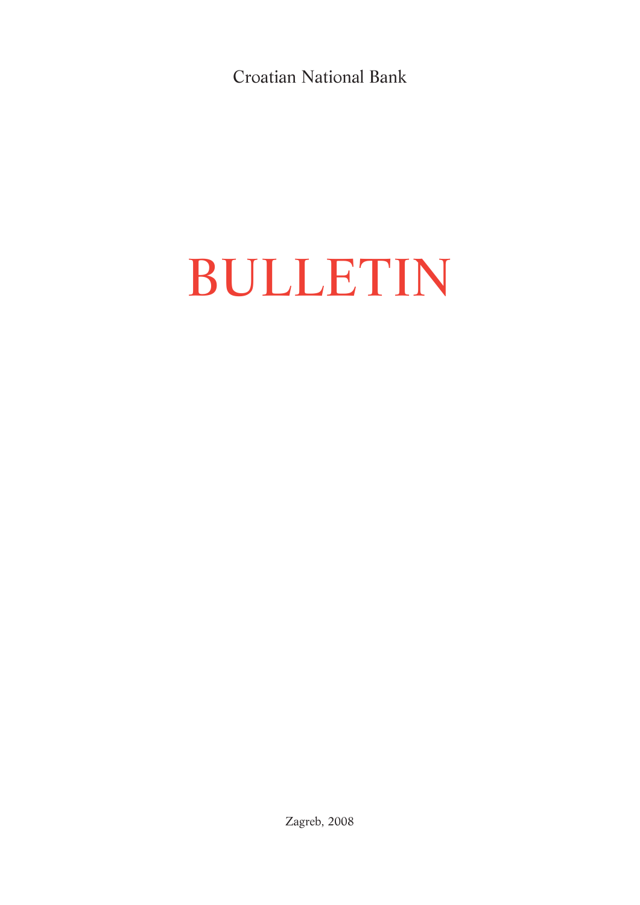Croatian National Bank

# BULLETIN

Zagreb, 2008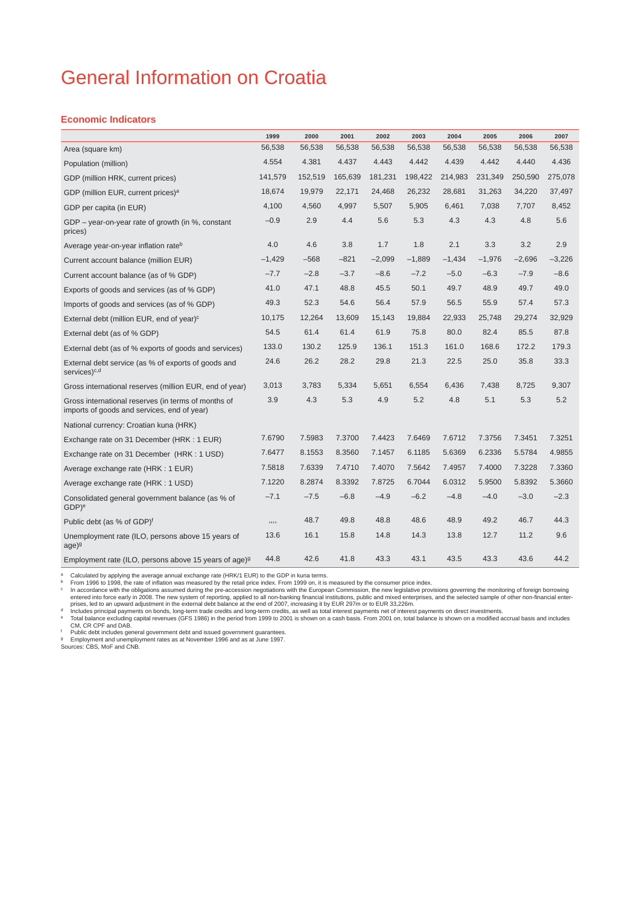# General Information on Croatia

## Economic Indicators

| | 1999 | 2000 | 2001 | 2002 | 2003 | 2004 | 2005 | 2006 | 2007 |
|---|---|---|---|---|---|---|---|---|---|
| Area (square km) | 56,538 | 56,538 | 56,538 | 56,538 | 56,538 | 56,538 | 56,538 | 56,538 | 56,538 |
| Population (million) | 4.554 | 4.381 | 4.437 | 4.443 | 4.442 | 4.439 | 4.442 | 4.440 | 4.436 |
| GDP (million HRK, current prices) | 141,579 | 152,519 | 165,639 | 181,231 | 198,422 | 214,983 | 231,349 | 250,590 | 275,078 |
| GDP (million EUR, current prices)[a] | 18,674 | 19,979 | 22,171 | 24,468 | 26,232 | 28,681 | 31,263 | 34,220 | 37,497 |
| GDP per capita (in EUR) | 4,100 | 4,560 | 4,997 | 5,507 | 5,905 | 6,461 | 7,038 | 7,707 | 8,452 |
| GDP – year-on-year rate of growth (in %, constant prices) | –0.9 | 2.9 | 4.4 | 5.6 | 5.3 | 4.3 | 4.3 | 4.8 | 5.6 |
| Average year-on-year inflation rate[b] | 4.0 | 4.6 | 3.8 | 1.7 | 1.8 | 2.1 | 3.3 | 3.2 | 2.9 |
| Current account balance (million EUR) | –1,429 | –568 | –821 | –2,099 | –1,889 | –1,434 | –1,976 | –2,696 | –3,226 |
| Current account balance (as of % GDP) | –7.7 | –2.8 | –3.7 | –8.6 | –7.2 | –5.0 | –6.3 | –7.9 | –8.6 |
| Exports of goods and services (as of % GDP) | 41.0 | 47.1 | 48.8 | 45.5 | 50.1 | 49.7 | 48.9 | 49.7 | 49.0 |
| Imports of goods and services (as of % GDP) | 49.3 | 52.3 | 54.6 | 56.4 | 57.9 | 56.5 | 55.9 | 57.4 | 57.3 |
| External debt (million EUR, end of year)[c] | 10,175 | 12,264 | 13,609 | 15,143 | 19,884 | 22,933 | 25,748 | 29,274 | 32,929 |
| External debt (as of % GDP) | 54.5 | 61.4 | 61.4 | 61.9 | 75.8 | 80.0 | 82.4 | 85.5 | 87.8 |
| External debt (as of % exports of goods and services) | 133.0 | 130.2 | 125.9 | 136.1 | 151.3 | 161.0 | 168.6 | 172.2 | 179.3 |
| External debt service (as % of exports of goods and services)[c,d] | 24.6 | 26.2 | 28.2 | 29.8 | 21.3 | 22.5 | 25.0 | 35.8 | 33.3 |
| Gross international reserves (million EUR, end of year) | 3,013 | 3,783 | 5,334 | 5,651 | 6,554 | 6,436 | 7,438 | 8,725 | 9,307 |
| Gross international reserves (in terms of months of imports of goods and services, end of year) | 3.9 | 4.3 | 5.3 | 4.9 | 5.2 | 4.8 | 5.1 | 5.3 | 5.2 |
| National currency: Croatian kuna (HRK) | | | | | | | | | |
| Exchange rate on 31 December (HRK : 1 EUR) | 7.6790 | 7.5983 | 7.3700 | 7.4423 | 7.6469 | 7.6712 | 7.3756 | 7.3451 | 7.3251 |
| Exchange rate on 31 December (HRK : 1 USD) | 7.6477 | 8.1553 | 8.3560 | 7.1457 | 6.1185 | 5.6369 | 6.2336 | 5.5784 | 4.9855 |
| Average exchange rate (HRK : 1 EUR) | 7.5818 | 7.6339 | 7.4710 | 7.4070 | 7.5642 | 7.4957 | 7.4000 | 7.3228 | 7.3360 |
| Average exchange rate (HRK : 1 USD) | 7.1220 | 8.2874 | 8.3392 | 7.8725 | 6.7044 | 6.0312 | 5.9500 | 5.8392 | 5.3660 |
| Consolidated general government balance (as % of GDP)[e] | –7.1 | –7.5 | –6.8 | –4.9 | –6.2 | –4.8 | –4.0 | –3.0 | –2.3 |
| Public debt (as % of GDP)[f] | .... | 48.7 | 49.8 | 48.8 | 48.6 | 48.9 | 49.2 | 46.7 | 44.3 |
| Unemployment rate (ILO, persons above 15 years of age)[g] | 13.6 | 16.1 | 15.8 | 14.8 | 14.3 | 13.8 | 12.7 | 11.2 | 9.6 |
| Employment rate (ILO, persons above 15 years of age)[g] | 44.8 | 42.6 | 41.8 | 43.3 | 43.1 | 43.5 | 43.3 | 43.6 | 44.2 |

[a] Calculated by applying the average annual exchange rate (HRK/1 EUR) to the GDP in kuna terms.

[b] From 1996 to 1998, the rate of inflation was measured by the retail price index. From 1999 on, it is measured by the consumer price index.

[c] In accordance with the obligations assumed during the pre-accession negotiations with the European Commission, the new legislative provisions governing the monitoring of foreign borrowing entered into force early in 2008. The new system of reporting, applied to all non-banking financial institutions, public and mixed enterprises, and the selected sample of other non-financial enterprises, led to an upward adjustment in the external debt balance at the end of 2007, increasing it by EUR 297m or to EUR 33,226m.

[d] Includes principal payments on bonds, long-term trade credits and long-term credits, as well as total interest payments net of interest payments on direct investments.

[e] Total balance excluding capital revenues (GFS 1986) in the period from 1999 to 2001 is shown on a cash basis. From 2001 on, total balance is shown on a modified accrual basis and includes CM, CR CPF and DAB.

[f] Public debt includes general government debt and issued government guarantees.

[g] Employment and unemployment rates as at November 1996 and as at June 1997.

Sources: CBS, MoF and CNB.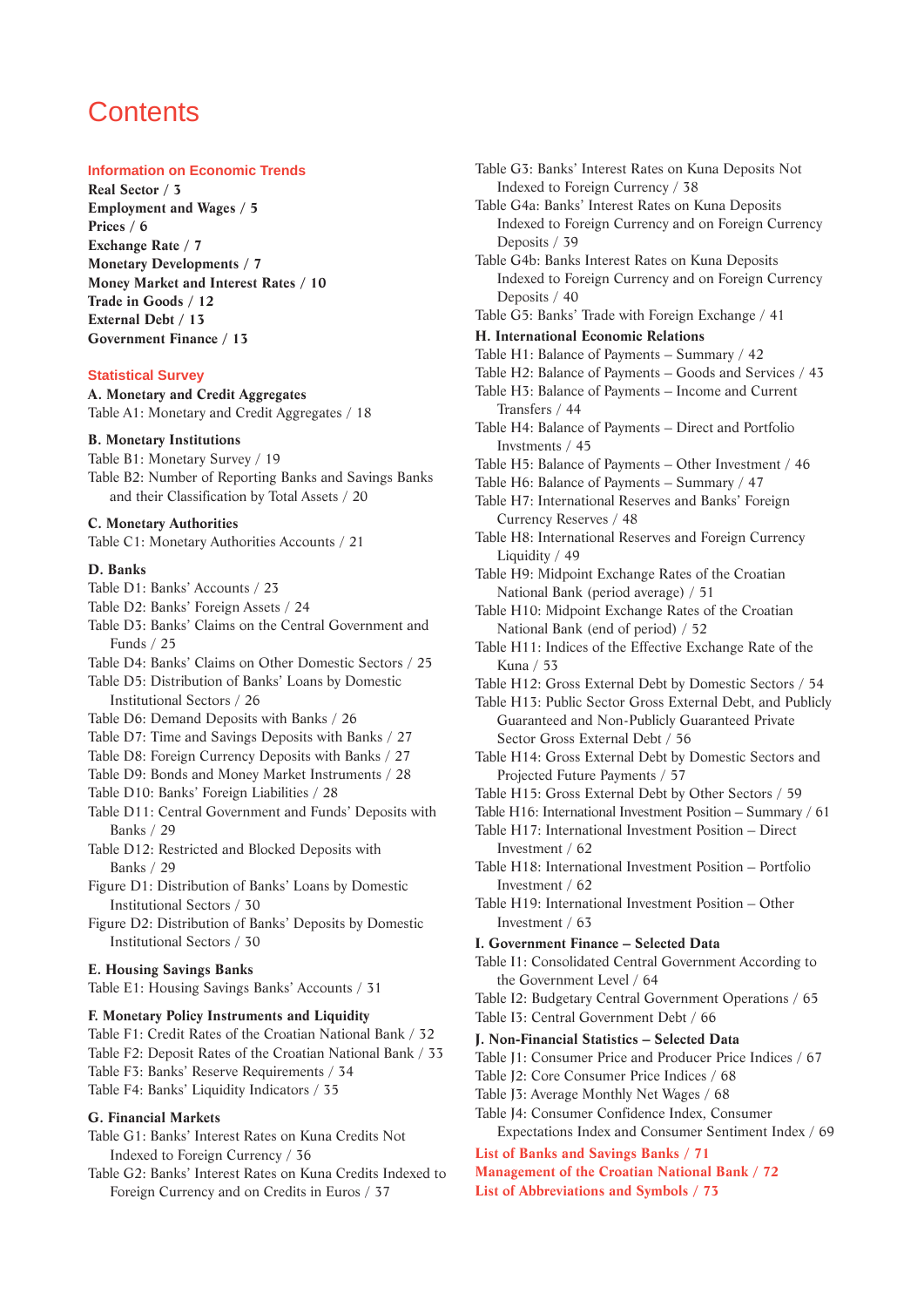# Contents

## Information on Economic Trends

**Real Sector / 3**
**Employment and Wages / 5**
**Prices / 6**
**Exchange Rate / 7**
**Monetary Developments / 7**
**Money Market and Interest Rates / 10**
**Trade in Goods / 12**
**External Debt / 13**
**Government Finance / 13**

## Statistical Survey

**A. Monetary and Credit Aggregates**
Table A1: Monetary and Credit Aggregates / 18

**B. Monetary Institutions**
Table B1: Monetary Survey / 19
Table B2: Number of Reporting Banks and Savings Banks and their Classification by Total Assets / 20

**C. Monetary Authorities**
Table C1: Monetary Authorities Accounts / 21

**D. Banks**
Table D1: Banks' Accounts / 23
Table D2: Banks' Foreign Assets / 24
Table D3: Banks' Claims on the Central Government and Funds / 25
Table D4: Banks' Claims on Other Domestic Sectors / 25
Table D5: Distribution of Banks' Loans by Domestic Institutional Sectors / 26
Table D6: Demand Deposits with Banks / 26
Table D7: Time and Savings Deposits with Banks / 27
Table D8: Foreign Currency Deposits with Banks / 27
Table D9: Bonds and Money Market Instruments / 28
Table D10: Banks' Foreign Liabilities / 28
Table D11: Central Government and Funds' Deposits with Banks / 29
Table D12: Restricted and Blocked Deposits with Banks / 29
Figure D1: Distribution of Banks' Loans by Domestic Institutional Sectors / 30
Figure D2: Distribution of Banks' Deposits by Domestic Institutional Sectors / 30

**E. Housing Savings Banks**
Table E1: Housing Savings Banks' Accounts / 31

**F. Monetary Policy Instruments and Liquidity**
Table F1: Credit Rates of the Croatian National Bank / 32
Table F2: Deposit Rates of the Croatian National Bank / 33
Table F3: Banks' Reserve Requirements / 34
Table F4: Banks' Liquidity Indicators / 35

**G. Financial Markets**
Table G1: Banks' Interest Rates on Kuna Credits Not Indexed to Foreign Currency / 36
Table G2: Banks' Interest Rates on Kuna Credits Indexed to Foreign Currency and on Credits in Euros / 37
Table G3: Banks' Interest Rates on Kuna Deposits Not Indexed to Foreign Currency / 38
Table G4a: Banks' Interest Rates on Kuna Deposits Indexed to Foreign Currency and on Foreign Currency Deposits / 39
Table G4b: Banks Interest Rates on Kuna Deposits Indexed to Foreign Currency and on Foreign Currency Deposits / 40
Table G5: Banks' Trade with Foreign Exchange / 41

**H. International Economic Relations**
Table H1: Balance of Payments – Summary / 42
Table H2: Balance of Payments – Goods and Services / 43
Table H3: Balance of Payments – Income and Current Transfers / 44
Table H4: Balance of Payments – Direct and Portfolio Invstments / 45
Table H5: Balance of Payments – Other Investment / 46
Table H6: Balance of Payments – Summary / 47
Table H7: International Reserves and Banks' Foreign Currency Reserves / 48
Table H8: International Reserves and Foreign Currency Liquidity / 49
Table H9: Midpoint Exchange Rates of the Croatian National Bank (period average) / 51
Table H10: Midpoint Exchange Rates of the Croatian National Bank (end of period) / 52
Table H11: Indices of the Effective Exchange Rate of the Kuna / 53
Table H12: Gross External Debt by Domestic Sectors / 54
Table H13: Public Sector Gross External Debt, and Publicly Guaranteed and Non-Publicly Guaranteed Private Sector Gross External Debt / 56
Table H14: Gross External Debt by Domestic Sectors and Projected Future Payments / 57
Table H15: Gross External Debt by Other Sectors / 59
Table H16: International Investment Position – Summary / 61
Table H17: International Investment Position – Direct Investment / 62
Table H18: International Investment Position – Portfolio Investment / 62
Table H19: International Investment Position – Other Investment / 63

**I. Government Finance – Selected Data**
Table I1: Consolidated Central Government According to the Government Level / 64
Table I2: Budgetary Central Government Operations / 65
Table I3: Central Government Debt / 66

**J. Non-Financial Statistics – Selected Data**
Table J1: Consumer Price and Producer Price Indices / 67
Table J2: Core Consumer Price Indices / 68
Table J3: Average Monthly Net Wages / 68
Table J4: Consumer Confidence Index, Consumer Expectations Index and Consumer Sentiment Index / 69

**List of Banks and Savings Banks / 71**
**Management of the Croatian National Bank / 72**
**List of Abbreviations and Symbols / 73**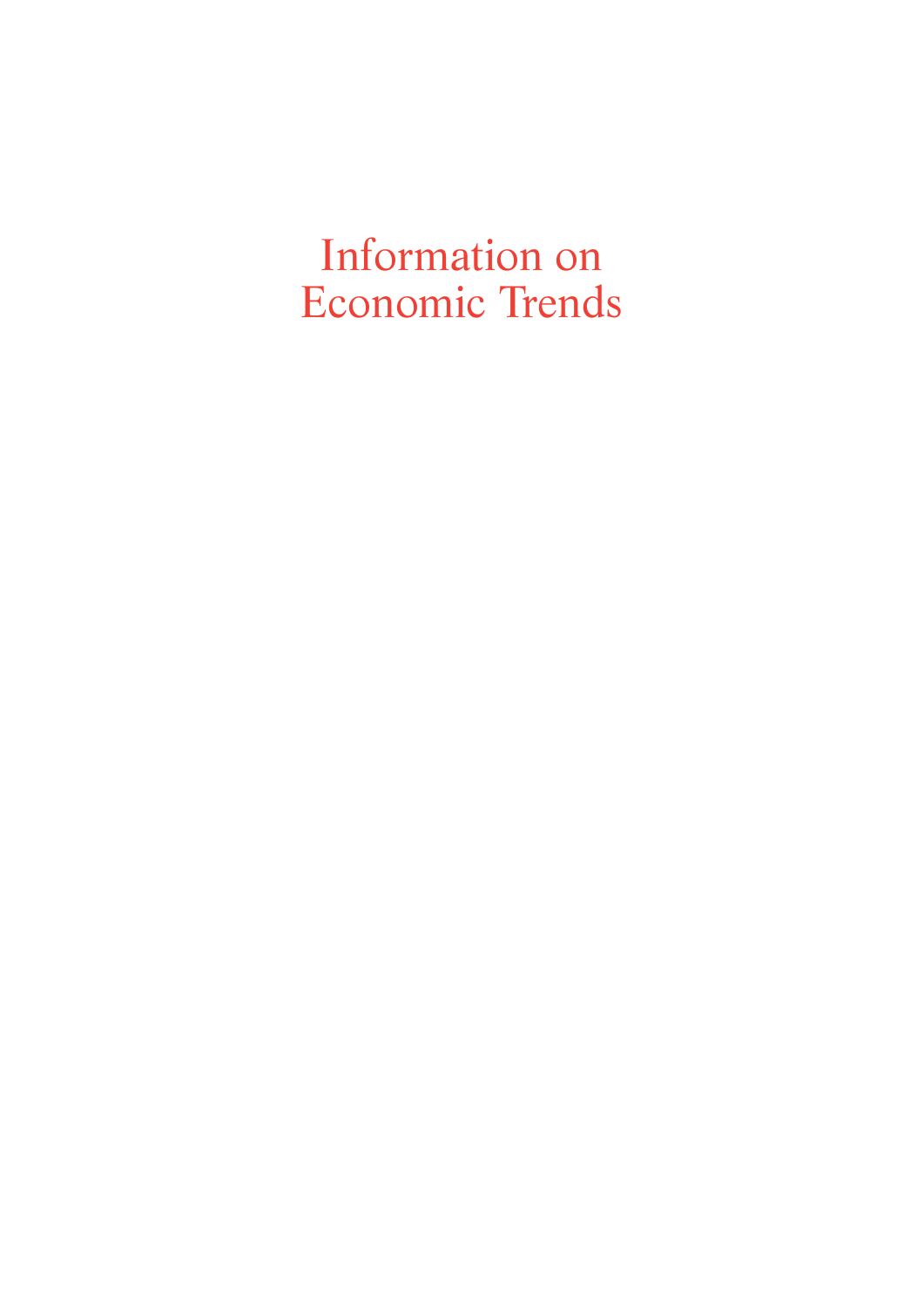# Information on Economic Trends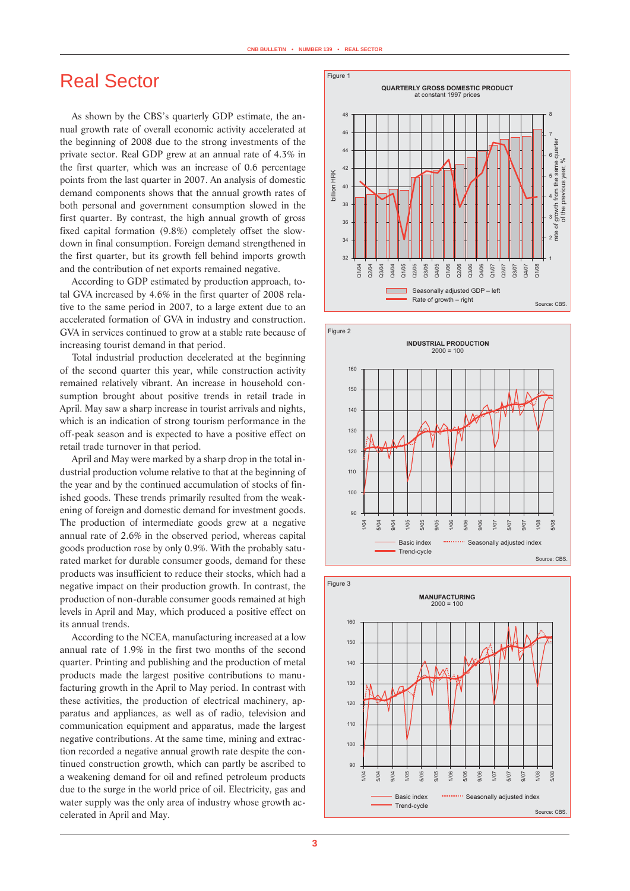# Real Sector

As shown by the CBS's quarterly GDP estimate, the annual growth rate of overall economic activity accelerated at the beginning of 2008 due to the strong investments of the private sector. Real GDP grew at an annual rate of 4.3% in the first quarter, which was an increase of 0.6 percentage points from the last quarter in 2007. An analysis of domestic demand components shows that the annual growth rates of both personal and government consumption slowed in the first quarter. By contrast, the high annual growth of gross fixed capital formation (9.8%) completely offset the slowdown in final consumption. Foreign demand strengthened in the first quarter, but its growth fell behind imports growth and the contribution of net exports remained negative.

According to GDP estimated by production approach, total GVA increased by 4.6% in the first quarter of 2008 relative to the same period in 2007, to a large extent due to an accelerated formation of GVA in industry and construction. GVA in services continued to grow at a stable rate because of increasing tourist demand in that period.

Total industrial production decelerated at the beginning of the second quarter this year, while construction activity remained relatively vibrant. An increase in household consumption brought about positive trends in retail trade in April. May saw a sharp increase in tourist arrivals and nights, which is an indication of strong tourism performance in the off-peak season and is expected to have a positive effect on retail trade turnover in that period.

April and May were marked by a sharp drop in the total industrial production volume relative to that at the beginning of the year and by the continued accumulation of stocks of finished goods. These trends primarily resulted from the weakening of foreign and domestic demand for investment goods. The production of intermediate goods grew at a negative annual rate of 2.6% in the observed period, whereas capital goods production rose by only 0.9%. With the probably saturated market for durable consumer goods, demand for these products was insufficient to reduce their stocks, which had a negative impact on their production growth. In contrast, the production of non-durable consumer goods remained at high levels in April and May, which produced a positive effect on its annual trends.

According to the NCEA, manufacturing increased at a low annual rate of 1.9% in the first two months of the second quarter. Printing and publishing and the production of metal products made the largest positive contributions to manufacturing growth in the April to May period. In contrast with these activities, the production of electrical machinery, apparatus and appliances, as well as of radio, television and communication equipment and apparatus, made the largest negative contributions. At the same time, mining and extraction recorded a negative annual growth rate despite the continued construction growth, which can partly be ascribed to a weakening demand for oil and refined petroleum products due to the surge in the world price of oil. Electricity, gas and water supply was the only area of industry whose growth accelerated in April and May.

Figure 1
QUARTERLY GROSS DOMESTIC PRODUCT
at constant 1997 prices

Seasonally adjusted GDP – left; Rate of growth – right
Source: CBS.

Figure 2
INDUSTRIAL PRODUCTION
2000 = 100

Basic index; Seasonally adjusted index; Trend-cycle
Source: CBS.

Figure 3
MANUFACTURING
2000 = 100

Basic index; Seasonally adjusted index; Trend-cycle
Source: CBS.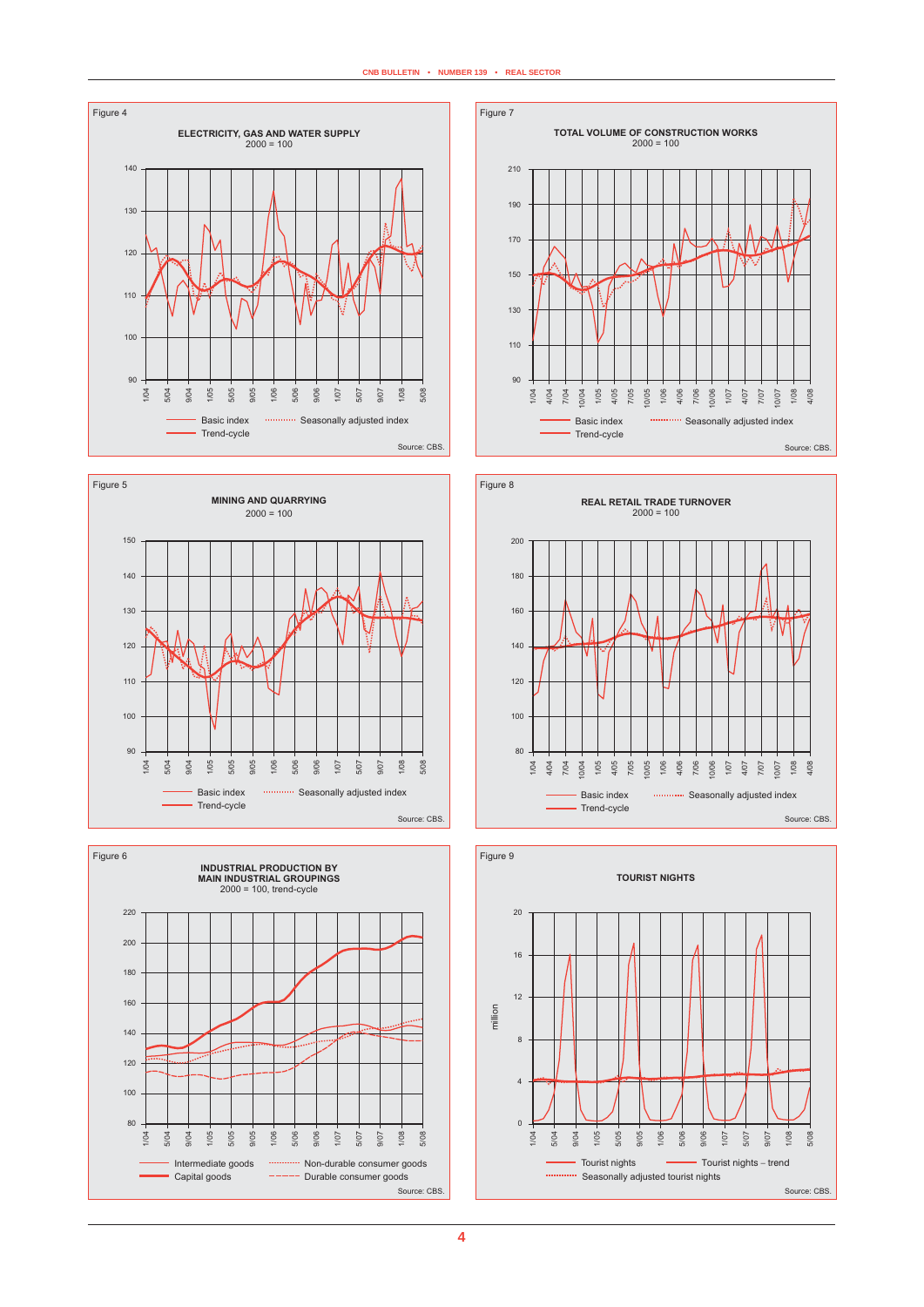Figure 4

**ELECTRICITY, GAS AND WATER SUPPLY**
2000 = 100

Basic index · Seasonally adjusted index · Trend-cycle

Source: CBS.

Figure 7

**TOTAL VOLUME OF CONSTRUCTION WORKS**
2000 = 100

Basic index · Seasonally adjusted index · Trend-cycle

Source: CBS.

Figure 5

**MINING AND QUARRYING**
2000 = 100

Basic index · Seasonally adjusted index · Trend-cycle

Source: CBS.

Figure 8

**REAL RETAIL TRADE TURNOVER**
2000 = 100

Basic index · Seasonally adjusted index · Trend-cycle

Source: CBS.

Figure 6

**INDUSTRIAL PRODUCTION BY MAIN INDUSTRIAL GROUPINGS**
2000 = 100, trend-cycle

Intermediate goods · Non-durable consumer goods · Capital goods · Durable consumer goods

Source: CBS.

Figure 9

**TOURIST NIGHTS**

Tourist nights · Tourist nights – trend · Seasonally adjusted tourist nights

Source: CBS.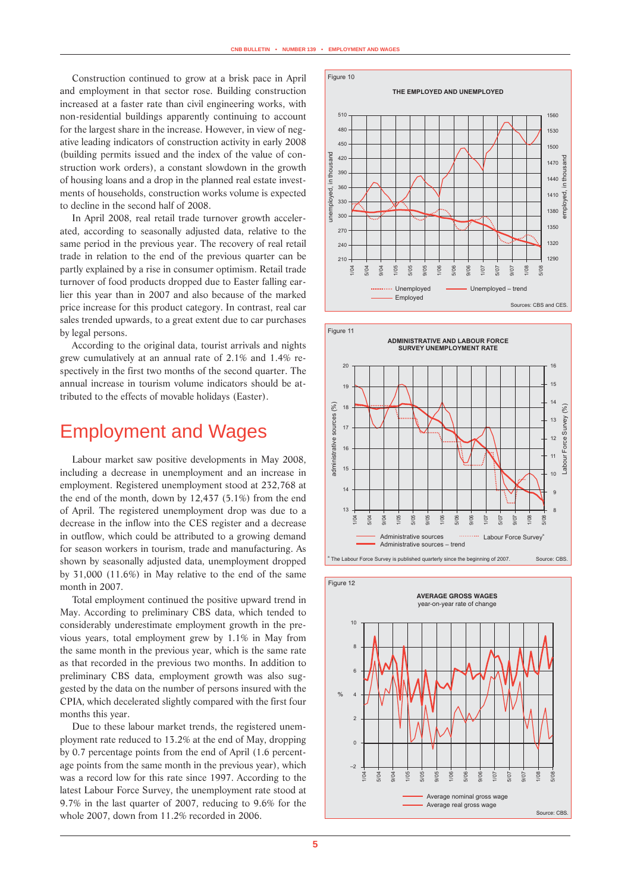Construction continued to grow at a brisk pace in April and employment in that sector rose. Building construction increased at a faster rate than civil engineering works, with non-residential buildings apparently continuing to account for the largest share in the increase. However, in view of negative leading indicators of construction activity in early 2008 (building permits issued and the index of the value of construction work orders), a constant slowdown in the growth of housing loans and a drop in the planned real estate investments of households, construction works volume is expected to decline in the second half of 2008.

In April 2008, real retail trade turnover growth accelerated, according to seasonally adjusted data, relative to the same period in the previous year. The recovery of real retail trade in relation to the end of the previous quarter can be partly explained by a rise in consumer optimism. Retail trade turnover of food products dropped due to Easter falling earlier this year than in 2007 and also because of the marked price increase for this product category. In contrast, real car sales trended upwards, to a great extent due to car purchases by legal persons.

According to the original data, tourist arrivals and nights grew cumulatively at an annual rate of 2.1% and 1.4% respectively in the first two months of the second quarter. The annual increase in tourism volume indicators should be attributed to the effects of movable holidays (Easter).

# Employment and Wages

Labour market saw positive developments in May 2008, including a decrease in unemployment and an increase in employment. Registered unemployment stood at 232,768 at the end of the month, down by 12,437 (5.1%) from the end of April. The registered unemployment drop was due to a decrease in the inflow into the CES register and a decrease in outflow, which could be attributed to a growing demand for season workers in tourism, trade and manufacturing. As shown by seasonally adjusted data, unemployment dropped by 31,000 (11.6%) in May relative to the end of the same month in 2007.

Total employment continued the positive upward trend in May. According to preliminary CBS data, which tended to considerably underestimate employment growth in the previous years, total employment grew by 1.1% in May from the same month in the previous year, which is the same rate as that recorded in the previous two months. In addition to preliminary CBS data, employment growth was also suggested by the data on the number of persons insured with the CPIA, which decelerated slightly compared with the first four months this year.

Due to these labour market trends, the registered unemployment rate reduced to 13.2% at the end of May, dropping by 0.7 percentage points from the end of April (1.6 percentage points from the same month in the previous year), which was a record low for this rate since 1997. According to the latest Labour Force Survey, the unemployment rate stood at 9.7% in the last quarter of 2007, reducing to 9.6% for the whole 2007, down from 11.2% recorded in 2006.

Figure 10

THE EMPLOYED AND UNEMPLOYED

Sources: CBS and CES.

Figure 11

ADMINISTRATIVE AND LABOUR FORCE SURVEY UNEMPLOYMENT RATE

[a] The Labour Force Survey is published quarterly since the beginning of 2007.

Source: CBS.

Figure 12

AVERAGE GROSS WAGES
year-on-year rate of change

Source: CBS.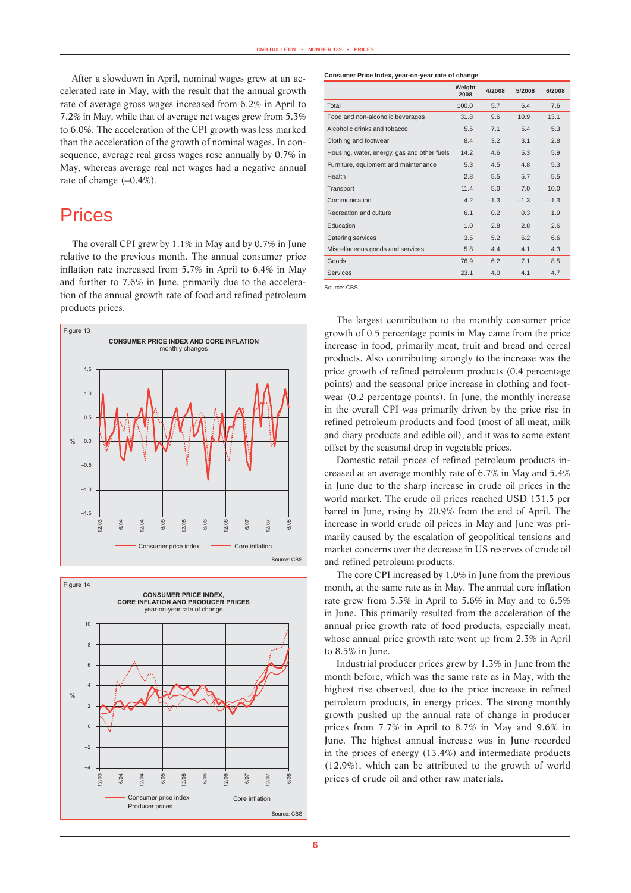After a slowdown in April, nominal wages grew at an accelerated rate in May, with the result that the annual growth rate of average gross wages increased from 6.2% in April to 7.2% in May, while that of average net wages grew from 5.3% to 6.0%. The acceleration of the CPI growth was less marked than the acceleration of the growth of nominal wages. In consequence, average real gross wages rose annually by 0.7% in May, whereas average real net wages had a negative annual rate of change (–0.4%).

# Prices

The overall CPI grew by 1.1% in May and by 0.7% in June relative to the previous month. The annual consumer price inflation rate increased from 5.7% in April to 6.4% in May and further to 7.6% in June, primarily due to the acceleration of the annual growth rate of food and refined petroleum products prices.

Figure 13

**CONSUMER PRICE INDEX AND CORE INFLATION**
monthly changes

Source: CBS.

Figure 14

**CONSUMER PRICE INDEX, CORE INFLATION AND PRODUCER PRICES**
year-on-year rate of change

Source: CBS.

**Consumer Price Index, year-on-year rate of change**

| | Weight 2008 | 4/2008 | 5/2008 | 6/2008 |
|---|---|---|---|---|
| Total | 100.0 | 5.7 | 6.4 | 7.6 |
| Food and non-alcoholic beverages | 31.8 | 9.6 | 10.9 | 13.1 |
| Alcoholic drinks and tobacco | 5.5 | 7.1 | 5.4 | 5.3 |
| Clothing and footwear | 8.4 | 3.2 | 3.1 | 2.8 |
| Housing, water, energy, gas and other fuels | 14.2 | 4.6 | 5.3 | 5.9 |
| Furniture, equipment and maintenance | 5.3 | 4.5 | 4.8 | 5.3 |
| Health | 2.8 | 5.5 | 5.7 | 5.5 |
| Transport | 11.4 | 5.0 | 7.0 | 10.0 |
| Communication | 4.2 | −1.3 | −1.3 | −1.3 |
| Recreation and culture | 6.1 | 0.2 | 0.3 | 1.9 |
| Education | 1.0 | 2.8 | 2.8 | 2.6 |
| Catering services | 3.5 | 5.2 | 6.2 | 6.6 |
| Miscellaneous goods and services | 5.8 | 4.4 | 4.1 | 4.3 |
| Goods | 76.9 | 6.2 | 7.1 | 8.5 |
| Services | 23.1 | 4.0 | 4.1 | 4.7 |

Source: CBS.

The largest contribution to the monthly consumer price growth of 0.5 percentage points in May came from the price increase in food, primarily meat, fruit and bread and cereal products. Also contributing strongly to the increase was the price growth of refined petroleum products (0.4 percentage points) and the seasonal price increase in clothing and footwear (0.2 percentage points). In June, the monthly increase in the overall CPI was primarily driven by the price rise in refined petroleum products and food (most of all meat, milk and diary products and edible oil), and it was to some extent offset by the seasonal drop in vegetable prices.

Domestic retail prices of refined petroleum products increased at an average monthly rate of 6.7% in May and 5.4% in June due to the sharp increase in crude oil prices in the world market. The crude oil prices reached USD 131.5 per barrel in June, rising by 20.9% from the end of April. The increase in world crude oil prices in May and June was primarily caused by the escalation of geopolitical tensions and market concerns over the decrease in US reserves of crude oil and refined petroleum products.

The core CPI increased by 1.0% in June from the previous month, at the same rate as in May. The annual core inflation rate grew from 5.3% in April to 5.6% in May and to 6.5% in June. This primarily resulted from the acceleration of the annual price growth rate of food products, especially meat, whose annual price growth rate went up from 2.3% in April to 8.5% in June.

Industrial producer prices grew by 1.3% in June from the month before, which was the same rate as in May, with the highest rise observed, due to the price increase in refined petroleum products, in energy prices. The strong monthly growth pushed up the annual rate of change in producer prices from 7.7% in April to 8.7% in May and 9.6% in June. The highest annual increase was in June recorded in the prices of energy (13.4%) and intermediate products (12.9%), which can be attributed to the growth of world prices of crude oil and other raw materials.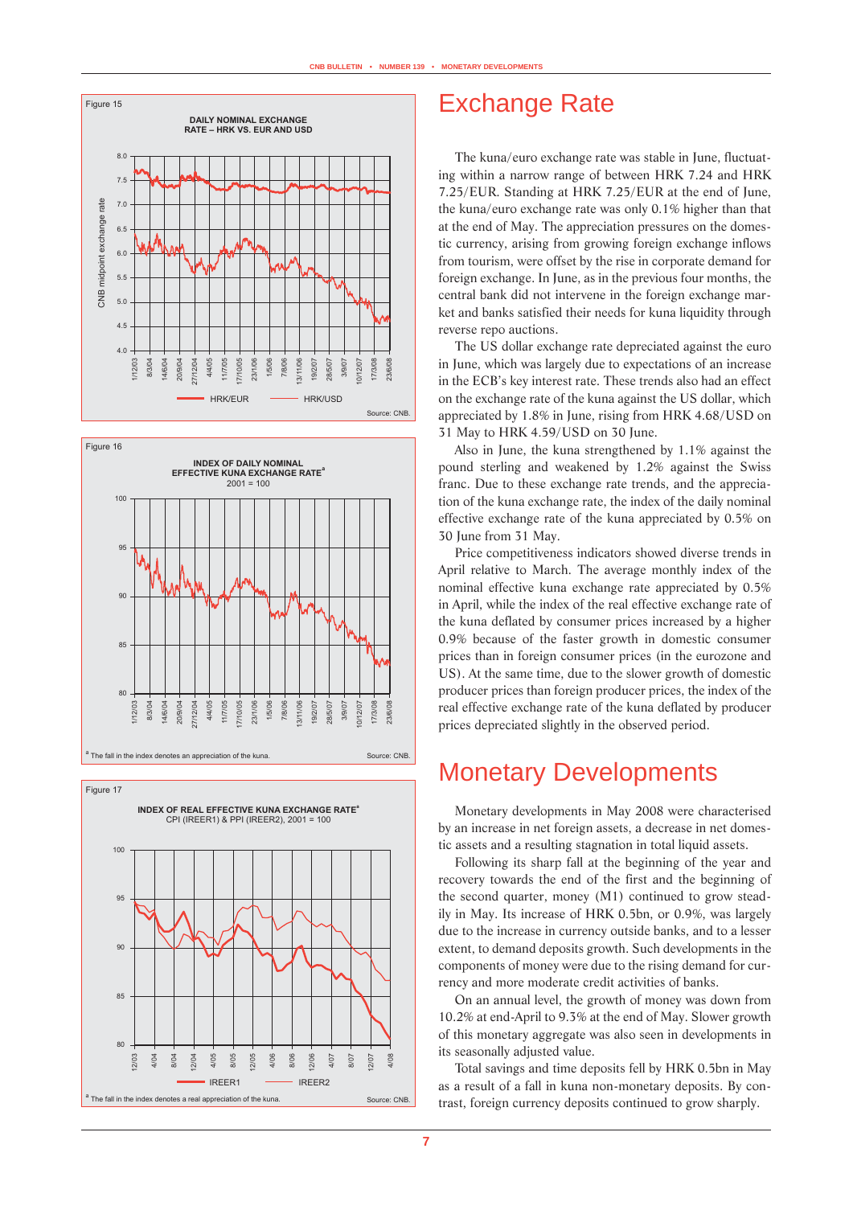Figure 15

DAILY NOMINAL EXCHANGE RATE – HRK VS. EUR AND USD

Source: CNB.

Figure 16

INDEX OF DAILY NOMINAL EFFECTIVE KUNA EXCHANGE RATE[a]
2001 = 100

[a] The fall in the index denotes an appreciation of the kuna.

Source: CNB.

Figure 17

INDEX OF REAL EFFECTIVE KUNA EXCHANGE RATE[a]
CPI (IREER1) & PPI (IREER2), 2001 = 100

[a] The fall in the index denotes a real appreciation of the kuna.

Source: CNB.

# Exchange Rate

The kuna/euro exchange rate was stable in June, fluctuating within a narrow range of between HRK 7.24 and HRK 7.25/EUR. Standing at HRK 7.25/EUR at the end of June, the kuna/euro exchange rate was only 0.1% higher than that at the end of May. The appreciation pressures on the domestic currency, arising from growing foreign exchange inflows from tourism, were offset by the rise in corporate demand for foreign exchange. In June, as in the previous four months, the central bank did not intervene in the foreign exchange market and banks satisfied their needs for kuna liquidity through reverse repo auctions.

The US dollar exchange rate depreciated against the euro in June, which was largely due to expectations of an increase in the ECB's key interest rate. These trends also had an effect on the exchange rate of the kuna against the US dollar, which appreciated by 1.8% in June, rising from HRK 4.68/USD on 31 May to HRK 4.59/USD on 30 June.

Also in June, the kuna strengthened by 1.1% against the pound sterling and weakened by 1.2% against the Swiss franc. Due to these exchange rate trends, and the appreciation of the kuna exchange rate, the index of the daily nominal effective exchange rate of the kuna appreciated by 0.5% on 30 June from 31 May.

Price competitiveness indicators showed diverse trends in April relative to March. The average monthly index of the nominal effective kuna exchange rate appreciated by 0.5% in April, while the index of the real effective exchange rate of the kuna deflated by consumer prices increased by a higher 0.9% because of the faster growth in domestic consumer prices than in foreign consumer prices (in the eurozone and US). At the same time, due to the slower growth of domestic producer prices than foreign producer prices, the index of the real effective exchange rate of the kuna deflated by producer prices depreciated slightly in the observed period.

# Monetary Developments

Monetary developments in May 2008 were characterised by an increase in net foreign assets, a decrease in net domestic assets and a resulting stagnation in total liquid assets.

Following its sharp fall at the beginning of the year and recovery towards the end of the first and the beginning of the second quarter, money (M1) continued to grow steadily in May. Its increase of HRK 0.5bn, or 0.9%, was largely due to the increase in currency outside banks, and to a lesser extent, to demand deposits growth. Such developments in the components of money were due to the rising demand for currency and more moderate credit activities of banks.

On an annual level, the growth of money was down from 10.2% at end-April to 9.3% at the end of May. Slower growth of this monetary aggregate was also seen in developments in its seasonally adjusted value.

Total savings and time deposits fell by HRK 0.5bn in May as a result of a fall in kuna non-monetary deposits. By contrast, foreign currency deposits continued to grow sharply.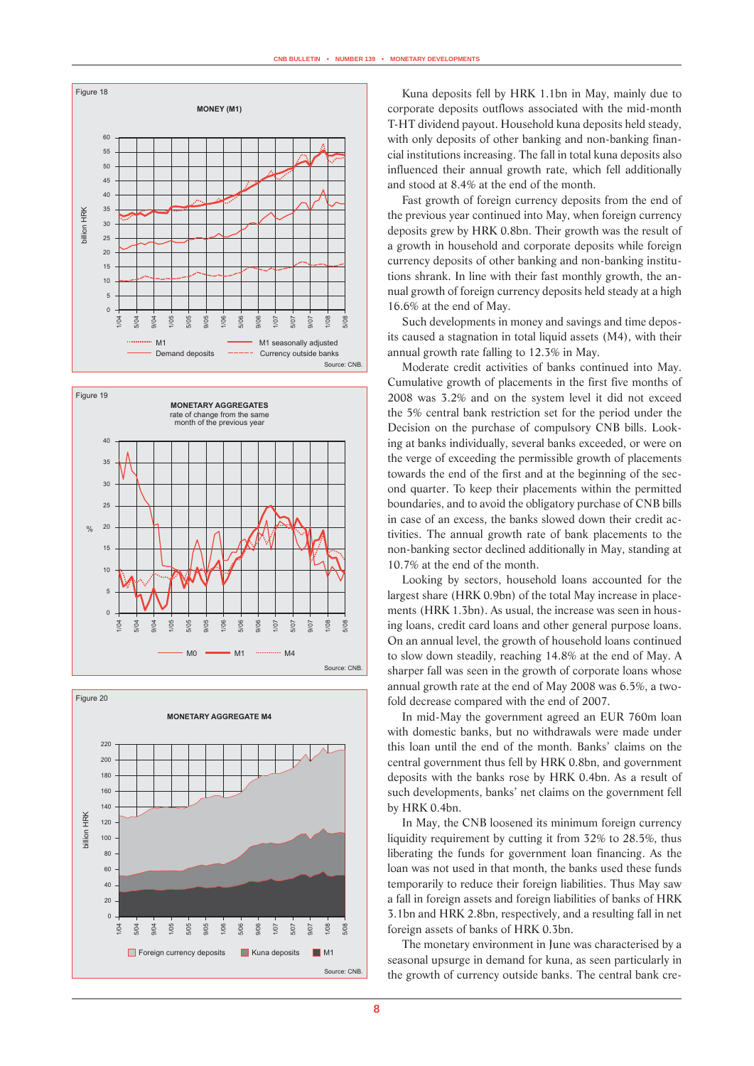Figure 18

MONEY (M1)

Source: CNB.

Figure 19

MONETARY AGGREGATES
rate of change from the same month of the previous year

Source: CNB.

Figure 20

MONETARY AGGREGATE M4

Source: CNB.

Kuna deposits fell by HRK 1.1bn in May, mainly due to corporate deposits outflows associated with the mid-month T-HT dividend payout. Household kuna deposits held steady, with only deposits of other banking and non-banking financial institutions increasing. The fall in total kuna deposits also influenced their annual growth rate, which fell additionally and stood at 8.4% at the end of the month.

Fast growth of foreign currency deposits from the end of the previous year continued into May, when foreign currency deposits grew by HRK 0.8bn. Their growth was the result of a growth in household and corporate deposits while foreign currency deposits of other banking and non-banking institutions shrank. In line with their fast monthly growth, the annual growth of foreign currency deposits held steady at a high 16.6% at the end of May.

Such developments in money and savings and time deposits caused a stagnation in total liquid assets (M4), with their annual growth rate falling to 12.3% in May.

Moderate credit activities of banks continued into May. Cumulative growth of placements in the first five months of 2008 was 3.2% and on the system level it did not exceed the 5% central bank restriction set for the period under the Decision on the purchase of compulsory CNB bills. Looking at banks individually, several banks exceeded, or were on the verge of exceeding the permissible growth of placements towards the end of the first and at the beginning of the second quarter. To keep their placements within the permitted boundaries, and to avoid the obligatory purchase of CNB bills in case of an excess, the banks slowed down their credit activities. The annual growth rate of bank placements to the non-banking sector declined additionally in May, standing at 10.7% at the end of the month.

Looking by sectors, household loans accounted for the largest share (HRK 0.9bn) of the total May increase in placements (HRK 1.3bn). As usual, the increase was seen in housing loans, credit card loans and other general purpose loans. On an annual level, the growth of household loans continued to slow down steadily, reaching 14.8% at the end of May. A sharper fall was seen in the growth of corporate loans whose annual growth rate at the end of May 2008 was 6.5%, a twofold decrease compared with the end of 2007.

In mid-May the government agreed an EUR 760m loan with domestic banks, but no withdrawals were made under this loan until the end of the month. Banks' claims on the central government thus fell by HRK 0.8bn, and government deposits with the banks rose by HRK 0.4bn. As a result of such developments, banks' net claims on the government fell by HRK 0.4bn.

In May, the CNB loosened its minimum foreign currency liquidity requirement by cutting it from 32% to 28.5%, thus liberating the funds for government loan financing. As the loan was not used in that month, the banks used these funds temporarily to reduce their foreign liabilities. Thus May saw a fall in foreign assets and foreign liabilities of banks of HRK 3.1bn and HRK 2.8bn, respectively, and a resulting fall in net foreign assets of banks of HRK 0.3bn.

The monetary environment in June was characterised by a seasonal upsurge in demand for kuna, as seen particularly in the growth of currency outside banks. The central bank cre-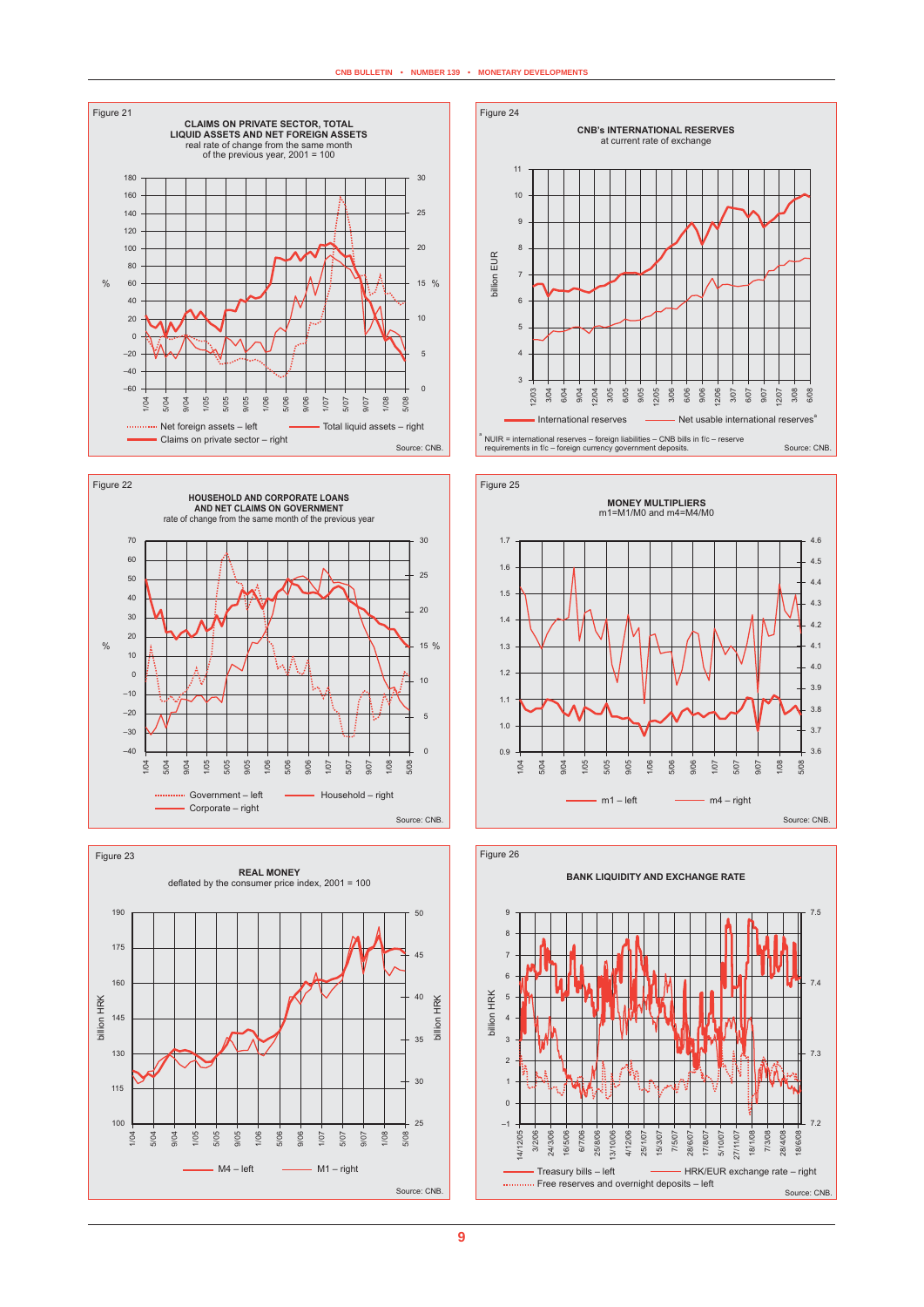Figure 21

**CLAIMS ON PRIVATE SECTOR, TOTAL LIQUID ASSETS AND NET FOREIGN ASSETS**
real rate of change from the same month of the previous year, 2001 = 100

Net foreign assets – left; Total liquid assets – right; Claims on private sector – right

Source: CNB.

Figure 22

**HOUSEHOLD AND CORPORATE LOANS AND NET CLAIMS ON GOVERNMENT**
rate of change from the same month of the previous year

Government – left; Household – right; Corporate – right

Source: CNB.

Figure 23

**REAL MONEY**
deflated by the consumer price index, 2001 = 100

M4 – left; M1 – right

Source: CNB.

Figure 24

**CNB's INTERNATIONAL RESERVES**
at current rate of exchange

International reserves; Net usable international reserves[a]

[a] NUIR = international reserves – foreign liabilities – CNB bills in f/c – reserve requirements in f/c – foreign currency government deposits.

Source: CNB.

Figure 25

**MONEY MULTIPLIERS**
m1=M1/M0 and m4=M4/M0

m1 – left; m4 – right

Source: CNB.

Figure 26

**BANK LIQUIDITY AND EXCHANGE RATE**

Treasury bills – left; HRK/EUR exchange rate – right; Free reserves and overnight deposits – left

Source: CNB.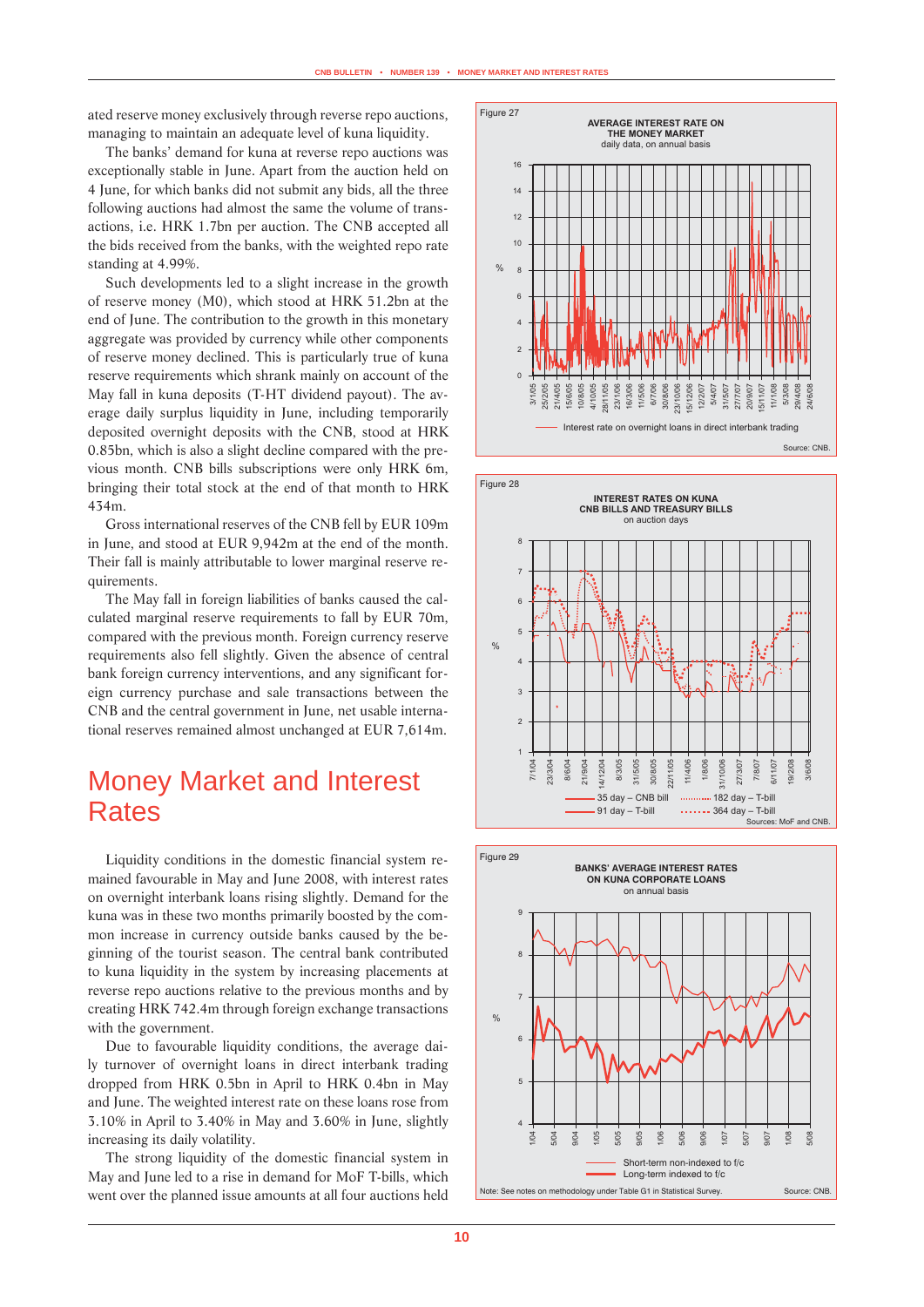ated reserve money exclusively through reverse repo auctions, managing to maintain an adequate level of kuna liquidity.

The banks' demand for kuna at reverse repo auctions was exceptionally stable in June. Apart from the auction held on 4 June, for which banks did not submit any bids, all the three following auctions had almost the same the volume of transactions, i.e. HRK 1.7bn per auction. The CNB accepted all the bids received from the banks, with the weighted repo rate standing at 4.99%.

Such developments led to a slight increase in the growth of reserve money (M0), which stood at HRK 51.2bn at the end of June. The contribution to the growth in this monetary aggregate was provided by currency while other components of reserve money declined. This is particularly true of kuna reserve requirements which shrank mainly on account of the May fall in kuna deposits (T-HT dividend payout). The average daily surplus liquidity in June, including temporarily deposited overnight deposits with the CNB, stood at HRK 0.85bn, which is also a slight decline compared with the previous month. CNB bills subscriptions were only HRK 6m, bringing their total stock at the end of that month to HRK 434m.

Gross international reserves of the CNB fell by EUR 109m in June, and stood at EUR 9,942m at the end of the month. Their fall is mainly attributable to lower marginal reserve requirements.

The May fall in foreign liabilities of banks caused the calculated marginal reserve requirements to fall by EUR 70m, compared with the previous month. Foreign currency reserve requirements also fell slightly. Given the absence of central bank foreign currency interventions, and any significant foreign currency purchase and sale transactions between the CNB and the central government in June, net usable international reserves remained almost unchanged at EUR 7,614m.

# Money Market and Interest Rates

Liquidity conditions in the domestic financial system remained favourable in May and June 2008, with interest rates on overnight interbank loans rising slightly. Demand for the kuna was in these two months primarily boosted by the common increase in currency outside banks caused by the beginning of the tourist season. The central bank contributed to kuna liquidity in the system by increasing placements at reverse repo auctions relative to the previous months and by creating HRK 742.4m through foreign exchange transactions with the government.

Due to favourable liquidity conditions, the average daily turnover of overnight loans in direct interbank trading dropped from HRK 0.5bn in April to HRK 0.4bn in May and June. The weighted interest rate on these loans rose from 3.10% in April to 3.40% in May and 3.60% in June, slightly increasing its daily volatility.

The strong liquidity of the domestic financial system in May and June led to a rise in demand for MoF T-bills, which went over the planned issue amounts at all four auctions held

Figure 27

AVERAGE INTEREST RATE ON THE MONEY MARKET
daily data, on annual basis

Interest rate on overnight loans in direct interbank trading

Source: CNB.

Figure 28

INTEREST RATES ON KUNA CNB BILLS AND TREASURY BILLS
on auction days

35 day – CNB bill; 182 day – T-bill; 91 day – T-bill; 364 day – T-bill

Sources: MoF and CNB.

Figure 29

BANKS' AVERAGE INTEREST RATES ON KUNA CORPORATE LOANS
on annual basis

Short-term non-indexed to f/c; Long-term indexed to f/c

Note: See notes on methodology under Table G1 in Statistical Survey.

Source: CNB.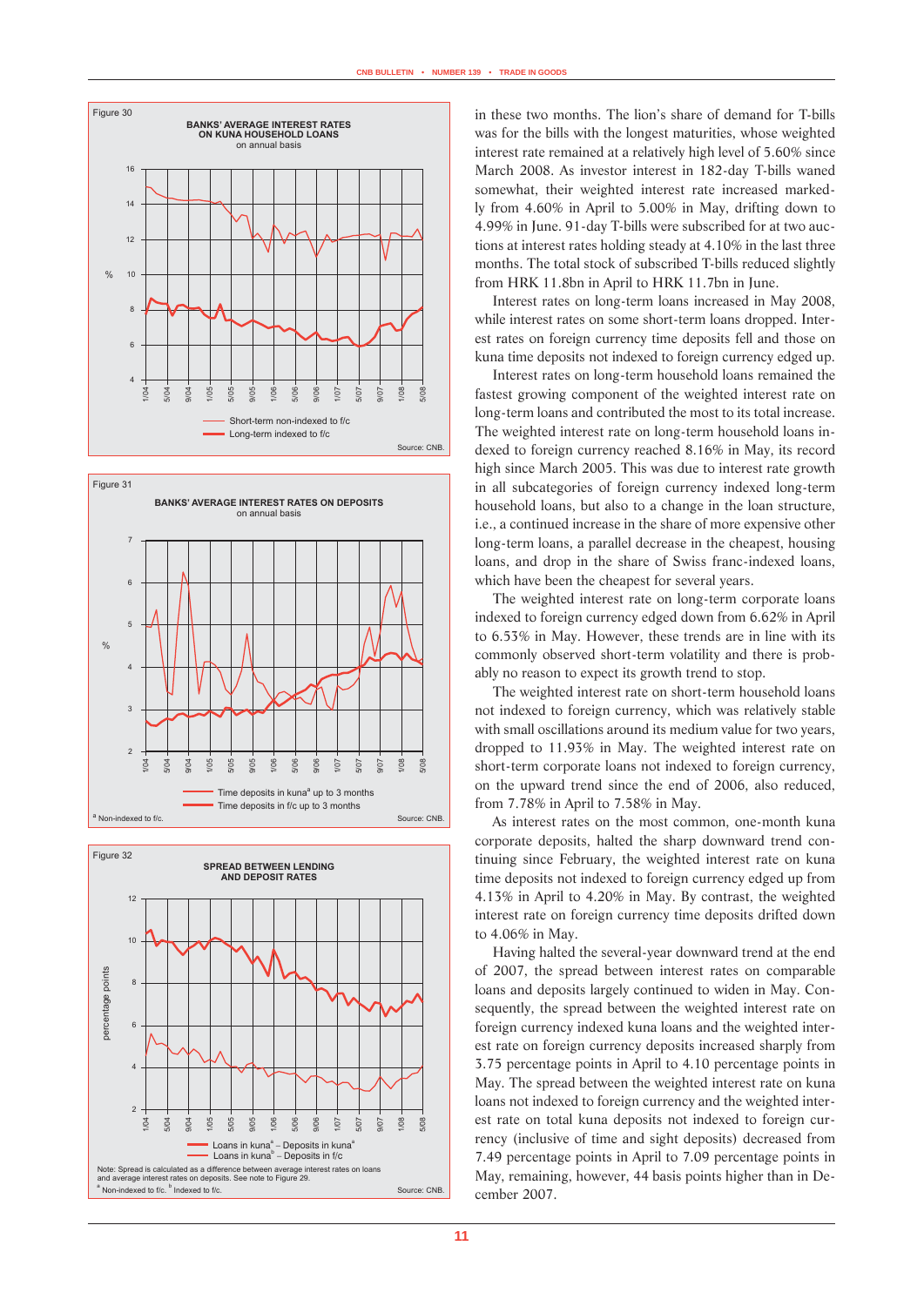Figure 30

**BANKS' AVERAGE INTEREST RATES ON KUNA HOUSEHOLD LOANS**
on annual basis

Short-term non-indexed to f/c
Long-term indexed to f/c

Source: CNB.

Figure 31

**BANKS' AVERAGE INTEREST RATES ON DEPOSITS**
on annual basis

Time deposits in kuna[a] up to 3 months
Time deposits in f/c up to 3 months

[a] Non-indexed to f/c.

Source: CNB.

Figure 32

**SPREAD BETWEEN LENDING AND DEPOSIT RATES**

Loans in kuna[a] – Deposits in kuna[a]
Loans in kuna[b] – Deposits in f/c

Note: Spread is calculated as a difference between average interest rates on loans and average interest rates on deposits. See note to Figure 29.
[a] Non-indexed to f/c. [b] Indexed to f/c.

Source: CNB.

in these two months. The lion's share of demand for T-bills was for the bills with the longest maturities, whose weighted interest rate remained at a relatively high level of 5.60% since March 2008. As investor interest in 182-day T-bills waned somewhat, their weighted interest rate increased markedly from 4.60% in April to 5.00% in May, drifting down to 4.99% in June. 91-day T-bills were subscribed for at two auctions at interest rates holding steady at 4.10% in the last three months. The total stock of subscribed T-bills reduced slightly from HRK 11.8bn in April to HRK 11.7bn in June.

Interest rates on long-term loans increased in May 2008, while interest rates on some short-term loans dropped. Interest rates on foreign currency time deposits fell and those on kuna time deposits not indexed to foreign currency edged up.

Interest rates on long-term household loans remained the fastest growing component of the weighted interest rate on long-term loans and contributed the most to its total increase. The weighted interest rate on long-term household loans indexed to foreign currency reached 8.16% in May, its record high since March 2005. This was due to interest rate growth in all subcategories of foreign currency indexed long-term household loans, but also to a change in the loan structure, i.e., a continued increase in the share of more expensive other long-term loans, a parallel decrease in the cheapest, housing loans, and drop in the share of Swiss franc-indexed loans, which have been the cheapest for several years.

The weighted interest rate on long-term corporate loans indexed to foreign currency edged down from 6.62% in April to 6.53% in May. However, these trends are in line with its commonly observed short-term volatility and there is probably no reason to expect its growth trend to stop.

The weighted interest rate on short-term household loans not indexed to foreign currency, which was relatively stable with small oscillations around its medium value for two years, dropped to 11.93% in May. The weighted interest rate on short-term corporate loans not indexed to foreign currency, on the upward trend since the end of 2006, also reduced, from 7.78% in April to 7.58% in May.

As interest rates on the most common, one-month kuna corporate deposits, halted the sharp downward trend continuing since February, the weighted interest rate on kuna time deposits not indexed to foreign currency edged up from 4.13% in April to 4.20% in May. By contrast, the weighted interest rate on foreign currency time deposits drifted down to 4.06% in May.

Having halted the several-year downward trend at the end of 2007, the spread between interest rates on comparable loans and deposits largely continued to widen in May. Consequently, the spread between the weighted interest rate on foreign currency indexed kuna loans and the weighted interest rate on foreign currency deposits increased sharply from 3.75 percentage points in April to 4.10 percentage points in May. The spread between the weighted interest rate on kuna loans not indexed to foreign currency and the weighted interest rate on total kuna deposits not indexed to foreign currency (inclusive of time and sight deposits) decreased from 7.49 percentage points in April to 7.09 percentage points in May, remaining, however, 44 basis points higher than in December 2007.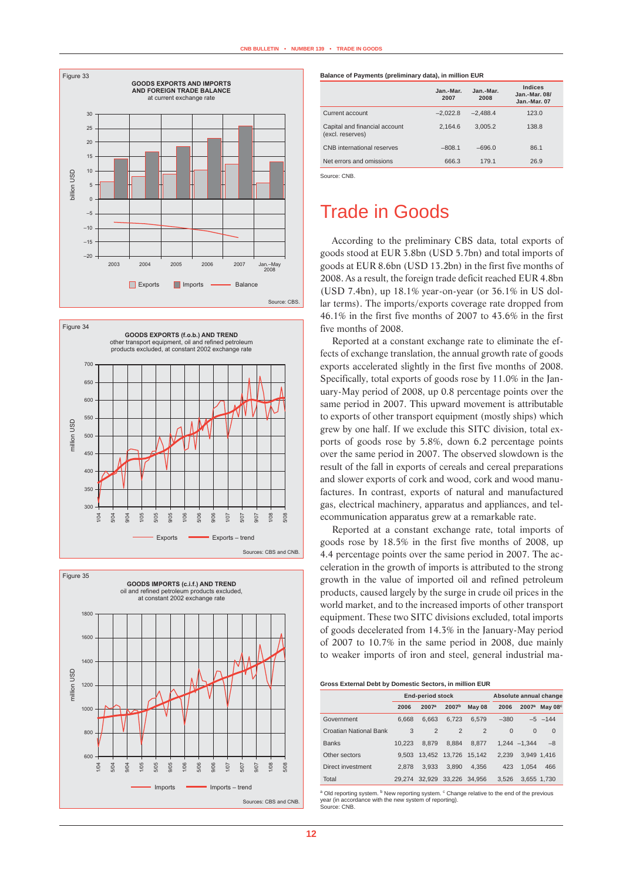Figure 33

**GOODS EXPORTS AND IMPORTS AND FOREIGN TRADE BALANCE**
at current exchange rate

Source: CBS.

Figure 34

**GOODS EXPORTS (f.o.b.) AND TREND**
other transport equipment, oil and refined petroleum products excluded, at constant 2002 exchange rate

Sources: CBS and CNB.

Figure 35

**GOODS IMPORTS (c.i.f.) AND TREND**
oil and refined petroleum products excluded, at constant 2002 exchange rate

Sources: CBS and CNB.

**Balance of Payments (preliminary data), in million EUR**

| | Jan.-Mar. 2007 | Jan.-Mar. 2008 | Indices Jan.-Mar. 08/ Jan.-Mar. 07 |
|---|---|---|---|
| Current account | −2,022.8 | −2,488.4 | 123.0 |
| Capital and financial account (excl. reserves) | 2,164.6 | 3,005.2 | 138.8 |
| CNB international reserves | −808.1 | −696.0 | 86.1 |
| Net errors and omissions | 666.3 | 179.1 | 26.9 |

Source: CNB.

# Trade in Goods

According to the preliminary CBS data, total exports of goods stood at EUR 3.8bn (USD 5.7bn) and total imports of goods at EUR 8.6bn (USD 13.2bn) in the first five months of 2008. As a result, the foreign trade deficit reached EUR 4.8bn (USD 7.4bn), up 18.1% year-on-year (or 36.1% in US dollar terms). The imports/exports coverage rate dropped from 46.1% in the first five months of 2007 to 43.6% in the first five months of 2008.

Reported at a constant exchange rate to eliminate the effects of exchange translation, the annual growth rate of goods exports accelerated slightly in the first five months of 2008. Specifically, total exports of goods rose by 11.0% in the January-May period of 2008, up 0.8 percentage points over the same period in 2007. This upward movement is attributable to exports of other transport equipment (mostly ships) which grew by one half. If we exclude this SITC division, total exports of goods rose by 5.8%, down 6.2 percentage points over the same period in 2007. The observed slowdown is the result of the fall in exports of cereals and cereal preparations and slower exports of cork and wood, cork and wood manufactures. In contrast, exports of natural and manufactured gas, electrical machinery, apparatus and appliances, and telecommunication apparatus grew at a remarkable rate.

Reported at a constant exchange rate, total imports of goods rose by 18.5% in the first five months of 2008, up 4.4 percentage points over the same period in 2007. The acceleration in the growth of imports is attributed to the strong growth in the value of imported oil and refined petroleum products, caused largely by the surge in crude oil prices in the world market, and to the increased imports of other transport equipment. These two SITC divisions excluded, total imports of goods decelerated from 14.3% in the January-May period of 2007 to 10.7% in the same period in 2008, due mainly to weaker imports of iron and steel, general industrial ma-

**Gross External Debt by Domestic Sectors, in million EUR**

| | End-period stock | | | | Absolute annual change | | |
|---|---|---|---|---|---|---|---|
| | 2006 | 2007[a] | 2007[b] | May 08 | 2006 | 2007[a] | May 08[c] |
| Government | 6,668 | 6,663 | 6,723 | 6,579 | −380 | −5 | −144 |
| Croatian National Bank | 3 | 2 | 2 | 2 | 0 | 0 | 0 |
| Banks | 10,223 | 8,879 | 8,884 | 8,877 | 1,244 | −1,344 | −8 |
| Other sectors | 9,503 | 13,452 | 13,726 | 15,142 | 2,239 | 3,949 | 1,416 |
| Direct investment | 2,878 | 3,933 | 3,890 | 4,356 | 423 | 1,054 | 466 |
| Total | 29,274 | 32,929 | 33,226 | 34,956 | 3,526 | 3,655 | 1,730 |

[a] Old reporting system. [b] New reporting system. [c] Change relative to the end of the previous year (in accordance with the new system of reporting).
Source: CNB.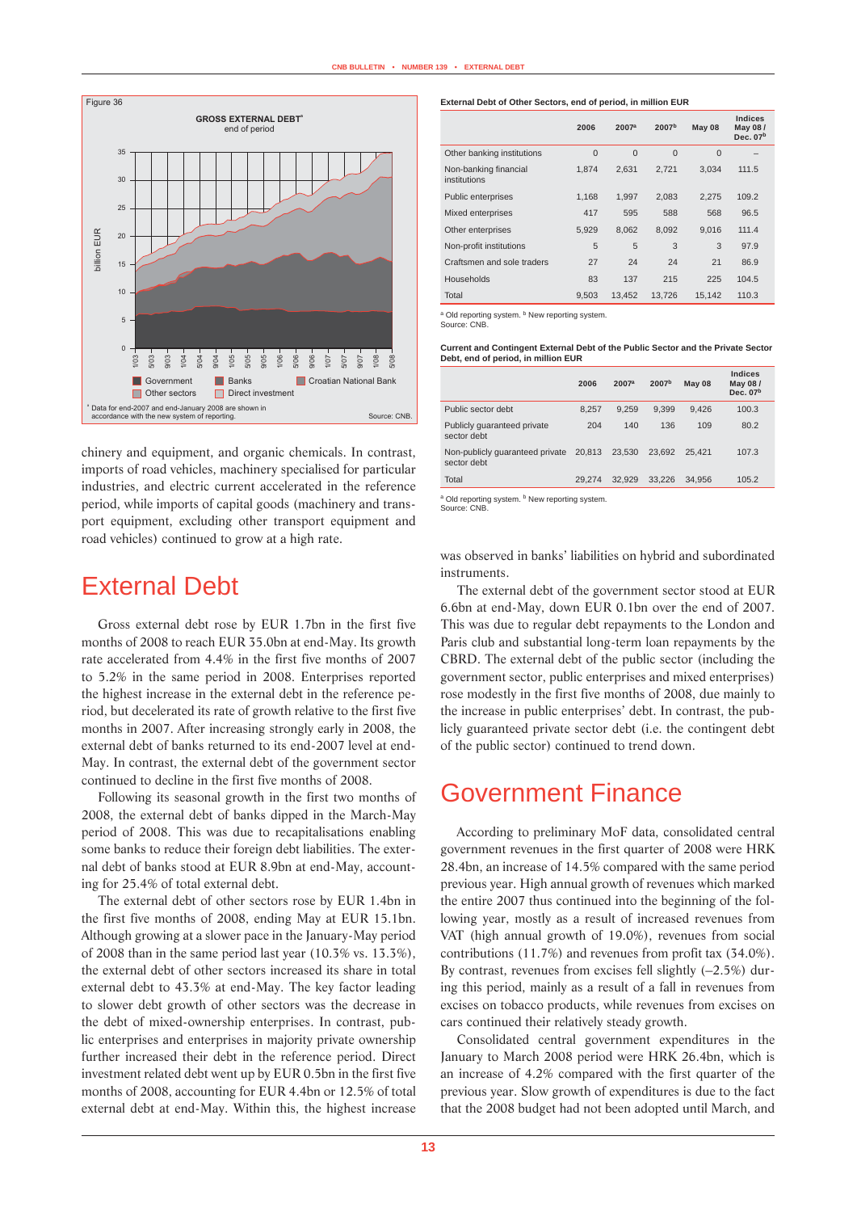Figure 36

**GROSS EXTERNAL DEBT**[*]
end of period

\* Data for end-2007 and end-January 2008 are shown in accordance with the new system of reporting.

Source: CNB.

chinery and equipment, and organic chemicals. In contrast, imports of road vehicles, machinery specialised for particular industries, and electric current accelerated in the reference period, while imports of capital goods (machinery and transport equipment, excluding other transport equipment and road vehicles) continued to grow at a high rate.

# External Debt

Gross external debt rose by EUR 1.7bn in the first five months of 2008 to reach EUR 35.0bn at end-May. Its growth rate accelerated from 4.4% in the first five months of 2007 to 5.2% in the same period in 2008. Enterprises reported the highest increase in the external debt in the reference period, but decelerated its rate of growth relative to the first five months in 2007. After increasing strongly early in 2008, the external debt of banks returned to its end-2007 level at end-May. In contrast, the external debt of the government sector continued to decline in the first five months of 2008.

Following its seasonal growth in the first two months of 2008, the external debt of banks dipped in the March-May period of 2008. This was due to recapitalisations enabling some banks to reduce their foreign debt liabilities. The external debt of banks stood at EUR 8.9bn at end-May, accounting for 25.4% of total external debt.

The external debt of other sectors rose by EUR 1.4bn in the first five months of 2008, ending May at EUR 15.1bn. Although growing at a slower pace in the January-May period of 2008 than in the same period last year (10.3% vs. 13.3%), the external debt of other sectors increased its share in total external debt to 43.3% at end-May. The key factor leading to slower debt growth of other sectors was the decrease in the debt of mixed-ownership enterprises. In contrast, public enterprises and enterprises in majority private ownership further increased their debt in the reference period. Direct investment related debt went up by EUR 0.5bn in the first five months of 2008, accounting for EUR 4.4bn or 12.5% of total external debt at end-May. Within this, the highest increase

**External Debt of Other Sectors, end of period, in million EUR**

| | 2006 | 2007[a] | 2007[b] | May 08 | Indices May 08 / Dec. 07[b] |
|---|---|---|---|---|---|
| Other banking institutions | 0 | 0 | 0 | 0 | – |
| Non-banking financial institutions | 1,874 | 2,631 | 2,721 | 3,034 | 111.5 |
| Public enterprises | 1,168 | 1,997 | 2,083 | 2,275 | 109.2 |
| Mixed enterprises | 417 | 595 | 588 | 568 | 96.5 |
| Other enterprises | 5,929 | 8,062 | 8,092 | 9,016 | 111.4 |
| Non-profit institutions | 5 | 5 | 3 | 3 | 97.9 |
| Craftsmen and sole traders | 27 | 24 | 24 | 21 | 86.9 |
| Households | 83 | 137 | 215 | 225 | 104.5 |
| Total | 9,503 | 13,452 | 13,726 | 15,142 | 110.3 |

[a] Old reporting system. [b] New reporting system.
Source: CNB.

**Current and Contingent External Debt of the Public Sector and the Private Sector Debt, end of period, in million EUR**

| | 2006 | 2007[a] | 2007[b] | May 08 | Indices May 08 / Dec. 07[b] |
|---|---|---|---|---|---|
| Public sector debt | 8,257 | 9,259 | 9,399 | 9,426 | 100.3 |
| Publicly guaranteed private sector debt | 204 | 140 | 136 | 109 | 80.2 |
| Non-publicly guaranteed private sector debt | 20,813 | 23,530 | 23,692 | 25,421 | 107.3 |
| Total | 29,274 | 32,929 | 33,226 | 34,956 | 105.2 |

[a] Old reporting system. [b] New reporting system.
Source: CNB.

was observed in banks' liabilities on hybrid and subordinated instruments.

The external debt of the government sector stood at EUR 6.6bn at end-May, down EUR 0.1bn over the end of 2007. This was due to regular debt repayments to the London and Paris club and substantial long-term loan repayments by the CBRD. The external debt of the public sector (including the government sector, public enterprises and mixed enterprises) rose modestly in the first five months of 2008, due mainly to the increase in public enterprises' debt. In contrast, the publicly guaranteed private sector debt (i.e. the contingent debt of the public sector) continued to trend down.

# Government Finance

According to preliminary MoF data, consolidated central government revenues in the first quarter of 2008 were HRK 28.4bn, an increase of 14.5% compared with the same period previous year. High annual growth of revenues which marked the entire 2007 thus continued into the beginning of the following year, mostly as a result of increased revenues from VAT (high annual growth of 19.0%), revenues from social contributions (11.7%) and revenues from profit tax (34.0%). By contrast, revenues from excises fell slightly (–2.5%) during this period, mainly as a result of a fall in revenues from excises on tobacco products, while revenues from excises on cars continued their relatively steady growth.

Consolidated central government expenditures in the January to March 2008 period were HRK 26.4bn, which is an increase of 4.2% compared with the first quarter of the previous year. Slow growth of expenditures is due to the fact that the 2008 budget had not been adopted until March, and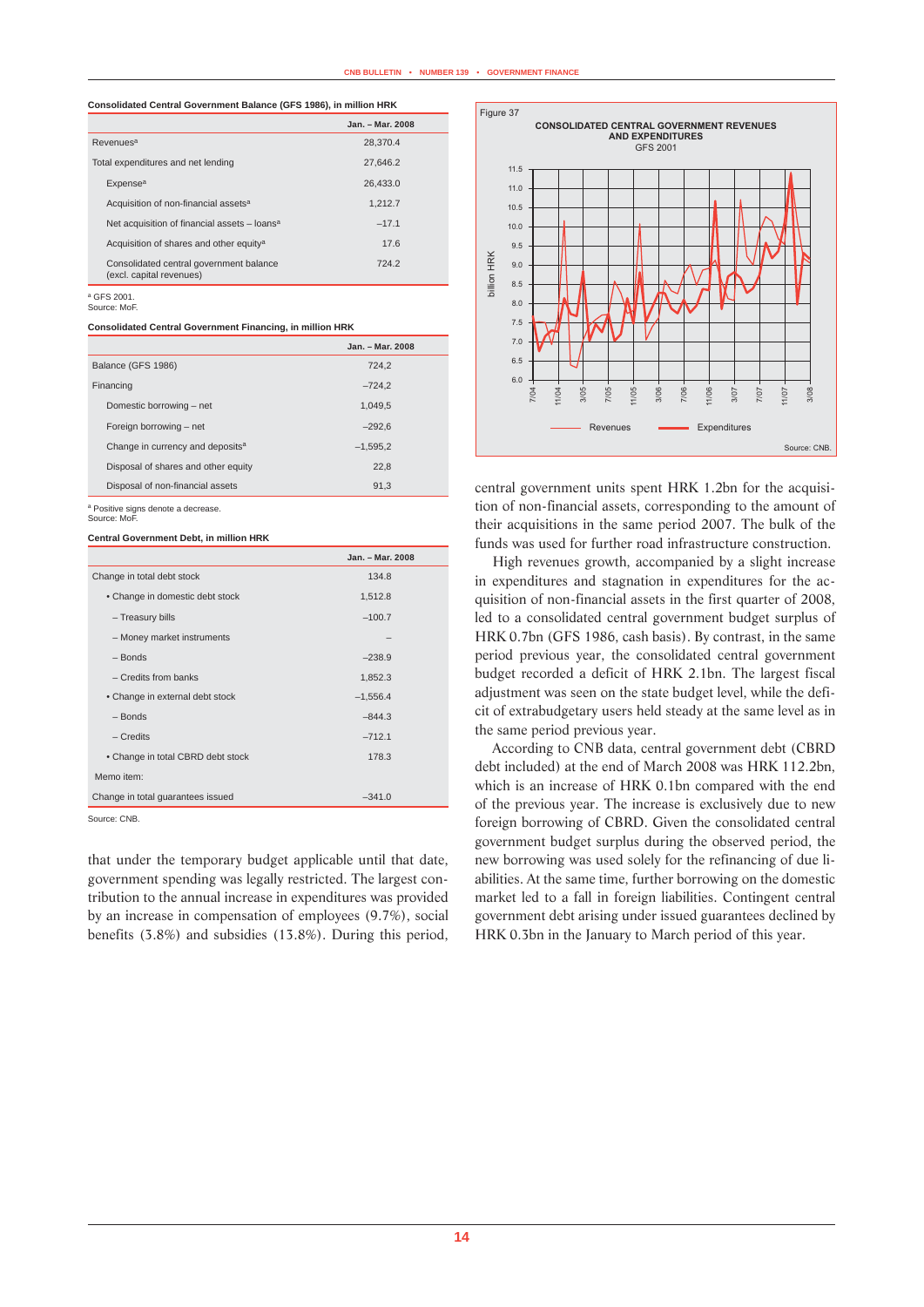**Consolidated Central Government Balance (GFS 1986), in million HRK**

| | Jan. – Mar. 2008 |
|---|---|
| Revenues[a] | 28,370.4 |
| Total expenditures and net lending | 27,646.2 |
| Expense[a] | 26,433.0 |
| Acquisition of non-financial assets[a] | 1,212.7 |
| Net acquisition of financial assets – loans[a] | –17.1 |
| Acquisition of shares and other equity[a] | 17.6 |
| Consolidated central government balance (excl. capital revenues) | 724.2 |

[a] GFS 2001.
Source: MoF.

**Consolidated Central Government Financing, in million HRK**

| | Jan. – Mar. 2008 |
|---|---|
| Balance (GFS 1986) | 724,2 |
| Financing | –724,2 |
| Domestic borrowing – net | 1,049,5 |
| Foreign borrowing – net | –292,6 |
| Change in currency and deposits[a] | –1,595,2 |
| Disposal of shares and other equity | 22,8 |
| Disposal of non-financial assets | 91,3 |

[a] Positive signs denote a decrease.
Source: MoF.

**Central Government Debt, in million HRK**

| | Jan. – Mar. 2008 |
|---|---|
| Change in total debt stock | 134.8 |
| • Change in domestic debt stock | 1,512.8 |
| – Treasury bills | –100.7 |
| – Money market instruments | – |
| – Bonds | –238.9 |
| – Credits from banks | 1,852.3 |
| • Change in external debt stock | –1,556.4 |
| – Bonds | –844.3 |
| – Credits | –712.1 |
| • Change in total CBRD debt stock | 178.3 |
| Memo item: | |
| Change in total guarantees issued | –341.0 |

Source: CNB.

that under the temporary budget applicable until that date, government spending was legally restricted. The largest contribution to the annual increase in expenditures was provided by an increase in compensation of employees (9.7%), social benefits (3.8%) and subsidies (13.8%). During this period, central government units spent HRK 1.2bn for the acquisition of non-financial assets, corresponding to the amount of their acquisitions in the same period 2007. The bulk of the funds was used for further road infrastructure construction.

High revenues growth, accompanied by a slight increase in expenditures and stagnation in expenditures for the acquisition of non-financial assets in the first quarter of 2008, led to a consolidated central government budget surplus of HRK 0.7bn (GFS 1986, cash basis). By contrast, in the same period previous year, the consolidated central government budget recorded a deficit of HRK 2.1bn. The largest fiscal adjustment was seen on the state budget level, while the deficit of extrabudgetary users held steady at the same level as in the same period previous year.

According to CNB data, central government debt (CBRD debt included) at the end of March 2008 was HRK 112.2bn, which is an increase of HRK 0.1bn compared with the end of the previous year. The increase is exclusively due to new foreign borrowing of CBRD. Given the consolidated central government budget surplus during the observed period, the new borrowing was used solely for the refinancing of due liabilities. At the same time, further borrowing on the domestic market led to a fall in foreign liabilities. Contingent central government debt arising under issued guarantees declined by HRK 0.3bn in the January to March period of this year.

Figure 37
**CONSOLIDATED CENTRAL GOVERNMENT REVENUES AND EXPENDITURES**
GFS 2001

Source: CNB.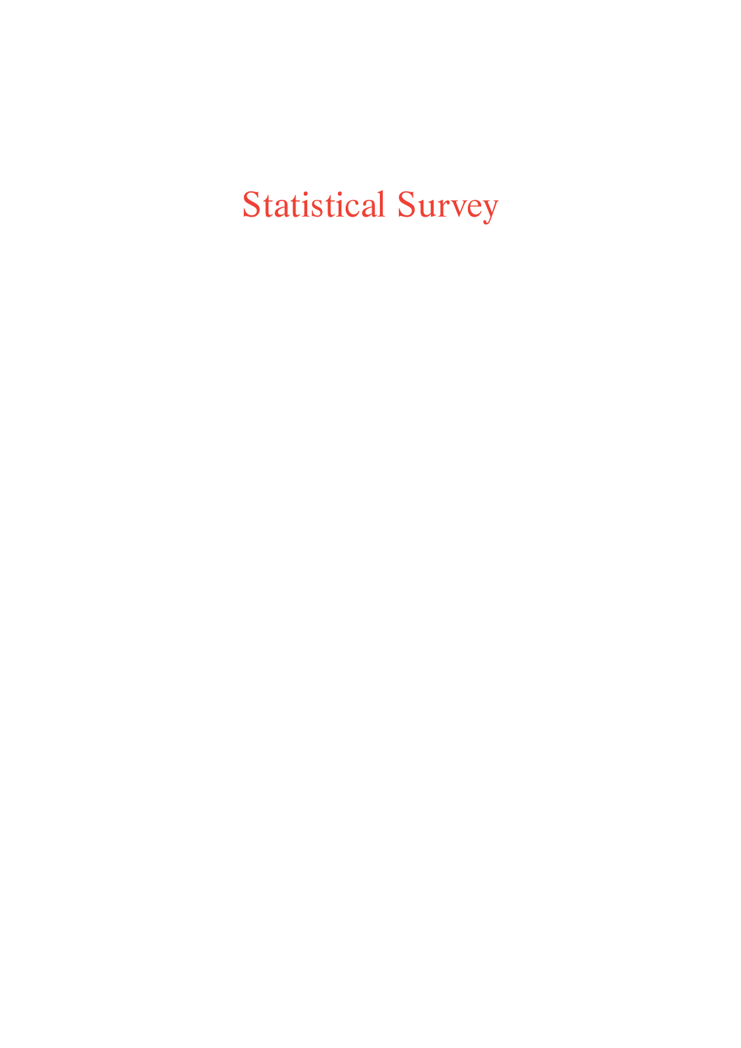# Statistical Survey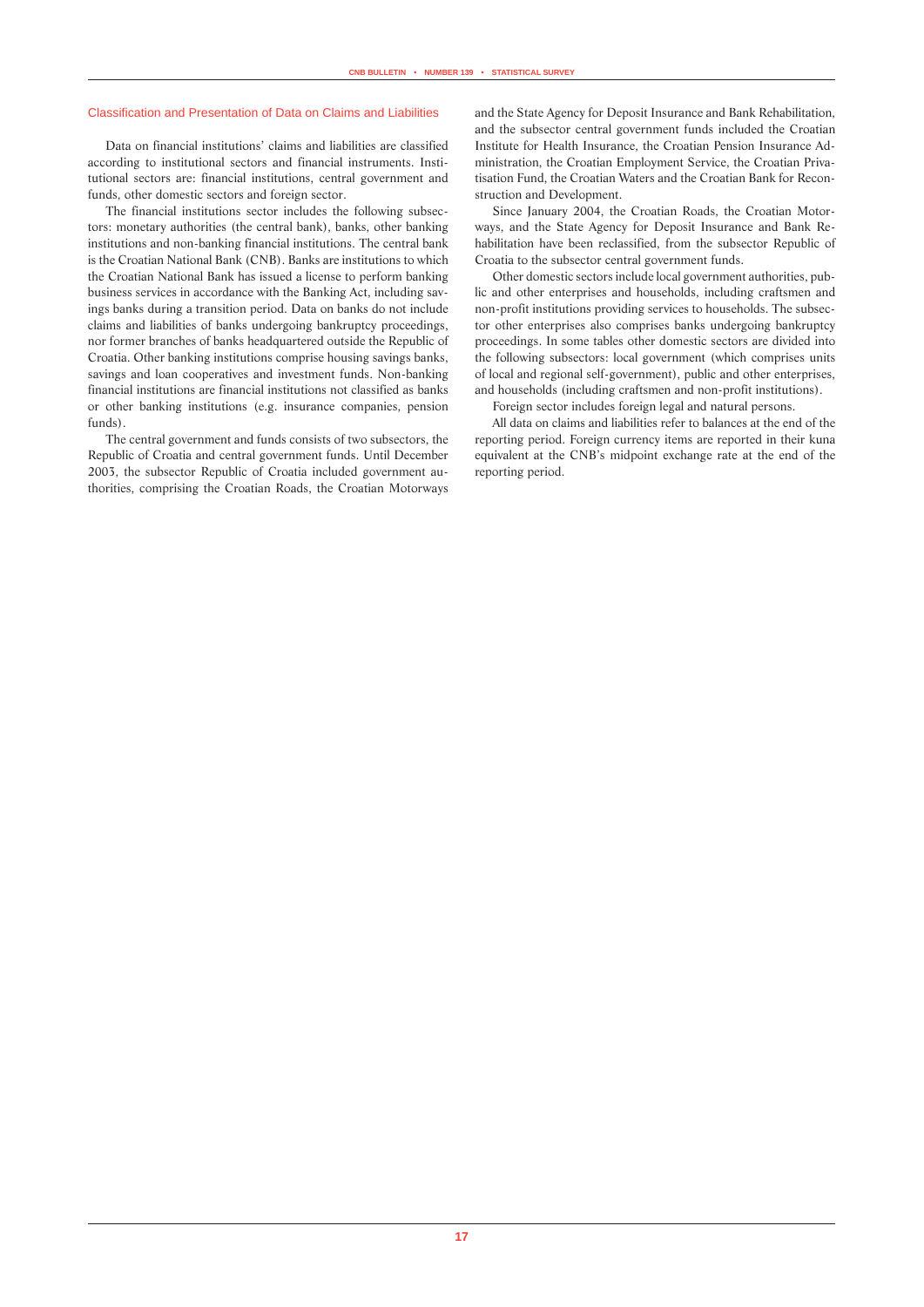## Classification and Presentation of Data on Claims and Liabilities

Data on financial institutions' claims and liabilities are classified according to institutional sectors and financial instruments. Institutional sectors are: financial institutions, central government and funds, other domestic sectors and foreign sector.

The financial institutions sector includes the following subsectors: monetary authorities (the central bank), banks, other banking institutions and non-banking financial institutions. The central bank is the Croatian National Bank (CNB). Banks are institutions to which the Croatian National Bank has issued a license to perform banking business services in accordance with the Banking Act, including savings banks during a transition period. Data on banks do not include claims and liabilities of banks undergoing bankruptcy proceedings, nor former branches of banks headquartered outside the Republic of Croatia. Other banking institutions comprise housing savings banks, savings and loan cooperatives and investment funds. Non-banking financial institutions are financial institutions not classified as banks or other banking institutions (e.g. insurance companies, pension funds).

The central government and funds consists of two subsectors, the Republic of Croatia and central government funds. Until December 2003, the subsector Republic of Croatia included government authorities, comprising the Croatian Roads, the Croatian Motorways and the State Agency for Deposit Insurance and Bank Rehabilitation, and the subsector central government funds included the Croatian Institute for Health Insurance, the Croatian Pension Insurance Administration, the Croatian Employment Service, the Croatian Privatisation Fund, the Croatian Waters and the Croatian Bank for Reconstruction and Development.

Since January 2004, the Croatian Roads, the Croatian Motorways, and the State Agency for Deposit Insurance and Bank Rehabilitation have been reclassified, from the subsector Republic of Croatia to the subsector central government funds.

Other domestic sectors include local government authorities, public and other enterprises and households, including craftsmen and non-profit institutions providing services to households. The subsector other enterprises also comprises banks undergoing bankruptcy proceedings. In some tables other domestic sectors are divided into the following subsectors: local government (which comprises units of local and regional self-government), public and other enterprises, and households (including craftsmen and non-profit institutions).

Foreign sector includes foreign legal and natural persons.

All data on claims and liabilities refer to balances at the end of the reporting period. Foreign currency items are reported in their kuna equivalent at the CNB's midpoint exchange rate at the end of the reporting period.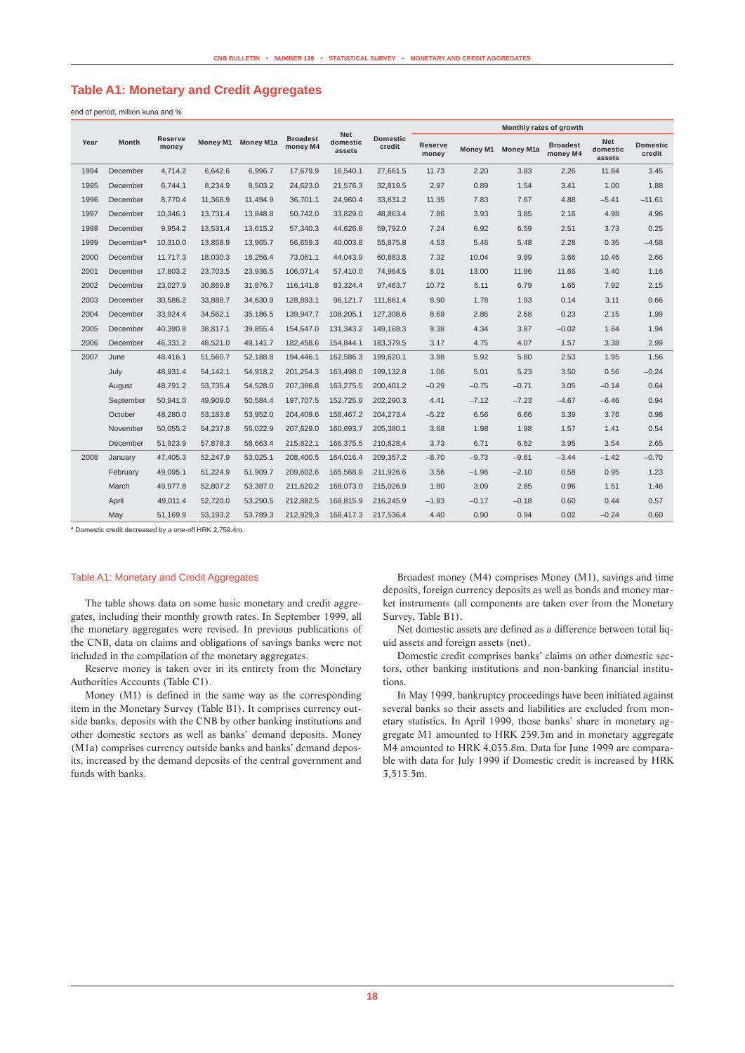## Table A1: Monetary and Credit Aggregates

end of period, million kuna and %

| Year | Month | Reserve money | Money M1 | Money M1a | Broadest money M4 | Net domestic assets | Domestic credit | Monthly rates of growth | | | | | |
|---|---|---|---|---|---|---|---|---|---|---|---|---|---|
| | | | | | | | | Reserve money | Money M1 | Money M1a | Broadest money M4 | Net domestic assets | Domestic credit |
| 1994 | December | 4,714.2 | 6,642.6 | 6,996.7 | 17,679.9 | 16,540.1 | 27,661.5 | 11.73 | 2.20 | 3.83 | 2.26 | 11.84 | 3.45 |
| 1995 | December | 6,744.1 | 8,234.9 | 8,503.2 | 24,623.0 | 21,576.3 | 32,819.5 | 2.97 | 0.89 | 1.54 | 3.41 | 1.00 | 1.88 |
| 1996 | December | 8,770.4 | 11,368.9 | 11,494.9 | 36,701.1 | 24,960.4 | 33,831.2 | 11.35 | 7.83 | 7.67 | 4.88 | –5.41 | –11.61 |
| 1997 | December | 10,346.1 | 13,731.4 | 13,848.8 | 50,742.0 | 33,829.0 | 48,863.4 | 7.86 | 3.93 | 3.85 | 2.16 | 4.98 | 4.96 |
| 1998 | December | 9,954.2 | 13,531.4 | 13,615.2 | 57,340.3 | 44,626.8 | 59,792.0 | 7.24 | 6.92 | 6.59 | 2.51 | 3.73 | 0.25 |
| 1999 | December[a] | 10,310.0 | 13,858.9 | 13,965.7 | 56,659.3 | 40,003.8 | 55,875.8 | 4.53 | 5.46 | 5.48 | 2.28 | 0.35 | –4.58 |
| 2000 | December | 11,717.3 | 18,030.3 | 18,256.4 | 73,061.1 | 44,043.9 | 60,883.8 | 7.32 | 10.04 | 9.89 | 3.66 | 10.46 | 2.66 |
| 2001 | December | 17,803.2 | 23,703.5 | 23,936.5 | 106,071.4 | 57,410.0 | 74,964.5 | 8.01 | 13.00 | 11.96 | 11.65 | 3.40 | 1.16 |
| 2002 | December | 23,027.9 | 30,869.8 | 31,876.7 | 116,141.8 | 83,324.4 | 97,463.7 | 10.72 | 6.11 | 6.79 | 1.65 | 7.92 | 2.15 |
| 2003 | December | 30,586.2 | 33,888.7 | 34,630.9 | 128,893.1 | 96,121.7 | 111,661.4 | 8.90 | 1.78 | 1.93 | 0.14 | 3.11 | 0.66 |
| 2004 | December | 33,924.4 | 34,562.1 | 35,186.5 | 139,947.7 | 108,205.1 | 127,308.6 | 8.69 | 2.86 | 2.68 | 0.23 | 2.15 | 1.99 |
| 2005 | December | 40,390.8 | 38,817.1 | 39,855.4 | 154,647.0 | 131,343.2 | 149,168.3 | 9.38 | 4.34 | 3.87 | –0.02 | 1.84 | 1.94 |
| 2006 | December | 46,331.2 | 48,521.0 | 49,141.7 | 182,458.6 | 154,844.1 | 183,379.5 | 3.17 | 4.75 | 4.07 | 1.57 | 3.38 | 2.99 |
| 2007 | June | 48,416.1 | 51,560.7 | 52,188.8 | 194,446.1 | 162,586.3 | 199,620.1 | 3.98 | 5.92 | 5.80 | 2.53 | 1.95 | 1.56 |
| | July | 48,931.4 | 54,142.1 | 54,918.2 | 201,254.3 | 163,498.0 | 199,132.8 | 1.06 | 5.01 | 5.23 | 3.50 | 0.56 | –0.24 |
| | August | 48,791.2 | 53,735.4 | 54,528.0 | 207,386.8 | 163,275.5 | 200,401.2 | –0.29 | –0.75 | –0.71 | 3.05 | –0.14 | 0.64 |
| | September | 50,941.0 | 49,909.0 | 50,584.4 | 197,707.5 | 152,725.9 | 202,290.3 | 4.41 | –7.12 | –7.23 | –4.67 | –6.46 | 0.94 |
| | October | 48,280.0 | 53,183.8 | 53,952.0 | 204,409.6 | 158,467.2 | 204,273.4 | –5.22 | 6.56 | 6.66 | 3.39 | 3.76 | 0.98 |
| | November | 50,055.2 | 54,237.8 | 55,022.9 | 207,629.0 | 160,693.7 | 205,380.1 | 3.68 | 1.98 | 1.98 | 1.57 | 1.41 | 0.54 |
| | December | 51,923.9 | 57,878.3 | 58,663.4 | 215,822.1 | 166,375.5 | 210,828.4 | 3.73 | 6.71 | 6.62 | 3.95 | 3.54 | 2.65 |
| 2008 | January | 47,405.3 | 52,247.9 | 53,025.1 | 208,400.5 | 164,016.4 | 209,357.2 | –8.70 | –9.73 | –9.61 | –3.44 | –1.42 | –0.70 |
| | February | 49,095.1 | 51,224.9 | 51,909.7 | 209,602.6 | 165,568.9 | 211,926.6 | 3.56 | –1.96 | –2.10 | 0.58 | 0.95 | 1.23 |
| | March | 49,977.8 | 52,807.2 | 53,387.0 | 211,620.2 | 168,073.0 | 215,026.9 | 1.80 | 3.09 | 2.85 | 0.96 | 1.51 | 1.46 |
| | April | 49,011.4 | 52,720.0 | 53,290.5 | 212,882.5 | 168,815.9 | 216,245.9 | –1.93 | –0.17 | –0.18 | 0.60 | 0.44 | 0.57 |
| | May | 51,169.9 | 53,193.2 | 53,789.3 | 212,929.3 | 168,417.3 | 217,536.4 | 4.40 | 0.90 | 0.94 | 0.02 | –0.24 | 0.60 |

[a] Domestic credit decreased by a one-off HRK 2,759.4m.

### Table A1: Monetary and Credit Aggregates

The table shows data on some basic monetary and credit aggregates, including their monthly growth rates. In September 1999, all the monetary aggregates were revised. In previous publications of the CNB, data on claims and obligations of savings banks were not included in the compilation of the monetary aggregates.

Reserve money is taken over in its entirety from the Monetary Authorities Accounts (Table C1).

Money (M1) is defined in the same way as the corresponding item in the Monetary Survey (Table B1). It comprises currency outside banks, deposits with the CNB by other banking institutions and other domestic sectors as well as banks' demand deposits. Money (M1a) comprises currency outside banks and banks' demand deposits, increased by the demand deposits of the central government and funds with banks.

Broadest money (M4) comprises Money (M1), savings and time deposits, foreign currency deposits as well as bonds and money market instruments (all components are taken over from the Monetary Survey, Table B1).

Net domestic assets are defined as a difference between total liquid assets and foreign assets (net).

Domestic credit comprises banks' claims on other domestic sectors, other banking institutions and non-banking financial institutions.

In May 1999, bankruptcy proceedings have been initiated against several banks so their assets and liabilities are excluded from monetary statistics. In April 1999, those banks' share in monetary aggregate M1 amounted to HRK 259.3m and in monetary aggregate M4 amounted to HRK 4,035.8m. Data for June 1999 are comparable with data for July 1999 if Domestic credit is increased by HRK 3,513.5m.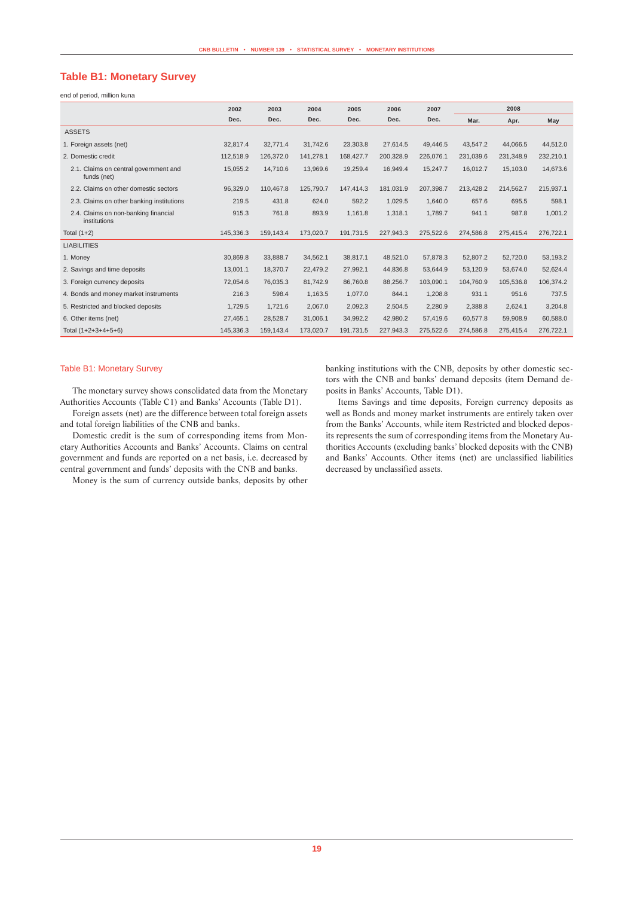## Table B1: Monetary Survey

end of period, million kuna

| | 2002 | 2003 | 2004 | 2005 | 2006 | 2007 | 2008 | | |
|---|---|---|---|---|---|---|---|---|---|
| | Dec. | Dec. | Dec. | Dec. | Dec. | Dec. | Mar. | Apr. | May |
| ASSETS | | | | | | | | | |
| 1. Foreign assets (net) | 32,817.4 | 32,771.4 | 31,742.6 | 23,303.8 | 27,614.5 | 49,446.5 | 43,547.2 | 44,066.5 | 44,512.0 |
| 2. Domestic credit | 112,518.9 | 126,372.0 | 141,278.1 | 168,427.7 | 200,328.9 | 226,076.1 | 231,039.6 | 231,348.9 | 232,210.1 |
| 2.1. Claims on central government and funds (net) | 15,055.2 | 14,710.6 | 13,969.6 | 19,259.4 | 16,949.4 | 15,247.7 | 16,012.7 | 15,103.0 | 14,673.6 |
| 2.2. Claims on other domestic sectors | 96,329.0 | 110,467.8 | 125,790.7 | 147,414.3 | 181,031.9 | 207,398.7 | 213,428.2 | 214,562.7 | 215,937.1 |
| 2.3. Claims on other banking institutions | 219.5 | 431.8 | 624.0 | 592.2 | 1,029.5 | 1,640.0 | 657.6 | 695.5 | 598.1 |
| 2.4. Claims on non-banking financial institutions | 915.3 | 761.8 | 893.9 | 1,161.8 | 1,318.1 | 1,789.7 | 941.1 | 987.8 | 1,001.2 |
| Total (1+2) | 145,336.3 | 159,143.4 | 173,020.7 | 191,731.5 | 227,943.3 | 275,522.6 | 274,586.8 | 275,415.4 | 276,722.1 |
| LIABILITIES | | | | | | | | | |
| 1. Money | 30,869.8 | 33,888.7 | 34,562.1 | 38,817.1 | 48,521.0 | 57,878.3 | 52,807.2 | 52,720.0 | 53,193.2 |
| 2. Savings and time deposits | 13,001.1 | 18,370.7 | 22,479.2 | 27,992.1 | 44,836.8 | 53,644.9 | 53,120.9 | 53,674.0 | 52,624.4 |
| 3. Foreign currency deposits | 72,054.6 | 76,035.3 | 81,742.9 | 86,760.8 | 88,256.7 | 103,090.1 | 104,760.9 | 105,536.8 | 106,374.2 |
| 4. Bonds and money market instruments | 216.3 | 598.4 | 1,163.5 | 1,077.0 | 844.1 | 1,208.8 | 931.1 | 951.6 | 737.5 |
| 5. Restricted and blocked deposits | 1,729.5 | 1,721.6 | 2,067.0 | 2,092.3 | 2,504.5 | 2,280.9 | 2,388.8 | 2,624.1 | 3,204.8 |
| 6. Other items (net) | 27,465.1 | 28,528.7 | 31,006.1 | 34,992.2 | 42,980.2 | 57,419.6 | 60,577.8 | 59,908.9 | 60,588.0 |
| Total (1+2+3+4+5+6) | 145,336.3 | 159,143.4 | 173,020.7 | 191,731.5 | 227,943.3 | 275,522.6 | 274,586.8 | 275,415.4 | 276,722.1 |

### Table B1: Monetary Survey

The monetary survey shows consolidated data from the Monetary Authorities Accounts (Table C1) and Banks' Accounts (Table D1).

Foreign assets (net) are the difference between total foreign assets and total foreign liabilities of the CNB and banks.

Domestic credit is the sum of corresponding items from Monetary Authorities Accounts and Banks' Accounts. Claims on central government and funds are reported on a net basis, i.e. decreased by central government and funds' deposits with the CNB and banks.

Money is the sum of currency outside banks, deposits by other banking institutions with the CNB, deposits by other domestic sectors with the CNB and banks' demand deposits (item Demand deposits in Banks' Accounts, Table D1).

Items Savings and time deposits, Foreign currency deposits as well as Bonds and money market instruments are entirely taken over from the Banks' Accounts, while item Restricted and blocked deposits represents the sum of corresponding items from the Monetary Authorities Accounts (excluding banks' blocked deposits with the CNB) and Banks' Accounts. Other items (net) are unclassified liabilities decreased by unclassified assets.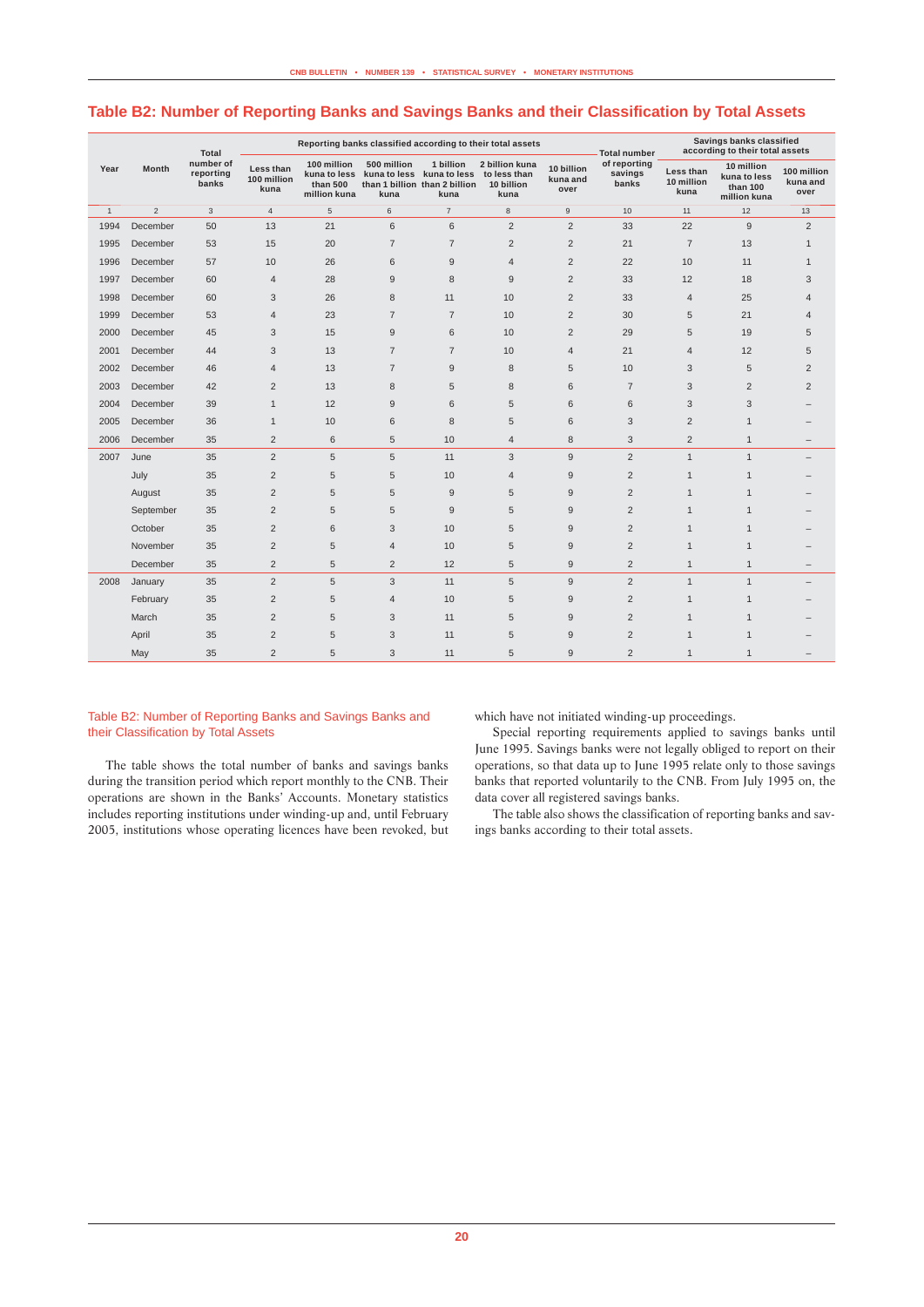## Table B2: Number of Reporting Banks and Savings Banks and their Classification by Total Assets

| Year | Month | Total number of reporting banks | Reporting banks classified according to their total assets | | | | | | Total number of reporting savings banks | Savings banks classified according to their total assets | | |
|---|---|---|---|---|---|---|---|---|---|---|---|---|
| | | | Less than 100 million kuna | 100 million kuna to less than 500 million kuna | 500 million kuna to less than 1 billion kuna | 1 billion kuna to less than 2 billion kuna | 2 billion kuna to less than 10 billion kuna | 10 billion kuna and over | | Less than 10 million kuna | 10 million kuna to less than 100 million kuna | 100 million kuna and over |
| 1 | 2 | 3 | 4 | 5 | 6 | 7 | 8 | 9 | 10 | 11 | 12 | 13 |
| 1994 | December | 50 | 13 | 21 | 6 | 6 | 2 | 2 | 33 | 22 | 9 | 2 |
| 1995 | December | 53 | 15 | 20 | 7 | 7 | 2 | 2 | 21 | 7 | 13 | 1 |
| 1996 | December | 57 | 10 | 26 | 6 | 9 | 4 | 2 | 22 | 10 | 11 | 1 |
| 1997 | December | 60 | 4 | 28 | 9 | 8 | 9 | 2 | 33 | 12 | 18 | 3 |
| 1998 | December | 60 | 3 | 26 | 8 | 11 | 10 | 2 | 33 | 4 | 25 | 4 |
| 1999 | December | 53 | 4 | 23 | 7 | 7 | 10 | 2 | 30 | 5 | 21 | 4 |
| 2000 | December | 45 | 3 | 15 | 9 | 6 | 10 | 2 | 29 | 5 | 19 | 5 |
| 2001 | December | 44 | 3 | 13 | 7 | 7 | 10 | 4 | 21 | 4 | 12 | 5 |
| 2002 | December | 46 | 4 | 13 | 7 | 9 | 8 | 5 | 10 | 3 | 5 | 2 |
| 2003 | December | 42 | 2 | 13 | 8 | 5 | 8 | 6 | 7 | 3 | 2 | 2 |
| 2004 | December | 39 | 1 | 12 | 9 | 6 | 5 | 6 | 6 | 3 | 3 | – |
| 2005 | December | 36 | 1 | 10 | 6 | 8 | 5 | 6 | 3 | 2 | 1 | – |
| 2006 | December | 35 | 2 | 6 | 5 | 10 | 4 | 8 | 3 | 2 | 1 | – |
| 2007 | June | 35 | 2 | 5 | 5 | 11 | 3 | 9 | 2 | 1 | 1 | – |
| | July | 35 | 2 | 5 | 5 | 10 | 4 | 9 | 2 | 1 | 1 | – |
| | August | 35 | 2 | 5 | 5 | 9 | 5 | 9 | 2 | 1 | 1 | – |
| | September | 35 | 2 | 5 | 5 | 9 | 5 | 9 | 2 | 1 | 1 | – |
| | October | 35 | 2 | 6 | 3 | 10 | 5 | 9 | 2 | 1 | 1 | – |
| | November | 35 | 2 | 5 | 4 | 10 | 5 | 9 | 2 | 1 | 1 | – |
| | December | 35 | 2 | 5 | 2 | 12 | 5 | 9 | 2 | 1 | 1 | – |
| 2008 | January | 35 | 2 | 5 | 3 | 11 | 5 | 9 | 2 | 1 | 1 | – |
| | February | 35 | 2 | 5 | 4 | 10 | 5 | 9 | 2 | 1 | 1 | – |
| | March | 35 | 2 | 5 | 3 | 11 | 5 | 9 | 2 | 1 | 1 | – |
| | April | 35 | 2 | 5 | 3 | 11 | 5 | 9 | 2 | 1 | 1 | – |
| | May | 35 | 2 | 5 | 3 | 11 | 5 | 9 | 2 | 1 | 1 | – |

### Table B2: Number of Reporting Banks and Savings Banks and their Classification by Total Assets

The table shows the total number of banks and savings banks during the transition period which report monthly to the CNB. Their operations are shown in the Banks' Accounts. Monetary statistics includes reporting institutions under winding-up and, until February 2005, institutions whose operating licences have been revoked, but which have not initiated winding-up proceedings.

Special reporting requirements applied to savings banks until June 1995. Savings banks were not legally obliged to report on their operations, so that data up to June 1995 relate only to those savings banks that reported voluntarily to the CNB. From July 1995 on, the data cover all registered savings banks.

The table also shows the classification of reporting banks and savings banks according to their total assets.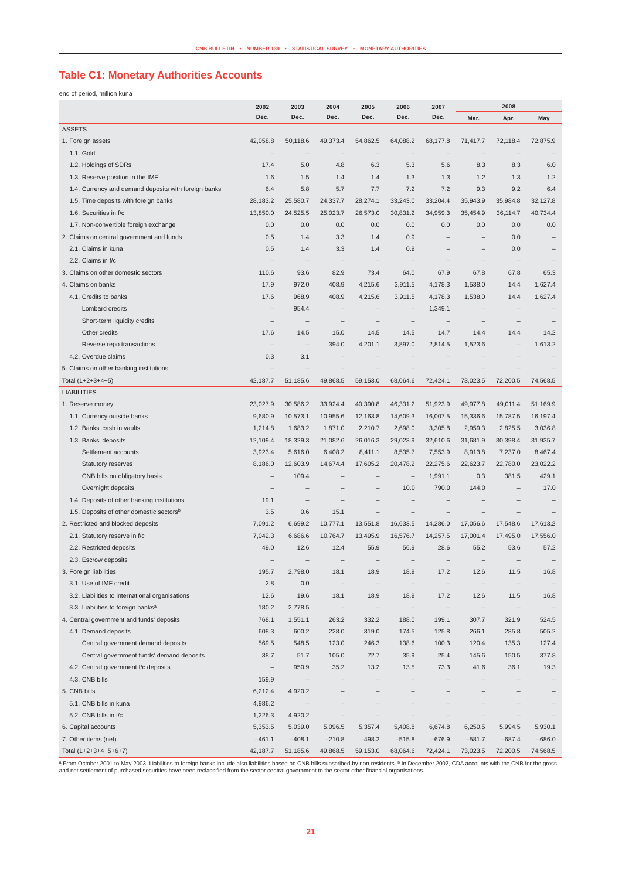## Table C1: Monetary Authorities Accounts

end of period, million kuna

| | 2002 | 2003 | 2004 | 2005 | 2006 | 2007 | 2008 | | |
|---|---|---|---|---|---|---|---|---|---|
| | Dec. | Dec. | Dec. | Dec. | Dec. | Dec. | Mar. | Apr. | May |
| ASSETS | | | | | | | | | |
| 1. Foreign assets | 42,058.8 | 50,118.6 | 49,373.4 | 54,862.5 | 64,088.2 | 68,177.8 | 71,417.7 | 72,118.4 | 72,875.9 |
| 1.1. Gold | – | – | – | – | – | – | – | – | – |
| 1.2. Holdings of SDRs | 17.4 | 5.0 | 4.8 | 6.3 | 5.3 | 5.6 | 8.3 | 8.3 | 6.0 |
| 1.3. Reserve position in the IMF | 1.6 | 1.5 | 1.4 | 1.4 | 1.3 | 1.3 | 1.2 | 1.3 | 1.2 |
| 1.4. Currency and demand deposits with foreign banks | 6.4 | 5.8 | 5.7 | 7.7 | 7.2 | 7.2 | 9.3 | 9.2 | 6.4 |
| 1.5. Time deposits with foreign banks | 28,183.2 | 25,580.7 | 24,337.7 | 28,274.1 | 33,243.0 | 33,204.4 | 35,943.9 | 35,984.8 | 32,127.8 |
| 1.6. Securities in f/c | 13,850.0 | 24,525.5 | 25,023.7 | 26,573.0 | 30,831.2 | 34,959.3 | 35,454.9 | 36,114.7 | 40,734.4 |
| 1.7. Non-convertible foreign exchange | 0.0 | 0.0 | 0.0 | 0.0 | 0.0 | 0.0 | 0.0 | 0.0 | 0.0 |
| 2. Claims on central government and funds | 0.5 | 1.4 | 3.3 | 1.4 | 0.9 | – | – | 0.0 | – |
| 2.1. Claims in kuna | 0.5 | 1.4 | 3.3 | 1.4 | 0.9 | – | – | 0.0 | – |
| 2.2. Claims in f/c | – | – | – | – | – | – | – | – | – |
| 3. Claims on other domestic sectors | 110.6 | 93.6 | 82.9 | 73.4 | 64.0 | 67.9 | 67.8 | 67.8 | 65.3 |
| 4. Claims on banks | 17.9 | 972.0 | 408.9 | 4,215.6 | 3,911.5 | 4,178.3 | 1,538.0 | 14.4 | 1,627.4 |
| 4.1. Credits to banks | 17.6 | 968.9 | 408.9 | 4,215.6 | 3,911.5 | 4,178.3 | 1,538.0 | 14.4 | 1,627.4 |
| Lombard credits | – | 954.4 | – | – | – | 1,349.1 | – | – | – |
| Short-term liquidity credits | – | – | – | – | – | – | – | – | – |
| Other credits | 17.6 | 14.5 | 15.0 | 14.5 | 14.5 | 14.7 | 14.4 | 14.4 | 14.2 |
| Reverse repo transactions | – | – | 394.0 | 4,201.1 | 3,897.0 | 2,814.5 | 1,523.6 | – | 1,613.2 |
| 4.2. Overdue claims | 0.3 | 3.1 | – | – | – | – | – | – | – |
| 5. Claims on other banking institutions | – | – | – | – | – | – | – | – | – |
| Total (1+2+3+4+5) | 42,187.7 | 51,185.6 | 49,868.5 | 59,153.0 | 68,064.6 | 72,424.1 | 73,023.5 | 72,200.5 | 74,568.5 |
| LIABILITIES | | | | | | | | | |
| 1. Reserve money | 23,027.9 | 30,586.2 | 33,924.4 | 40,390.8 | 46,331.2 | 51,923.9 | 49,977.8 | 49,011.4 | 51,169.9 |
| 1.1. Currency outside banks | 9,680.9 | 10,573.1 | 10,955.6 | 12,163.8 | 14,609.3 | 16,007.5 | 15,336.6 | 15,787.5 | 16,197.4 |
| 1.2. Banks' cash in vaults | 1,214.8 | 1,683.2 | 1,871.0 | 2,210.7 | 2,698.0 | 3,305.8 | 2,959.3 | 2,825.5 | 3,036.8 |
| 1.3. Banks' deposits | 12,109.4 | 18,329.3 | 21,082.6 | 26,016.3 | 29,023.9 | 32,610.6 | 31,681.9 | 30,398.4 | 31,935.7 |
| Settlement accounts | 3,923.4 | 5,616.0 | 6,408.2 | 8,411.1 | 8,535.7 | 7,553.9 | 8,913.8 | 7,237.0 | 8,467.4 |
| Statutory reserves | 8,186.0 | 12,603.9 | 14,674.4 | 17,605.2 | 20,478.2 | 22,275.6 | 22,623.7 | 22,780.0 | 23,022.2 |
| CNB bills on obligatory basis | – | 109.4 | – | – | – | 1,991.1 | 0.3 | 381.5 | 429.1 |
| Overnight deposits | – | – | – | – | 10.0 | 790.0 | 144.0 | – | 17.0 |
| 1.4. Deposits of other banking institutions | 19.1 | – | – | – | – | – | – | – | – |
| 1.5. Deposits of other domestic sectors[b] | 3.5 | 0.6 | 15.1 | – | – | – | – | – | – |
| 2. Restricted and blocked deposits | 7,091.2 | 6,699.2 | 10,777.1 | 13,551.8 | 16,633.5 | 14,286.0 | 17,056.6 | 17,548.6 | 17,613.2 |
| 2.1. Statutory reserve in f/c | 7,042.3 | 6,686.6 | 10,764.7 | 13,495.9 | 16,576.7 | 14,257.5 | 17,001.4 | 17,495.0 | 17,556.0 |
| 2.2. Restricted deposits | 49.0 | 12.6 | 12.4 | 55.9 | 56.9 | 28.6 | 55.2 | 53.6 | 57.2 |
| 2.3. Escrow deposits | – | – | – | – | – | – | – | – | – |
| 3. Foreign liabilities | 195.7 | 2,798.0 | 18.1 | 18.9 | 18.9 | 17.2 | 12.6 | 11.5 | 16.8 |
| 3.1. Use of IMF credit | 2.8 | 0.0 | – | – | – | – | – | – | – |
| 3.2. Liabilities to international organisations | 12.6 | 19.6 | 18.1 | 18.9 | 18.9 | 17.2 | 12.6 | 11.5 | 16.8 |
| 3.3. Liabilities to foreign banks[a] | 180.2 | 2,778.5 | – | – | – | – | – | – | – |
| 4. Central government and funds' deposits | 768.1 | 1,551.1 | 263.2 | 332.2 | 188.0 | 199.1 | 307.7 | 321.9 | 524.5 |
| 4.1. Demand deposits | 608.3 | 600.2 | 228.0 | 319.0 | 174.5 | 125.8 | 266.1 | 285.8 | 505.2 |
| Central government demand deposits | 569.5 | 548.5 | 123.0 | 246.3 | 138.6 | 100.3 | 120.4 | 135.3 | 127.4 |
| Central government funds' demand deposits | 38.7 | 51.7 | 105.0 | 72.7 | 35.9 | 25.4 | 145.6 | 150.5 | 377.8 |
| 4.2. Central government f/c deposits | – | 950.9 | 35.2 | 13.2 | 13.5 | 73.3 | 41.6 | 36.1 | 19.3 |
| 4.3. CNB bills | 159.9 | – | – | – | – | – | – | – | – |
| 5. CNB bills | 6,212.4 | 4,920.2 | – | – | – | – | – | – | – |
| 5.1. CNB bills in kuna | 4,986.2 | – | – | – | – | – | – | – | – |
| 5.2. CNB bills in f/c | 1,226.3 | 4,920.2 | – | – | – | – | – | – | – |
| 6. Capital accounts | 5,353.5 | 5,039.0 | 5,096.5 | 5,357.4 | 5,408.8 | 6,674.8 | 6,250.5 | 5,994.5 | 5,930.1 |
| 7. Other items (net) | –461.1 | –408.1 | –210.8 | –498.2 | –515.8 | –676.9 | –581.7 | –687.4 | –686.0 |
| Total (1+2+3+4+5+6+7) | 42,187.7 | 51,185.6 | 49,868.5 | 59,153.0 | 68,064.6 | 72,424.1 | 73,023.5 | 72,200.5 | 74,568.5 |

[a] From October 2001 to May 2003, Liabilities to foreign banks include also liabilities based on CNB bills subscribed by non-residents. [b] In December 2002, CDA accounts with the CNB for the gross and net settlement of purchased securities have been reclassified from the sector central government to the sector other financial organisations.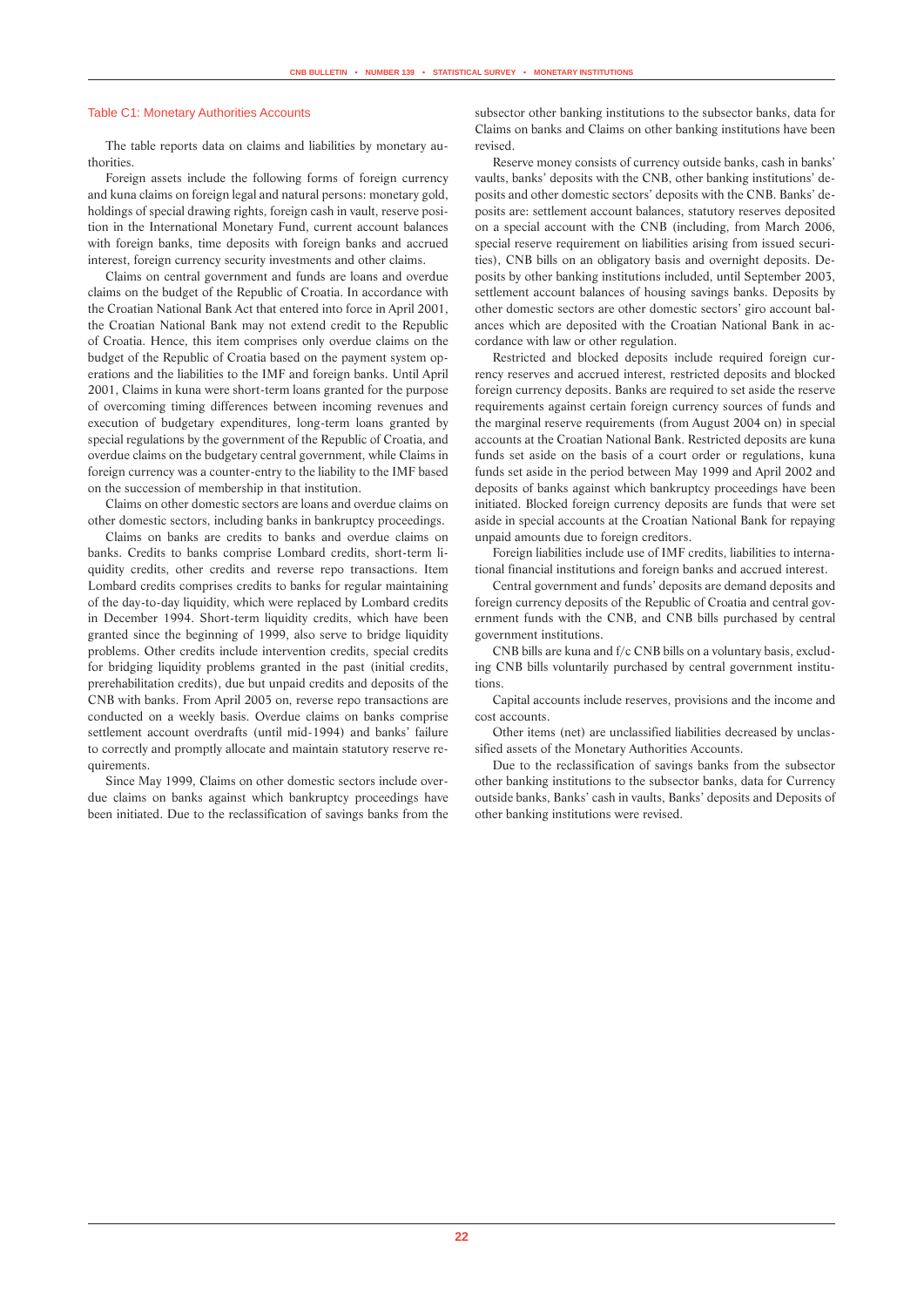## Table C1: Monetary Authorities Accounts

The table reports data on claims and liabilities by monetary authorities.

Foreign assets include the following forms of foreign currency and kuna claims on foreign legal and natural persons: monetary gold, holdings of special drawing rights, foreign cash in vault, reserve position in the International Monetary Fund, current account balances with foreign banks, time deposits with foreign banks and accrued interest, foreign currency security investments and other claims.

Claims on central government and funds are loans and overdue claims on the budget of the Republic of Croatia. In accordance with the Croatian National Bank Act that entered into force in April 2001, the Croatian National Bank may not extend credit to the Republic of Croatia. Hence, this item comprises only overdue claims on the budget of the Republic of Croatia based on the payment system operations and the liabilities to the IMF and foreign banks. Until April 2001, Claims in kuna were short-term loans granted for the purpose of overcoming timing differences between incoming revenues and execution of budgetary expenditures, long-term loans granted by special regulations by the government of the Republic of Croatia, and overdue claims on the budgetary central government, while Claims in foreign currency was a counter-entry to the liability to the IMF based on the succession of membership in that institution.

Claims on other domestic sectors are loans and overdue claims on other domestic sectors, including banks in bankruptcy proceedings.

Claims on banks are credits to banks and overdue claims on banks. Credits to banks comprise Lombard credits, short-term liquidity credits, other credits and reverse repo transactions. Item Lombard credits comprises credits to banks for regular maintaining of the day-to-day liquidity, which were replaced by Lombard credits in December 1994. Short-term liquidity credits, which have been granted since the beginning of 1999, also serve to bridge liquidity problems. Other credits include intervention credits, special credits for bridging liquidity problems granted in the past (initial credits, prerehabilitation credits), due but unpaid credits and deposits of the CNB with banks. From April 2005 on, reverse repo transactions are conducted on a weekly basis. Overdue claims on banks comprise settlement account overdrafts (until mid-1994) and banks' failure to correctly and promptly allocate and maintain statutory reserve requirements.

Since May 1999, Claims on other domestic sectors include overdue claims on banks against which bankruptcy proceedings have been initiated. Due to the reclassification of savings banks from the subsector other banking institutions to the subsector banks, data for Claims on banks and Claims on other banking institutions have been revised.

Reserve money consists of currency outside banks, cash in banks' vaults, banks' deposits with the CNB, other banking institutions' deposits and other domestic sectors' deposits with the CNB. Banks' deposits are: settlement account balances, statutory reserves deposited on a special account with the CNB (including, from March 2006, special reserve requirement on liabilities arising from issued securities), CNB bills on an obligatory basis and overnight deposits. Deposits by other banking institutions included, until September 2003, settlement account balances of housing savings banks. Deposits by other domestic sectors are other domestic sectors' giro account balances which are deposited with the Croatian National Bank in accordance with law or other regulation.

Restricted and blocked deposits include required foreign currency reserves and accrued interest, restricted deposits and blocked foreign currency deposits. Banks are required to set aside the reserve requirements against certain foreign currency sources of funds and the marginal reserve requirements (from August 2004 on) in special accounts at the Croatian National Bank. Restricted deposits are kuna funds set aside on the basis of a court order or regulations, kuna funds set aside in the period between May 1999 and April 2002 and deposits of banks against which bankruptcy proceedings have been initiated. Blocked foreign currency deposits are funds that were set aside in special accounts at the Croatian National Bank for repaying unpaid amounts due to foreign creditors.

Foreign liabilities include use of IMF credits, liabilities to international financial institutions and foreign banks and accrued interest.

Central government and funds' deposits are demand deposits and foreign currency deposits of the Republic of Croatia and central government funds with the CNB, and CNB bills purchased by central government institutions.

CNB bills are kuna and f/c CNB bills on a voluntary basis, excluding CNB bills voluntarily purchased by central government institutions.

Capital accounts include reserves, provisions and the income and cost accounts.

Other items (net) are unclassified liabilities decreased by unclassified assets of the Monetary Authorities Accounts.

Due to the reclassification of savings banks from the subsector other banking institutions to the subsector banks, data for Currency outside banks, Banks' cash in vaults, Banks' deposits and Deposits of other banking institutions were revised.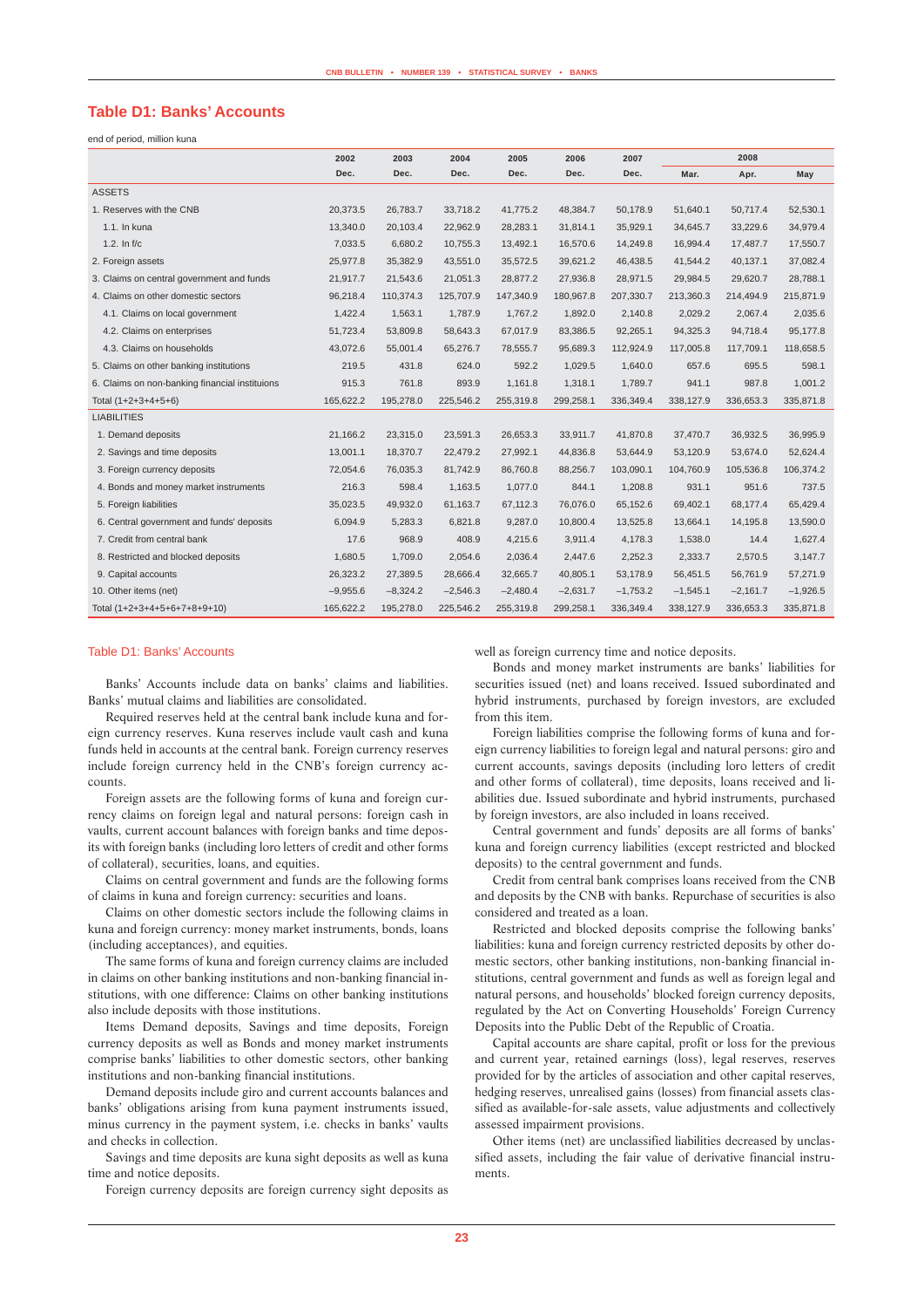## Table D1: Banks' Accounts

end of period, million kuna

| | 2002 | 2003 | 2004 | 2005 | 2006 | 2007 | 2008 | | |
|---|---|---|---|---|---|---|---|---|---|
| | Dec. | Dec. | Dec. | Dec. | Dec. | Dec. | Mar. | Apr. | May |
| ASSETS | | | | | | | | | |
| 1. Reserves with the CNB | 20,373.5 | 26,783.7 | 33,718.2 | 41,775.2 | 48,384.7 | 50,178.9 | 51,640.1 | 50,717.4 | 52,530.1 |
| 1.1. In kuna | 13,340.0 | 20,103.4 | 22,962.9 | 28,283.1 | 31,814.1 | 35,929.1 | 34,645.7 | 33,229.6 | 34,979.4 |
| 1.2. In f/c | 7,033.5 | 6,680.2 | 10,755.3 | 13,492.1 | 16,570.6 | 14,249.8 | 16,994.4 | 17,487.7 | 17,550.7 |
| 2. Foreign assets | 25,977.8 | 35,382.9 | 43,551.0 | 35,572.5 | 39,621.2 | 46,438.5 | 41,544.2 | 40,137.1 | 37,082.4 |
| 3. Claims on central government and funds | 21,917.7 | 21,543.6 | 21,051.3 | 28,877.2 | 27,936.8 | 28,971.5 | 29,984.5 | 29,620.7 | 28,788.1 |
| 4. Claims on other domestic sectors | 96,218.4 | 110,374.3 | 125,707.9 | 147,340.9 | 180,967.8 | 207,330.7 | 213,360.3 | 214,494.9 | 215,871.9 |
| 4.1. Claims on local government | 1,422.4 | 1,563.1 | 1,787.9 | 1,767.2 | 1,892.0 | 2,140.8 | 2,029.2 | 2,067.4 | 2,035.6 |
| 4.2. Claims on enterprises | 51,723.4 | 53,809.8 | 58,643.3 | 67,017.9 | 83,386.5 | 92,265.1 | 94,325.3 | 94,718.4 | 95,177.8 |
| 4.3. Claims on households | 43,072.6 | 55,001.4 | 65,276.7 | 78,555.7 | 95,689.3 | 112,924.9 | 117,005.8 | 117,709.1 | 118,658.5 |
| 5. Claims on other banking institutions | 219.5 | 431.8 | 624.0 | 592.2 | 1,029.5 | 1,640.0 | 657.6 | 695.5 | 598.1 |
| 6. Claims on non-banking financial instituions | 915.3 | 761.8 | 893.9 | 1,161.8 | 1,318.1 | 1,789.7 | 941.1 | 987.8 | 1,001.2 |
| Total (1+2+3+4+5+6) | 165,622.2 | 195,278.0 | 225,546.2 | 255,319.8 | 299,258.1 | 336,349.4 | 338,127.9 | 336,653.3 | 335,871.8 |
| LIABILITIES | | | | | | | | | |
| 1. Demand deposits | 21,166.2 | 23,315.0 | 23,591.3 | 26,653.3 | 33,911.7 | 41,870.8 | 37,470.7 | 36,932.5 | 36,995.9 |
| 2. Savings and time deposits | 13,001.1 | 18,370.7 | 22,479.2 | 27,992.1 | 44,836.8 | 53,644.9 | 53,120.9 | 53,674.0 | 52,624.4 |
| 3. Foreign currency deposits | 72,054.6 | 76,035.3 | 81,742.9 | 86,760.8 | 88,256.7 | 103,090.1 | 104,760.9 | 105,536.8 | 106,374.2 |
| 4. Bonds and money market instruments | 216.3 | 598.4 | 1,163.5 | 1,077.0 | 844.1 | 1,208.8 | 931.1 | 951.6 | 737.5 |
| 5. Foreign liabilities | 35,023.5 | 49,932.0 | 61,163.7 | 67,112.3 | 76,076.0 | 65,152.6 | 69,402.1 | 68,177.4 | 65,429.4 |
| 6. Central government and funds' deposits | 6,094.9 | 5,283.3 | 6,821.8 | 9,287.0 | 10,800.4 | 13,525.8 | 13,664.1 | 14,195.8 | 13,590.0 |
| 7. Credit from central bank | 17.6 | 968.9 | 408.9 | 4,215.6 | 3,911.4 | 4,178.3 | 1,538.0 | 14.4 | 1,627.4 |
| 8. Restricted and blocked deposits | 1,680.5 | 1,709.0 | 2,054.6 | 2,036.4 | 2,447.6 | 2,252.3 | 2,333.7 | 2,570.5 | 3,147.7 |
| 9. Capital accounts | 26,323.2 | 27,389.5 | 28,666.4 | 32,665.7 | 40,805.1 | 53,178.9 | 56,451.5 | 56,761.9 | 57,271.9 |
| 10. Other items (net) | –9,955.6 | –8,324.2 | –2,546.3 | –2,480.4 | –2,631.7 | –1,753.2 | –1,545.1 | –2,161.7 | –1,926.5 |
| Total (1+2+3+4+5+6+7+8+9+10) | 165,622.2 | 195,278.0 | 225,546.2 | 255,319.8 | 299,258.1 | 336,349.4 | 338,127.9 | 336,653.3 | 335,871.8 |

### Table D1: Banks' Accounts

Banks' Accounts include data on banks' claims and liabilities. Banks' mutual claims and liabilities are consolidated.

Required reserves held at the central bank include kuna and foreign currency reserves. Kuna reserves include vault cash and kuna funds held in accounts at the central bank. Foreign currency reserves include foreign currency held in the CNB's foreign currency accounts.

Foreign assets are the following forms of kuna and foreign currency claims on foreign legal and natural persons: foreign cash in vaults, current account balances with foreign banks and time deposits with foreign banks (including loro letters of credit and other forms of collateral), securities, loans, and equities.

Claims on central government and funds are the following forms of claims in kuna and foreign currency: securities and loans.

Claims on other domestic sectors include the following claims in kuna and foreign currency: money market instruments, bonds, loans (including acceptances), and equities.

The same forms of kuna and foreign currency claims are included in claims on other banking institutions and non-banking financial institutions, with one difference: Claims on other banking institutions also include deposits with those institutions.

Items Demand deposits, Savings and time deposits, Foreign currency deposits as well as Bonds and money market instruments comprise banks' liabilities to other domestic sectors, other banking institutions and non-banking financial institutions.

Demand deposits include giro and current accounts balances and banks' obligations arising from kuna payment instruments issued, minus currency in the payment system, i.e. checks in banks' vaults and checks in collection.

Savings and time deposits are kuna sight deposits as well as kuna time and notice deposits.

Foreign currency deposits are foreign currency sight deposits as well as foreign currency time and notice deposits.

Bonds and money market instruments are banks' liabilities for securities issued (net) and loans received. Issued subordinated and hybrid instruments, purchased by foreign investors, are excluded from this item.

Foreign liabilities comprise the following forms of kuna and foreign currency liabilities to foreign legal and natural persons: giro and current accounts, savings deposits (including loro letters of credit and other forms of collateral), time deposits, loans received and liabilities due. Issued subordinate and hybrid instruments, purchased by foreign investors, are also included in loans received.

Central government and funds' deposits are all forms of banks' kuna and foreign currency liabilities (except restricted and blocked deposits) to the central government and funds.

Credit from central bank comprises loans received from the CNB and deposits by the CNB with banks. Repurchase of securities is also considered and treated as a loan.

Restricted and blocked deposits comprise the following banks' liabilities: kuna and foreign currency restricted deposits by other domestic sectors, other banking institutions, non-banking financial institutions, central government and funds as well as foreign legal and natural persons, and households' blocked foreign currency deposits, regulated by the Act on Converting Households' Foreign Currency Deposits into the Public Debt of the Republic of Croatia.

Capital accounts are share capital, profit or loss for the previous and current year, retained earnings (loss), legal reserves, reserves provided for by the articles of association and other capital reserves, hedging reserves, unrealised gains (losses) from financial assets classified as available-for-sale assets, value adjustments and collectively assessed impairment provisions.

Other items (net) are unclassified liabilities decreased by unclassified assets, including the fair value of derivative financial instruments.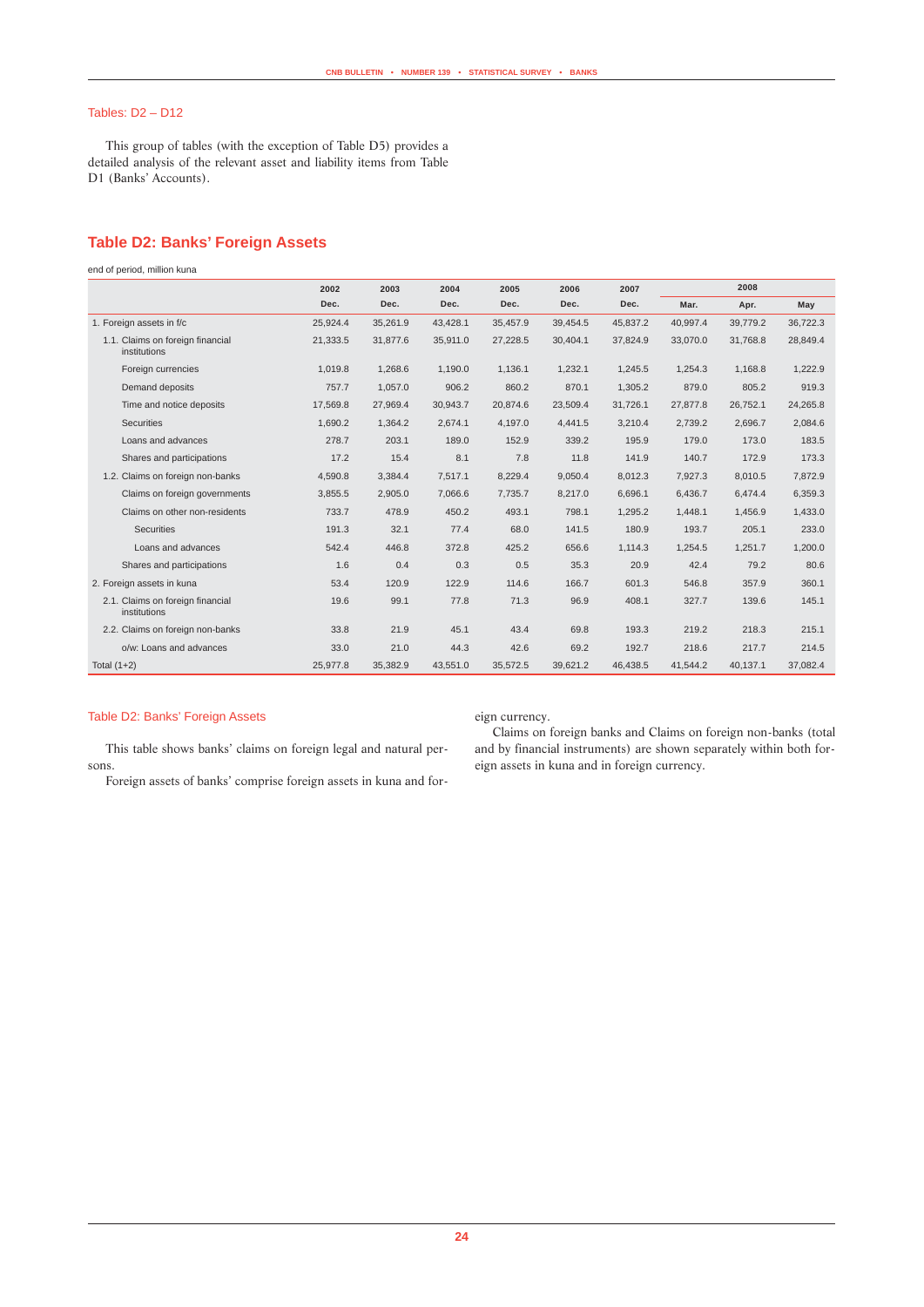## Tables: D2 – D12

This group of tables (with the exception of Table D5) provides a detailed analysis of the relevant asset and liability items from Table D1 (Banks' Accounts).

## Table D2: Banks' Foreign Assets

end of period, million kuna

| | 2002 | 2003 | 2004 | 2005 | 2006 | 2007 | 2008 | | |
|---|---|---|---|---|---|---|---|---|---|
| | Dec. | Dec. | Dec. | Dec. | Dec. | Dec. | Mar. | Apr. | May |
| 1. Foreign assets in f/c | 25,924.4 | 35,261.9 | 43,428.1 | 35,457.9 | 39,454.5 | 45,837.2 | 40,997.4 | 39,779.2 | 36,722.3 |
| 1.1. Claims on foreign financial institutions | 21,333.5 | 31,877.6 | 35,911.0 | 27,228.5 | 30,404.1 | 37,824.9 | 33,070.0 | 31,768.8 | 28,849.4 |
| Foreign currencies | 1,019.8 | 1,268.6 | 1,190.0 | 1,136.1 | 1,232.1 | 1,245.5 | 1,254.3 | 1,168.8 | 1,222.9 |
| Demand deposits | 757.7 | 1,057.0 | 906.2 | 860.2 | 870.1 | 1,305.2 | 879.0 | 805.2 | 919.3 |
| Time and notice deposits | 17,569.8 | 27,969.4 | 30,943.7 | 20,874.6 | 23,509.4 | 31,726.1 | 27,877.8 | 26,752.1 | 24,265.8 |
| Securities | 1,690.2 | 1,364.2 | 2,674.1 | 4,197.0 | 4,441.5 | 3,210.4 | 2,739.2 | 2,696.7 | 2,084.6 |
| Loans and advances | 278.7 | 203.1 | 189.0 | 152.9 | 339.2 | 195.9 | 179.0 | 173.0 | 183.5 |
| Shares and participations | 17.2 | 15.4 | 8.1 | 7.8 | 11.8 | 141.9 | 140.7 | 172.9 | 173.3 |
| 1.2. Claims on foreign non-banks | 4,590.8 | 3,384.4 | 7,517.1 | 8,229.4 | 9,050.4 | 8,012.3 | 7,927.3 | 8,010.5 | 7,872.9 |
| Claims on foreign governments | 3,855.5 | 2,905.0 | 7,066.6 | 7,735.7 | 8,217.0 | 6,696.1 | 6,436.7 | 6,474.4 | 6,359.3 |
| Claims on other non-residents | 733.7 | 478.9 | 450.2 | 493.1 | 798.1 | 1,295.2 | 1,448.1 | 1,456.9 | 1,433.0 |
| Securities | 191.3 | 32.1 | 77.4 | 68.0 | 141.5 | 180.9 | 193.7 | 205.1 | 233.0 |
| Loans and advances | 542.4 | 446.8 | 372.8 | 425.2 | 656.6 | 1,114.3 | 1,254.5 | 1,251.7 | 1,200.0 |
| Shares and participations | 1.6 | 0.4 | 0.3 | 0.5 | 35.3 | 20.9 | 42.4 | 79.2 | 80.6 |
| 2. Foreign assets in kuna | 53.4 | 120.9 | 122.9 | 114.6 | 166.7 | 601.3 | 546.8 | 357.9 | 360.1 |
| 2.1. Claims on foreign financial institutions | 19.6 | 99.1 | 77.8 | 71.3 | 96.9 | 408.1 | 327.7 | 139.6 | 145.1 |
| 2.2. Claims on foreign non-banks | 33.8 | 21.9 | 45.1 | 43.4 | 69.8 | 193.3 | 219.2 | 218.3 | 215.1 |
| o/w: Loans and advances | 33.0 | 21.0 | 44.3 | 42.6 | 69.2 | 192.7 | 218.6 | 217.7 | 214.5 |
| Total (1+2) | 25,977.8 | 35,382.9 | 43,551.0 | 35,572.5 | 39,621.2 | 46,438.5 | 41,544.2 | 40,137.1 | 37,082.4 |

### Table D2: Banks' Foreign Assets

This table shows banks' claims on foreign legal and natural persons.

Foreign assets of banks' comprise foreign assets in kuna and foreign currency.

Claims on foreign banks and Claims on foreign non-banks (total and by financial instruments) are shown separately within both foreign assets in kuna and in foreign currency.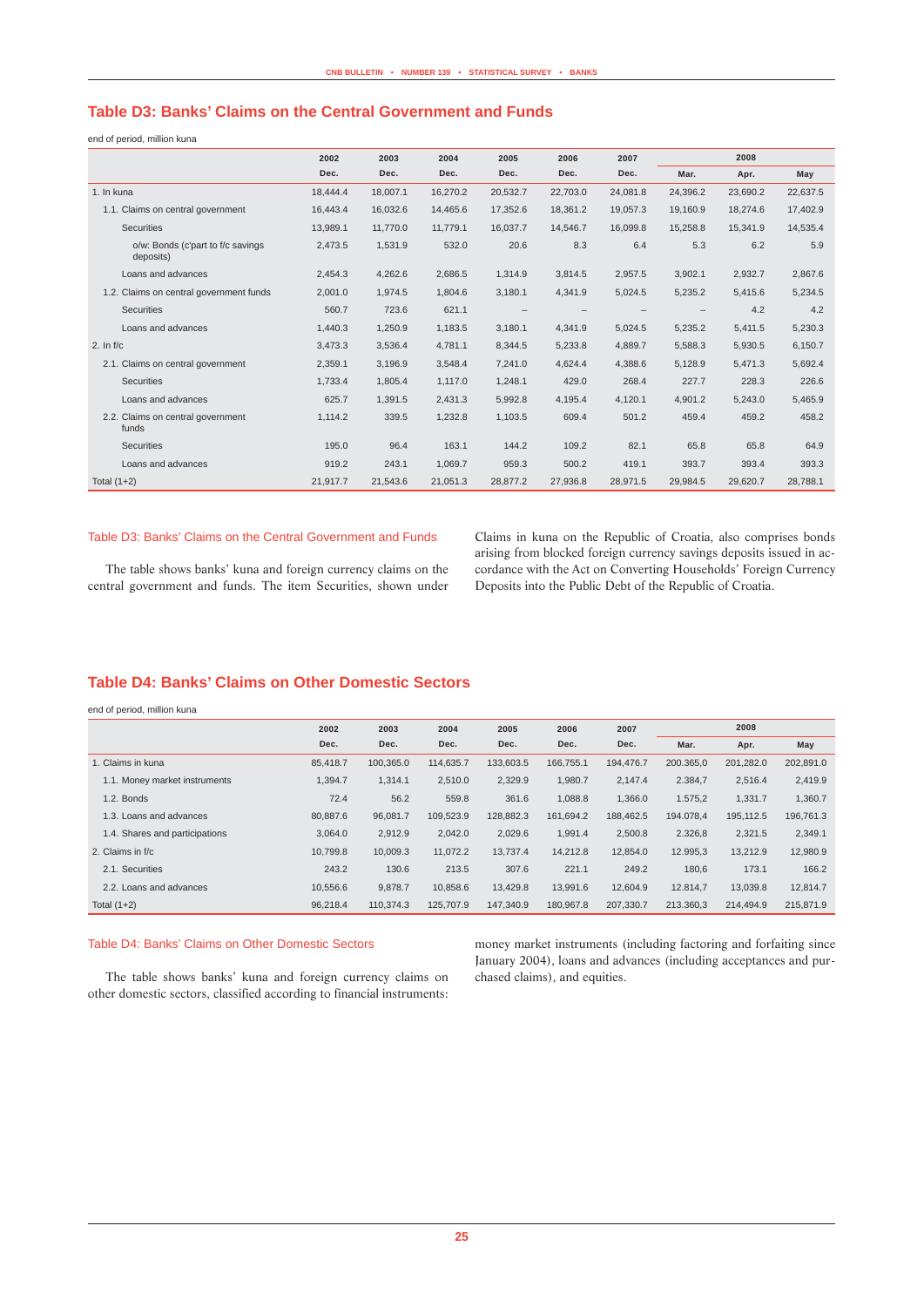## Table D3: Banks' Claims on the Central Government and Funds

end of period, million kuna

| | 2002 | 2003 | 2004 | 2005 | 2006 | 2007 | 2008 | | |
|---|---|---|---|---|---|---|---|---|---|
| | Dec. | Dec. | Dec. | Dec. | Dec. | Dec. | Mar. | Apr. | May |
| 1. In kuna | 18,444.4 | 18,007.1 | 16,270.2 | 20,532.7 | 22,703.0 | 24,081.8 | 24,396.2 | 23,690.2 | 22,637.5 |
| 1.1. Claims on central government | 16,443.4 | 16,032.6 | 14,465.6 | 17,352.6 | 18,361.2 | 19,057.3 | 19,160.9 | 18,274.6 | 17,402.9 |
| Securities | 13,989.1 | 11,770.0 | 11,779.1 | 16,037.7 | 14,546.7 | 16,099.8 | 15,258.8 | 15,341.9 | 14,535.4 |
| o/w: Bonds (c'part to f/c savings deposits) | 2,473.5 | 1,531.9 | 532.0 | 20.6 | 8.3 | 6.4 | 5.3 | 6.2 | 5.9 |
| Loans and advances | 2,454.3 | 4,262.6 | 2,686.5 | 1,314.9 | 3,814.5 | 2,957.5 | 3,902.1 | 2,932.7 | 2,867.6 |
| 1.2. Claims on central government funds | 2,001.0 | 1,974.5 | 1,804.6 | 3,180.1 | 4,341.9 | 5,024.5 | 5,235.2 | 5,415.6 | 5,234.5 |
| Securities | 560.7 | 723.6 | 621.1 | – | – | – | – | 4.2 | 4.2 |
| Loans and advances | 1,440.3 | 1,250.9 | 1,183.5 | 3,180.1 | 4,341.9 | 5,024.5 | 5,235.2 | 5,411.5 | 5,230.3 |
| 2. In f/c | 3,473.3 | 3,536.4 | 4,781.1 | 8,344.5 | 5,233.8 | 4,889.7 | 5,588.3 | 5,930.5 | 6,150.7 |
| 2.1. Claims on central government | 2,359.1 | 3,196.9 | 3,548.4 | 7,241.0 | 4,624.4 | 4,388.6 | 5,128.9 | 5,471.3 | 5,692.4 |
| Securities | 1,733.4 | 1,805.4 | 1,117.0 | 1,248.1 | 429.0 | 268.4 | 227.7 | 228.3 | 226.6 |
| Loans and advances | 625.7 | 1,391.5 | 2,431.3 | 5,992.8 | 4,195.4 | 4,120.1 | 4,901.2 | 5,243.0 | 5,465.9 |
| 2.2. Claims on central government funds | 1,114.2 | 339.5 | 1,232.8 | 1,103.5 | 609.4 | 501.2 | 459.4 | 459.2 | 458.2 |
| Securities | 195.0 | 96.4 | 163.1 | 144.2 | 109.2 | 82.1 | 65.8 | 65.8 | 64.9 |
| Loans and advances | 919.2 | 243.1 | 1,069.7 | 959.3 | 500.2 | 419.1 | 393.7 | 393.4 | 393.3 |
| Total (1+2) | 21,917.7 | 21,543.6 | 21,051.3 | 28,877.2 | 27,936.8 | 28,971.5 | 29,984.5 | 29,620.7 | 28,788.1 |

Table D3: Banks' Claims on the Central Government and Funds

The table shows banks' kuna and foreign currency claims on the central government and funds. The item Securities, shown under Claims in kuna on the Republic of Croatia, also comprises bonds arising from blocked foreign currency savings deposits issued in accordance with the Act on Converting Households' Foreign Currency Deposits into the Public Debt of the Republic of Croatia.

## Table D4: Banks' Claims on Other Domestic Sectors

end of period, million kuna

| | 2002 | 2003 | 2004 | 2005 | 2006 | 2007 | 2008 | | |
|---|---|---|---|---|---|---|---|---|---|
| | Dec. | Dec. | Dec. | Dec. | Dec. | Dec. | Mar. | Apr. | May |
| 1. Claims in kuna | 85,418.7 | 100,365.0 | 114,635.7 | 133,603.5 | 166,755.1 | 194,476.7 | 200.365,0 | 201,282.0 | 202,891.0 |
| 1.1. Money market instruments | 1,394.7 | 1,314.1 | 2,510.0 | 2,329.9 | 1,980.7 | 2,147.4 | 2.384,7 | 2,516.4 | 2,419.9 |
| 1.2. Bonds | 72.4 | 56.2 | 559.8 | 361.6 | 1,088.8 | 1,366.0 | 1.575,2 | 1,331.7 | 1,360.7 |
| 1.3. Loans and advances | 80,887.6 | 96,081.7 | 109,523.9 | 128,882.3 | 161,694.2 | 188,462.5 | 194.078,4 | 195,112.5 | 196,761.3 |
| 1.4. Shares and participations | 3,064.0 | 2,912.9 | 2,042.0 | 2,029.6 | 1,991.4 | 2,500.8 | 2.326,8 | 2,321.5 | 2,349.1 |
| 2. Claims in f/c | 10,799.8 | 10,009.3 | 11,072.2 | 13,737.4 | 14,212.8 | 12,854.0 | 12.995,3 | 13,212.9 | 12,980.9 |
| 2.1. Securities | 243.2 | 130.6 | 213.5 | 307.6 | 221.1 | 249.2 | 180,6 | 173.1 | 166.2 |
| 2.2. Loans and advances | 10,556.6 | 9,878.7 | 10,858.6 | 13,429.8 | 13,991.6 | 12,604.9 | 12.814,7 | 13,039.8 | 12,814.7 |
| Total (1+2) | 96,218.4 | 110,374.3 | 125,707.9 | 147,340.9 | 180,967.8 | 207,330.7 | 213.360,3 | 214,494.9 | 215,871.9 |

Table D4: Banks' Claims on Other Domestic Sectors

The table shows banks' kuna and foreign currency claims on other domestic sectors, classified according to financial instruments: money market instruments (including factoring and forfaiting since January 2004), loans and advances (including acceptances and purchased claims), and equities.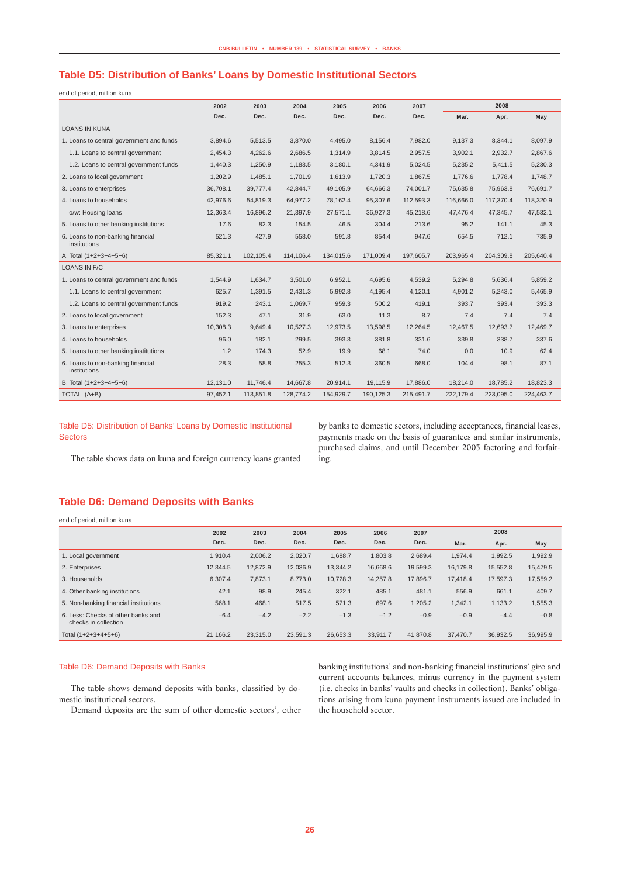## Table D5: Distribution of Banks' Loans by Domestic Institutional Sectors

end of period, million kuna

| | 2002 | 2003 | 2004 | 2005 | 2006 | 2007 | 2008 | | |
|---|---|---|---|---|---|---|---|---|---|
| | Dec. | Dec. | Dec. | Dec. | Dec. | Dec. | Mar. | Apr. | May |
| LOANS IN KUNA | | | | | | | | | |
| 1. Loans to central government and funds | 3,894.6 | 5,513.5 | 3,870.0 | 4,495.0 | 8,156.4 | 7,982.0 | 9,137.3 | 8,344.1 | 8,097.9 |
| 1.1. Loans to central government | 2,454.3 | 4,262.6 | 2,686.5 | 1,314.9 | 3,814.5 | 2,957.5 | 3,902.1 | 2,932.7 | 2,867.6 |
| 1.2. Loans to central government funds | 1,440.3 | 1,250.9 | 1,183.5 | 3,180.1 | 4,341.9 | 5,024.5 | 5,235.2 | 5,411.5 | 5,230.3 |
| 2. Loans to local government | 1,202.9 | 1,485.1 | 1,701.9 | 1,613.9 | 1,720.3 | 1,867.5 | 1,776.6 | 1,778.4 | 1,748.7 |
| 3. Loans to enterprises | 36,708.1 | 39,777.4 | 42,844.7 | 49,105.9 | 64,666.3 | 74,001.7 | 75,635.8 | 75,963.8 | 76,691.7 |
| 4. Loans to households | 42,976.6 | 54,819.3 | 64,977.2 | 78,162.4 | 95,307.6 | 112,593.3 | 116,666.0 | 117,370.4 | 118,320.9 |
| o/w: Housing loans | 12,363.4 | 16,896.2 | 21,397.9 | 27,571.1 | 36,927.3 | 45,218.6 | 47,476.4 | 47,345.7 | 47,532.1 |
| 5. Loans to other banking institutions | 17.6 | 82.3 | 154.5 | 46.5 | 304.4 | 213.6 | 95.2 | 141.1 | 45.3 |
| 6. Loans to non-banking financial institutions | 521.3 | 427.9 | 558.0 | 591.8 | 854.4 | 947.6 | 654.5 | 712.1 | 735.9 |
| A. Total (1+2+3+4+5+6) | 85,321.1 | 102,105.4 | 114,106.4 | 134,015.6 | 171,009.4 | 197,605.7 | 203,965.4 | 204,309.8 | 205,640.4 |
| LOANS IN F/C | | | | | | | | | |
| 1. Loans to central government and funds | 1,544.9 | 1,634.7 | 3,501.0 | 6,952.1 | 4,695.6 | 4,539.2 | 5,294.8 | 5,636.4 | 5,859.2 |
| 1.1. Loans to central government | 625.7 | 1,391.5 | 2,431.3 | 5,992.8 | 4,195.4 | 4,120.1 | 4,901.2 | 5,243.0 | 5,465.9 |
| 1.2. Loans to central government funds | 919.2 | 243.1 | 1,069.7 | 959.3 | 500.2 | 419.1 | 393.7 | 393.4 | 393.3 |
| 2. Loans to local government | 152.3 | 47.1 | 31.9 | 63.0 | 11.3 | 8.7 | 7.4 | 7.4 | 7.4 |
| 3. Loans to enterprises | 10,308.3 | 9,649.4 | 10,527.3 | 12,973.5 | 13,598.5 | 12,264.5 | 12,467.5 | 12,693.7 | 12,469.7 |
| 4. Loans to households | 96.0 | 182.1 | 299.5 | 393.3 | 381.8 | 331.6 | 339.8 | 338.7 | 337.6 |
| 5. Loans to other banking institutions | 1.2 | 174.3 | 52.9 | 19.9 | 68.1 | 74.0 | 0.0 | 10.9 | 62.4 |
| 6. Loans to non-banking financial institutions | 28.3 | 58.8 | 255.3 | 512.3 | 360.5 | 668.0 | 104.4 | 98.1 | 87.1 |
| B. Total (1+2+3+4+5+6) | 12,131.0 | 11,746.4 | 14,667.8 | 20,914.1 | 19,115.9 | 17,886.0 | 18,214.0 | 18,785.2 | 18,823.3 |
| TOTAL (A+B) | 97,452.1 | 113,851.8 | 128,774.2 | 154,929.7 | 190,125.3 | 215,491.7 | 222,179.4 | 223,095.0 | 224,463.7 |

#### Table D5: Distribution of Banks' Loans by Domestic Institutional Sectors

The table shows data on kuna and foreign currency loans granted by banks to domestic sectors, including acceptances, financial leases, payments made on the basis of guarantees and similar instruments, purchased claims, and until December 2003 factoring and forfaiting.

## Table D6: Demand Deposits with Banks

end of period, million kuna

| | 2002 | 2003 | 2004 | 2005 | 2006 | 2007 | 2008 | | |
|---|---|---|---|---|---|---|---|---|---|
| | Dec. | Dec. | Dec. | Dec. | Dec. | Dec. | Mar. | Apr. | May |
| 1. Local government | 1,910.4 | 2,006.2 | 2,020.7 | 1,688.7 | 1,803.8 | 2,689.4 | 1,974.4 | 1,992.5 | 1,992.9 |
| 2. Enterprises | 12,344.5 | 12,872.9 | 12,036.9 | 13,344.2 | 16,668.6 | 19,599.3 | 16,179.8 | 15,552.8 | 15,479.5 |
| 3. Households | 6,307.4 | 7,873.1 | 8,773.0 | 10,728.3 | 14,257.8 | 17,896.7 | 17,418.4 | 17,597.3 | 17,559.2 |
| 4. Other banking institutions | 42.1 | 98.9 | 245.4 | 322.1 | 485.1 | 481.1 | 556.9 | 661.1 | 409.7 |
| 5. Non-banking financial institutions | 568.1 | 468.1 | 517.5 | 571.3 | 697.6 | 1,205.2 | 1,342.1 | 1,133.2 | 1,555.3 |
| 6. Less: Checks of other banks and checks in collection | –6.4 | –4.2 | –2.2 | –1.3 | –1.2 | –0.9 | –0.9 | –4.4 | –0.8 |
| Total (1+2+3+4+5+6) | 21,166.2 | 23,315.0 | 23,591.3 | 26,653.3 | 33,911.7 | 41,870.8 | 37,470.7 | 36,932.5 | 36,995.9 |

#### Table D6: Demand Deposits with Banks

The table shows demand deposits with banks, classified by domestic institutional sectors.

Demand deposits are the sum of other domestic sectors', other banking institutions' and non-banking financial institutions' giro and current accounts balances, minus currency in the payment system (i.e. checks in banks' vaults and checks in collection). Banks' obligations arising from kuna payment instruments issued are included in the household sector.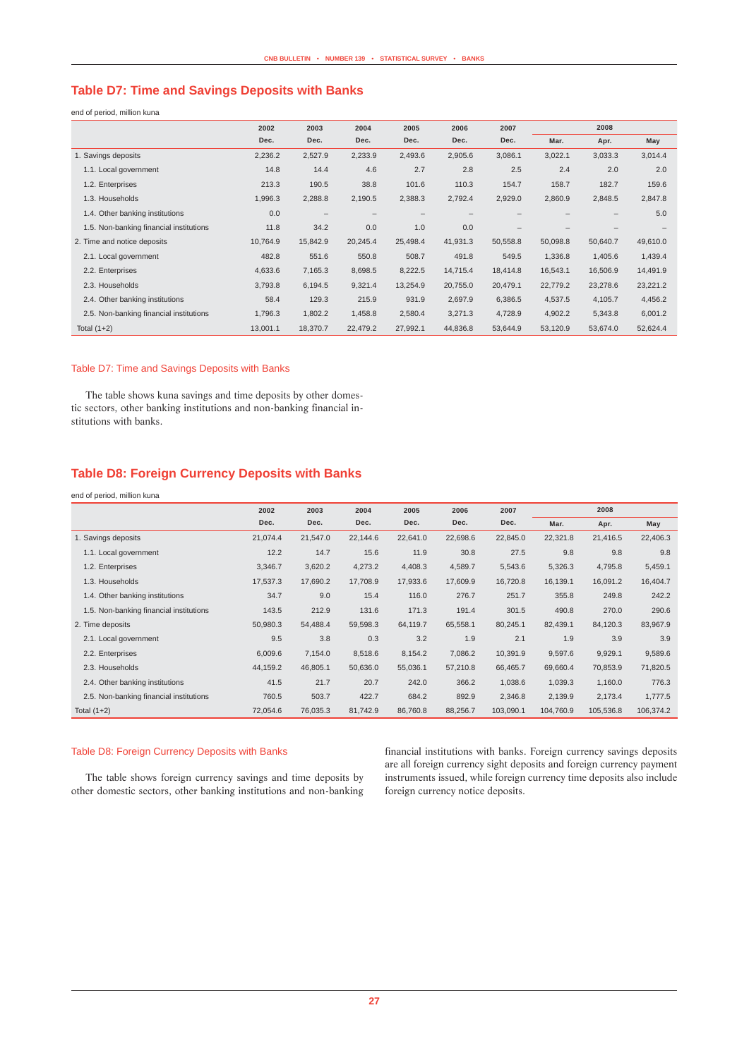## Table D7: Time and Savings Deposits with Banks

end of period, million kuna

| | 2002 | 2003 | 2004 | 2005 | 2006 | 2007 | 2008 | | |
|---|---|---|---|---|---|---|---|---|---|
| | Dec. | Dec. | Dec. | Dec. | Dec. | Dec. | Mar. | Apr. | May |
| 1. Savings deposits | 2,236.2 | 2,527.9 | 2,233.9 | 2,493.6 | 2,905.6 | 3,086.1 | 3,022.1 | 3,033.3 | 3,014.4 |
| 1.1. Local government | 14.8 | 14.4 | 4.6 | 2.7 | 2.8 | 2.5 | 2.4 | 2.0 | 2.0 |
| 1.2. Enterprises | 213.3 | 190.5 | 38.8 | 101.6 | 110.3 | 154.7 | 158.7 | 182.7 | 159.6 |
| 1.3. Households | 1,996.3 | 2,288.8 | 2,190.5 | 2,388.3 | 2,792.4 | 2,929.0 | 2,860.9 | 2,848.5 | 2,847.8 |
| 1.4. Other banking institutions | 0.0 | – | – | – | – | – | – | – | 5.0 |
| 1.5. Non-banking financial institutions | 11.8 | 34.2 | 0.0 | 1.0 | 0.0 | – | – | – | – |
| 2. Time and notice deposits | 10,764.9 | 15,842.9 | 20,245.4 | 25,498.4 | 41,931.3 | 50,558.8 | 50,098.8 | 50,640.7 | 49,610.0 |
| 2.1. Local government | 482.8 | 551.6 | 550.8 | 508.7 | 491.8 | 549.5 | 1,336.8 | 1,405.6 | 1,439.4 |
| 2.2. Enterprises | 4,633.6 | 7,165.3 | 8,698.5 | 8,222.5 | 14,715.4 | 18,414.8 | 16,543.1 | 16,506.9 | 14,491.9 |
| 2.3. Households | 3,793.8 | 6,194.5 | 9,321.4 | 13,254.9 | 20,755.0 | 20,479.1 | 22,779.2 | 23,278.6 | 23,221.2 |
| 2.4. Other banking institutions | 58.4 | 129.3 | 215.9 | 931.9 | 2,697.9 | 6,386.5 | 4,537.5 | 4,105.7 | 4,456.2 |
| 2.5. Non-banking financial institutions | 1,796.3 | 1,802.2 | 1,458.8 | 2,580.4 | 3,271.3 | 4,728.9 | 4,902.2 | 5,343.8 | 6,001.2 |
| Total (1+2) | 13,001.1 | 18,370.7 | 22,479.2 | 27,992.1 | 44,836.8 | 53,644.9 | 53,120.9 | 53,674.0 | 52,624.4 |

### Table D7: Time and Savings Deposits with Banks

The table shows kuna savings and time deposits by other domestic sectors, other banking institutions and non-banking financial institutions with banks.

## Table D8: Foreign Currency Deposits with Banks

end of period, million kuna

| | 2002 | 2003 | 2004 | 2005 | 2006 | 2007 | 2008 | | |
|---|---|---|---|---|---|---|---|---|---|
| | Dec. | Dec. | Dec. | Dec. | Dec. | Dec. | Mar. | Apr. | May |
| 1. Savings deposits | 21,074.4 | 21,547.0 | 22,144.6 | 22,641.0 | 22,698.6 | 22,845.0 | 22,321.8 | 21,416.5 | 22,406.3 |
| 1.1. Local government | 12.2 | 14.7 | 15.6 | 11.9 | 30.8 | 27.5 | 9.8 | 9.8 | 9.8 |
| 1.2. Enterprises | 3,346.7 | 3,620.2 | 4,273.2 | 4,408.3 | 4,589.7 | 5,543.6 | 5,326.3 | 4,795.8 | 5,459.1 |
| 1.3. Households | 17,537.3 | 17,690.2 | 17,708.9 | 17,933.6 | 17,609.9 | 16,720.8 | 16,139.1 | 16,091.2 | 16,404.7 |
| 1.4. Other banking institutions | 34.7 | 9.0 | 15.4 | 116.0 | 276.7 | 251.7 | 355.8 | 249.8 | 242.2 |
| 1.5. Non-banking financial institutions | 143.5 | 212.9 | 131.6 | 171.3 | 191.4 | 301.5 | 490.8 | 270.0 | 290.6 |
| 2. Time deposits | 50,980.3 | 54,488.4 | 59,598.3 | 64,119.7 | 65,558.1 | 80,245.1 | 82,439.1 | 84,120.3 | 83,967.9 |
| 2.1. Local government | 9.5 | 3.8 | 0.3 | 3.2 | 1.9 | 2.1 | 1.9 | 3.9 | 3.9 |
| 2.2. Enterprises | 6,009.6 | 7,154.0 | 8,518.6 | 8,154.2 | 7,086.2 | 10,391.9 | 9,597.6 | 9,929.1 | 9,589.6 |
| 2.3. Households | 44,159.2 | 46,805.1 | 50,636.0 | 55,036.1 | 57,210.8 | 66,465.7 | 69,660.4 | 70,853.9 | 71,820.5 |
| 2.4. Other banking institutions | 41.5 | 21.7 | 20.7 | 242.0 | 366.2 | 1,038.6 | 1,039.3 | 1,160.0 | 776.3 |
| 2.5. Non-banking financial institutions | 760.5 | 503.7 | 422.7 | 684.2 | 892.9 | 2,346.8 | 2,139.9 | 2,173.4 | 1,777.5 |
| Total (1+2) | 72,054.6 | 76,035.3 | 81,742.9 | 86,760.8 | 88,256.7 | 103,090.1 | 104,760.9 | 105,536.8 | 106,374.2 |

### Table D8: Foreign Currency Deposits with Banks

The table shows foreign currency savings and time deposits by other domestic sectors, other banking institutions and non-banking financial institutions with banks. Foreign currency savings deposits are all foreign currency sight deposits and foreign currency payment instruments issued, while foreign currency time deposits also include foreign currency notice deposits.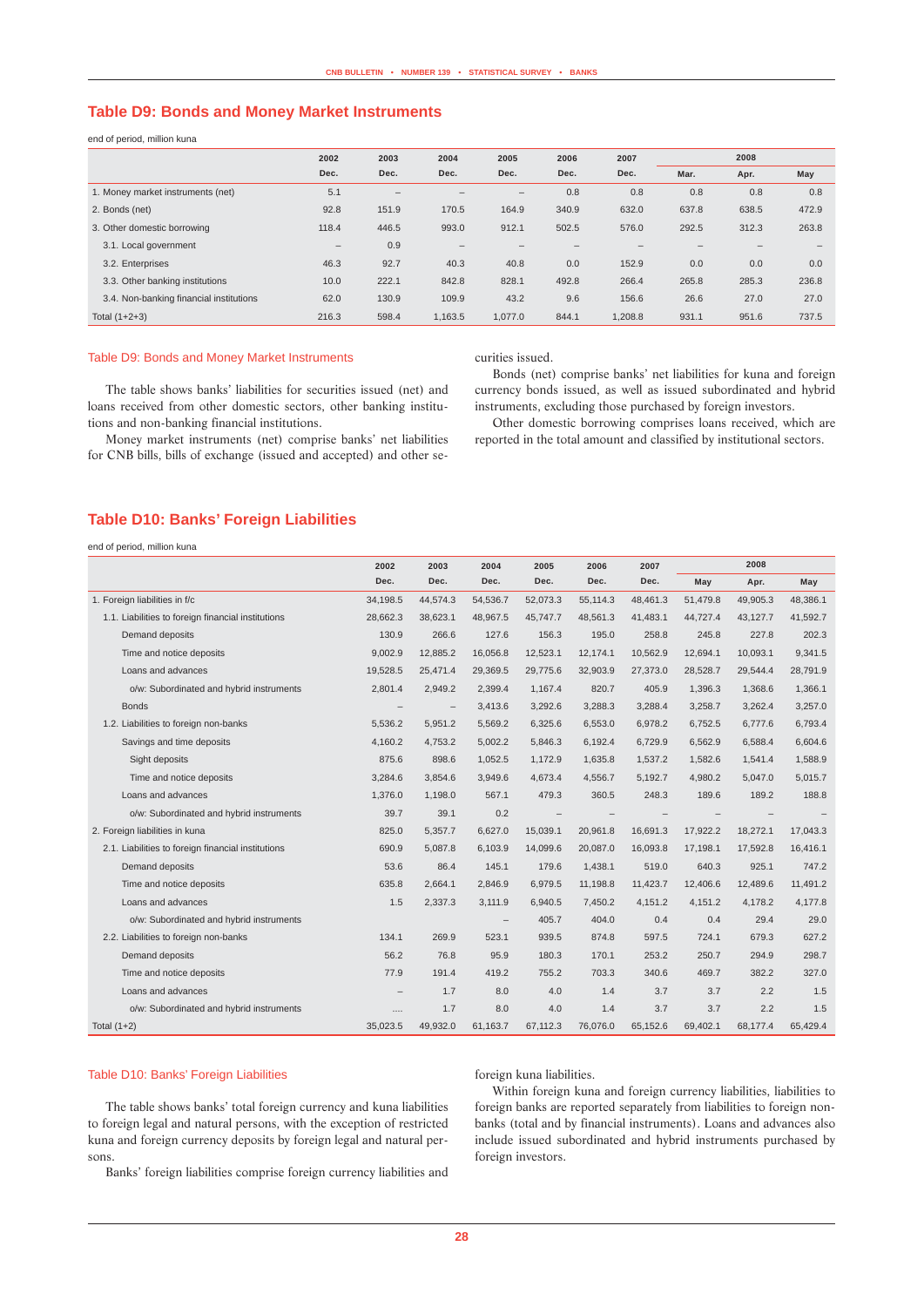## Table D9: Bonds and Money Market Instruments

end of period, million kuna

| | 2002 | 2003 | 2004 | 2005 | 2006 | 2007 | 2008 | | |
|---|---|---|---|---|---|---|---|---|---|
| | Dec. | Dec. | Dec. | Dec. | Dec. | Dec. | Mar. | Apr. | May |
| 1. Money market instruments (net) | 5.1 | – | – | – | 0.8 | 0.8 | 0.8 | 0.8 | 0.8 |
| 2. Bonds (net) | 92.8 | 151.9 | 170.5 | 164.9 | 340.9 | 632.0 | 637.8 | 638.5 | 472.9 |
| 3. Other domestic borrowing | 118.4 | 446.5 | 993.0 | 912.1 | 502.5 | 576.0 | 292.5 | 312.3 | 263.8 |
| 3.1. Local government | – | 0.9 | – | – | – | – | – | – | – |
| 3.2. Enterprises | 46.3 | 92.7 | 40.3 | 40.8 | 0.0 | 152.9 | 0.0 | 0.0 | 0.0 |
| 3.3. Other banking institutions | 10.0 | 222.1 | 842.8 | 828.1 | 492.8 | 266.4 | 265.8 | 285.3 | 236.8 |
| 3.4. Non-banking financial institutions | 62.0 | 130.9 | 109.9 | 43.2 | 9.6 | 156.6 | 26.6 | 27.0 | 27.0 |
| Total (1+2+3) | 216.3 | 598.4 | 1,163.5 | 1,077.0 | 844.1 | 1,208.8 | 931.1 | 951.6 | 737.5 |

### Table D9: Bonds and Money Market Instruments

The table shows banks' liabilities for securities issued (net) and loans received from other domestic sectors, other banking institutions and non-banking financial institutions.

Money market instruments (net) comprise banks' net liabilities for CNB bills, bills of exchange (issued and accepted) and other securities issued.

Bonds (net) comprise banks' net liabilities for kuna and foreign currency bonds issued, as well as issued subordinated and hybrid instruments, excluding those purchased by foreign investors.

Other domestic borrowing comprises loans received, which are reported in the total amount and classified by institutional sectors.

## Table D10: Banks' Foreign Liabilities

end of period, million kuna

| | 2002 | 2003 | 2004 | 2005 | 2006 | 2007 | 2008 | | |
|---|---|---|---|---|---|---|---|---|---|
| | Dec. | Dec. | Dec. | Dec. | Dec. | Dec. | May | Apr. | May |
| 1. Foreign liabilities in f/c | 34,198.5 | 44,574.3 | 54,536.7 | 52,073.3 | 55,114.3 | 48,461.3 | 51,479.8 | 49,905.3 | 48,386.1 |
| 1.1. Liabilities to foreign financial institutions | 28,662.3 | 38,623.1 | 48,967.5 | 45,747.7 | 48,561.3 | 41,483.1 | 44,727.4 | 43,127.7 | 41,592.7 |
| Demand deposits | 130.9 | 266.6 | 127.6 | 156.3 | 195.0 | 258.8 | 245.8 | 227.8 | 202.3 |
| Time and notice deposits | 9,002.9 | 12,885.2 | 16,056.8 | 12,523.1 | 12,174.1 | 10,562.9 | 12,694.1 | 10,093.1 | 9,341.5 |
| Loans and advances | 19,528.5 | 25,471.4 | 29,369.5 | 29,775.6 | 32,903.9 | 27,373.0 | 28,528.7 | 29,544.4 | 28,791.9 |
| o/w: Subordinated and hybrid instruments | 2,801.4 | 2,949.2 | 2,399.4 | 1,167.4 | 820.7 | 405.9 | 1,396.3 | 1,368.6 | 1,366.1 |
| Bonds | – | – | 3,413.6 | 3,292.6 | 3,288.3 | 3,288.4 | 3,258.7 | 3,262.4 | 3,257.0 |
| 1.2. Liabilities to foreign non-banks | 5,536.2 | 5,951.2 | 5,569.2 | 6,325.6 | 6,553.0 | 6,978.2 | 6,752.5 | 6,777.6 | 6,793.4 |
| Savings and time deposits | 4,160.2 | 4,753.2 | 5,002.2 | 5,846.3 | 6,192.4 | 6,729.9 | 6,562.9 | 6,588.4 | 6,604.6 |
| Sight deposits | 875.6 | 898.6 | 1,052.5 | 1,172.9 | 1,635.8 | 1,537.2 | 1,582.6 | 1,541.4 | 1,588.9 |
| Time and notice deposits | 3,284.6 | 3,854.6 | 3,949.6 | 4,673.4 | 4,556.7 | 5,192.7 | 4,980.2 | 5,047.0 | 5,015.7 |
| Loans and advances | 1,376.0 | 1,198.0 | 567.1 | 479.3 | 360.5 | 248.3 | 189.6 | 189.2 | 188.8 |
| o/w: Subordinated and hybrid instruments | 39.7 | 39.1 | 0.2 | – | – | – | – | – | – |
| 2. Foreign liabilities in kuna | 825.0 | 5,357.7 | 6,627.0 | 15,039.1 | 20,961.8 | 16,691.3 | 17,922.2 | 18,272.1 | 17,043.3 |
| 2.1. Liabilities to foreign financial institutions | 690.9 | 5,087.8 | 6,103.9 | 14,099.6 | 20,087.0 | 16,093.8 | 17,198.1 | 17,592.8 | 16,416.1 |
| Demand deposits | 53.6 | 86.4 | 145.1 | 179.6 | 1,438.1 | 519.0 | 640.3 | 925.1 | 747.2 |
| Time and notice deposits | 635.8 | 2,664.1 | 2,846.9 | 6,979.5 | 11,198.8 | 11,423.7 | 12,406.6 | 12,489.6 | 11,491.2 |
| Loans and advances | 1.5 | 2,337.3 | 3,111.9 | 6,940.5 | 7,450.2 | 4,151.2 | 4,151.2 | 4,178.2 | 4,177.8 |
| o/w: Subordinated and hybrid instruments | | | – | 405.7 | 404.0 | 0.4 | 0.4 | 29.4 | 29.0 |
| 2.2. Liabilities to foreign non-banks | 134.1 | 269.9 | 523.1 | 939.5 | 874.8 | 597.5 | 724.1 | 679.3 | 627.2 |
| Demand deposits | 56.2 | 76.8 | 95.9 | 180.3 | 170.1 | 253.2 | 250.7 | 294.9 | 298.7 |
| Time and notice deposits | 77.9 | 191.4 | 419.2 | 755.2 | 703.3 | 340.6 | 469.7 | 382.2 | 327.0 |
| Loans and advances | – | 1.7 | 8.0 | 4.0 | 1.4 | 3.7 | 3.7 | 2.2 | 1.5 |
| o/w: Subordinated and hybrid instruments | .... | 1.7 | 8.0 | 4.0 | 1.4 | 3.7 | 3.7 | 2.2 | 1.5 |
| Total (1+2) | 35,023.5 | 49,932.0 | 61,163.7 | 67,112.3 | 76,076.0 | 65,152.6 | 69,402.1 | 68,177.4 | 65,429.4 |

### Table D10: Banks' Foreign Liabilities

The table shows banks' total foreign currency and kuna liabilities to foreign legal and natural persons, with the exception of restricted kuna and foreign currency deposits by foreign legal and natural persons.

Banks' foreign liabilities comprise foreign currency liabilities and foreign kuna liabilities.

Within foreign kuna and foreign currency liabilities, liabilities to foreign banks are reported separately from liabilities to foreign non-banks (total and by financial instruments). Loans and advances also include issued subordinated and hybrid instruments purchased by foreign investors.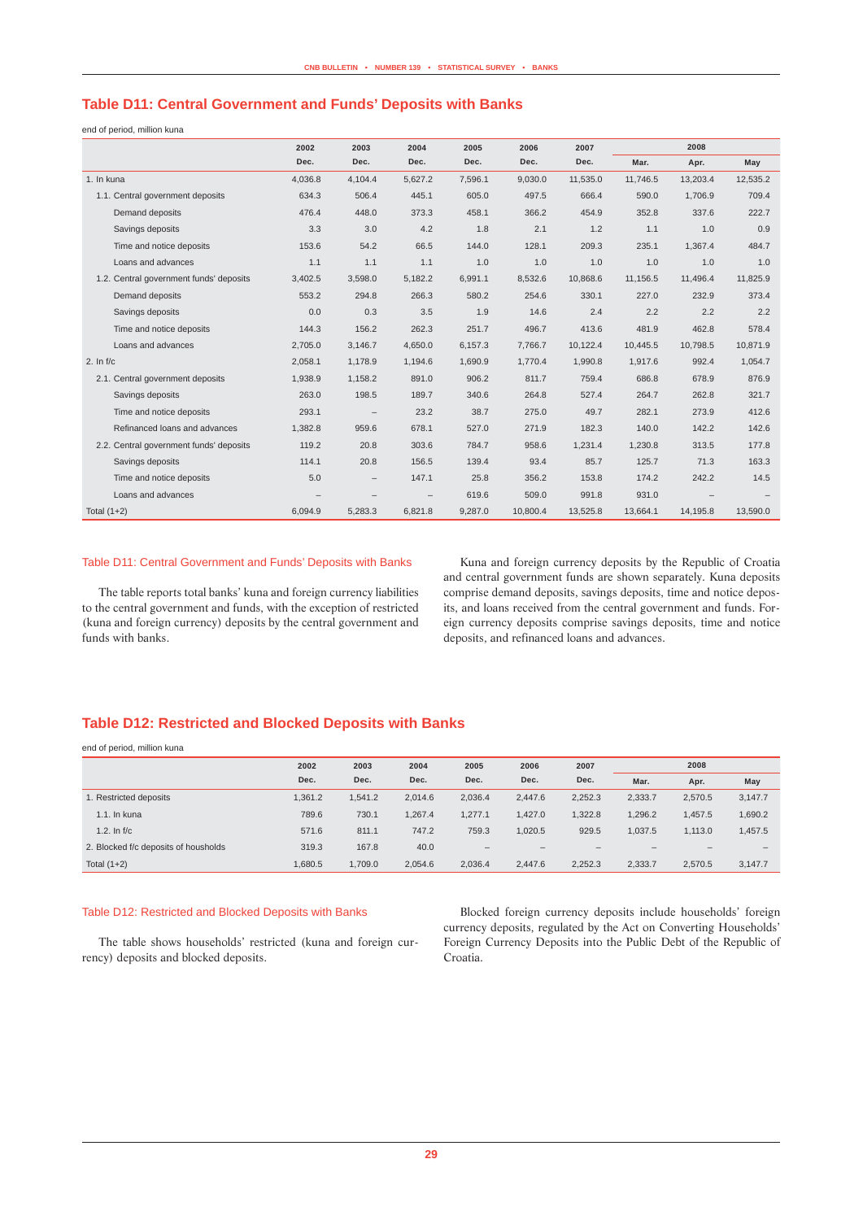## Table D11: Central Government and Funds' Deposits with Banks

end of period, million kuna

| | 2002 | 2003 | 2004 | 2005 | 2006 | 2007 | 2008 | | |
|---|---|---|---|---|---|---|---|---|---|
| | Dec. | Dec. | Dec. | Dec. | Dec. | Dec. | Mar. | Apr. | May |
| 1. In kuna | 4,036.8 | 4,104.4 | 5,627.2 | 7,596.1 | 9,030.0 | 11,535.0 | 11,746.5 | 13,203.4 | 12,535.2 |
| 1.1. Central government deposits | 634.3 | 506.4 | 445.1 | 605.0 | 497.5 | 666.4 | 590.0 | 1,706.9 | 709.4 |
| Demand deposits | 476.4 | 448.0 | 373.3 | 458.1 | 366.2 | 454.9 | 352.8 | 337.6 | 222.7 |
| Savings deposits | 3.3 | 3.0 | 4.2 | 1.8 | 2.1 | 1.2 | 1.1 | 1.0 | 0.9 |
| Time and notice deposits | 153.6 | 54.2 | 66.5 | 144.0 | 128.1 | 209.3 | 235.1 | 1,367.4 | 484.7 |
| Loans and advances | 1.1 | 1.1 | 1.1 | 1.0 | 1.0 | 1.0 | 1.0 | 1.0 | 1.0 |
| 1.2. Central government funds' deposits | 3,402.5 | 3,598.0 | 5,182.2 | 6,991.1 | 8,532.6 | 10,868.6 | 11,156.5 | 11,496.4 | 11,825.9 |
| Demand deposits | 553.2 | 294.8 | 266.3 | 580.2 | 254.6 | 330.1 | 227.0 | 232.9 | 373.4 |
| Savings deposits | 0.0 | 0.3 | 3.5 | 1.9 | 14.6 | 2.4 | 2.2 | 2.2 | 2.2 |
| Time and notice deposits | 144.3 | 156.2 | 262.3 | 251.7 | 496.7 | 413.6 | 481.9 | 462.8 | 578.4 |
| Loans and advances | 2,705.0 | 3,146.7 | 4,650.0 | 6,157.3 | 7,766.7 | 10,122.4 | 10,445.5 | 10,798.5 | 10,871.9 |
| 2. In f/c | 2,058.1 | 1,178.9 | 1,194.6 | 1,690.9 | 1,770.4 | 1,990.8 | 1,917.6 | 992.4 | 1,054.7 |
| 2.1. Central government deposits | 1,938.9 | 1,158.2 | 891.0 | 906.2 | 811.7 | 759.4 | 686.8 | 678.9 | 876.9 |
| Savings deposits | 263.0 | 198.5 | 189.7 | 340.6 | 264.8 | 527.4 | 264.7 | 262.8 | 321.7 |
| Time and notice deposits | 293.1 | – | 23.2 | 38.7 | 275.0 | 49.7 | 282.1 | 273.9 | 412.6 |
| Refinanced loans and advances | 1,382.8 | 959.6 | 678.1 | 527.0 | 271.9 | 182.3 | 140.0 | 142.2 | 142.6 |
| 2.2. Central government funds' deposits | 119.2 | 20.8 | 303.6 | 784.7 | 958.6 | 1,231.4 | 1,230.8 | 313.5 | 177.8 |
| Savings deposits | 114.1 | 20.8 | 156.5 | 139.4 | 93.4 | 85.7 | 125.7 | 71.3 | 163.3 |
| Time and notice deposits | 5.0 | – | 147.1 | 25.8 | 356.2 | 153.8 | 174.2 | 242.2 | 14.5 |
| Loans and advances | – | – | – | 619.6 | 509.0 | 991.8 | 931.0 | – | – |
| Total (1+2) | 6,094.9 | 5,283.3 | 6,821.8 | 9,287.0 | 10,800.4 | 13,525.8 | 13,664.1 | 14,195.8 | 13,590.0 |

### Table D11: Central Government and Funds' Deposits with Banks

The table reports total banks' kuna and foreign currency liabilities to the central government and funds, with the exception of restricted (kuna and foreign currency) deposits by the central government and funds with banks.

Kuna and foreign currency deposits by the Republic of Croatia and central government funds are shown separately. Kuna deposits comprise demand deposits, savings deposits, time and notice deposits, and loans received from the central government and funds. Foreign currency deposits comprise savings deposits, time and notice deposits, and refinanced loans and advances.

## Table D12: Restricted and Blocked Deposits with Banks

end of period, million kuna

| | 2002 | 2003 | 2004 | 2005 | 2006 | 2007 | 2008 | | |
|---|---|---|---|---|---|---|---|---|---|
| | Dec. | Dec. | Dec. | Dec. | Dec. | Dec. | Mar. | Apr. | May |
| 1. Restricted deposits | 1,361.2 | 1,541.2 | 2,014.6 | 2,036.4 | 2,447.6 | 2,252.3 | 2,333.7 | 2,570.5 | 3,147.7 |
| 1.1. In kuna | 789.6 | 730.1 | 1,267.4 | 1,277.1 | 1,427.0 | 1,322.8 | 1,296.2 | 1,457.5 | 1,690.2 |
| 1.2. In f/c | 571.6 | 811.1 | 747.2 | 759.3 | 1,020.5 | 929.5 | 1,037.5 | 1,113.0 | 1,457.5 |
| 2. Blocked f/c deposits of housholds | 319.3 | 167.8 | 40.0 | – | – | – | – | – | – |
| Total (1+2) | 1,680.5 | 1,709.0 | 2,054.6 | 2,036.4 | 2,447.6 | 2,252.3 | 2,333.7 | 2,570.5 | 3,147.7 |

### Table D12: Restricted and Blocked Deposits with Banks

The table shows households' restricted (kuna and foreign currency) deposits and blocked deposits.

Blocked foreign currency deposits include households' foreign currency deposits, regulated by the Act on Converting Households' Foreign Currency Deposits into the Public Debt of the Republic of Croatia.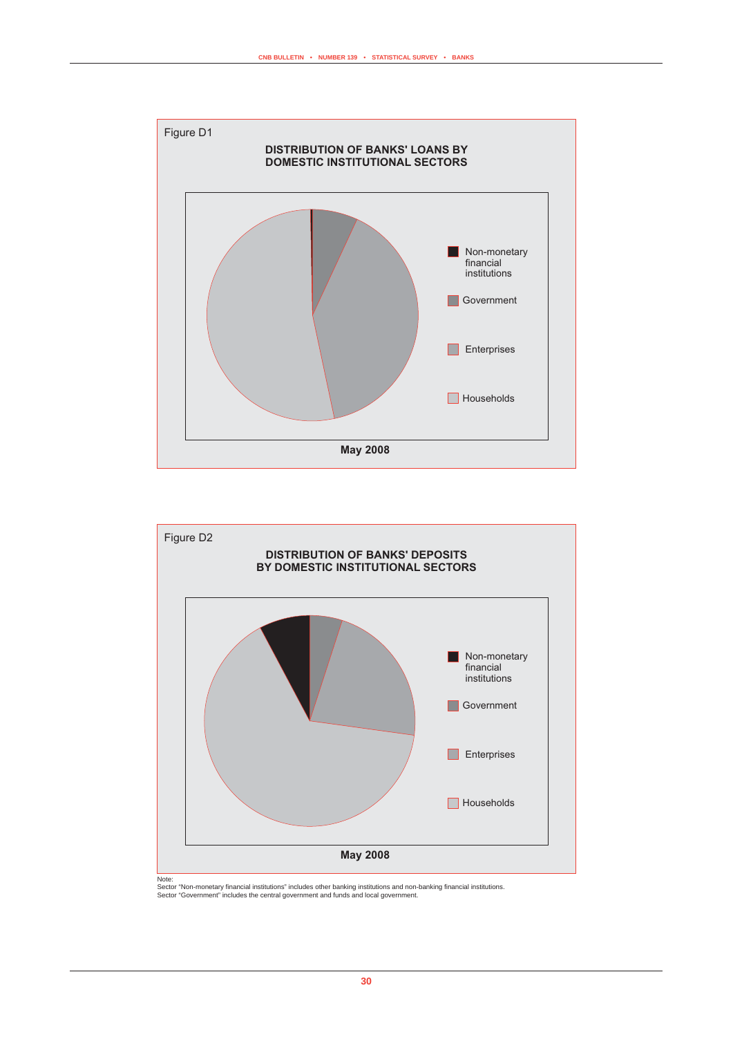Figure D1

**DISTRIBUTION OF BANKS' LOANS BY DOMESTIC INSTITUTIONAL SECTORS**

- Non-monetary financial institutions
- Government
- Enterprises
- Households

**May 2008**

Figure D2

**DISTRIBUTION OF BANKS' DEPOSITS BY DOMESTIC INSTITUTIONAL SECTORS**

- Non-monetary financial institutions
- Government
- Enterprises
- Households

**May 2008**

Note:
Sector "Non-monetary financial institutions" includes other banking institutions and non-banking financial institutions.
Sector "Government" includes the central government and funds and local government.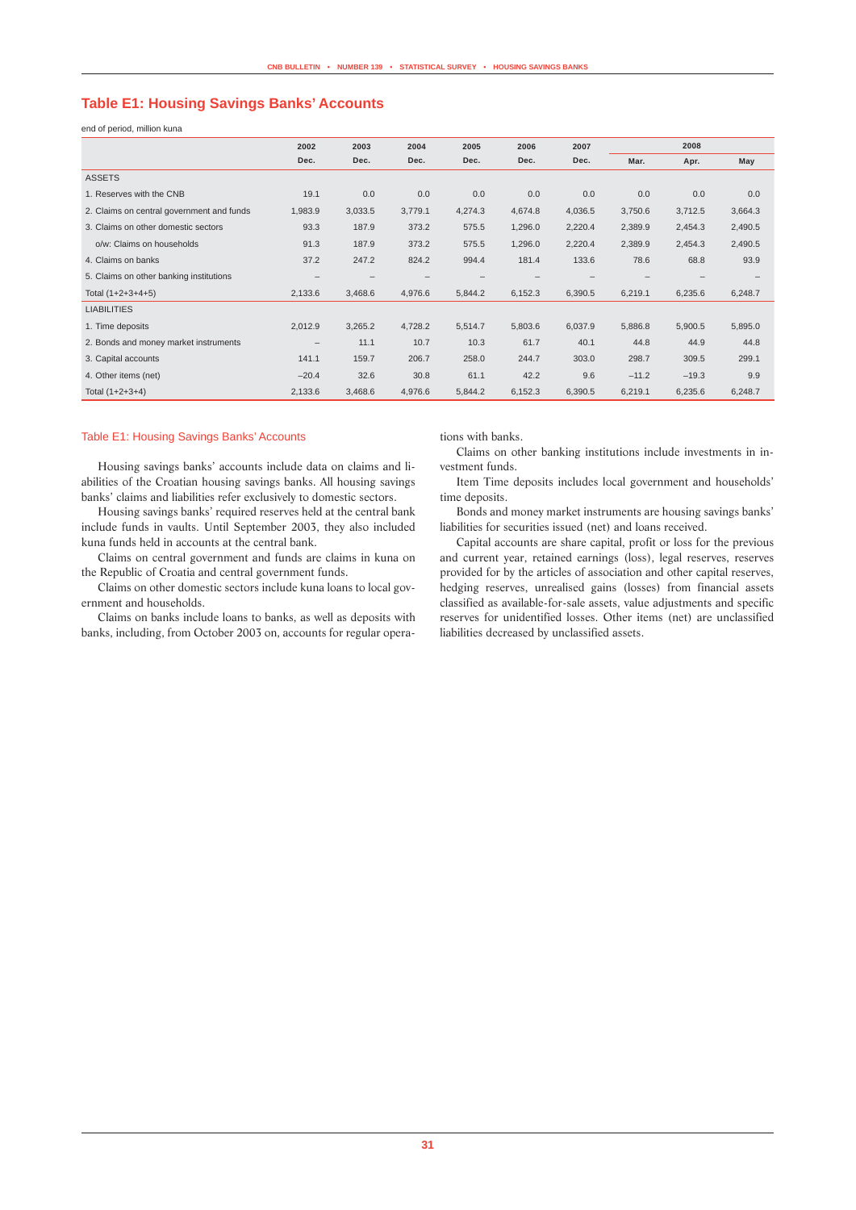## Table E1: Housing Savings Banks' Accounts

end of period, million kuna

| | 2002 | 2003 | 2004 | 2005 | 2006 | 2007 | 2008 | | |
|---|---|---|---|---|---|---|---|---|---|
| | Dec. | Dec. | Dec. | Dec. | Dec. | Dec. | Mar. | Apr. | May |
| ASSETS | | | | | | | | | |
| 1. Reserves with the CNB | 19.1 | 0.0 | 0.0 | 0.0 | 0.0 | 0.0 | 0.0 | 0.0 | 0.0 |
| 2. Claims on central government and funds | 1,983.9 | 3,033.5 | 3,779.1 | 4,274.3 | 4,674.8 | 4,036.5 | 3,750.6 | 3,712.5 | 3,664.3 |
| 3. Claims on other domestic sectors | 93.3 | 187.9 | 373.2 | 575.5 | 1,296.0 | 2,220.4 | 2,389.9 | 2,454.3 | 2,490.5 |
| o/w: Claims on households | 91.3 | 187.9 | 373.2 | 575.5 | 1,296.0 | 2,220.4 | 2,389.9 | 2,454.3 | 2,490.5 |
| 4. Claims on banks | 37.2 | 247.2 | 824.2 | 994.4 | 181.4 | 133.6 | 78.6 | 68.8 | 93.9 |
| 5. Claims on other banking institutions | – | – | – | – | – | – | – | – | – |
| Total (1+2+3+4+5) | 2,133.6 | 3,468.6 | 4,976.6 | 5,844.2 | 6,152.3 | 6,390.5 | 6,219.1 | 6,235.6 | 6,248.7 |
| LIABILITIES | | | | | | | | | |
| 1. Time deposits | 2,012.9 | 3,265.2 | 4,728.2 | 5,514.7 | 5,803.6 | 6,037.9 | 5,886.8 | 5,900.5 | 5,895.0 |
| 2. Bonds and money market instruments | – | 11.1 | 10.7 | 10.3 | 61.7 | 40.1 | 44.8 | 44.9 | 44.8 |
| 3. Capital accounts | 141.1 | 159.7 | 206.7 | 258.0 | 244.7 | 303.0 | 298.7 | 309.5 | 299.1 |
| 4. Other items (net) | –20.4 | 32.6 | 30.8 | 61.1 | 42.2 | 9.6 | –11.2 | –19.3 | 9.9 |
| Total (1+2+3+4) | 2,133.6 | 3,468.6 | 4,976.6 | 5,844.2 | 6,152.3 | 6,390.5 | 6,219.1 | 6,235.6 | 6,248.7 |

### Table E1: Housing Savings Banks' Accounts

Housing savings banks' accounts include data on claims and liabilities of the Croatian housing savings banks. All housing savings banks' claims and liabilities refer exclusively to domestic sectors.

Housing savings banks' required reserves held at the central bank include funds in vaults. Until September 2003, they also included kuna funds held in accounts at the central bank.

Claims on central government and funds are claims in kuna on the Republic of Croatia and central government funds.

Claims on other domestic sectors include kuna loans to local government and households.

Claims on banks include loans to banks, as well as deposits with banks, including, from October 2003 on, accounts for regular operations with banks.

Claims on other banking institutions include investments in investment funds.

Item Time deposits includes local government and households' time deposits.

Bonds and money market instruments are housing savings banks' liabilities for securities issued (net) and loans received.

Capital accounts are share capital, profit or loss for the previous and current year, retained earnings (loss), legal reserves, reserves provided for by the articles of association and other capital reserves, hedging reserves, unrealised gains (losses) from financial assets classified as available-for-sale assets, value adjustments and specific reserves for unidentified losses. Other items (net) are unclassified liabilities decreased by unclassified assets.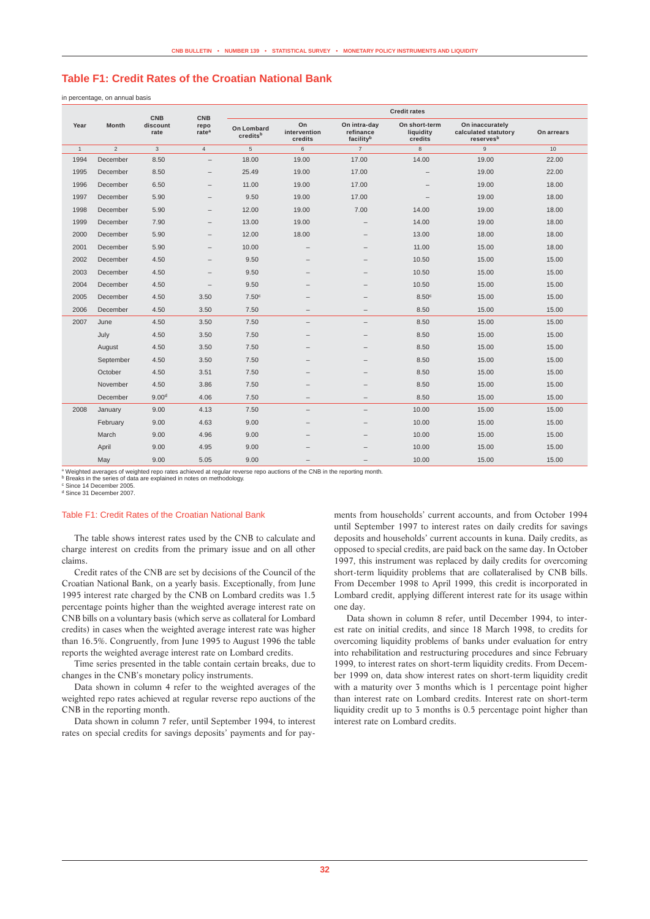## Table F1: Credit Rates of the Croatian National Bank

in percentage, on annual basis

| Year | Month | CNB discount rate | CNB repo rate[a] | Credit rates | | | | | |
|---|---|---|---|---|---|---|---|---|---|
| | | | | On Lombard credits[b] | On intervention credits | On intra-day refinance facility[b] | On short-term liquidity credits | On inaccurately calculated statutory reserves[b] | On arrears |
| 1 | 2 | 3 | 4 | 5 | 6 | 7 | 8 | 9 | 10 |
| 1994 | December | 8.50 | – | 18.00 | 19.00 | 17.00 | 14.00 | 19.00 | 22.00 |
| 1995 | December | 8.50 | – | 25.49 | 19.00 | 17.00 | – | 19.00 | 22.00 |
| 1996 | December | 6.50 | – | 11.00 | 19.00 | 17.00 | – | 19.00 | 18.00 |
| 1997 | December | 5.90 | – | 9.50 | 19.00 | 17.00 | – | 19.00 | 18.00 |
| 1998 | December | 5.90 | – | 12.00 | 19.00 | 7.00 | 14.00 | 19.00 | 18.00 |
| 1999 | December | 7.90 | – | 13.00 | 19.00 | – | 14.00 | 19.00 | 18.00 |
| 2000 | December | 5.90 | – | 12.00 | 18.00 | – | 13.00 | 18.00 | 18.00 |
| 2001 | December | 5.90 | – | 10.00 | – | – | 11.00 | 15.00 | 18.00 |
| 2002 | December | 4.50 | – | 9.50 | – | – | 10.50 | 15.00 | 15.00 |
| 2003 | December | 4.50 | – | 9.50 | – | – | 10.50 | 15.00 | 15.00 |
| 2004 | December | 4.50 | – | 9.50 | – | – | 10.50 | 15.00 | 15.00 |
| 2005 | December | 4.50 | 3.50 | 7.50[c] | – | – | 8.50[c] | 15.00 | 15.00 |
| 2006 | December | 4.50 | 3.50 | 7.50 | – | – | 8.50 | 15.00 | 15.00 |
| 2007 | June | 4.50 | 3.50 | 7.50 | – | – | 8.50 | 15.00 | 15.00 |
| | July | 4.50 | 3.50 | 7.50 | – | – | 8.50 | 15.00 | 15.00 |
| | August | 4.50 | 3.50 | 7.50 | – | – | 8.50 | 15.00 | 15.00 |
| | September | 4.50 | 3.50 | 7.50 | – | – | 8.50 | 15.00 | 15.00 |
| | October | 4.50 | 3.51 | 7.50 | – | – | 8.50 | 15.00 | 15.00 |
| | November | 4.50 | 3.86 | 7.50 | – | – | 8.50 | 15.00 | 15.00 |
| | December | 9.00[d] | 4.06 | 7.50 | – | – | 8.50 | 15.00 | 15.00 |
| 2008 | January | 9.00 | 4.13 | 7.50 | – | – | 10.00 | 15.00 | 15.00 |
| | February | 9.00 | 4.63 | 9.00 | – | – | 10.00 | 15.00 | 15.00 |
| | March | 9.00 | 4.96 | 9.00 | – | – | 10.00 | 15.00 | 15.00 |
| | April | 9.00 | 4.95 | 9.00 | – | – | 10.00 | 15.00 | 15.00 |
| | May | 9.00 | 5.05 | 9.00 | – | – | 10.00 | 15.00 | 15.00 |

[a] Weighted averages of weighted repo rates achieved at regular reverse repo auctions of the CNB in the reporting month.
[b] Breaks in the series of data are explained in notes on methodology.
[c] Since 14 December 2005.
[d] Since 31 December 2007.

### Table F1: Credit Rates of the Croatian National Bank

The table shows interest rates used by the CNB to calculate and charge interest on credits from the primary issue and on all other claims.

Credit rates of the CNB are set by decisions of the Council of the Croatian National Bank, on a yearly basis. Exceptionally, from June 1995 interest rate charged by the CNB on Lombard credits was 1.5 percentage points higher than the weighted average interest rate on CNB bills on a voluntary basis (which serve as collateral for Lombard credits) in cases when the weighted average interest rate was higher than 16.5%. Congruently, from June 1995 to August 1996 the table reports the weighted average interest rate on Lombard credits.

Time series presented in the table contain certain breaks, due to changes in the CNB's monetary policy instruments.

Data shown in column 4 refer to the weighted averages of the weighted repo rates achieved at regular reverse repo auctions of the CNB in the reporting month.

Data shown in column 7 refer, until September 1994, to interest rates on special credits for savings deposits' payments and for payments from households' current accounts, and from October 1994 until September 1997 to interest rates on daily credits for savings deposits and households' current accounts in kuna. Daily credits, as opposed to special credits, are paid back on the same day. In October 1997, this instrument was replaced by daily credits for overcoming short-term liquidity problems that are collateralised by CNB bills. From December 1998 to April 1999, this credit is incorporated in Lombard credit, applying different interest rate for its usage within one day.

Data shown in column 8 refer, until December 1994, to interest rate on initial credits, and since 18 March 1998, to credits for overcoming liquidity problems of banks under evaluation for entry into rehabilitation and restructuring procedures and since February 1999, to interest rates on short-term liquidity credits. From December 1999 on, data show interest rates on short-term liquidity credit with a maturity over 3 months which is 1 percentage point higher than interest rate on Lombard credits. Interest rate on short-term liquidity credit up to 3 months is 0.5 percentage point higher than interest rate on Lombard credits.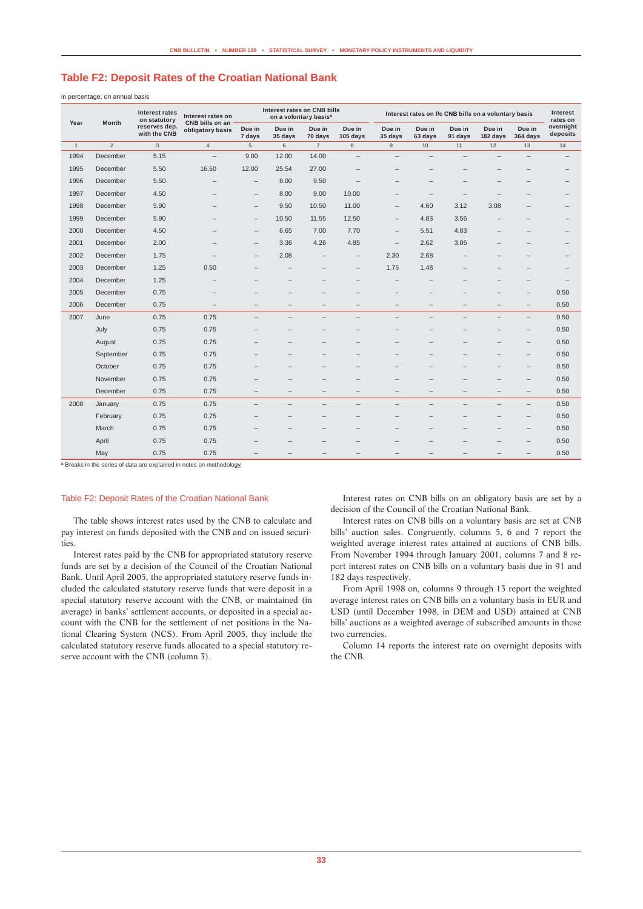## Table F2: Deposit Rates of the Croatian National Bank

in percentage, on annual basis

| Year | Month | Interest rates on statutory reserves dep. with the CNB | Interest rates on CNB bills on an obligatory basis | Interest rates on CNB bills on a voluntary basis[a] | | | | Interest rates on f/c CNB bills on a voluntary basis | | | | | Interest rates on overnight deposits |
|---|---|---|---|---|---|---|---|---|---|---|---|---|---|
| | | | | Due in 7 days | Due in 35 days | Due in 70 days | Due in 105 days | Due in 35 days | Due in 63 days | Due in 91 days | Due in 182 days | Due in 364 days | |
| 1 | 2 | 3 | 4 | 5 | 6 | 7 | 8 | 9 | 10 | 11 | 12 | 13 | 14 |
| 1994 | December | 5.15 | – | 9.00 | 12.00 | 14.00 | – | – | – | – | – | – | – |
| 1995 | December | 5.50 | 16.50 | 12.00 | 25.54 | 27.00 | – | – | – | – | – | – | – |
| 1996 | December | 5.50 | – | – | 8.00 | 9.50 | – | – | – | – | – | – | – |
| 1997 | December | 4.50 | – | – | 8.00 | 9.00 | 10.00 | – | – | – | – | – | – |
| 1998 | December | 5.90 | – | – | 9.50 | 10.50 | 11.00 | – | 4.60 | 3.12 | 3.08 | – | – |
| 1999 | December | 5.90 | – | – | 10.50 | 11.55 | 12.50 | – | 4.83 | 3.56 | – | – | – |
| 2000 | December | 4.50 | – | – | 6.65 | 7.00 | 7.70 | – | 5.51 | 4.83 | – | – | – |
| 2001 | December | 2.00 | – | – | 3.36 | 4.26 | 4.85 | – | 2.62 | 3.06 | – | – | – |
| 2002 | December | 1.75 | – | – | 2.08 | – | – | 2.30 | 2.68 | – | – | – | – |
| 2003 | December | 1.25 | 0.50 | – | – | – | – | 1.75 | 1.48 | – | – | – | – |
| 2004 | December | 1.25 | – | – | – | – | – | – | – | – | – | – | – |
| 2005 | December | 0.75 | – | – | – | – | – | – | – | – | – | – | 0.50 |
| 2006 | December | 0.75 | – | – | – | – | – | – | – | – | – | – | 0.50 |
| 2007 | June | 0.75 | 0.75 | – | – | – | – | – | – | – | – | – | 0.50 |
| | July | 0.75 | 0.75 | – | – | – | – | – | – | – | – | – | 0.50 |
| | August | 0.75 | 0.75 | – | – | – | – | – | – | – | – | – | 0.50 |
| | September | 0.75 | 0.75 | – | – | – | – | – | – | – | – | – | 0.50 |
| | October | 0.75 | 0.75 | – | – | – | – | – | – | – | – | – | 0.50 |
| | November | 0.75 | 0.75 | – | – | – | – | – | – | – | – | – | 0.50 |
| | December | 0.75 | 0.75 | – | – | – | – | – | – | – | – | – | 0.50 |
| 2008 | January | 0.75 | 0.75 | – | – | – | – | – | – | – | – | – | 0.50 |
| | February | 0.75 | 0.75 | – | – | – | – | – | – | – | – | – | 0.50 |
| | March | 0.75 | 0.75 | – | – | – | – | – | – | – | – | – | 0.50 |
| | April | 0.75 | 0.75 | – | – | – | – | – | – | – | – | – | 0.50 |
| | May | 0.75 | 0.75 | – | – | – | – | – | – | – | – | – | 0.50 |

[a] Breaks in the series of data are explained in notes on methodology.

### Table F2: Deposit Rates of the Croatian National Bank

The table shows interest rates used by the CNB to calculate and pay interest on funds deposited with the CNB and on issued securities.

Interest rates paid by the CNB for appropriated statutory reserve funds are set by a decision of the Council of the Croatian National Bank. Until April 2005, the appropriated statutory reserve funds included the calculated statutory reserve funds that were deposit in a special statutory reserve account with the CNB, or maintained (in average) in banks' settlement accounts, or deposited in a special account with the CNB for the settlement of net positions in the National Clearing System (NCS). From April 2005, they include the calculated statutory reserve funds allocated to a special statutory reserve account with the CNB (column 3).

Interest rates on CNB bills on an obligatory basis are set by a decision of the Council of the Croatian National Bank.

Interest rates on CNB bills on a voluntary basis are set at CNB bills' auction sales. Congruently, columns 5, 6 and 7 report the weighted average interest rates attained at auctions of CNB bills. From November 1994 through January 2001, columns 7 and 8 report interest rates on CNB bills on a voluntary basis due in 91 and 182 days respectively.

From April 1998 on, columns 9 through 13 report the weighted average interest rates on CNB bills on a voluntary basis in EUR and USD (until December 1998, in DEM and USD) attained at CNB bills' auctions as a weighted average of subscribed amounts in those two currencies.

Column 14 reports the interest rate on overnight deposits with the CNB.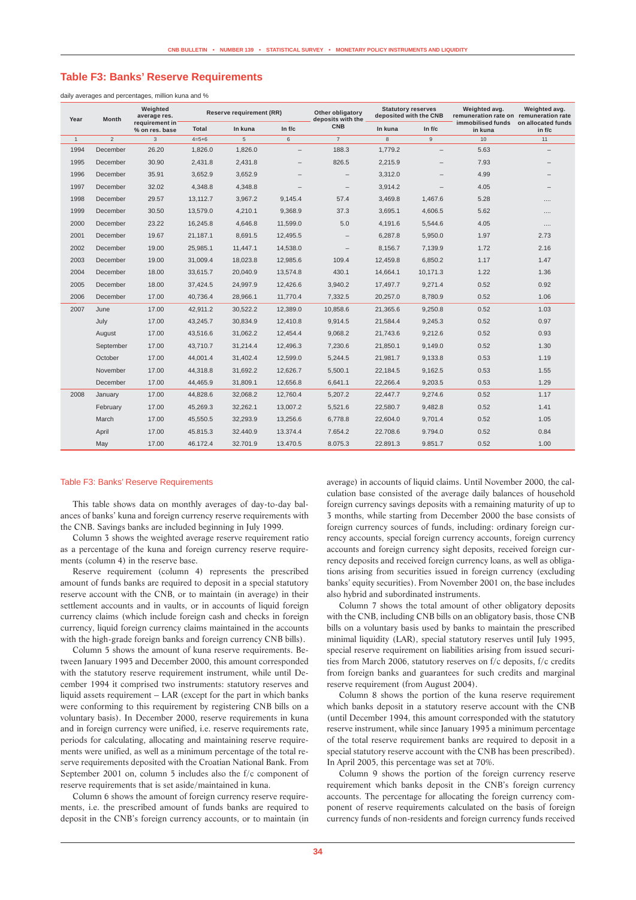## Table F3: Banks' Reserve Requirements

daily averages and percentages, million kuna and %

| Year | Month | Weighted average res. requirement in % on res. base | Reserve requirement (RR) | | | Other obligatory deposits with the CNB | Statutory reserves deposited with the CNB | | Weighted avg. remuneration rate on immobilised funds in kuna | Weighted avg. remuneration rate on allocated funds in f/c |
|---|---|---|---|---|---|---|---|---|---|---|
| | | | Total | In kuna | In f/c | | In kuna | In f/c | | |
| 1 | 2 | 3 | 4=5+6 | 5 | 6 | 7 | 8 | 9 | 10 | 11 |
| 1994 | December | 26.20 | 1,826.0 | 1,826.0 | – | 188.3 | 1,779.2 | – | 5.63 | – |
| 1995 | December | 30.90 | 2,431.8 | 2,431.8 | – | 826.5 | 2,215.9 | – | 7.93 | – |
| 1996 | December | 35.91 | 3,652.9 | 3,652.9 | – | – | 3,312.0 | – | 4.99 | – |
| 1997 | December | 32.02 | 4,348.8 | 4,348.8 | – | – | 3,914.2 | – | 4.05 | – |
| 1998 | December | 29.57 | 13,112.7 | 3,967.2 | 9,145.4 | 57.4 | 3,469.8 | 1,467.6 | 5.28 | .... |
| 1999 | December | 30.50 | 13,579.0 | 4,210.1 | 9,368.9 | 37.3 | 3,695.1 | 4,606.5 | 5.62 | .... |
| 2000 | December | 23.22 | 16,245.8 | 4,646.8 | 11,599.0 | 5.0 | 4,191.6 | 5,544.6 | 4.05 | .... |
| 2001 | December | 19.67 | 21,187.1 | 8,691.5 | 12,495.5 | – | 6,287.8 | 5,950.0 | 1.97 | 2.73 |
| 2002 | December | 19.00 | 25,985.1 | 11,447.1 | 14,538.0 | – | 8,156.7 | 7,139.9 | 1.72 | 2.16 |
| 2003 | December | 19.00 | 31,009.4 | 18,023.8 | 12,985.6 | 109.4 | 12,459.8 | 6,850.2 | 1.17 | 1.47 |
| 2004 | December | 18.00 | 33,615.7 | 20,040.9 | 13,574.8 | 430.1 | 14,664.1 | 10,171.3 | 1.22 | 1.36 |
| 2005 | December | 18.00 | 37,424.5 | 24,997.9 | 12,426.6 | 3,940.2 | 17,497.7 | 9,271.4 | 0.52 | 0.92 |
| 2006 | December | 17.00 | 40,736.4 | 28,966.1 | 11,770.4 | 7,332.5 | 20,257.0 | 8,780.9 | 0.52 | 1.06 |
| 2007 | June | 17.00 | 42,911.2 | 30,522.2 | 12,389.0 | 10,858.6 | 21,365.6 | 9,250.8 | 0.52 | 1.03 |
| | July | 17.00 | 43,245.7 | 30,834.9 | 12,410.8 | 9,914.5 | 21,584.4 | 9,245.3 | 0.52 | 0.97 |
| | August | 17.00 | 43,516.6 | 31,062.2 | 12,454.4 | 9,068.2 | 21,743.6 | 9,212.6 | 0.52 | 0.93 |
| | September | 17.00 | 43,710.7 | 31,214.4 | 12,496.3 | 7,230.6 | 21,850.1 | 9,149.0 | 0.52 | 1.30 |
| | October | 17.00 | 44,001.4 | 31,402.4 | 12,599.0 | 5,244.5 | 21,981.7 | 9,133.8 | 0.53 | 1.19 |
| | November | 17.00 | 44,318.8 | 31,692.2 | 12,626.7 | 5,500.1 | 22,184.5 | 9,162.5 | 0.53 | 1.55 |
| | December | 17.00 | 44,465.9 | 31,809.1 | 12,656.8 | 6,641.1 | 22,266.4 | 9,203.5 | 0.53 | 1.29 |
| 2008 | January | 17.00 | 44,828.6 | 32,068.2 | 12,760.4 | 5,207.2 | 22,447.7 | 9,274.6 | 0.52 | 1.17 |
| | February | 17.00 | 45,269.3 | 32,262.1 | 13,007.2 | 5,521.6 | 22,580.7 | 9,482.8 | 0.52 | 1.41 |
| | March | 17.00 | 45,550.5 | 32,293.9 | 13,256.6 | 6,778.8 | 22,604.0 | 9,701.4 | 0.52 | 1.05 |
| | April | 17.00 | 45.815.3 | 32.440.9 | 13.374.4 | 7.654.2 | 22.708.6 | 9.794.0 | 0.52 | 0.84 |
| | May | 17.00 | 46.172.4 | 32.701.9 | 13.470.5 | 8.075.3 | 22.891.3 | 9.851.7 | 0.52 | 1.00 |

### Table F3: Banks' Reserve Requirements

This table shows data on monthly averages of day-to-day balances of banks' kuna and foreign currency reserve requirements with the CNB. Savings banks are included beginning in July 1999.

Column 3 shows the weighted average reserve requirement ratio as a percentage of the kuna and foreign currency reserve requirements (column 4) in the reserve base.

Reserve requirement (column 4) represents the prescribed amount of funds banks are required to deposit in a special statutory reserve account with the CNB, or to maintain (in average) in their settlement accounts and in vaults, or in accounts of liquid foreign currency claims (which include foreign cash and checks in foreign currency, liquid foreign currency claims maintained in the accounts with the high-grade foreign banks and foreign currency CNB bills).

Column 5 shows the amount of kuna reserve requirements. Between January 1995 and December 2000, this amount corresponded with the statutory reserve requirement instrument, while until December 1994 it comprised two instruments: statutory reserves and liquid assets requirement – LAR (except for the part in which banks were conforming to this requirement by registering CNB bills on a voluntary basis). In December 2000, reserve requirements in kuna and in foreign currency were unified, i.e. reserve requirements rate, periods for calculating, allocating and maintaining reserve requirements were unified, as well as a minimum percentage of the total reserve requirements deposited with the Croatian National Bank. From September 2001 on, column 5 includes also the f/c component of reserve requirements that is set aside/maintained in kuna.

Column 6 shows the amount of foreign currency reserve requirements, i.e. the prescribed amount of funds banks are required to deposit in the CNB's foreign currency accounts, or to maintain (in average) in accounts of liquid claims. Until November 2000, the calculation base consisted of the average daily balances of household foreign currency savings deposits with a remaining maturity of up to 3 months, while starting from December 2000 the base consists of foreign currency sources of funds, including: ordinary foreign currency accounts, special foreign currency accounts, foreign currency accounts and foreign currency sight deposits, received foreign currency deposits and received foreign currency loans, as well as obligations arising from securities issued in foreign currency (excluding banks' equity securities). From November 2001 on, the base includes also hybrid and subordinated instruments.

Column 7 shows the total amount of other obligatory deposits with the CNB, including CNB bills on an obligatory basis, those CNB bills on a voluntary basis used by banks to maintain the prescribed minimal liquidity (LAR), special statutory reserves until July 1995, special reserve requirement on liabilities arising from issued securities from March 2006, statutory reserves on f/c deposits, f/c credits from foreign banks and guarantees for such credits and marginal reserve requirement (from August 2004).

Column 8 shows the portion of the kuna reserve requirement which banks deposit in a statutory reserve account with the CNB (until December 1994, this amount corresponded with the statutory reserve instrument, while since January 1995 a minimum percentage of the total reserve requirement banks are required to deposit in a special statutory reserve account with the CNB has been prescribed). In April 2005, this percentage was set at 70%.

Column 9 shows the portion of the foreign currency reserve requirement which banks deposit in the CNB's foreign currency accounts. The percentage for allocating the foreign currency component of reserve requirements calculated on the basis of foreign currency funds of non-residents and foreign currency funds received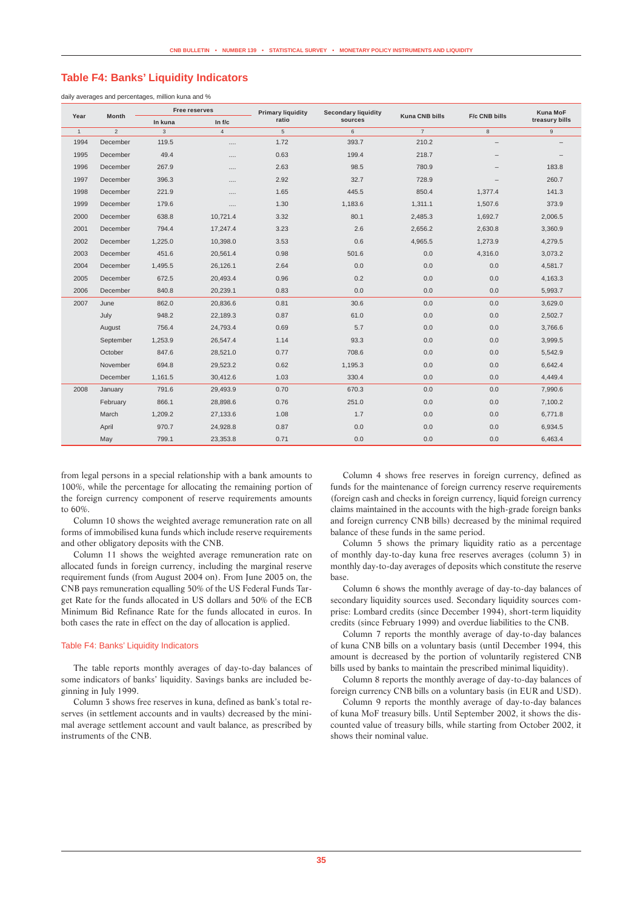## Table F4: Banks' Liquidity Indicators

daily averages and percentages, million kuna and %

| Year | Month | Free reserves | | Primary liquidity ratio | Secondary liquidity sources | Kuna CNB bills | F/c CNB bills | Kuna MoF treasury bills |
|---|---|---|---|---|---|---|---|---|
| | | In kuna | In f/c | | | | | |
| 1 | 2 | 3 | 4 | 5 | 6 | 7 | 8 | 9 |
| 1994 | December | 119.5 | .... | 1.72 | 393.7 | 210.2 | – | – |
| 1995 | December | 49.4 | .... | 0.63 | 199.4 | 218.7 | – | – |
| 1996 | December | 267.9 | .... | 2.63 | 98.5 | 780.9 | – | 183.8 |
| 1997 | December | 396.3 | .... | 2.92 | 32.7 | 728.9 | – | 260.7 |
| 1998 | December | 221.9 | .... | 1.65 | 445.5 | 850.4 | 1,377.4 | 141.3 |
| 1999 | December | 179.6 | .... | 1.30 | 1,183.6 | 1,311.1 | 1,507.6 | 373.9 |
| 2000 | December | 638.8 | 10,721.4 | 3.32 | 80.1 | 2,485.3 | 1,692.7 | 2,006.5 |
| 2001 | December | 794.4 | 17,247.4 | 3.23 | 2.6 | 2,656.2 | 2,630.8 | 3,360.9 |
| 2002 | December | 1,225.0 | 10,398.0 | 3.53 | 0.6 | 4,965.5 | 1,273.9 | 4,279.5 |
| 2003 | December | 451.6 | 20,561.4 | 0.98 | 501.6 | 0.0 | 4,316.0 | 3,073.2 |
| 2004 | December | 1,495.5 | 26,126.1 | 2.64 | 0.0 | 0.0 | 0.0 | 4,581.7 |
| 2005 | December | 672.5 | 20,493.4 | 0.96 | 0.2 | 0.0 | 0.0 | 4,163.3 |
| 2006 | December | 840.8 | 20,239.1 | 0.83 | 0.0 | 0.0 | 0.0 | 5,993.7 |
| 2007 | June | 862.0 | 20,836.6 | 0.81 | 30.6 | 0.0 | 0.0 | 3,629.0 |
| | July | 948.2 | 22,189.3 | 0.87 | 61.0 | 0.0 | 0.0 | 2,502.7 |
| | August | 756.4 | 24,793.4 | 0.69 | 5.7 | 0.0 | 0.0 | 3,766.6 |
| | September | 1,253.9 | 26,547.4 | 1.14 | 93.3 | 0.0 | 0.0 | 3,999.5 |
| | October | 847.6 | 28,521.0 | 0.77 | 708.6 | 0.0 | 0.0 | 5,542.9 |
| | November | 694.8 | 29,523.2 | 0.62 | 1,195.3 | 0.0 | 0.0 | 6,642.4 |
| | December | 1,161.5 | 30,412.6 | 1.03 | 330.4 | 0.0 | 0.0 | 4,449.4 |
| 2008 | January | 791.6 | 29,493.9 | 0.70 | 670.3 | 0.0 | 0.0 | 7,990.6 |
| | February | 866.1 | 28,898.6 | 0.76 | 251.0 | 0.0 | 0.0 | 7,100.2 |
| | March | 1,209.2 | 27,133.6 | 1.08 | 1.7 | 0.0 | 0.0 | 6,771.8 |
| | April | 970.7 | 24,928.8 | 0.87 | 0.0 | 0.0 | 0.0 | 6,934.5 |
| | May | 799.1 | 23,353.8 | 0.71 | 0.0 | 0.0 | 0.0 | 6,463.4 |

from legal persons in a special relationship with a bank amounts to 100%, while the percentage for allocating the remaining portion of the foreign currency component of reserve requirements amounts to 60%.

Column 10 shows the weighted average remuneration rate on all forms of immobilised kuna funds which include reserve requirements and other obligatory deposits with the CNB.

Column 11 shows the weighted average remuneration rate on allocated funds in foreign currency, including the marginal reserve requirement funds (from August 2004 on). From June 2005 on, the CNB pays remuneration equalling 50% of the US Federal Funds Target Rate for the funds allocated in US dollars and 50% of the ECB Minimum Bid Refinance Rate for the funds allocated in euros. In both cases the rate in effect on the day of allocation is applied.

### Table F4: Banks' Liquidity Indicators

The table reports monthly averages of day-to-day balances of some indicators of banks' liquidity. Savings banks are included beginning in July 1999.

Column 3 shows free reserves in kuna, defined as bank's total reserves (in settlement accounts and in vaults) decreased by the minimal average settlement account and vault balance, as prescribed by instruments of the CNB.

Column 4 shows free reserves in foreign currency, defined as funds for the maintenance of foreign currency reserve requirements (foreign cash and checks in foreign currency, liquid foreign currency claims maintained in the accounts with the high-grade foreign banks and foreign currency CNB bills) decreased by the minimal required balance of these funds in the same period.

Column 5 shows the primary liquidity ratio as a percentage of monthly day-to-day kuna free reserves averages (column 3) in monthly day-to-day averages of deposits which constitute the reserve base.

Column 6 shows the monthly average of day-to-day balances of secondary liquidity sources used. Secondary liquidity sources comprise: Lombard credits (since December 1994), short-term liquidity credits (since February 1999) and overdue liabilities to the CNB.

Column 7 reports the monthly average of day-to-day balances of kuna CNB bills on a voluntary basis (until December 1994, this amount is decreased by the portion of voluntarily registered CNB bills used by banks to maintain the prescribed minimal liquidity).

Column 8 reports the monthly average of day-to-day balances of foreign currency CNB bills on a voluntary basis (in EUR and USD).

Column 9 reports the monthly average of day-to-day balances of kuna MoF treasury bills. Until September 2002, it shows the discounted value of treasury bills, while starting from October 2002, it shows their nominal value.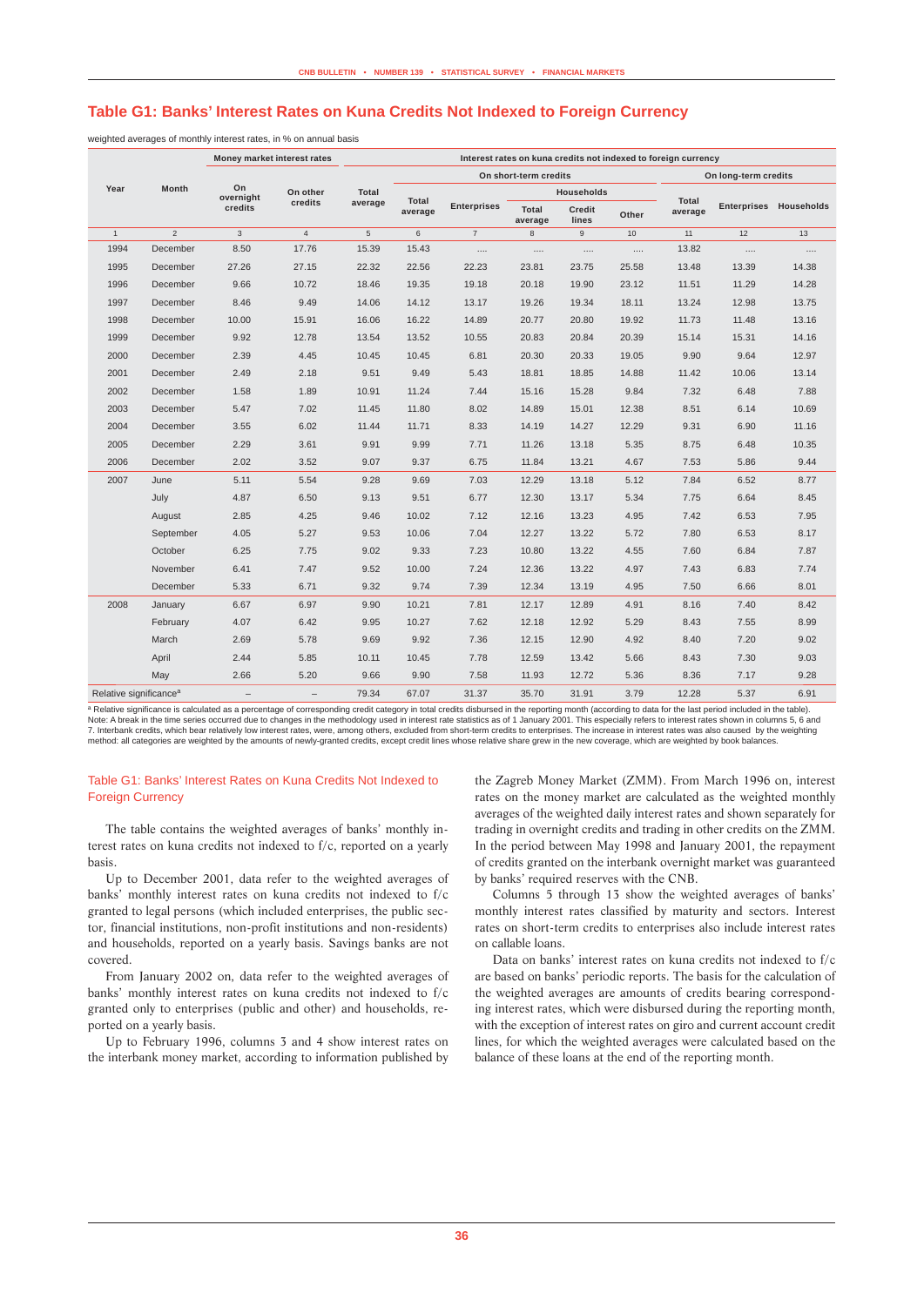## Table G1: Banks' Interest Rates on Kuna Credits Not Indexed to Foreign Currency

weighted averages of monthly interest rates, in % on annual basis

| Year | Month | Money market interest rates | | Interest rates on kuna credits not indexed to foreign currency | | | | | | | | | |
|---|---|---|---|---|---|---|---|---|---|---|---|---|
| | | | | | On short-term credits | | | | | On long-term credits | | |
| | | | | | | | Households | | | | | |
| | | On overnight credits | On other credits | Total average | Total average | Enterprises | Total average | Credit lines | Other | Total average | Enterprises | Households |
| 1 | 2 | 3 | 4 | 5 | 6 | 7 | 8 | 9 | 10 | 11 | 12 | 13 |
| 1994 | December | 8.50 | 17.76 | 15.39 | 15.43 | .... | .... | .... | .... | 13.82 | .... | .... |
| 1995 | December | 27.26 | 27.15 | 22.32 | 22.56 | 22.23 | 23.81 | 23.75 | 25.58 | 13.48 | 13.39 | 14.38 |
| 1996 | December | 9.66 | 10.72 | 18.46 | 19.35 | 19.18 | 20.18 | 19.90 | 23.12 | 11.51 | 11.29 | 14.28 |
| 1997 | December | 8.46 | 9.49 | 14.06 | 14.12 | 13.17 | 19.26 | 19.34 | 18.11 | 13.24 | 12.98 | 13.75 |
| 1998 | December | 10.00 | 15.91 | 16.06 | 16.22 | 14.89 | 20.77 | 20.80 | 19.92 | 11.73 | 11.48 | 13.16 |
| 1999 | December | 9.92 | 12.78 | 13.54 | 13.52 | 10.55 | 20.83 | 20.84 | 20.39 | 15.14 | 15.31 | 14.16 |
| 2000 | December | 2.39 | 4.45 | 10.45 | 10.45 | 6.81 | 20.30 | 20.33 | 19.05 | 9.90 | 9.64 | 12.97 |
| 2001 | December | 2.49 | 2.18 | 9.51 | 9.49 | 5.43 | 18.81 | 18.85 | 14.88 | 11.42 | 10.06 | 13.14 |
| 2002 | December | 1.58 | 1.89 | 10.91 | 11.24 | 7.44 | 15.16 | 15.28 | 9.84 | 7.32 | 6.48 | 7.88 |
| 2003 | December | 5.47 | 7.02 | 11.45 | 11.80 | 8.02 | 14.89 | 15.01 | 12.38 | 8.51 | 6.14 | 10.69 |
| 2004 | December | 3.55 | 6.02 | 11.44 | 11.71 | 8.33 | 14.19 | 14.27 | 12.29 | 9.31 | 6.90 | 11.16 |
| 2005 | December | 2.29 | 3.61 | 9.91 | 9.99 | 7.71 | 11.26 | 13.18 | 5.35 | 8.75 | 6.48 | 10.35 |
| 2006 | December | 2.02 | 3.52 | 9.07 | 9.37 | 6.75 | 11.84 | 13.21 | 4.67 | 7.53 | 5.86 | 9.44 |
| 2007 | June | 5.11 | 5.54 | 9.28 | 9.69 | 7.03 | 12.29 | 13.18 | 5.12 | 7.84 | 6.52 | 8.77 |
| | July | 4.87 | 6.50 | 9.13 | 9.51 | 6.77 | 12.30 | 13.17 | 5.34 | 7.75 | 6.64 | 8.45 |
| | August | 2.85 | 4.25 | 9.46 | 10.02 | 7.12 | 12.16 | 13.23 | 4.95 | 7.42 | 6.53 | 7.95 |
| | September | 4.05 | 5.27 | 9.53 | 10.06 | 7.04 | 12.27 | 13.22 | 5.72 | 7.80 | 6.53 | 8.17 |
| | October | 6.25 | 7.75 | 9.02 | 9.33 | 7.23 | 10.80 | 13.22 | 4.55 | 7.60 | 6.84 | 7.87 |
| | November | 6.41 | 7.47 | 9.52 | 10.00 | 7.24 | 12.36 | 13.22 | 4.97 | 7.43 | 6.83 | 7.74 |
| | December | 5.33 | 6.71 | 9.32 | 9.74 | 7.39 | 12.34 | 13.19 | 4.95 | 7.50 | 6.66 | 8.01 |
| 2008 | January | 6.67 | 6.97 | 9.90 | 10.21 | 7.81 | 12.17 | 12.89 | 4.91 | 8.16 | 7.40 | 8.42 |
| | February | 4.07 | 6.42 | 9.95 | 10.27 | 7.62 | 12.18 | 12.92 | 5.29 | 8.43 | 7.55 | 8.99 |
| | March | 2.69 | 5.78 | 9.69 | 9.92 | 7.36 | 12.15 | 12.90 | 4.92 | 8.40 | 7.20 | 9.02 |
| | April | 2.44 | 5.85 | 10.11 | 10.45 | 7.78 | 12.59 | 13.42 | 5.66 | 8.43 | 7.30 | 9.03 |
| | May | 2.66 | 5.20 | 9.66 | 9.90 | 7.58 | 11.93 | 12.72 | 5.36 | 8.36 | 7.17 | 9.28 |
| Relative significance[a] | | – | – | 79.34 | 67.07 | 31.37 | 35.70 | 31.91 | 3.79 | 12.28 | 5.37 | 6.91 |

[a] Relative significance is calculated as a percentage of corresponding credit category in total credits disbursed in the reporting month (according to data for the last period included in the table).
Note: A break in the time series occurred due to changes in the methodology used in interest rate statistics as of 1 January 2001. This especially refers to interest rates shown in columns 5, 6 and 7. Interbank credits, which bear relatively low interest rates, were, among others, excluded from short-term credits to enterprises. The increase in interest rates was also caused by the weighting method: all categories are weighted by the amounts of newly-granted credits, except credit lines whose relative share grew in the new coverage, which are weighted by book balances.

### Table G1: Banks' Interest Rates on Kuna Credits Not Indexed to Foreign Currency

The table contains the weighted averages of banks' monthly interest rates on kuna credits not indexed to f/c, reported on a yearly basis.

Up to December 2001, data refer to the weighted averages of banks' monthly interest rates on kuna credits not indexed to f/c granted to legal persons (which included enterprises, the public sector, financial institutions, non-profit institutions and non-residents) and households, reported on a yearly basis. Savings banks are not covered.

From January 2002 on, data refer to the weighted averages of banks' monthly interest rates on kuna credits not indexed to f/c granted only to enterprises (public and other) and households, reported on a yearly basis.

Up to February 1996, columns 3 and 4 show interest rates on the interbank money market, according to information published by the Zagreb Money Market (ZMM). From March 1996 on, interest rates on the money market are calculated as the weighted monthly averages of the weighted daily interest rates and shown separately for trading in overnight credits and trading in other credits on the ZMM. In the period between May 1998 and January 2001, the repayment of credits granted on the interbank overnight market was guaranteed by banks' required reserves with the CNB.

Columns 5 through 13 show the weighted averages of banks' monthly interest rates classified by maturity and sectors. Interest rates on short-term credits to enterprises also include interest rates on callable loans.

Data on banks' interest rates on kuna credits not indexed to f/c are based on banks' periodic reports. The basis for the calculation of the weighted averages are amounts of credits bearing corresponding interest rates, which were disbursed during the reporting month, with the exception of interest rates on giro and current account credit lines, for which the weighted averages were calculated based on the balance of these loans at the end of the reporting month.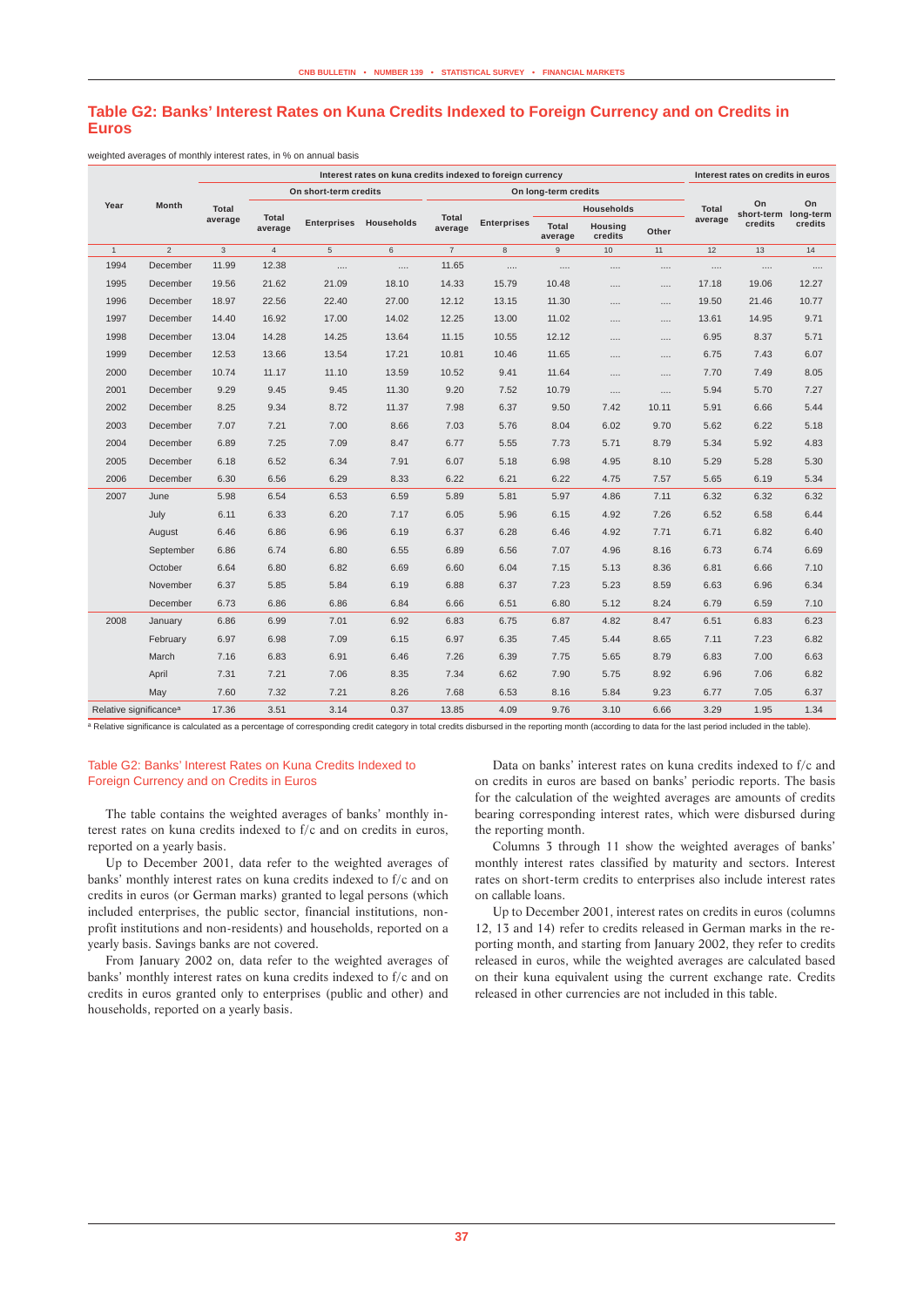## Table G2: Banks' Interest Rates on Kuna Credits Indexed to Foreign Currency and on Credits in Euros

weighted averages of monthly interest rates, in % on annual basis

| Year | Month | Interest rates on kuna credits indexed to foreign currency | | | | | | | | | Interest rates on credits in euros | | |
|---|---|---|---|---|---|---|---|---|---|---|---|---|---|
| | | Total average | On short-term credits | | | On long-term credits | | | | | Total average | On short-term credits | On long-term credits |
| | | | Total average | Enterprises | Households | Total average | Enterprises | Households | | | | | |
| | | | | | | | | Total average | Housing credits | Other | | | |
| 1 | 2 | 3 | 4 | 5 | 6 | 7 | 8 | 9 | 10 | 11 | 12 | 13 | 14 |
| 1994 | December | 11.99 | 12.38 | .... | .... | 11.65 | .... | .... | .... | .... | .... | .... | .... |
| 1995 | December | 19.56 | 21.62 | 21.09 | 18.10 | 14.33 | 15.79 | 10.48 | .... | .... | 17.18 | 19.06 | 12.27 |
| 1996 | December | 18.97 | 22.56 | 22.40 | 27.00 | 12.12 | 13.15 | 11.30 | .... | .... | 19.50 | 21.46 | 10.77 |
| 1997 | December | 14.40 | 16.92 | 17.00 | 14.02 | 12.25 | 13.00 | 11.02 | .... | .... | 13.61 | 14.95 | 9.71 |
| 1998 | December | 13.04 | 14.28 | 14.25 | 13.64 | 11.15 | 10.55 | 12.12 | .... | .... | 6.95 | 8.37 | 5.71 |
| 1999 | December | 12.53 | 13.66 | 13.54 | 17.21 | 10.81 | 10.46 | 11.65 | .... | .... | 6.75 | 7.43 | 6.07 |
| 2000 | December | 10.74 | 11.17 | 11.10 | 13.59 | 10.52 | 9.41 | 11.64 | .... | .... | 7.70 | 7.49 | 8.05 |
| 2001 | December | 9.29 | 9.45 | 9.45 | 11.30 | 9.20 | 7.52 | 10.79 | .... | .... | 5.94 | 5.70 | 7.27 |
| 2002 | December | 8.25 | 9.34 | 8.72 | 11.37 | 7.98 | 6.37 | 9.50 | 7.42 | 10.11 | 5.91 | 6.66 | 5.44 |
| 2003 | December | 7.07 | 7.21 | 7.00 | 8.66 | 7.03 | 5.76 | 8.04 | 6.02 | 9.70 | 5.62 | 6.22 | 5.18 |
| 2004 | December | 6.89 | 7.25 | 7.09 | 8.47 | 6.77 | 5.55 | 7.73 | 5.71 | 8.79 | 5.34 | 5.92 | 4.83 |
| 2005 | December | 6.18 | 6.52 | 6.34 | 7.91 | 6.07 | 5.18 | 6.98 | 4.95 | 8.10 | 5.29 | 5.28 | 5.30 |
| 2006 | December | 6.30 | 6.56 | 6.29 | 8.33 | 6.22 | 6.21 | 6.22 | 4.75 | 7.57 | 5.65 | 6.19 | 5.34 |
| 2007 | June | 5.98 | 6.54 | 6.53 | 6.59 | 5.89 | 5.81 | 5.97 | 4.86 | 7.11 | 6.32 | 6.32 | 6.32 |
| | July | 6.11 | 6.33 | 6.20 | 7.17 | 6.05 | 5.96 | 6.15 | 4.92 | 7.26 | 6.52 | 6.58 | 6.44 |
| | August | 6.46 | 6.86 | 6.96 | 6.19 | 6.37 | 6.28 | 6.46 | 4.92 | 7.71 | 6.71 | 6.82 | 6.40 |
| | September | 6.86 | 6.74 | 6.80 | 6.55 | 6.89 | 6.56 | 7.07 | 4.96 | 8.16 | 6.73 | 6.74 | 6.69 |
| | October | 6.64 | 6.80 | 6.82 | 6.69 | 6.60 | 6.04 | 7.15 | 5.13 | 8.36 | 6.81 | 6.66 | 7.10 |
| | November | 6.37 | 5.85 | 5.84 | 6.19 | 6.88 | 6.37 | 7.23 | 5.23 | 8.59 | 6.63 | 6.96 | 6.34 |
| | December | 6.73 | 6.86 | 6.86 | 6.84 | 6.66 | 6.51 | 6.80 | 5.12 | 8.24 | 6.79 | 6.59 | 7.10 |
| 2008 | January | 6.86 | 6.99 | 7.01 | 6.92 | 6.83 | 6.75 | 6.87 | 4.82 | 8.47 | 6.51 | 6.83 | 6.23 |
| | February | 6.97 | 6.98 | 7.09 | 6.15 | 6.97 | 6.35 | 7.45 | 5.44 | 8.65 | 7.11 | 7.23 | 6.82 |
| | March | 7.16 | 6.83 | 6.91 | 6.46 | 7.26 | 6.39 | 7.75 | 5.65 | 8.79 | 6.83 | 7.00 | 6.63 |
| | April | 7.31 | 7.21 | 7.06 | 8.35 | 7.34 | 6.62 | 7.90 | 5.75 | 8.92 | 6.96 | 7.06 | 6.82 |
| | May | 7.60 | 7.32 | 7.21 | 8.26 | 7.68 | 6.53 | 8.16 | 5.84 | 9.23 | 6.77 | 7.05 | 6.37 |
| Relative significance[a] | | 17.36 | 3.51 | 3.14 | 0.37 | 13.85 | 4.09 | 9.76 | 3.10 | 6.66 | 3.29 | 1.95 | 1.34 |

[a] Relative significance is calculated as a percentage of corresponding credit category in total credits disbursed in the reporting month (according to data for the last period included in the table).

### Table G2: Banks' Interest Rates on Kuna Credits Indexed to Foreign Currency and on Credits in Euros

The table contains the weighted averages of banks' monthly interest rates on kuna credits indexed to f/c and on credits in euros, reported on a yearly basis.

Up to December 2001, data refer to the weighted averages of banks' monthly interest rates on kuna credits indexed to f/c and on credits in euros (or German marks) granted to legal persons (which included enterprises, the public sector, financial institutions, non-profit institutions and non-residents) and households, reported on a yearly basis. Savings banks are not covered.

From January 2002 on, data refer to the weighted averages of banks' monthly interest rates on kuna credits indexed to f/c and on credits in euros granted only to enterprises (public and other) and households, reported on a yearly basis.

Data on banks' interest rates on kuna credits indexed to f/c and on credits in euros are based on banks' periodic reports. The basis for the calculation of the weighted averages are amounts of credits bearing corresponding interest rates, which were disbursed during the reporting month.

Columns 3 through 11 show the weighted averages of banks' monthly interest rates classified by maturity and sectors. Interest rates on short-term credits to enterprises also include interest rates on callable loans.

Up to December 2001, interest rates on credits in euros (columns 12, 13 and 14) refer to credits released in German marks in the reporting month, and starting from January 2002, they refer to credits released in euros, while the weighted averages are calculated based on their kuna equivalent using the current exchange rate. Credits released in other currencies are not included in this table.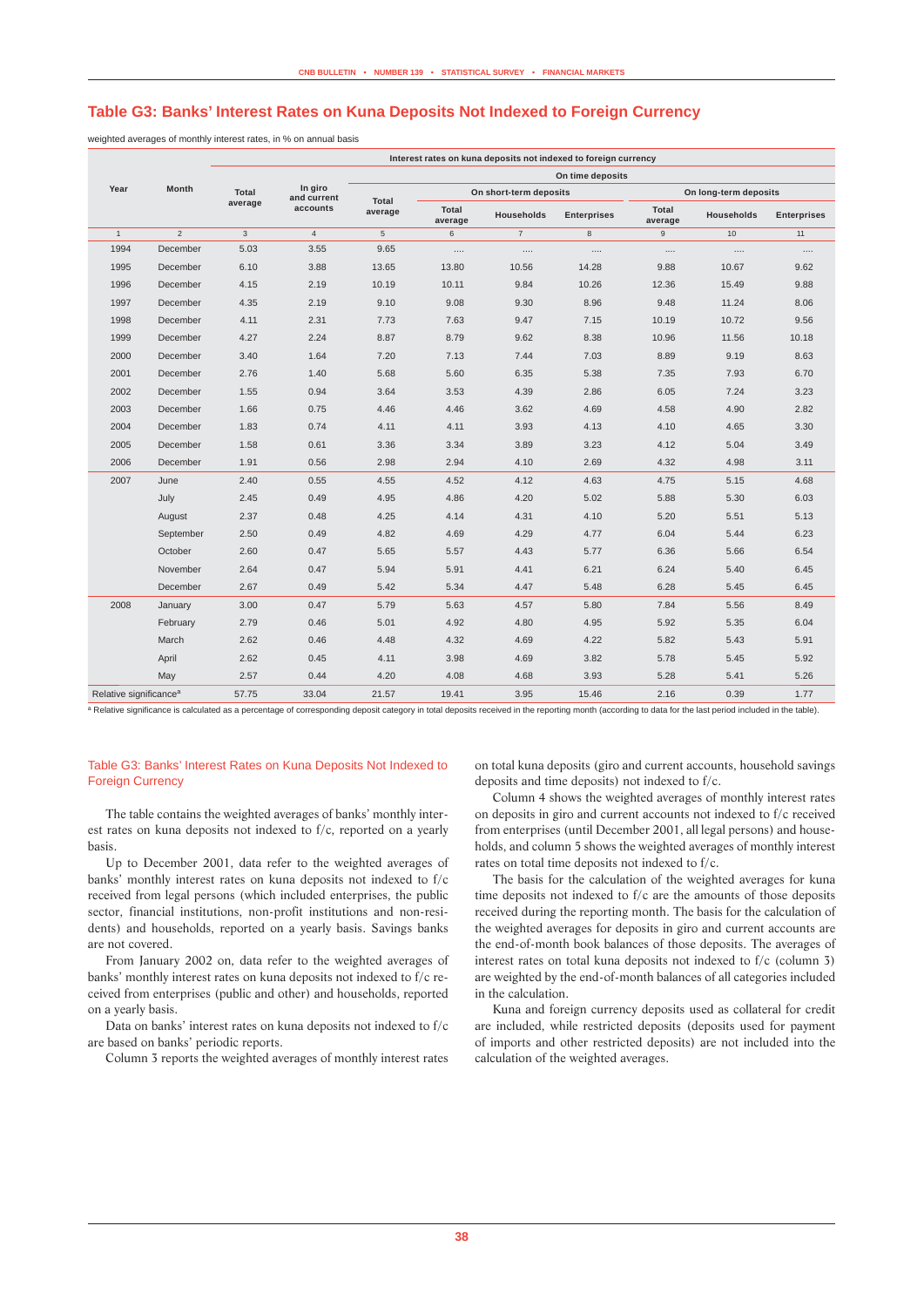## Table G3: Banks' Interest Rates on Kuna Deposits Not Indexed to Foreign Currency

weighted averages of monthly interest rates, in % on annual basis

| Year | Month | Interest rates on kuna deposits not indexed to foreign currency | | | | | | | | |
|---|---|---|---|---|---|---|---|---|---|---|
| | | Total average | In giro and current accounts | On time deposits | | | | | | |
| | | | | Total average | On short-term deposits | | | On long-term deposits | | |
| | | | | | Total average | Households | Enterprises | Total average | Households | Enterprises |
| 1 | 2 | 3 | 4 | 5 | 6 | 7 | 8 | 9 | 10 | 11 |
| 1994 | December | 5.03 | 3.55 | 9.65 | .... | .... | .... | .... | .... | .... |
| 1995 | December | 6.10 | 3.88 | 13.65 | 13.80 | 10.56 | 14.28 | 9.88 | 10.67 | 9.62 |
| 1996 | December | 4.15 | 2.19 | 10.19 | 10.11 | 9.84 | 10.26 | 12.36 | 15.49 | 9.88 |
| 1997 | December | 4.35 | 2.19 | 9.10 | 9.08 | 9.30 | 8.96 | 9.48 | 11.24 | 8.06 |
| 1998 | December | 4.11 | 2.31 | 7.73 | 7.63 | 9.47 | 7.15 | 10.19 | 10.72 | 9.56 |
| 1999 | December | 4.27 | 2.24 | 8.87 | 8.79 | 9.62 | 8.38 | 10.96 | 11.56 | 10.18 |
| 2000 | December | 3.40 | 1.64 | 7.20 | 7.13 | 7.44 | 7.03 | 8.89 | 9.19 | 8.63 |
| 2001 | December | 2.76 | 1.40 | 5.68 | 5.60 | 6.35 | 5.38 | 7.35 | 7.93 | 6.70 |
| 2002 | December | 1.55 | 0.94 | 3.64 | 3.53 | 4.39 | 2.86 | 6.05 | 7.24 | 3.23 |
| 2003 | December | 1.66 | 0.75 | 4.46 | 4.46 | 3.62 | 4.69 | 4.58 | 4.90 | 2.82 |
| 2004 | December | 1.83 | 0.74 | 4.11 | 4.11 | 3.93 | 4.13 | 4.10 | 4.65 | 3.30 |
| 2005 | December | 1.58 | 0.61 | 3.36 | 3.34 | 3.89 | 3.23 | 4.12 | 5.04 | 3.49 |
| 2006 | December | 1.91 | 0.56 | 2.98 | 2.94 | 4.10 | 2.69 | 4.32 | 4.98 | 3.11 |
| 2007 | June | 2.40 | 0.55 | 4.55 | 4.52 | 4.12 | 4.63 | 4.75 | 5.15 | 4.68 |
| | July | 2.45 | 0.49 | 4.95 | 4.86 | 4.20 | 5.02 | 5.88 | 5.30 | 6.03 |
| | August | 2.37 | 0.48 | 4.25 | 4.14 | 4.31 | 4.10 | 5.20 | 5.51 | 5.13 |
| | September | 2.50 | 0.49 | 4.82 | 4.69 | 4.29 | 4.77 | 6.04 | 5.44 | 6.23 |
| | October | 2.60 | 0.47 | 5.65 | 5.57 | 4.43 | 5.77 | 6.36 | 5.66 | 6.54 |
| | November | 2.64 | 0.47 | 5.94 | 5.91 | 4.41 | 6.21 | 6.24 | 5.40 | 6.45 |
| | December | 2.67 | 0.49 | 5.42 | 5.34 | 4.47 | 5.48 | 6.28 | 5.45 | 6.45 |
| 2008 | January | 3.00 | 0.47 | 5.79 | 5.63 | 4.57 | 5.80 | 7.84 | 5.56 | 8.49 |
| | February | 2.79 | 0.46 | 5.01 | 4.92 | 4.80 | 4.95 | 5.92 | 5.35 | 6.04 |
| | March | 2.62 | 0.46 | 4.48 | 4.32 | 4.69 | 4.22 | 5.82 | 5.43 | 5.91 |
| | April | 2.62 | 0.45 | 4.11 | 3.98 | 4.69 | 3.82 | 5.78 | 5.45 | 5.92 |
| | May | 2.57 | 0.44 | 4.20 | 4.08 | 4.68 | 3.93 | 5.28 | 5.41 | 5.26 |
| Relative significance[a] | | 57.75 | 33.04 | 21.57 | 19.41 | 3.95 | 15.46 | 2.16 | 0.39 | 1.77 |

[a] Relative significance is calculated as a percentage of corresponding deposit category in total deposits received in the reporting month (according to data for the last period included in the table).

### Table G3: Banks' Interest Rates on Kuna Deposits Not Indexed to Foreign Currency

The table contains the weighted averages of banks' monthly interest rates on kuna deposits not indexed to f/c, reported on a yearly basis.

Up to December 2001, data refer to the weighted averages of banks' monthly interest rates on kuna deposits not indexed to f/c received from legal persons (which included enterprises, the public sector, financial institutions, non-profit institutions and non-residents) and households, reported on a yearly basis. Savings banks are not covered.

From January 2002 on, data refer to the weighted averages of banks' monthly interest rates on kuna deposits not indexed to f/c received from enterprises (public and other) and households, reported on a yearly basis.

Data on banks' interest rates on kuna deposits not indexed to f/c are based on banks' periodic reports.

Column 3 reports the weighted averages of monthly interest rates on total kuna deposits (giro and current accounts, household savings deposits and time deposits) not indexed to f/c.

Column 4 shows the weighted averages of monthly interest rates on deposits in giro and current accounts not indexed to f/c received from enterprises (until December 2001, all legal persons) and households, and column 5 shows the weighted averages of monthly interest rates on total time deposits not indexed to f/c.

The basis for the calculation of the weighted averages for kuna time deposits not indexed to f/c are the amounts of those deposits received during the reporting month. The basis for the calculation of the weighted averages for deposits in giro and current accounts are the end-of-month book balances of those deposits. The averages of interest rates on total kuna deposits not indexed to f/c (column 3) are weighted by the end-of-month balances of all categories included in the calculation.

Kuna and foreign currency deposits used as collateral for credit are included, while restricted deposits (deposits used for payment of imports and other restricted deposits) are not included into the calculation of the weighted averages.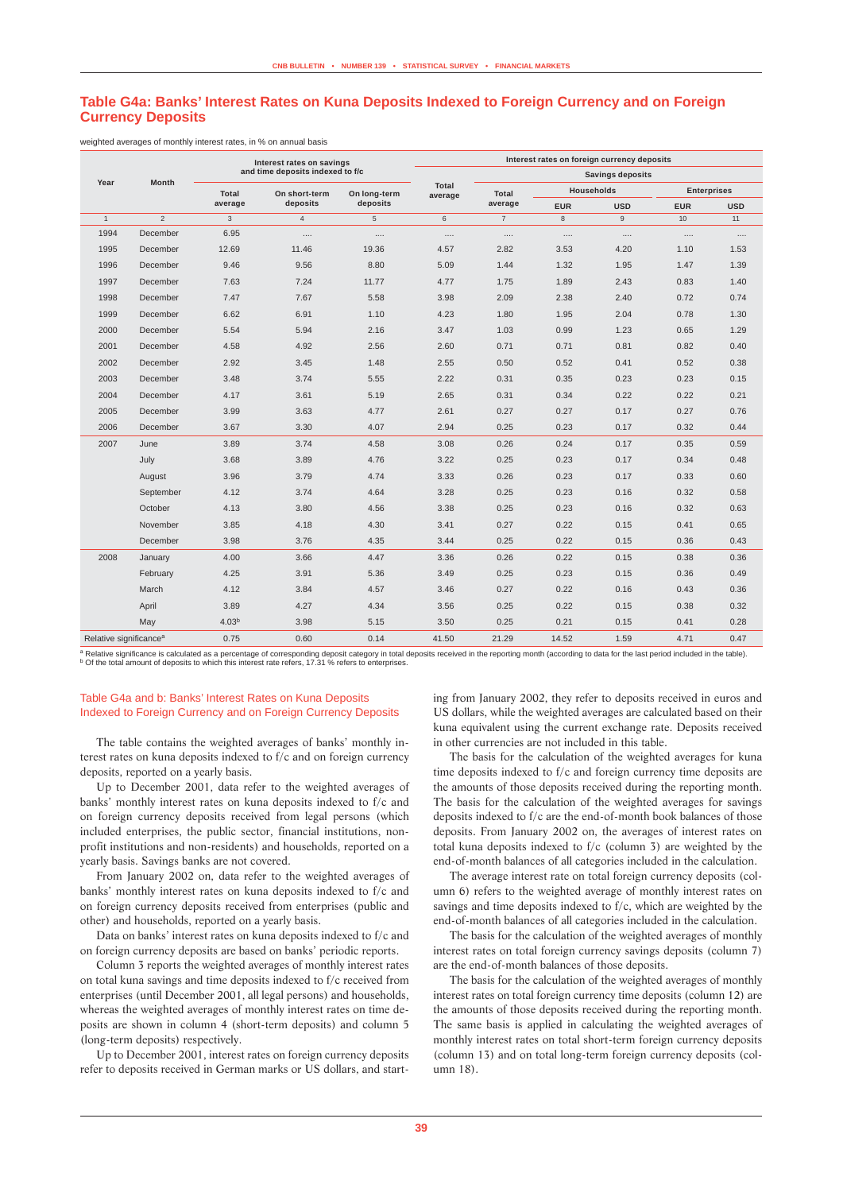## Table G4a: Banks' Interest Rates on Kuna Deposits Indexed to Foreign Currency and on Foreign Currency Deposits

weighted averages of monthly interest rates, in % on annual basis

| Year | Month | Interest rates on savings and time deposits indexed to f/c | | | Interest rates on foreign currency deposits | | | | | |
|---|---|---|---|---|---|---|---|---|---|---|
| | | | | | Total average | Savings deposits | | | | |
| | | Total average | On short-term deposits | On long-term deposits | | Total average | Households | | Enterprises | |
| | | | | | | | EUR | USD | EUR | USD |
| 1 | 2 | 3 | 4 | 5 | 6 | 7 | 8 | 9 | 10 | 11 |
| 1994 | December | 6.95 | .... | .... | .... | .... | .... | .... | .... | .... |
| 1995 | December | 12.69 | 11.46 | 19.36 | 4.57 | 2.82 | 3.53 | 4.20 | 1.10 | 1.53 |
| 1996 | December | 9.46 | 9.56 | 8.80 | 5.09 | 1.44 | 1.32 | 1.95 | 1.47 | 1.39 |
| 1997 | December | 7.63 | 7.24 | 11.77 | 4.77 | 1.75 | 1.89 | 2.43 | 0.83 | 1.40 |
| 1998 | December | 7.47 | 7.67 | 5.58 | 3.98 | 2.09 | 2.38 | 2.40 | 0.72 | 0.74 |
| 1999 | December | 6.62 | 6.91 | 1.10 | 4.23 | 1.80 | 1.95 | 2.04 | 0.78 | 1.30 |
| 2000 | December | 5.54 | 5.94 | 2.16 | 3.47 | 1.03 | 0.99 | 1.23 | 0.65 | 1.29 |
| 2001 | December | 4.58 | 4.92 | 2.56 | 2.60 | 0.71 | 0.71 | 0.81 | 0.82 | 0.40 |
| 2002 | December | 2.92 | 3.45 | 1.48 | 2.55 | 0.50 | 0.52 | 0.41 | 0.52 | 0.38 |
| 2003 | December | 3.48 | 3.74 | 5.55 | 2.22 | 0.31 | 0.35 | 0.23 | 0.23 | 0.15 |
| 2004 | December | 4.17 | 3.61 | 5.19 | 2.65 | 0.31 | 0.34 | 0.22 | 0.22 | 0.21 |
| 2005 | December | 3.99 | 3.63 | 4.77 | 2.61 | 0.27 | 0.27 | 0.17 | 0.27 | 0.76 |
| 2006 | December | 3.67 | 3.30 | 4.07 | 2.94 | 0.25 | 0.23 | 0.17 | 0.32 | 0.44 |
| 2007 | June | 3.89 | 3.74 | 4.58 | 3.08 | 0.26 | 0.24 | 0.17 | 0.35 | 0.59 |
| | July | 3.68 | 3.89 | 4.76 | 3.22 | 0.25 | 0.23 | 0.17 | 0.34 | 0.48 |
| | August | 3.96 | 3.79 | 4.74 | 3.33 | 0.26 | 0.23 | 0.17 | 0.33 | 0.60 |
| | September | 4.12 | 3.74 | 4.64 | 3.28 | 0.25 | 0.23 | 0.16 | 0.32 | 0.58 |
| | October | 4.13 | 3.80 | 4.56 | 3.38 | 0.25 | 0.23 | 0.16 | 0.32 | 0.63 |
| | November | 3.85 | 4.18 | 4.30 | 3.41 | 0.27 | 0.22 | 0.15 | 0.41 | 0.65 |
| | December | 3.98 | 3.76 | 4.35 | 3.44 | 0.25 | 0.22 | 0.15 | 0.36 | 0.43 |
| 2008 | January | 4.00 | 3.66 | 4.47 | 3.36 | 0.26 | 0.22 | 0.15 | 0.38 | 0.36 |
| | February | 4.25 | 3.91 | 5.36 | 3.49 | 0.25 | 0.23 | 0.15 | 0.36 | 0.49 |
| | March | 4.12 | 3.84 | 4.57 | 3.46 | 0.27 | 0.22 | 0.16 | 0.43 | 0.36 |
| | April | 3.89 | 4.27 | 4.34 | 3.56 | 0.25 | 0.22 | 0.15 | 0.38 | 0.32 |
| | May | 4.03[b] | 3.98 | 5.15 | 3.50 | 0.25 | 0.21 | 0.15 | 0.41 | 0.28 |
| Relative significance[a] | | 0.75 | 0.60 | 0.14 | 41.50 | 21.29 | 14.52 | 1.59 | 4.71 | 0.47 |

[a] Relative significance is calculated as a percentage of corresponding deposit category in total deposits received in the reporting month (according to data for the last period included in the table).
[b] Of the total amount of deposits to which this interest rate refers, 17.31 % refers to enterprises.

### Table G4a and b: Banks' Interest Rates on Kuna Deposits Indexed to Foreign Currency and on Foreign Currency Deposits

The table contains the weighted averages of banks' monthly interest rates on kuna deposits indexed to f/c and on foreign currency deposits, reported on a yearly basis.

Up to December 2001, data refer to the weighted averages of banks' monthly interest rates on kuna deposits indexed to f/c and on foreign currency deposits received from legal persons (which included enterprises, the public sector, financial institutions, non-profit institutions and non-residents) and households, reported on a yearly basis. Savings banks are not covered.

From January 2002 on, data refer to the weighted averages of banks' monthly interest rates on kuna deposits indexed to f/c and on foreign currency deposits received from enterprises (public and other) and households, reported on a yearly basis.

Data on banks' interest rates on kuna deposits indexed to f/c and on foreign currency deposits are based on banks' periodic reports.

Column 3 reports the weighted averages of monthly interest rates on total kuna savings and time deposits indexed to f/c received from enterprises (until December 2001, all legal persons) and households, whereas the weighted averages of monthly interest rates on time deposits are shown in column 4 (short-term deposits) and column 5 (long-term deposits) respectively.

Up to December 2001, interest rates on foreign currency deposits refer to deposits received in German marks or US dollars, and starting from January 2002, they refer to deposits received in euros and US dollars, while the weighted averages are calculated based on their kuna equivalent using the current exchange rate. Deposits received in other currencies are not included in this table.

The basis for the calculation of the weighted averages for kuna time deposits indexed to f/c and foreign currency time deposits are the amounts of those deposits received during the reporting month. The basis for the calculation of the weighted averages for savings deposits indexed to f/c are the end-of-month book balances of those deposits. From January 2002 on, the averages of interest rates on total kuna deposits indexed to f/c (column 3) are weighted by the end-of-month balances of all categories included in the calculation.

The average interest rate on total foreign currency deposits (column 6) refers to the weighted average of monthly interest rates on savings and time deposits indexed to f/c, which are weighted by the end-of-month balances of all categories included in the calculation.

The basis for the calculation of the weighted averages of monthly interest rates on total foreign currency savings deposits (column 7) are the end-of-month balances of those deposits.

The basis for the calculation of the weighted averages of monthly interest rates on total foreign currency time deposits (column 12) are the amounts of those deposits received during the reporting month. The same basis is applied in calculating the weighted averages of monthly interest rates on total short-term foreign currency deposits (column 13) and on total long-term foreign currency deposits (column 18).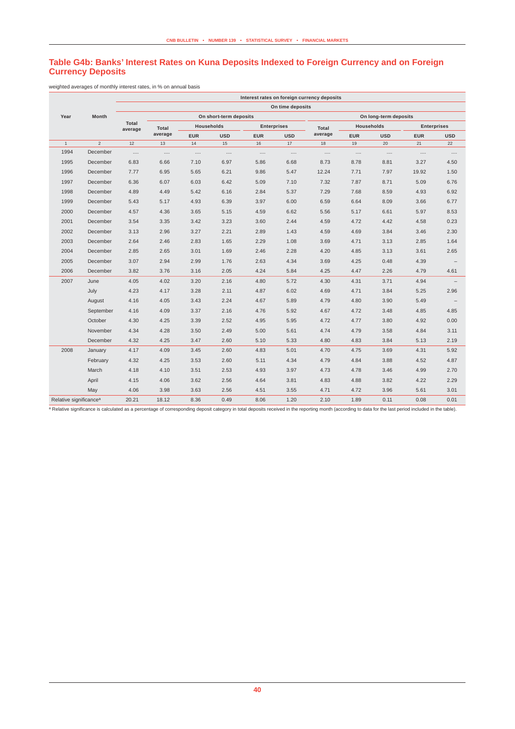## Table G4b: Banks' Interest Rates on Kuna Deposits Indexed to Foreign Currency and on Foreign Currency Deposits

weighted averages of monthly interest rates, in % on annual basis

| Year | Month | Interest rates on foreign currency deposits | | | | | | | | | | |
|---|---|---|---|---|---|---|---|---|---|---|---|---|
| | | On time deposits | | | | | | | | | | |
| | | Total average | On short-term deposits | | | | | On long-term deposits | | | | |
| | | | Total average | Households | | Enterprises | | Total average | Households | | Enterprises | |
| | | | | EUR | USD | EUR | USD | | EUR | USD | EUR | USD |
| 1 | 2 | 12 | 13 | 14 | 15 | 16 | 17 | 18 | 19 | 20 | 21 | 22 |
| 1994 | December | .... | .... | .... | .... | .... | .... | .... | .... | .... | .... | .... |
| 1995 | December | 6.83 | 6.66 | 7.10 | 6.97 | 5.86 | 6.68 | 8.73 | 8.78 | 8.81 | 3.27 | 4.50 |
| 1996 | December | 7.77 | 6.95 | 5.65 | 6.21 | 9.86 | 5.47 | 12.24 | 7.71 | 7.97 | 19.92 | 1.50 |
| 1997 | December | 6.36 | 6.07 | 6.03 | 6.42 | 5.09 | 7.10 | 7.32 | 7.87 | 8.71 | 5.09 | 6.76 |
| 1998 | December | 4.89 | 4.49 | 5.42 | 6.16 | 2.84 | 5.37 | 7.29 | 7.68 | 8.59 | 4.93 | 6.92 |
| 1999 | December | 5.43 | 5.17 | 4.93 | 6.39 | 3.97 | 6.00 | 6.59 | 6.64 | 8.09 | 3.66 | 6.77 |
| 2000 | December | 4.57 | 4.36 | 3.65 | 5.15 | 4.59 | 6.62 | 5.56 | 5.17 | 6.61 | 5.97 | 8.53 |
| 2001 | December | 3.54 | 3.35 | 3.42 | 3.23 | 3.60 | 2.44 | 4.59 | 4.72 | 4.42 | 4.58 | 0.23 |
| 2002 | December | 3.13 | 2.96 | 3.27 | 2.21 | 2.89 | 1.43 | 4.59 | 4.69 | 3.84 | 3.46 | 2.30 |
| 2003 | December | 2.64 | 2.46 | 2.83 | 1.65 | 2.29 | 1.08 | 3.69 | 4.71 | 3.13 | 2.85 | 1.64 |
| 2004 | December | 2.85 | 2.65 | 3.01 | 1.69 | 2.46 | 2.28 | 4.20 | 4.85 | 3.13 | 3.61 | 2.65 |
| 2005 | December | 3.07 | 2.94 | 2.99 | 1.76 | 2.63 | 4.34 | 3.69 | 4.25 | 0.48 | 4.39 | – |
| 2006 | December | 3.82 | 3.76 | 3.16 | 2.05 | 4.24 | 5.84 | 4.25 | 4.47 | 2.26 | 4.79 | 4.61 |
| 2007 | June | 4.05 | 4.02 | 3.20 | 2.16 | 4.80 | 5.72 | 4.30 | 4.31 | 3.71 | 4.94 | – |
| | July | 4.23 | 4.17 | 3.28 | 2.11 | 4.87 | 6.02 | 4.69 | 4.71 | 3.84 | 5.25 | 2.96 |
| | August | 4.16 | 4.05 | 3.43 | 2.24 | 4.67 | 5.89 | 4.79 | 4.80 | 3.90 | 5.49 | – |
| | September | 4.16 | 4.09 | 3.37 | 2.16 | 4.76 | 5.92 | 4.67 | 4.72 | 3.48 | 4.85 | 4.85 |
| | October | 4.30 | 4.25 | 3.39 | 2.52 | 4.95 | 5.95 | 4.72 | 4.77 | 3.80 | 4.92 | 0.00 |
| | November | 4.34 | 4.28 | 3.50 | 2.49 | 5.00 | 5.61 | 4.74 | 4.79 | 3.58 | 4.84 | 3.11 |
| | December | 4.32 | 4.25 | 3.47 | 2.60 | 5.10 | 5.33 | 4.80 | 4.83 | 3.84 | 5.13 | 2.19 |
| 2008 | January | 4.17 | 4.09 | 3.45 | 2.60 | 4.83 | 5.01 | 4.70 | 4.75 | 3.69 | 4.31 | 5.92 |
| | February | 4.32 | 4.25 | 3.53 | 2.60 | 5.11 | 4.34 | 4.79 | 4.84 | 3.88 | 4.52 | 4.87 |
| | March | 4.18 | 4.10 | 3.51 | 2.53 | 4.93 | 3.97 | 4.73 | 4.78 | 3.46 | 4.99 | 2.70 |
| | April | 4.15 | 4.06 | 3.62 | 2.56 | 4.64 | 3.81 | 4.83 | 4.88 | 3.82 | 4.22 | 2.29 |
| | May | 4.06 | 3.98 | 3.63 | 2.56 | 4.51 | 3.55 | 4.71 | 4.72 | 3.96 | 5.61 | 3.01 |
| Relative significance[a] | | 20.21 | 18.12 | 8.36 | 0.49 | 8.06 | 1.20 | 2.10 | 1.89 | 0.11 | 0.08 | 0.01 |

[a] Relative significance is calculated as a percentage of corresponding deposit category in total deposits received in the reporting month (according to data for the last period included in the table).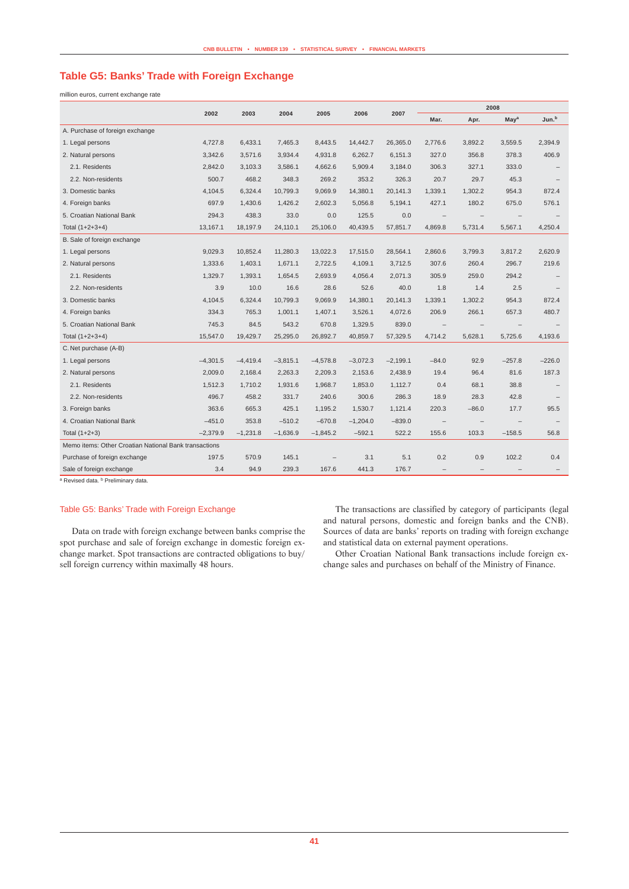## Table G5: Banks' Trade with Foreign Exchange

million euros, current exchange rate

| | 2002 | 2003 | 2004 | 2005 | 2006 | 2007 | 2008 | | | |
|---|---|---|---|---|---|---|---|---|---|---|
| | | | | | | | Mar. | Apr. | May[a] | Jun.[b] |
| A. Purchase of foreign exchange | | | | | | | | | | |
| 1. Legal persons | 4,727.8 | 6,433.1 | 7,465.3 | 8,443.5 | 14,442.7 | 26,365.0 | 2,776.6 | 3,892.2 | 3,559.5 | 2,394.9 |
| 2. Natural persons | 3,342.6 | 3,571.6 | 3,934.4 | 4,931.8 | 6,262.7 | 6,151.3 | 327.0 | 356.8 | 378.3 | 406.9 |
| 2.1. Residents | 2,842.0 | 3,103.3 | 3,586.1 | 4,662.6 | 5,909.4 | 3,184.0 | 306.3 | 327.1 | 333.0 | – |
| 2.2. Non-residents | 500.7 | 468.2 | 348.3 | 269.2 | 353.2 | 326.3 | 20.7 | 29.7 | 45.3 | – |
| 3. Domestic banks | 4,104.5 | 6,324.4 | 10,799.3 | 9,069.9 | 14,380.1 | 20,141.3 | 1,339.1 | 1,302.2 | 954.3 | 872.4 |
| 4. Foreign banks | 697.9 | 1,430.6 | 1,426.2 | 2,602.3 | 5,056.8 | 5,194.1 | 427.1 | 180.2 | 675.0 | 576.1 |
| 5. Croatian National Bank | 294.3 | 438.3 | 33.0 | 0.0 | 125.5 | 0.0 | – | – | – | – |
| Total (1+2+3+4) | 13,167.1 | 18,197.9 | 24,110.1 | 25,106.0 | 40,439.5 | 57,851.7 | 4,869.8 | 5,731.4 | 5,567.1 | 4,250.4 |
| B. Sale of foreign exchange | | | | | | | | | | |
| 1. Legal persons | 9,029.3 | 10,852.4 | 11,280.3 | 13,022.3 | 17,515.0 | 28,564.1 | 2,860.6 | 3,799.3 | 3,817.2 | 2,620.9 |
| 2. Natural persons | 1,333.6 | 1,403.1 | 1,671.1 | 2,722.5 | 4,109.1 | 3,712.5 | 307.6 | 260.4 | 296.7 | 219.6 |
| 2.1. Residents | 1,329.7 | 1,393.1 | 1,654.5 | 2,693.9 | 4,056.4 | 2,071.3 | 305.9 | 259.0 | 294.2 | – |
| 2.2. Non-residents | 3.9 | 10.0 | 16.6 | 28.6 | 52.6 | 40.0 | 1.8 | 1.4 | 2.5 | – |
| 3. Domestic banks | 4,104.5 | 6,324.4 | 10,799.3 | 9,069.9 | 14,380.1 | 20,141.3 | 1,339.1 | 1,302.2 | 954.3 | 872.4 |
| 4. Foreign banks | 334.3 | 765.3 | 1,001.1 | 1,407.1 | 3,526.1 | 4,072.6 | 206.9 | 266.1 | 657.3 | 480.7 |
| 5. Croatian National Bank | 745.3 | 84.5 | 543.2 | 670.8 | 1,329.5 | 839.0 | – | – | – | – |
| Total (1+2+3+4) | 15,547.0 | 19,429.7 | 25,295.0 | 26,892.7 | 40,859.7 | 57,329.5 | 4,714.2 | 5,628.1 | 5,725.6 | 4,193.6 |
| C. Net purchase (A-B) | | | | | | | | | | |
| 1. Legal persons | –4,301.5 | –4,419.4 | –3,815.1 | –4,578.8 | –3,072.3 | –2,199.1 | –84.0 | 92.9 | –257.8 | –226.0 |
| 2. Natural persons | 2,009.0 | 2,168.4 | 2,263.3 | 2,209.3 | 2,153.6 | 2,438.9 | 19.4 | 96.4 | 81.6 | 187.3 |
| 2.1. Residents | 1,512.3 | 1,710.2 | 1,931.6 | 1,968.7 | 1,853.0 | 1,112.7 | 0.4 | 68.1 | 38.8 | – |
| 2.2. Non-residents | 496.7 | 458.2 | 331.7 | 240.6 | 300.6 | 286.3 | 18.9 | 28.3 | 42.8 | – |
| 3. Foreign banks | 363.6 | 665.3 | 425.1 | 1,195.2 | 1,530.7 | 1,121.4 | 220.3 | –86.0 | 17.7 | 95.5 |
| 4. Croatian National Bank | –451.0 | 353.8 | –510.2 | –670.8 | –1,204.0 | –839.0 | – | – | – | – |
| Total (1+2+3) | –2,379.9 | –1,231.8 | –1,636.9 | –1,845.2 | –592.1 | 522.2 | 155.6 | 103.3 | –158.5 | 56.8 |
| Memo items: Other Croatian National Bank transactions | | | | | | | | | | |
| Purchase of foreign exchange | 197.5 | 570.9 | 145.1 | – | 3.1 | 5.1 | 0.2 | 0.9 | 102.2 | 0.4 |
| Sale of foreign exchange | 3.4 | 94.9 | 239.3 | 167.6 | 441.3 | 176.7 | – | – | – | – |

[a] Revised data. [b] Preliminary data.

### Table G5: Banks' Trade with Foreign Exchange

Data on trade with foreign exchange between banks comprise the spot purchase and sale of foreign exchange in domestic foreign exchange market. Spot transactions are contracted obligations to buy/sell foreign currency within maximally 48 hours.

The transactions are classified by category of participants (legal and natural persons, domestic and foreign banks and the CNB). Sources of data are banks' reports on trading with foreign exchange and statistical data on external payment operations.

Other Croatian National Bank transactions include foreign exchange sales and purchases on behalf of the Ministry of Finance.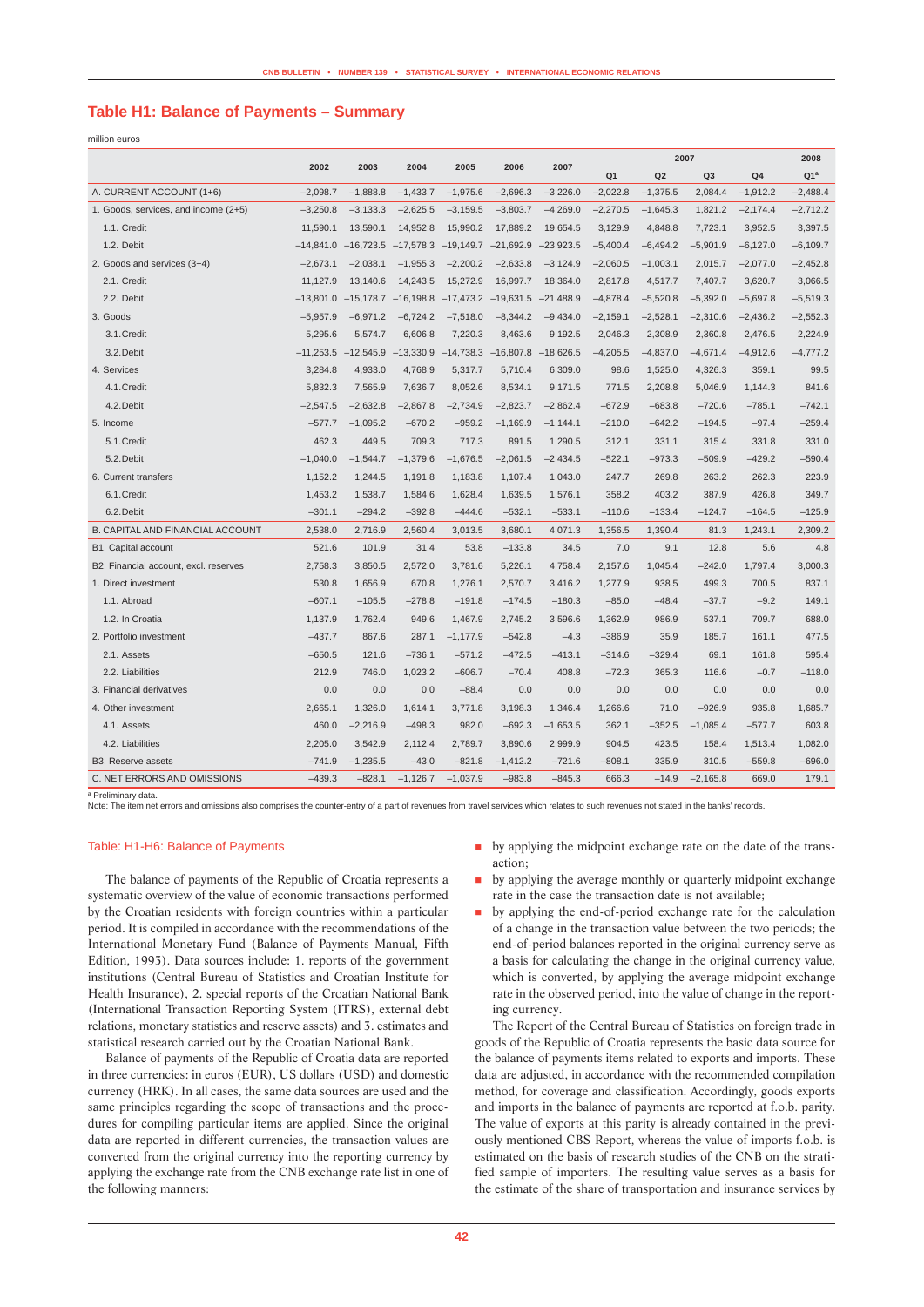## Table H1: Balance of Payments – Summary

million euros

| | 2002 | 2003 | 2004 | 2005 | 2006 | 2007 | 2007 | | | | 2008 |
|---|---|---|---|---|---|---|---|---|---|---|---|
| | | | | | | | Q1 | Q2 | Q3 | Q4 | Q1[a] |
| A. CURRENT ACCOUNT (1+6) | −2,098.7 | −1,888.8 | −1,433.7 | −1,975.6 | −2,696.3 | −3,226.0 | −2,022.8 | −1,375.5 | 2,084.4 | −1,912.2 | −2,488.4 |
| 1. Goods, services, and income (2+5) | −3,250.8 | −3,133.3 | −2,625.5 | −3,159.5 | −3,803.7 | −4,269.0 | −2,270.5 | −1,645.3 | 1,821.2 | −2,174.4 | −2,712.2 |
| 1.1. Credit | 11,590.1 | 13,590.1 | 14,952.8 | 15,990.2 | 17,889.2 | 19,654.5 | 3,129.9 | 4,848.8 | 7,723.1 | 3,952.5 | 3,397.5 |
| 1.2. Debit | −14,841.0 | −16,723.5 | −17,578.3 | −19,149.7 | −21,692.9 | −23,923.5 | −5,400.4 | −6,494.2 | −5,901.9 | −6,127.0 | −6,109.7 |
| 2. Goods and services (3+4) | −2,673.1 | −2,038.1 | −1,955.3 | −2,200.2 | −2,633.8 | −3,124.9 | −2,060.5 | −1,003.1 | 2,015.7 | −2,077.0 | −2,452.8 |
| 2.1. Credit | 11,127.9 | 13,140.6 | 14,243.5 | 15,272.9 | 16,997.7 | 18,364.0 | 2,817.8 | 4,517.7 | 7,407.7 | 3,620.7 | 3,066.5 |
| 2.2. Debit | −13,801.0 | −15,178.7 | −16,198.8 | −17,473.2 | −19,631.5 | −21,488.9 | −4,878.4 | −5,520.8 | −5,392.0 | −5,697.8 | −5,519.3 |
| 3. Goods | −5,957.9 | −6,971.2 | −6,724.2 | −7,518.0 | −8,344.2 | −9,434.0 | −2,159.1 | −2,528.1 | −2,310.6 | −2,436.2 | −2,552.3 |
| 3.1.Credit | 5,295.6 | 5,574.7 | 6,606.8 | 7,220.3 | 8,463.6 | 9,192.5 | 2,046.3 | 2,308.9 | 2,360.8 | 2,476.5 | 2,224.9 |
| 3.2.Debit | −11,253.5 | −12,545.9 | −13,330.9 | −14,738.3 | −16,807.8 | −18,626.5 | −4,205.5 | −4,837.0 | −4,671.4 | −4,912.6 | −4,777.2 |
| 4. Services | 3,284.8 | 4,933.0 | 4,768.9 | 5,317.7 | 5,710.4 | 6,309.0 | 98.6 | 1,525.0 | 4,326.3 | 359.1 | 99.5 |
| 4.1.Credit | 5,832.3 | 7,565.9 | 7,636.7 | 8,052.6 | 8,534.1 | 9,171.5 | 771.5 | 2,208.8 | 5,046.9 | 1,144.3 | 841.6 |
| 4.2.Debit | −2,547.5 | −2,632.8 | −2,867.8 | −2,734.9 | −2,823.7 | −2,862.4 | −672.9 | −683.8 | −720.6 | −785.1 | −742.1 |
| 5. Income | −577.7 | −1,095.2 | −670.2 | −959.2 | −1,169.9 | −1,144.1 | −210.0 | −642.2 | −194.5 | −97.4 | −259.4 |
| 5.1.Credit | 462.3 | 449.5 | 709.3 | 717.3 | 891.5 | 1,290.5 | 312.1 | 331.1 | 315.4 | 331.8 | 331.0 |
| 5.2.Debit | −1,040.0 | −1,544.7 | −1,379.6 | −1,676.5 | −2,061.5 | −2,434.5 | −522.1 | −973.3 | −509.9 | −429.2 | −590.4 |
| 6. Current transfers | 1,152.2 | 1,244.5 | 1,191.8 | 1,183.8 | 1,107.4 | 1,043.0 | 247.7 | 269.8 | 263.2 | 262.3 | 223.9 |
| 6.1.Credit | 1,453.2 | 1,538.7 | 1,584.6 | 1,628.4 | 1,639.5 | 1,576.1 | 358.2 | 403.2 | 387.9 | 426.8 | 349.7 |
| 6.2.Debit | −301.1 | −294.2 | −392.8 | −444.6 | −532.1 | −533.1 | −110.6 | −133.4 | −124.7 | −164.5 | −125.9 |
| B. CAPITAL AND FINANCIAL ACCOUNT | 2,538.0 | 2,716.9 | 2,560.4 | 3,013.5 | 3,680.1 | 4,071.3 | 1,356.5 | 1,390.4 | 81.3 | 1,243.1 | 2,309.2 |
| B1. Capital account | 521.6 | 101.9 | 31.4 | 53.8 | −133.8 | 34.5 | 7.0 | 9.1 | 12.8 | 5.6 | 4.8 |
| B2. Financial account, excl. reserves | 2,758.3 | 3,850.5 | 2,572.0 | 3,781.6 | 5,226.1 | 4,758.4 | 2,157.6 | 1,045.4 | −242.0 | 1,797.4 | 3,000.3 |
| 1. Direct investment | 530.8 | 1,656.9 | 670.8 | 1,276.1 | 2,570.7 | 3,416.2 | 1,277.9 | 938.5 | 499.3 | 700.5 | 837.1 |
| 1.1. Abroad | −607.1 | −105.5 | −278.8 | −191.8 | −174.5 | −180.3 | −85.0 | −48.4 | −37.7 | −9.2 | 149.1 |
| 1.2. In Croatia | 1,137.9 | 1,762.4 | 949.6 | 1,467.9 | 2,745.2 | 3,596.6 | 1,362.9 | 986.9 | 537.1 | 709.7 | 688.0 |
| 2. Portfolio investment | −437.7 | 867.6 | 287.1 | −1,177.9 | −542.8 | −4.3 | −386.9 | 35.9 | 185.7 | 161.1 | 477.5 |
| 2.1. Assets | −650.5 | 121.6 | −736.1 | −571.2 | −472.5 | −413.1 | −314.6 | −329.4 | 69.1 | 161.8 | 595.4 |
| 2.2. Liabilities | 212.9 | 746.0 | 1,023.2 | −606.7 | −70.4 | 408.8 | −72.3 | 365.3 | 116.6 | −0.7 | −118.0 |
| 3. Financial derivatives | 0.0 | 0.0 | 0.0 | −88.4 | 0.0 | 0.0 | 0.0 | 0.0 | 0.0 | 0.0 | 0.0 |
| 4. Other investment | 2,665.1 | 1,326.0 | 1,614.1 | 3,771.8 | 3,198.3 | 1,346.4 | 1,266.6 | 71.0 | −926.9 | 935.8 | 1,685.7 |
| 4.1. Assets | 460.0 | −2,216.9 | −498.3 | 982.0 | −692.3 | −1,653.5 | 362.1 | −352.5 | −1,085.4 | −577.7 | 603.8 |
| 4.2. Liabilities | 2,205.0 | 3,542.9 | 2,112.4 | 2,789.7 | 3,890.6 | 2,999.9 | 904.5 | 423.5 | 158.4 | 1,513.4 | 1,082.0 |
| B3. Reserve assets | −741.9 | −1,235.5 | −43.0 | −821.8 | −1,412.2 | −721.6 | −808.1 | 335.9 | 310.5 | −559.8 | −696.0 |
| C. NET ERRORS AND OMISSIONS | −439.3 | −828.1 | −1,126.7 | −1,037.9 | −983.8 | −845.3 | 666.3 | −14.9 | −2,165.8 | 669.0 | 179.1 |

[a] Preliminary data.
Note: The item net errors and omissions also comprises the counter-entry of a part of revenues from travel services which relates to such revenues not stated in the banks' records.

### Table: H1-H6: Balance of Payments

The balance of payments of the Republic of Croatia represents a systematic overview of the value of economic transactions performed by the Croatian residents with foreign countries within a particular period. It is compiled in accordance with the recommendations of the International Monetary Fund (Balance of Payments Manual, Fifth Edition, 1993). Data sources include: 1. reports of the government institutions (Central Bureau of Statistics and Croatian Institute for Health Insurance), 2. special reports of the Croatian National Bank (International Transaction Reporting System (ITRS), external debt relations, monetary statistics and reserve assets) and 3. estimates and statistical research carried out by the Croatian National Bank.

Balance of payments of the Republic of Croatia data are reported in three currencies: in euros (EUR), US dollars (USD) and domestic currency (HRK). In all cases, the same data sources are used and the same principles regarding the scope of transactions and the procedures for compiling particular items are applied. Since the original data are reported in different currencies, the transaction values are converted from the original currency into the reporting currency by applying the exchange rate from the CNB exchange rate list in one of the following manners:

- by applying the midpoint exchange rate on the date of the transaction;
- by applying the average monthly or quarterly midpoint exchange rate in the case the transaction date is not available;
- by applying the end-of-period exchange rate for the calculation of a change in the transaction value between the two periods; the end-of-period balances reported in the original currency serve as a basis for calculating the change in the original currency value, which is converted, by applying the average midpoint exchange rate in the observed period, into the value of change in the reporting currency.

The Report of the Central Bureau of Statistics on foreign trade in goods of the Republic of Croatia represents the basic data source for the balance of payments items related to exports and imports. These data are adjusted, in accordance with the recommended compilation method, for coverage and classification. Accordingly, goods exports and imports in the balance of payments are reported at f.o.b. parity. The value of exports at this parity is already contained in the previously mentioned CBS Report, whereas the value of imports f.o.b. is estimated on the basis of research studies of the CNB on the stratified sample of importers. The resulting value serves as a basis for the estimate of the share of transportation and insurance services by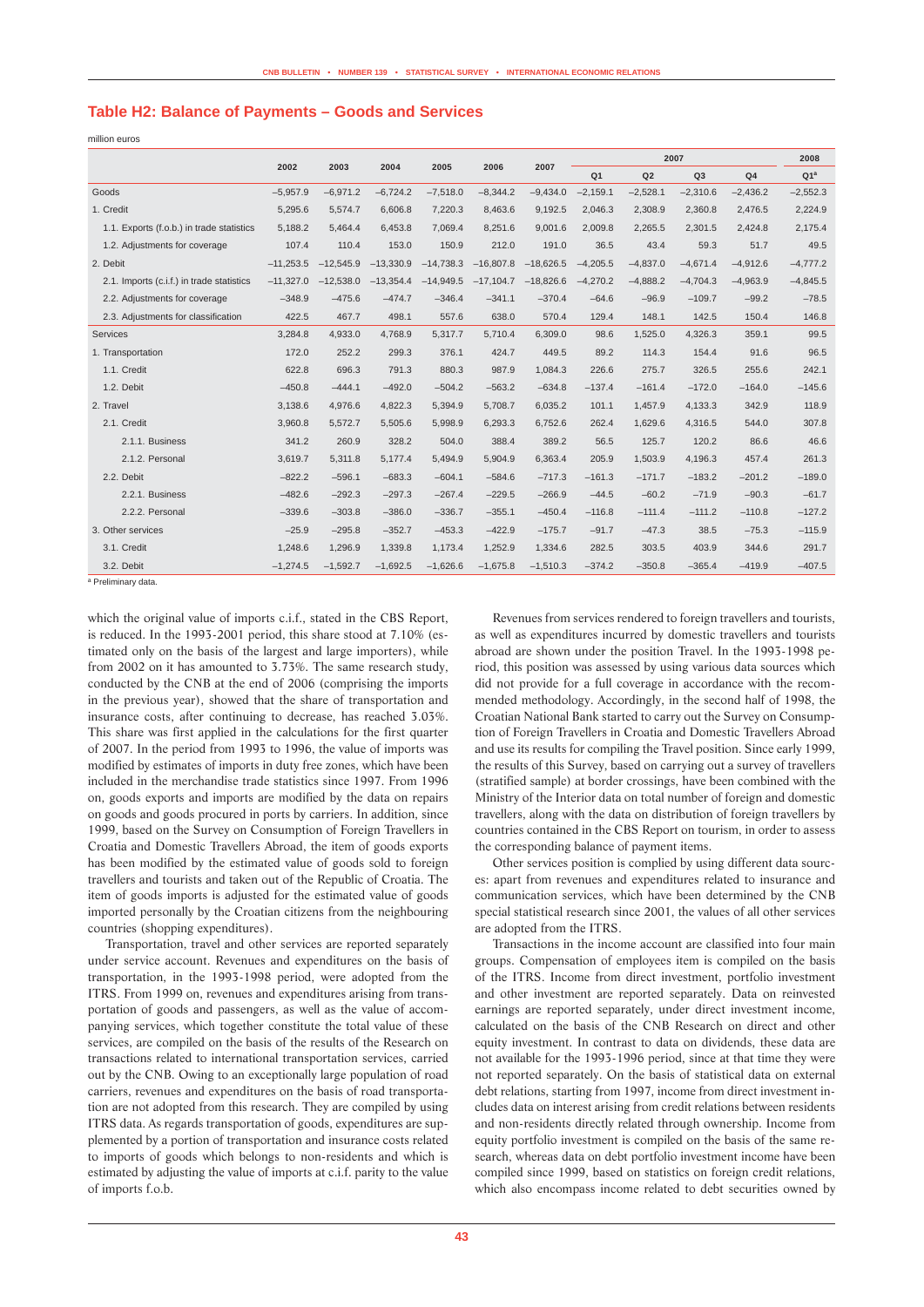## Table H2: Balance of Payments – Goods and Services

million euros

| | 2002 | 2003 | 2004 | 2005 | 2006 | 2007 | 2007 | | | | 2008 |
|---|---|---|---|---|---|---|---|---|---|---|---|
| | | | | | | | Q1 | Q2 | Q3 | Q4 | Q1[a] |
| Goods | –5,957.9 | –6,971.2 | –6,724.2 | –7,518.0 | –8,344.2 | –9,434.0 | –2,159.1 | –2,528.1 | –2,310.6 | –2,436.2 | –2,552.3 |
| 1. Credit | 5,295.6 | 5,574.7 | 6,606.8 | 7,220.3 | 8,463.6 | 9,192.5 | 2,046.3 | 2,308.9 | 2,360.8 | 2,476.5 | 2,224.9 |
| 1.1. Exports (f.o.b.) in trade statistics | 5,188.2 | 5,464.4 | 6,453.8 | 7,069.4 | 8,251.6 | 9,001.6 | 2,009.8 | 2,265.5 | 2,301.5 | 2,424.8 | 2,175.4 |
| 1.2. Adjustments for coverage | 107.4 | 110.4 | 153.0 | 150.9 | 212.0 | 191.0 | 36.5 | 43.4 | 59.3 | 51.7 | 49.5 |
| 2. Debit | –11,253.5 | –12,545.9 | –13,330.9 | –14,738.3 | –16,807.8 | –18,626.5 | –4,205.5 | –4,837.0 | –4,671.4 | –4,912.6 | –4,777.2 |
| 2.1. Imports (c.i.f.) in trade statistics | –11,327.0 | –12,538.0 | –13,354.4 | –14,949.5 | –17,104.7 | –18,826.6 | –4,270.2 | –4,888.2 | –4,704.3 | –4,963.9 | –4,845.5 |
| 2.2. Adjustments for coverage | –348.9 | –475.6 | –474.7 | –346.4 | –341.1 | –370.4 | –64.6 | –96.9 | –109.7 | –99.2 | –78.5 |
| 2.3. Adjustments for classification | 422.5 | 467.7 | 498.1 | 557.6 | 638.0 | 570.4 | 129.4 | 148.1 | 142.5 | 150.4 | 146.8 |
| Services | 3,284.8 | 4,933.0 | 4,768.9 | 5,317.7 | 5,710.4 | 6,309.0 | 98.6 | 1,525.0 | 4,326.3 | 359.1 | 99.5 |
| 1. Transportation | 172.0 | 252.2 | 299.3 | 376.1 | 424.7 | 449.5 | 89.2 | 114.3 | 154.4 | 91.6 | 96.5 |
| 1.1. Credit | 622.8 | 696.3 | 791.3 | 880.3 | 987.9 | 1,084.3 | 226.6 | 275.7 | 326.5 | 255.6 | 242.1 |
| 1.2. Debit | –450.8 | –444.1 | –492.0 | –504.2 | –563.2 | –634.8 | –137.4 | –161.4 | –172.0 | –164.0 | –145.6 |
| 2. Travel | 3,138.6 | 4,976.6 | 4,822.3 | 5,394.9 | 5,708.7 | 6,035.2 | 101.1 | 1,457.9 | 4,133.3 | 342.9 | 118.9 |
| 2.1. Credit | 3,960.8 | 5,572.7 | 5,505.6 | 5,998.9 | 6,293.3 | 6,752.6 | 262.4 | 1,629.6 | 4,316.5 | 544.0 | 307.8 |
| 2.1.1. Business | 341.2 | 260.9 | 328.2 | 504.0 | 388.4 | 389.2 | 56.5 | 125.7 | 120.2 | 86.6 | 46.6 |
| 2.1.2. Personal | 3,619.7 | 5,311.8 | 5,177.4 | 5,494.9 | 5,904.9 | 6,363.4 | 205.9 | 1,503.9 | 4,196.3 | 457.4 | 261.3 |
| 2.2. Debit | –822.2 | –596.1 | –683.3 | –604.1 | –584.6 | –717.3 | –161.3 | –171.7 | –183.2 | –201.2 | –189.0 |
| 2.2.1. Business | –482.6 | –292.3 | –297.3 | –267.4 | –229.5 | –266.9 | –44.5 | –60.2 | –71.9 | –90.3 | –61.7 |
| 2.2.2. Personal | –339.6 | –303.8 | –386.0 | –336.7 | –355.1 | –450.4 | –116.8 | –111.4 | –111.2 | –110.8 | –127.2 |
| 3. Other services | –25.9 | –295.8 | –352.7 | –453.3 | –422.9 | –175.7 | –91.7 | –47.3 | 38.5 | –75.3 | –115.9 |
| 3.1. Credit | 1,248.6 | 1,296.9 | 1,339.8 | 1,173.4 | 1,252.9 | 1,334.6 | 282.5 | 303.5 | 403.9 | 344.6 | 291.7 |
| 3.2. Debit | –1,274.5 | –1,592.7 | –1,692.5 | –1,626.6 | –1,675.8 | –1,510.3 | –374.2 | –350.8 | –365.4 | –419.9 | –407.5 |

[a] Preliminary data.

which the original value of imports c.i.f., stated in the CBS Report, is reduced. In the 1993-2001 period, this share stood at 7.10% (estimated only on the basis of the largest and large importers), while from 2002 on it has amounted to 3.73%. The same research study, conducted by the CNB at the end of 2006 (comprising the imports in the previous year), showed that the share of transportation and insurance costs, after continuing to decrease, has reached 3.03%. This share was first applied in the calculations for the first quarter of 2007. In the period from 1993 to 1996, the value of imports was modified by estimates of imports in duty free zones, which have been included in the merchandise trade statistics since 1997. From 1996 on, goods exports and imports are modified by the data on repairs on goods and goods procured in ports by carriers. In addition, since 1999, based on the Survey on Consumption of Foreign Travellers in Croatia and Domestic Travellers Abroad, the item of goods exports has been modified by the estimated value of goods sold to foreign travellers and tourists and taken out of the Republic of Croatia. The item of goods imports is adjusted for the estimated value of goods imported personally by the Croatian citizens from the neighbouring countries (shopping expenditures).

Transportation, travel and other services are reported separately under service account. Revenues and expenditures on the basis of transportation, in the 1993-1998 period, were adopted from the ITRS. From 1999 on, revenues and expenditures arising from transportation of goods and passengers, as well as the value of accompanying services, which together constitute the total value of these services, are compiled on the basis of the results of the Research on transactions related to international transportation services, carried out by the CNB. Owing to an exceptionally large population of road carriers, revenues and expenditures on the basis of road transportation are not adopted from this research. They are compiled by using ITRS data. As regards transportation of goods, expenditures are supplemented by a portion of transportation and insurance costs related to imports of goods which belongs to non-residents and which is estimated by adjusting the value of imports at c.i.f. parity to the value of imports f.o.b.

Revenues from services rendered to foreign travellers and tourists, as well as expenditures incurred by domestic travellers and tourists abroad are shown under the position Travel. In the 1993-1998 period, this position was assessed by using various data sources which did not provide for a full coverage in accordance with the recommended methodology. Accordingly, in the second half of 1998, the Croatian National Bank started to carry out the Survey on Consumption of Foreign Travellers in Croatia and Domestic Travellers Abroad and use its results for compiling the Travel position. Since early 1999, the results of this Survey, based on carrying out a survey of travellers (stratified sample) at border crossings, have been combined with the Ministry of the Interior data on total number of foreign and domestic travellers, along with the data on distribution of foreign travellers by countries contained in the CBS Report on tourism, in order to assess the corresponding balance of payment items.

Other services position is complied by using different data sources: apart from revenues and expenditures related to insurance and communication services, which have been determined by the CNB special statistical research since 2001, the values of all other services are adopted from the ITRS.

Transactions in the income account are classified into four main groups. Compensation of employees item is compiled on the basis of the ITRS. Income from direct investment, portfolio investment and other investment are reported separately. Data on reinvested earnings are reported separately, under direct investment income, calculated on the basis of the CNB Research on direct and other equity investment. In contrast to data on dividends, these data are not available for the 1993-1996 period, since at that time they were not reported separately. On the basis of statistical data on external debt relations, starting from 1997, income from direct investment includes data on interest arising from credit relations between residents and non-residents directly related through ownership. Income from equity portfolio investment is compiled on the basis of the same research, whereas data on debt portfolio investment income have been compiled since 1999, based on statistics on foreign credit relations, which also encompass income related to debt securities owned by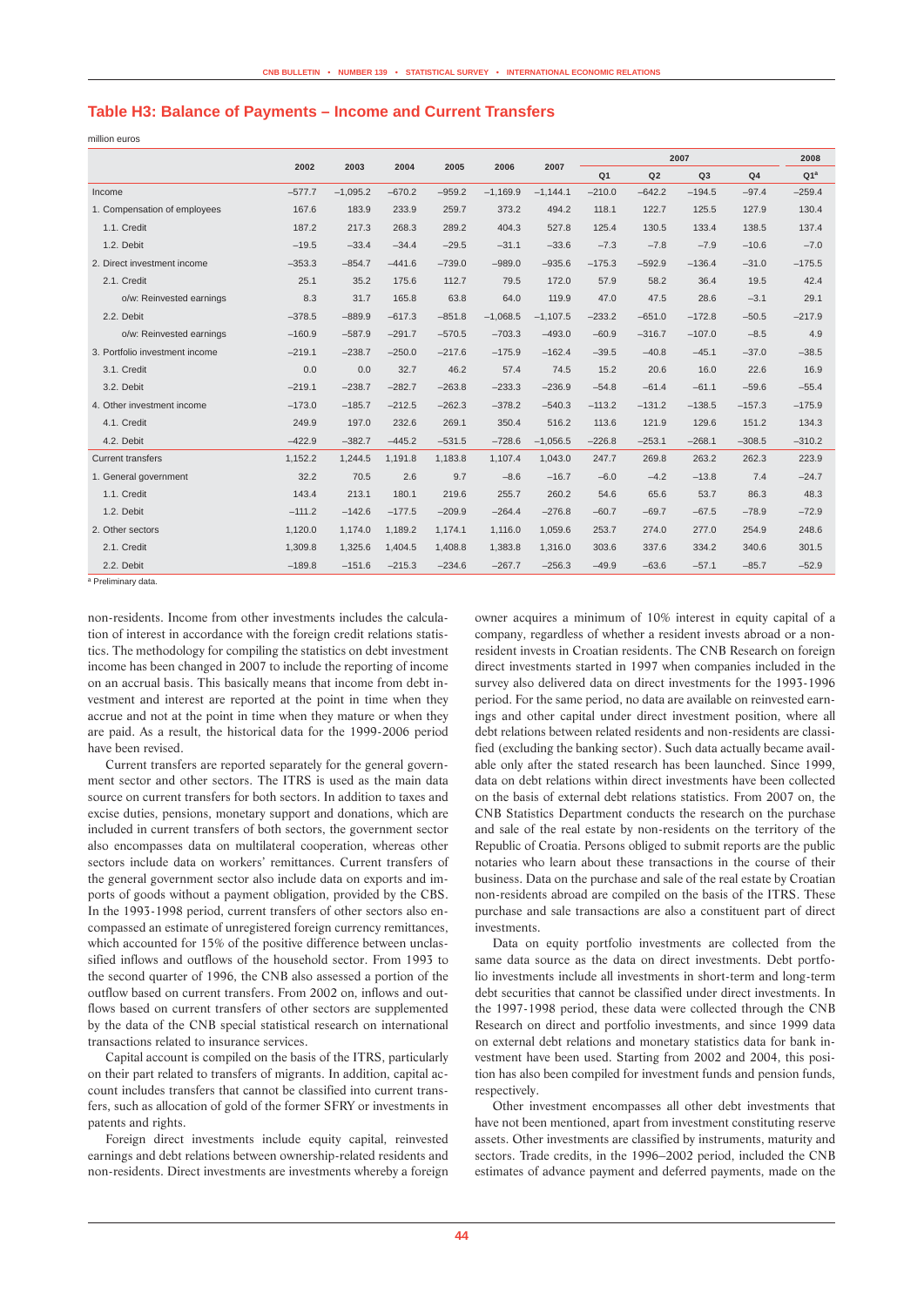## Table H3: Balance of Payments – Income and Current Transfers

million euros

| | 2002 | 2003 | 2004 | 2005 | 2006 | 2007 | 2007 | | | | 2008 |
|---|---|---|---|---|---|---|---|---|---|---|---|
| | | | | | | | Q1 | Q2 | Q3 | Q4 | Q1[a] |
| Income | –577.7 | –1,095.2 | –670.2 | –959.2 | –1,169.9 | –1,144.1 | –210.0 | –642.2 | –194.5 | –97.4 | –259.4 |
| 1. Compensation of employees | 167.6 | 183.9 | 233.9 | 259.7 | 373.2 | 494.2 | 118.1 | 122.7 | 125.5 | 127.9 | 130.4 |
| 1.1. Credit | 187.2 | 217.3 | 268.3 | 289.2 | 404.3 | 527.8 | 125.4 | 130.5 | 133.4 | 138.5 | 137.4 |
| 1.2. Debit | –19.5 | –33.4 | –34.4 | –29.5 | –31.1 | –33.6 | –7.3 | –7.8 | –7.9 | –10.6 | –7.0 |
| 2. Direct investment income | –353.3 | –854.7 | –441.6 | –739.0 | –989.0 | –935.6 | –175.3 | –592.9 | –136.4 | –31.0 | –175.5 |
| 2.1. Credit | 25.1 | 35.2 | 175.6 | 112.7 | 79.5 | 172.0 | 57.9 | 58.2 | 36.4 | 19.5 | 42.4 |
| o/w: Reinvested earnings | 8.3 | 31.7 | 165.8 | 63.8 | 64.0 | 119.9 | 47.0 | 47.5 | 28.6 | –3.1 | 29.1 |
| 2.2. Debit | –378.5 | –889.9 | –617.3 | –851.8 | –1,068.5 | –1,107.5 | –233.2 | –651.0 | –172.8 | –50.5 | –217.9 |
| o/w: Reinvested earnings | –160.9 | –587.9 | –291.7 | –570.5 | –703.3 | –493.0 | –60.9 | –316.7 | –107.0 | –8.5 | 4.9 |
| 3. Portfolio investment income | –219.1 | –238.7 | –250.0 | –217.6 | –175.9 | –162.4 | –39.5 | –40.8 | –45.1 | –37.0 | –38.5 |
| 3.1. Credit | 0.0 | 0.0 | 32.7 | 46.2 | 57.4 | 74.5 | 15.2 | 20.6 | 16.0 | 22.6 | 16.9 |
| 3.2. Debit | –219.1 | –238.7 | –282.7 | –263.8 | –233.3 | –236.9 | –54.8 | –61.4 | –61.1 | –59.6 | –55.4 |
| 4. Other investment income | –173.0 | –185.7 | –212.5 | –262.3 | –378.2 | –540.3 | –113.2 | –131.2 | –138.5 | –157.3 | –175.9 |
| 4.1. Credit | 249.9 | 197.0 | 232.6 | 269.1 | 350.4 | 516.2 | 113.6 | 121.9 | 129.6 | 151.2 | 134.3 |
| 4.2. Debit | –422.9 | –382.7 | –445.2 | –531.5 | –728.6 | –1,056.5 | –226.8 | –253.1 | –268.1 | –308.5 | –310.2 |
| Current transfers | 1,152.2 | 1,244.5 | 1,191.8 | 1,183.8 | 1,107.4 | 1,043.0 | 247.7 | 269.8 | 263.2 | 262.3 | 223.9 |
| 1. General government | 32.2 | 70.5 | 2.6 | 9.7 | –8.6 | –16.7 | –6.0 | –4.2 | –13.8 | 7.4 | –24.7 |
| 1.1. Credit | 143.4 | 213.1 | 180.1 | 219.6 | 255.7 | 260.2 | 54.6 | 65.6 | 53.7 | 86.3 | 48.3 |
| 1.2. Debit | –111.2 | –142.6 | –177.5 | –209.9 | –264.4 | –276.8 | –60.7 | –69.7 | –67.5 | –78.9 | –72.9 |
| 2. Other sectors | 1,120.0 | 1,174.0 | 1,189.2 | 1,174.1 | 1,116.0 | 1,059.6 | 253.7 | 274.0 | 277.0 | 254.9 | 248.6 |
| 2.1. Credit | 1,309.8 | 1,325.6 | 1,404.5 | 1,408.8 | 1,383.8 | 1,316.0 | 303.6 | 337.6 | 334.2 | 340.6 | 301.5 |
| 2.2. Debit | –189.8 | –151.6 | –215.3 | –234.6 | –267.7 | –256.3 | –49.9 | –63.6 | –57.1 | –85.7 | –52.9 |

[a] Preliminary data.

non-residents. Income from other investments includes the calculation of interest in accordance with the foreign credit relations statistics. The methodology for compiling the statistics on debt investment income has been changed in 2007 to include the reporting of income on an accrual basis. This basically means that income from debt investment and interest are reported at the point in time when they accrue and not at the point in time when they mature or when they are paid. As a result, the historical data for the 1999-2006 period have been revised.

Current transfers are reported separately for the general government sector and other sectors. The ITRS is used as the main data source on current transfers for both sectors. In addition to taxes and excise duties, pensions, monetary support and donations, which are included in current transfers of both sectors, the government sector also encompasses data on multilateral cooperation, whereas other sectors include data on workers' remittances. Current transfers of the general government sector also include data on exports and imports of goods without a payment obligation, provided by the CBS. In the 1993-1998 period, current transfers of other sectors also encompassed an estimate of unregistered foreign currency remittances, which accounted for 15% of the positive difference between unclassified inflows and outflows of the household sector. From 1993 to the second quarter of 1996, the CNB also assessed a portion of the outflow based on current transfers. From 2002 on, inflows and outflows based on current transfers of other sectors are supplemented by the data of the CNB special statistical research on international transactions related to insurance services.

Capital account is compiled on the basis of the ITRS, particularly on their part related to transfers of migrants. In addition, capital account includes transfers that cannot be classified into current transfers, such as allocation of gold of the former SFRY or investments in patents and rights.

Foreign direct investments include equity capital, reinvested earnings and debt relations between ownership-related residents and non-residents. Direct investments are investments whereby a foreign owner acquires a minimum of 10% interest in equity capital of a company, regardless of whether a resident invests abroad or a non-resident invests in Croatian residents. The CNB Research on foreign direct investments started in 1997 when companies included in the survey also delivered data on direct investments for the 1993-1996 period. For the same period, no data are available on reinvested earnings and other capital under direct investment position, where all debt relations between related residents and non-residents are classified (excluding the banking sector). Such data actually became available only after the stated research has been launched. Since 1999, data on debt relations within direct investments have been collected on the basis of external debt relations statistics. From 2007 on, the CNB Statistics Department conducts the research on the purchase and sale of the real estate by non-residents on the territory of the Republic of Croatia. Persons obliged to submit reports are the public notaries who learn about these transactions in the course of their business. Data on the purchase and sale of the real estate by Croatian non-residents abroad are compiled on the basis of the ITRS. These purchase and sale transactions are also a constituent part of direct investments.

Data on equity portfolio investments are collected from the same data source as the data on direct investments. Debt portfolio investments include all investments in short-term and long-term debt securities that cannot be classified under direct investments. In the 1997-1998 period, these data were collected through the CNB Research on direct and portfolio investments, and since 1999 data on external debt relations and monetary statistics data for bank investment have been used. Starting from 2002 and 2004, this position has also been compiled for investment funds and pension funds, respectively.

Other investment encompasses all other debt investments that have not been mentioned, apart from investment constituting reserve assets. Other investments are classified by instruments, maturity and sectors. Trade credits, in the 1996–2002 period, included the CNB estimates of advance payment and deferred payments, made on the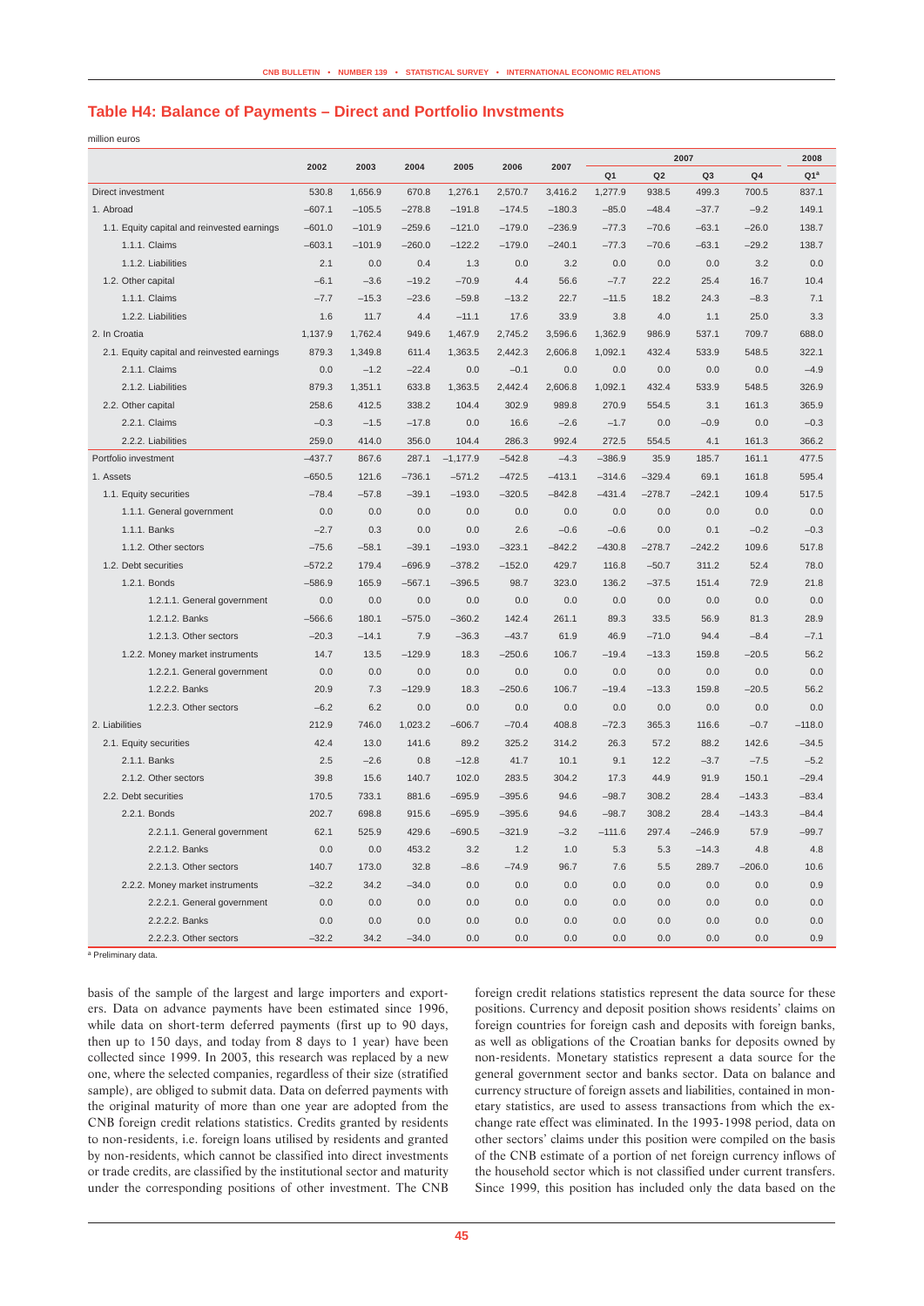## Table H4: Balance of Payments – Direct and Portfolio Invstments

million euros

| | 2002 | 2003 | 2004 | 2005 | 2006 | 2007 | 2007 | | | | 2008 |
|---|---|---|---|---|---|---|---|---|---|---|---|
| | | | | | | | Q1 | Q2 | Q3 | Q4 | Q1[a] |
| Direct investment | 530.8 | 1,656.9 | 670.8 | 1,276.1 | 2,570.7 | 3,416.2 | 1,277.9 | 938.5 | 499.3 | 700.5 | 837.1 |
| 1. Abroad | –607.1 | –105.5 | –278.8 | –191.8 | –174.5 | –180.3 | –85.0 | –48.4 | –37.7 | –9.2 | 149.1 |
| 1.1. Equity capital and reinvested earnings | –601.0 | –101.9 | –259.6 | –121.0 | –179.0 | –236.9 | –77.3 | –70.6 | –63.1 | –26.0 | 138.7 |
| 1.1.1. Claims | –603.1 | –101.9 | –260.0 | –122.2 | –179.0 | –240.1 | –77.3 | –70.6 | –63.1 | –29.2 | 138.7 |
| 1.1.2. Liabilities | 2.1 | 0.0 | 0.4 | 1.3 | 0.0 | 3.2 | 0.0 | 0.0 | 0.0 | 3.2 | 0.0 |
| 1.2. Other capital | –6.1 | –3.6 | –19.2 | –70.9 | 4.4 | 56.6 | –7.7 | 22.2 | 25.4 | 16.7 | 10.4 |
| 1.1.1. Claims | –7.7 | –15.3 | –23.6 | –59.8 | –13.2 | 22.7 | –11.5 | 18.2 | 24.3 | –8.3 | 7.1 |
| 1.2.2. Liabilities | 1.6 | 11.7 | 4.4 | –11.1 | 17.6 | 33.9 | 3.8 | 4.0 | 1.1 | 25.0 | 3.3 |
| 2. In Croatia | 1,137.9 | 1,762.4 | 949.6 | 1,467.9 | 2,745.2 | 3,596.6 | 1,362.9 | 986.9 | 537.1 | 709.7 | 688.0 |
| 2.1. Equity capital and reinvested earnings | 879.3 | 1,349.8 | 611.4 | 1,363.5 | 2,442.3 | 2,606.8 | 1,092.1 | 432.4 | 533.9 | 548.5 | 322.1 |
| 2.1.1. Claims | 0.0 | –1.2 | –22.4 | 0.0 | –0.1 | 0.0 | 0.0 | 0.0 | 0.0 | 0.0 | –4.9 |
| 2.1.2. Liabilities | 879.3 | 1,351.1 | 633.8 | 1,363.5 | 2,442.4 | 2,606.8 | 1,092.1 | 432.4 | 533.9 | 548.5 | 326.9 |
| 2.2. Other capital | 258.6 | 412.5 | 338.2 | 104.4 | 302.9 | 989.8 | 270.9 | 554.5 | 3.1 | 161.3 | 365.9 |
| 2.2.1. Claims | –0.3 | –1.5 | –17.8 | 0.0 | 16.6 | –2.6 | –1.7 | 0.0 | –0.9 | 0.0 | –0.3 |
| 2.2.2. Liabilities | 259.0 | 414.0 | 356.0 | 104.4 | 286.3 | 992.4 | 272.5 | 554.5 | 4.1 | 161.3 | 366.2 |
| Portfolio investment | –437.7 | 867.6 | 287.1 | –1,177.9 | –542.8 | –4.3 | –386.9 | 35.9 | 185.7 | 161.1 | 477.5 |
| 1. Assets | –650.5 | 121.6 | –736.1 | –571.2 | –472.5 | –413.1 | –314.6 | –329.4 | 69.1 | 161.8 | 595.4 |
| 1.1. Equity securities | –78.4 | –57.8 | –39.1 | –193.0 | –320.5 | –842.8 | –431.4 | –278.7 | –242.1 | 109.4 | 517.5 |
| 1.1.1. General government | 0.0 | 0.0 | 0.0 | 0.0 | 0.0 | 0.0 | 0.0 | 0.0 | 0.0 | 0.0 | 0.0 |
| 1.1.1. Banks | –2.7 | 0.3 | 0.0 | 0.0 | 2.6 | –0.6 | –0.6 | 0.0 | 0.1 | –0.2 | –0.3 |
| 1.1.2. Other sectors | –75.6 | –58.1 | –39.1 | –193.0 | –323.1 | –842.2 | –430.8 | –278.7 | –242.2 | 109.6 | 517.8 |
| 1.2. Debt securities | –572.2 | 179.4 | –696.9 | –378.2 | –152.0 | 429.7 | 116.8 | –50.7 | 311.2 | 52.4 | 78.0 |
| 1.2.1. Bonds | –586.9 | 165.9 | –567.1 | –396.5 | 98.7 | 323.0 | 136.2 | –37.5 | 151.4 | 72.9 | 21.8 |
| 1.2.1.1. General government | 0.0 | 0.0 | 0.0 | 0.0 | 0.0 | 0.0 | 0.0 | 0.0 | 0.0 | 0.0 | 0.0 |
| 1.2.1.2. Banks | –566.6 | 180.1 | –575.0 | –360.2 | 142.4 | 261.1 | 89.3 | 33.5 | 56.9 | 81.3 | 28.9 |
| 1.2.1.3. Other sectors | –20.3 | –14.1 | 7.9 | –36.3 | –43.7 | 61.9 | 46.9 | –71.0 | 94.4 | –8.4 | –7.1 |
| 1.2.2. Money market instruments | 14.7 | 13.5 | –129.9 | 18.3 | –250.6 | 106.7 | –19.4 | –13.3 | 159.8 | –20.5 | 56.2 |
| 1.2.2.1. General government | 0.0 | 0.0 | 0.0 | 0.0 | 0.0 | 0.0 | 0.0 | 0.0 | 0.0 | 0.0 | 0.0 |
| 1.2.2.2. Banks | 20.9 | 7.3 | –129.9 | 18.3 | –250.6 | 106.7 | –19.4 | –13.3 | 159.8 | –20.5 | 56.2 |
| 1.2.2.3. Other sectors | –6.2 | 6.2 | 0.0 | 0.0 | 0.0 | 0.0 | 0.0 | 0.0 | 0.0 | 0.0 | 0.0 |
| 2. Liabilities | 212.9 | 746.0 | 1,023.2 | –606.7 | –70.4 | 408.8 | –72.3 | 365.3 | 116.6 | –0.7 | –118.0 |
| 2.1. Equity securities | 42.4 | 13.0 | 141.6 | 89.2 | 325.2 | 314.2 | 26.3 | 57.2 | 88.2 | 142.6 | –34.5 |
| 2.1.1. Banks | 2.5 | –2.6 | 0.8 | –12.8 | 41.7 | 10.1 | 9.1 | 12.2 | –3.7 | –7.5 | –5.2 |
| 2.1.2. Other sectors | 39.8 | 15.6 | 140.7 | 102.0 | 283.5 | 304.2 | 17.3 | 44.9 | 91.9 | 150.1 | –29.4 |
| 2.2. Debt securities | 170.5 | 733.1 | 881.6 | –695.9 | –395.6 | 94.6 | –98.7 | 308.2 | 28.4 | –143.3 | –83.4 |
| 2.2.1. Bonds | 202.7 | 698.8 | 915.6 | –695.9 | –395.6 | 94.6 | –98.7 | 308.2 | 28.4 | –143.3 | –84.4 |
| 2.2.1.1. General government | 62.1 | 525.9 | 429.6 | –690.5 | –321.9 | –3.2 | –111.6 | 297.4 | –246.9 | 57.9 | –99.7 |
| 2.2.1.2. Banks | 0.0 | 0.0 | 453.2 | 3.2 | 1.2 | 1.0 | 5.3 | 5.3 | –14.3 | 4.8 | 4.8 |
| 2.2.1.3. Other sectors | 140.7 | 173.0 | 32.8 | –8.6 | –74.9 | 96.7 | 7.6 | 5.5 | 289.7 | –206.0 | 10.6 |
| 2.2.2. Money market instruments | –32.2 | 34.2 | –34.0 | 0.0 | 0.0 | 0.0 | 0.0 | 0.0 | 0.0 | 0.0 | 0.9 |
| 2.2.2.1. General government | 0.0 | 0.0 | 0.0 | 0.0 | 0.0 | 0.0 | 0.0 | 0.0 | 0.0 | 0.0 | 0.0 |
| 2.2.2.2. Banks | 0.0 | 0.0 | 0.0 | 0.0 | 0.0 | 0.0 | 0.0 | 0.0 | 0.0 | 0.0 | 0.0 |
| 2.2.2.3. Other sectors | –32.2 | 34.2 | –34.0 | 0.0 | 0.0 | 0.0 | 0.0 | 0.0 | 0.0 | 0.0 | 0.9 |

[a] Preliminary data.

basis of the sample of the largest and large importers and exporters. Data on advance payments have been estimated since 1996, while data on short-term deferred payments (first up to 90 days, then up to 150 days, and today from 8 days to 1 year) have been collected since 1999. In 2003, this research was replaced by a new one, where the selected companies, regardless of their size (stratified sample), are obliged to submit data. Data on deferred payments with the original maturity of more than one year are adopted from the CNB foreign credit relations statistics. Credits granted by residents to non-residents, i.e. foreign loans utilised by residents and granted by non-residents, which cannot be classified into direct investments or trade credits, are classified by the institutional sector and maturity under the corresponding positions of other investment. The CNB foreign credit relations statistics represent the data source for these positions. Currency and deposit position shows residents' claims on foreign countries for foreign cash and deposits with foreign banks, as well as obligations of the Croatian banks for deposits owned by non-residents. Monetary statistics represent a data source for the general government sector and banks sector. Data on balance and currency structure of foreign assets and liabilities, contained in monetary statistics, are used to assess transactions from which the exchange rate effect was eliminated. In the 1993-1998 period, data on other sectors' claims under this position were compiled on the basis of the CNB estimate of a portion of net foreign currency inflows of the household sector which is not classified under current transfers. Since 1999, this position has included only the data based on the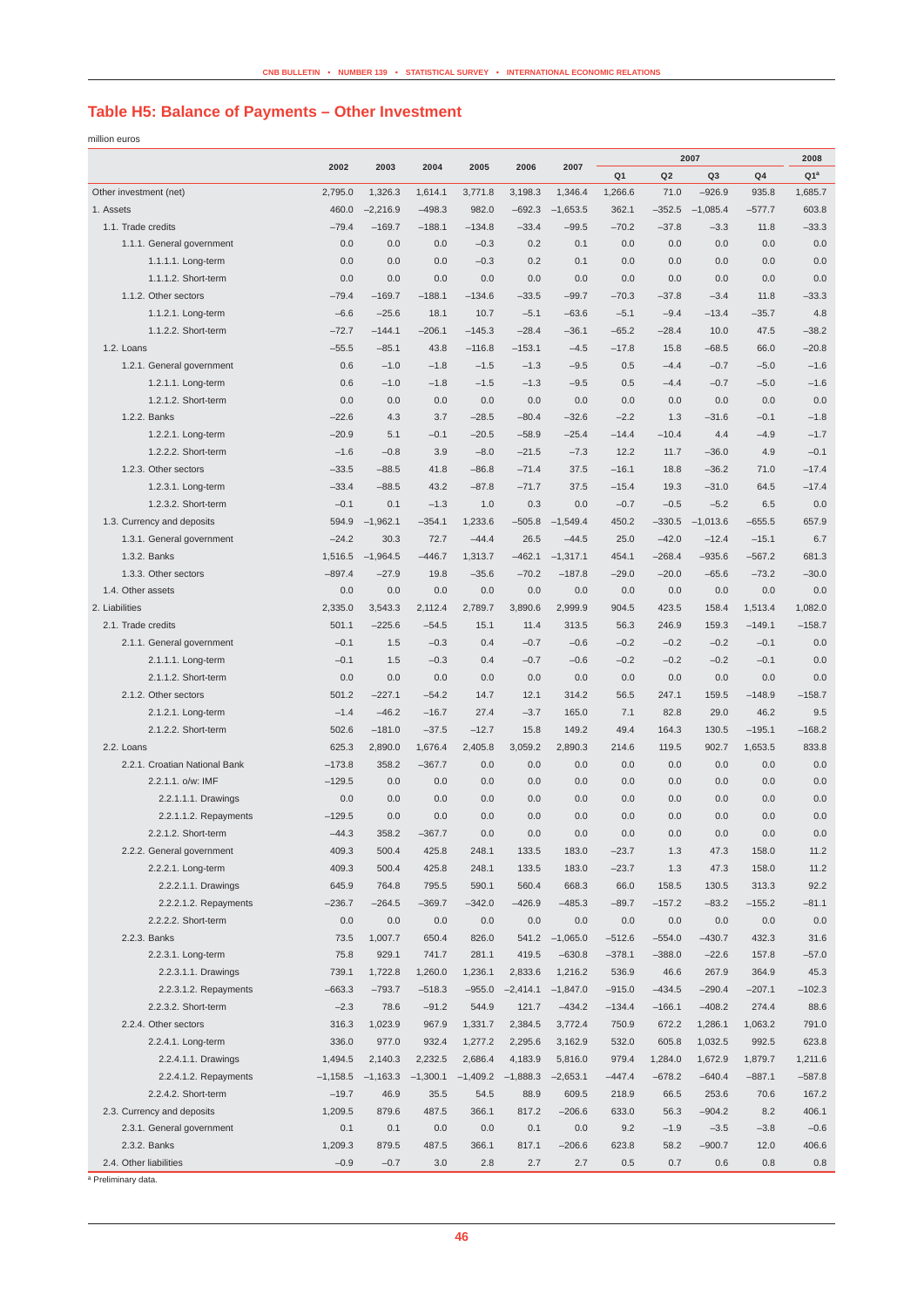## Table H5: Balance of Payments – Other Investment

million euros

| | 2002 | 2003 | 2004 | 2005 | 2006 | 2007 | 2007 | | | | 2008 |
|---|---|---|---|---|---|---|---|---|---|---|---|
| | | | | | | | Q1 | Q2 | Q3 | Q4 | Q1[a] |
| Other investment (net) | 2,795.0 | 1,326.3 | 1,614.1 | 3,771.8 | 3,198.3 | 1,346.4 | 1,266.6 | 71.0 | –926.9 | 935.8 | 1,685.7 |
| 1. Assets | 460.0 | –2,216.9 | –498.3 | 982.0 | –692.3 | –1,653.5 | 362.1 | –352.5 | –1,085.4 | –577.7 | 603.8 |
| 1.1. Trade credits | –79.4 | –169.7 | –188.1 | –134.8 | –33.4 | –99.5 | –70.2 | –37.8 | –3.3 | 11.8 | –33.3 |
| 1.1.1. General government | 0.0 | 0.0 | 0.0 | –0.3 | 0.2 | 0.1 | 0.0 | 0.0 | 0.0 | 0.0 | 0.0 |
| 1.1.1.1. Long-term | 0.0 | 0.0 | 0.0 | –0.3 | 0.2 | 0.1 | 0.0 | 0.0 | 0.0 | 0.0 | 0.0 |
| 1.1.1.2. Short-term | 0.0 | 0.0 | 0.0 | 0.0 | 0.0 | 0.0 | 0.0 | 0.0 | 0.0 | 0.0 | 0.0 |
| 1.1.2. Other sectors | –79.4 | –169.7 | –188.1 | –134.6 | –33.5 | –99.7 | –70.3 | –37.8 | –3.4 | 11.8 | –33.3 |
| 1.1.2.1. Long-term | –6.6 | –25.6 | 18.1 | 10.7 | –5.1 | –63.6 | –5.1 | –9.4 | –13.4 | –35.7 | 4.8 |
| 1.1.2.2. Short-term | –72.7 | –144.1 | –206.1 | –145.3 | –28.4 | –36.1 | –65.2 | –28.4 | 10.0 | 47.5 | –38.2 |
| 1.2. Loans | –55.5 | –85.1 | 43.8 | –116.8 | –153.1 | –4.5 | –17.8 | 15.8 | –68.5 | 66.0 | –20.8 |
| 1.2.1. General government | 0.6 | –1.0 | –1.8 | –1.5 | –1.3 | –9.5 | 0.5 | –4.4 | –0.7 | –5.0 | –1.6 |
| 1.2.1.1. Long-term | 0.6 | –1.0 | –1.8 | –1.5 | –1.3 | –9.5 | 0.5 | –4.4 | –0.7 | –5.0 | –1.6 |
| 1.2.1.2. Short-term | 0.0 | 0.0 | 0.0 | 0.0 | 0.0 | 0.0 | 0.0 | 0.0 | 0.0 | 0.0 | 0.0 |
| 1.2.2. Banks | –22.6 | 4.3 | 3.7 | –28.5 | –80.4 | –32.6 | –2.2 | 1.3 | –31.6 | –0.1 | –1.8 |
| 1.2.2.1. Long-term | –20.9 | 5.1 | –0.1 | –20.5 | –58.9 | –25.4 | –14.4 | –10.4 | 4.4 | –4.9 | –1.7 |
| 1.2.2.2. Short-term | –1.6 | –0.8 | 3.9 | –8.0 | –21.5 | –7.3 | 12.2 | 11.7 | –36.0 | 4.9 | –0.1 |
| 1.2.3. Other sectors | –33.5 | –88.5 | 41.8 | –86.8 | –71.4 | 37.5 | –16.1 | 18.8 | –36.2 | 71.0 | –17.4 |
| 1.2.3.1. Long-term | –33.4 | –88.5 | 43.2 | –87.8 | –71.7 | 37.5 | –15.4 | 19.3 | –31.0 | 64.5 | –17.4 |
| 1.2.3.2. Short-term | –0.1 | 0.1 | –1.3 | 1.0 | 0.3 | 0.0 | –0.7 | –0.5 | –5.2 | 6.5 | 0.0 |
| 1.3. Currency and deposits | 594.9 | –1,962.1 | –354.1 | 1,233.6 | –505.8 | –1,549.4 | 450.2 | –330.5 | –1,013.6 | –655.5 | 657.9 |
| 1.3.1. General government | –24.2 | 30.3 | 72.7 | –44.4 | 26.5 | –44.5 | 25.0 | –42.0 | –12.4 | –15.1 | 6.7 |
| 1.3.2. Banks | 1,516.5 | –1,964.5 | –446.7 | 1,313.7 | –462.1 | –1,317.1 | 454.1 | –268.4 | –935.6 | –567.2 | 681.3 |
| 1.3.3. Other sectors | –897.4 | –27.9 | 19.8 | –35.6 | –70.2 | –187.8 | –29.0 | –20.0 | –65.6 | –73.2 | –30.0 |
| 1.4. Other assets | 0.0 | 0.0 | 0.0 | 0.0 | 0.0 | 0.0 | 0.0 | 0.0 | 0.0 | 0.0 | 0.0 |
| 2. Liabilities | 2,335.0 | 3,543.3 | 2,112.4 | 2,789.7 | 3,890.6 | 2,999.9 | 904.5 | 423.5 | 158.4 | 1,513.4 | 1,082.0 |
| 2.1. Trade credits | 501.1 | –225.6 | –54.5 | 15.1 | 11.4 | 313.5 | 56.3 | 246.9 | 159.3 | –149.1 | –158.7 |
| 2.1.1. General government | –0.1 | 1.5 | –0.3 | 0.4 | –0.7 | –0.6 | –0.2 | –0.2 | –0.2 | –0.1 | 0.0 |
| 2.1.1.1. Long-term | –0.1 | 1.5 | –0.3 | 0.4 | –0.7 | –0.6 | –0.2 | –0.2 | –0.2 | –0.1 | 0.0 |
| 2.1.1.2. Short-term | 0.0 | 0.0 | 0.0 | 0.0 | 0.0 | 0.0 | 0.0 | 0.0 | 0.0 | 0.0 | 0.0 |
| 2.1.2. Other sectors | 501.2 | –227.1 | –54.2 | 14.7 | 12.1 | 314.2 | 56.5 | 247.1 | 159.5 | –148.9 | –158.7 |
| 2.1.2.1. Long-term | –1.4 | –46.2 | –16.7 | 27.4 | –3.7 | 165.0 | 7.1 | 82.8 | 29.0 | 46.2 | 9.5 |
| 2.1.2.2. Short-term | 502.6 | –181.0 | –37.5 | –12.7 | 15.8 | 149.2 | 49.4 | 164.3 | 130.5 | –195.1 | –168.2 |
| 2.2. Loans | 625.3 | 2,890.0 | 1,676.4 | 2,405.8 | 3,059.2 | 2,890.3 | 214.6 | 119.5 | 902.7 | 1,653.5 | 833.8 |
| 2.2.1. Croatian National Bank | –173.8 | 358.2 | –367.7 | 0.0 | 0.0 | 0.0 | 0.0 | 0.0 | 0.0 | 0.0 | 0.0 |
| 2.2.1.1. o/w: IMF | –129.5 | 0.0 | 0.0 | 0.0 | 0.0 | 0.0 | 0.0 | 0.0 | 0.0 | 0.0 | 0.0 |
| 2.2.1.1.1. Drawings | 0.0 | 0.0 | 0.0 | 0.0 | 0.0 | 0.0 | 0.0 | 0.0 | 0.0 | 0.0 | 0.0 |
| 2.2.1.1.2. Repayments | –129.5 | 0.0 | 0.0 | 0.0 | 0.0 | 0.0 | 0.0 | 0.0 | 0.0 | 0.0 | 0.0 |
| 2.2.1.2. Short-term | –44.3 | 358.2 | –367.7 | 0.0 | 0.0 | 0.0 | 0.0 | 0.0 | 0.0 | 0.0 | 0.0 |
| 2.2.2. General government | 409.3 | 500.4 | 425.8 | 248.1 | 133.5 | 183.0 | –23.7 | 1.3 | 47.3 | 158.0 | 11.2 |
| 2.2.2.1. Long-term | 409.3 | 500.4 | 425.8 | 248.1 | 133.5 | 183.0 | –23.7 | 1.3 | 47.3 | 158.0 | 11.2 |
| 2.2.2.1.1. Drawings | 645.9 | 764.8 | 795.5 | 590.1 | 560.4 | 668.3 | 66.0 | 158.5 | 130.5 | 313.3 | 92.2 |
| 2.2.2.1.2. Repayments | –236.7 | –264.5 | –369.7 | –342.0 | –426.9 | –485.3 | –89.7 | –157.2 | –83.2 | –155.2 | –81.1 |
| 2.2.2.2. Short-term | 0.0 | 0.0 | 0.0 | 0.0 | 0.0 | 0.0 | 0.0 | 0.0 | 0.0 | 0.0 | 0.0 |
| 2.2.3. Banks | 73.5 | 1,007.7 | 650.4 | 826.0 | 541.2 | –1,065.0 | –512.6 | –554.0 | –430.7 | 432.3 | 31.6 |
| 2.2.3.1. Long-term | 75.8 | 929.1 | 741.7 | 281.1 | 419.5 | –630.8 | –378.1 | –388.0 | –22.6 | 157.8 | –57.0 |
| 2.2.3.1.1. Drawings | 739.1 | 1,722.8 | 1,260.0 | 1,236.1 | 2,833.6 | 1,216.2 | 536.9 | 46.6 | 267.9 | 364.9 | 45.3 |
| 2.2.3.1.2. Repayments | –663.3 | –793.7 | –518.3 | –955.0 | –2,414.1 | –1,847.0 | –915.0 | –434.5 | –290.4 | –207.1 | –102.3 |
| 2.2.3.2. Short-term | –2.3 | 78.6 | –91.2 | 544.9 | 121.7 | –434.2 | –134.4 | –166.1 | –408.2 | 274.4 | 88.6 |
| 2.2.4. Other sectors | 316.3 | 1,023.9 | 967.9 | 1,331.7 | 2,384.5 | 3,772.4 | 750.9 | 672.2 | 1,286.1 | 1,063.2 | 791.0 |
| 2.2.4.1. Long-term | 336.0 | 977.0 | 932.4 | 1,277.2 | 2,295.6 | 3,162.9 | 532.0 | 605.8 | 1,032.5 | 992.5 | 623.8 |
| 2.2.4.1.1. Drawings | 1,494.5 | 2,140.3 | 2,232.5 | 2,686.4 | 4,183.9 | 5,816.0 | 979.4 | 1,284.0 | 1,672.9 | 1,879.7 | 1,211.6 |
| 2.2.4.1.2. Repayments | –1,158.5 | –1,163.3 | –1,300.1 | –1,409.2 | –1,888.3 | –2,653.1 | –447.4 | –678.2 | –640.4 | –887.1 | –587.8 |
| 2.2.4.2. Short-term | –19.7 | 46.9 | 35.5 | 54.5 | 88.9 | 609.5 | 218.9 | 66.5 | 253.6 | 70.6 | 167.2 |
| 2.3. Currency and deposits | 1,209.5 | 879.6 | 487.5 | 366.1 | 817.2 | –206.6 | 633.0 | 56.3 | –904.2 | 8.2 | 406.1 |
| 2.3.1. General government | 0.1 | 0.1 | 0.0 | 0.0 | 0.1 | 0.0 | 9.2 | –1.9 | –3.5 | –3.8 | –0.6 |
| 2.3.2. Banks | 1,209.3 | 879.5 | 487.5 | 366.1 | 817.1 | –206.6 | 623.8 | 58.2 | –900.7 | 12.0 | 406.6 |
| 2.4. Other liabilities | –0.9 | –0.7 | 3.0 | 2.8 | 2.7 | 2.7 | 0.5 | 0.7 | 0.6 | 0.8 | 0.8 |

[a] Preliminary data.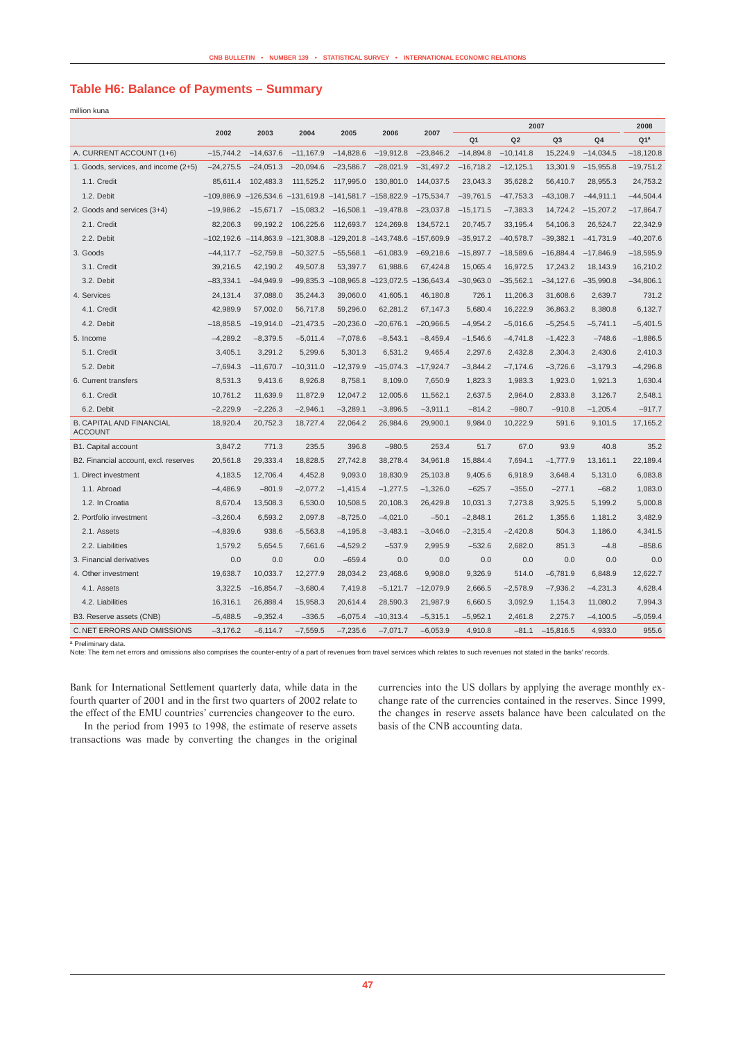## Table H6: Balance of Payments – Summary

million kuna

| | 2002 | 2003 | 2004 | 2005 | 2006 | 2007 | 2007 | | | | 2008 |
|---|---|---|---|---|---|---|---|---|---|---|---|
| | | | | | | | Q1 | Q2 | Q3 | Q4 | Q1[a] |
| A. CURRENT ACCOUNT (1+6) | –15,744.2 | –14,637.6 | –11,167.9 | –14,828.6 | –19,912.8 | –23,846.2 | –14,894.8 | –10,141.8 | 15,224.9 | –14,034.5 | –18,120.8 |
| 1. Goods, services, and income (2+5) | –24,275.5 | –24,051.3 | –20,094.6 | –23,586.7 | –28,021.9 | –31,497.2 | –16,718.2 | –12,125.1 | 13,301.9 | –15,955.8 | –19,751.2 |
| 1.1. Credit | 85,611.4 | 102,483.3 | 111,525.2 | 117,995.0 | 130,801.0 | 144,037.5 | 23,043.3 | 35,628.2 | 56,410.7 | 28,955.3 | 24,753.2 |
| 1.2. Debit | –109,886.9 | –126,534.6 | –131,619.8 | –141,581.7 | –158,822.9 | –175,534.7 | –39,761.5 | –47,753.3 | –43,108.7 | –44,911.1 | –44,504.4 |
| 2. Goods and services (3+4) | –19,986.2 | –15,671.7 | –15,083.2 | –16,508.1 | –19,478.8 | –23,037.8 | –15,171.5 | –7,383.3 | 14,724.2 | –15,207.2 | –17,864.7 |
| 2.1. Credit | 82,206.3 | 99,192.2 | 106,225.6 | 112,693.7 | 124,269.8 | 134,572.1 | 20,745.7 | 33,195.4 | 54,106.3 | 26,524.7 | 22,342.9 |
| 2.2. Debit | –102,192.6 | –114,863.9 | –121,308.8 | –129,201.8 | –143,748.6 | –157,609.9 | –35,917.2 | –40,578.7 | –39,382.1 | –41,731.9 | –40,207.6 |
| 3. Goods | –44,117.7 | –52,759.8 | –50,327.5 | –55,568.1 | –61,083.9 | –69,218.6 | –15,897.7 | –18,589.6 | –16,884.4 | –17,846.9 | –18,595.9 |
| 3.1. Credit | 39,216.5 | 42,190.2 | 49,507.8 | 53,397.7 | 61,988.6 | 67,424.8 | 15,065.4 | 16,972.5 | 17,243.2 | 18,143.9 | 16,210.2 |
| 3.2. Debit | –83,334.1 | –94,949.9 | –99,835.3 | –108,965.8 | –123,072.5 | –136,643.4 | –30,963.0 | –35,562.1 | –34,127.6 | –35,990.8 | –34,806.1 |
| 4. Services | 24,131.4 | 37,088.0 | 35,244.3 | 39,060.0 | 41,605.1 | 46,180.8 | 726.1 | 11,206.3 | 31,608.6 | 2,639.7 | 731.2 |
| 4.1. Credit | 42,989.9 | 57,002.0 | 56,717.8 | 59,296.0 | 62,281.2 | 67,147.3 | 5,680.4 | 16,222.9 | 36,863.2 | 8,380.8 | 6,132.7 |
| 4.2. Debit | –18,858.5 | –19,914.0 | –21,473.5 | –20,236.0 | –20,676.1 | –20,966.5 | –4,954.2 | –5,016.6 | –5,254.5 | –5,741.1 | –5,401.5 |
| 5. Income | –4,289.2 | –8,379.5 | –5,011.4 | –7,078.6 | –8,543.1 | –8,459.4 | –1,546.6 | –4,741.8 | –1,422.3 | –748.6 | –1,886.5 |
| 5.1. Credit | 3,405.1 | 3,291.2 | 5,299.6 | 5,301.3 | 6,531.2 | 9,465.4 | 2,297.6 | 2,432.8 | 2,304.3 | 2,430.6 | 2,410.3 |
| 5.2. Debit | –7,694.3 | –11,670.7 | –10,311.0 | –12,379.9 | –15,074.3 | –17,924.7 | –3,844.2 | –7,174.6 | –3,726.6 | –3,179.3 | –4,296.8 |
| 6. Current transfers | 8,531.3 | 9,413.6 | 8,926.8 | 8,758.1 | 8,109.0 | 7,650.9 | 1,823.3 | 1,983.3 | 1,923.0 | 1,921.3 | 1,630.4 |
| 6.1. Credit | 10,761.2 | 11,639.9 | 11,872.9 | 12,047.2 | 12,005.6 | 11,562.1 | 2,637.5 | 2,964.0 | 2,833.8 | 3,126.7 | 2,548.1 |
| 6.2. Debit | –2,229.9 | –2,226.3 | –2,946.1 | –3,289.1 | –3,896.5 | –3,911.1 | –814.2 | –980.7 | –910.8 | –1,205.4 | –917.7 |
| B. CAPITAL AND FINANCIAL ACCOUNT | 18,920.4 | 20,752.3 | 18,727.4 | 22,064.2 | 26,984.6 | 29,900.1 | 9,984.0 | 10,222.9 | 591.6 | 9,101.5 | 17,165.2 |
| B1. Capital account | 3,847.2 | 771.3 | 235.5 | 396.8 | –980.5 | 253.4 | 51.7 | 67.0 | 93.9 | 40.8 | 35.2 |
| B2. Financial account, excl. reserves | 20,561.8 | 29,333.4 | 18,828.5 | 27,742.8 | 38,278.4 | 34,961.8 | 15,884.4 | 7,694.1 | –1,777.9 | 13,161.1 | 22,189.4 |
| 1. Direct investment | 4,183.5 | 12,706.4 | 4,452.8 | 9,093.0 | 18,830.9 | 25,103.8 | 9,405.6 | 6,918.9 | 3,648.4 | 5,131.0 | 6,083.8 |
| 1.1. Abroad | –4,486.9 | –801.9 | –2,077.2 | –1,415.4 | –1,277.5 | –1,326.0 | –625.7 | –355.0 | –277.1 | –68.2 | 1,083.0 |
| 1.2. In Croatia | 8,670.4 | 13,508.3 | 6,530.0 | 10,508.5 | 20,108.3 | 26,429.8 | 10,031.3 | 7,273.8 | 3,925.5 | 5,199.2 | 5,000.8 |
| 2. Portfolio investment | –3,260.4 | 6,593.2 | 2,097.8 | –8,725.0 | –4,021.0 | –50.1 | –2,848.1 | 261.2 | 1,355.6 | 1,181.2 | 3,482.9 |
| 2.1. Assets | –4,839.6 | 938.6 | –5,563.8 | –4,195.8 | –3,483.1 | –3,046.0 | –2,315.4 | –2,420.8 | 504.3 | 1,186.0 | 4,341.5 |
| 2.2. Liabilities | 1,579.2 | 5,654.5 | 7,661.6 | –4,529.2 | –537.9 | 2,995.9 | –532.6 | 2,682.0 | 851.3 | –4.8 | –858.6 |
| 3. Financial derivatives | 0.0 | 0.0 | 0.0 | –659.4 | 0.0 | 0.0 | 0.0 | 0.0 | 0.0 | 0.0 | 0.0 |
| 4. Other investment | 19,638.7 | 10,033.7 | 12,277.9 | 28,034.2 | 23,468.6 | 9,908.0 | 9,326.9 | 514.0 | –6,781.9 | 6,848.9 | 12,622.7 |
| 4.1. Assets | 3,322.5 | –16,854.7 | –3,680.4 | 7,419.8 | –5,121.7 | –12,079.9 | 2,666.5 | –2,578.9 | –7,936.2 | –4,231.3 | 4,628.4 |
| 4.2. Liabilities | 16,316.1 | 26,888.4 | 15,958.3 | 20,614.4 | 28,590.3 | 21,987.9 | 6,660.5 | 3,092.9 | 1,154.3 | 11,080.2 | 7,994.3 |
| B3. Reserve assets (CNB) | –5,488.5 | –9,352.4 | –336.5 | –6,075.4 | –10,313.4 | –5,315.1 | –5,952.1 | 2,461.8 | 2,275.7 | –4,100.5 | –5,059.4 |
| C. NET ERRORS AND OMISSIONS | –3,176.2 | –6,114.7 | –7,559.5 | –7,235.6 | –7,071.7 | –6,053.9 | 4,910.8 | –81.1 | –15,816.5 | 4,933.0 | 955.6 |

[a] Preliminary data.
Note: The item net errors and omissions also comprises the counter-entry of a part of revenues from travel services which relates to such revenues not stated in the banks' records.

Bank for International Settlement quarterly data, while data in the fourth quarter of 2001 and in the first two quarters of 2002 relate to the effect of the EMU countries' currencies changeover to the euro.

In the period from 1993 to 1998, the estimate of reserve assets transactions was made by converting the changes in the original currencies into the US dollars by applying the average monthly exchange rate of the currencies contained in the reserves. Since 1999, the changes in reserve assets balance have been calculated on the basis of the CNB accounting data.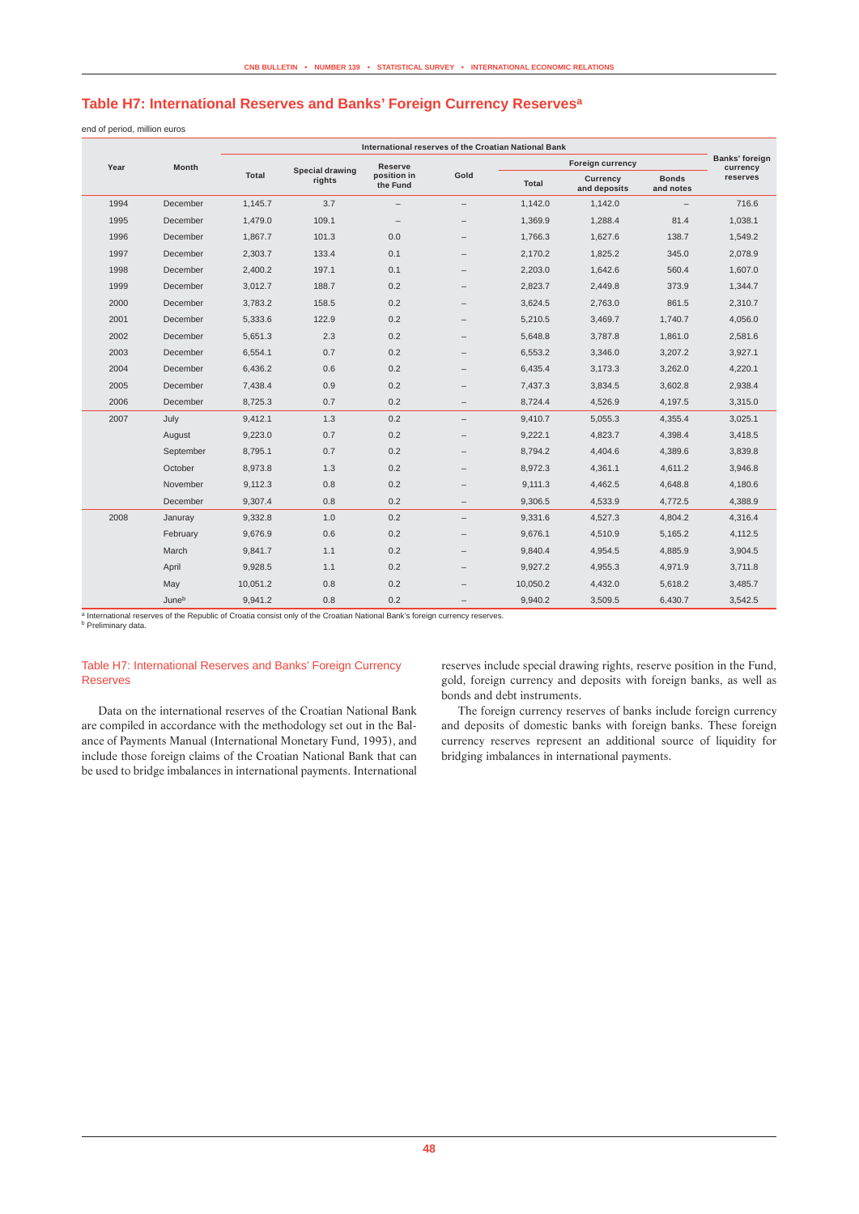## Table H7: International Reserves and Banks' Foreign Currency Reserves[a]

end of period, million euros

| Year | Month | International reserves of the Croatian National Bank | | | | | | | Banks' foreign currency reserves |
|---|---|---|---|---|---|---|---|---|---|
| | | Total | Special drawing rights | Reserve position in the Fund | Gold | Foreign currency | | | |
| | | | | | | Total | Currency and deposits | Bonds and notes | |
| 1994 | December | 1,145.7 | 3.7 | – | – | 1,142.0 | 1,142.0 | – | 716.6 |
| 1995 | December | 1,479.0 | 109.1 | – | – | 1,369.9 | 1,288.4 | 81.4 | 1,038.1 |
| 1996 | December | 1,867.7 | 101.3 | 0.0 | – | 1,766.3 | 1,627.6 | 138.7 | 1,549.2 |
| 1997 | December | 2,303.7 | 133.4 | 0.1 | – | 2,170.2 | 1,825.2 | 345.0 | 2,078.9 |
| 1998 | December | 2,400.2 | 197.1 | 0.1 | – | 2,203.0 | 1,642.6 | 560.4 | 1,607.0 |
| 1999 | December | 3,012.7 | 188.7 | 0.2 | – | 2,823.7 | 2,449.8 | 373.9 | 1,344.7 |
| 2000 | December | 3,783.2 | 158.5 | 0.2 | – | 3,624.5 | 2,763.0 | 861.5 | 2,310.7 |
| 2001 | December | 5,333.6 | 122.9 | 0.2 | – | 5,210.5 | 3,469.7 | 1,740.7 | 4,056.0 |
| 2002 | December | 5,651.3 | 2.3 | 0.2 | – | 5,648.8 | 3,787.8 | 1,861.0 | 2,581.6 |
| 2003 | December | 6,554.1 | 0.7 | 0.2 | – | 6,553.2 | 3,346.0 | 3,207.2 | 3,927.1 |
| 2004 | December | 6,436.2 | 0.6 | 0.2 | – | 6,435.4 | 3,173.3 | 3,262.0 | 4,220.1 |
| 2005 | December | 7,438.4 | 0.9 | 0.2 | – | 7,437.3 | 3,834.5 | 3,602.8 | 2,938.4 |
| 2006 | December | 8,725.3 | 0.7 | 0.2 | – | 8,724.4 | 4,526.9 | 4,197.5 | 3,315.0 |
| 2007 | July | 9,412.1 | 1.3 | 0.2 | – | 9,410.7 | 5,055.3 | 4,355.4 | 3,025.1 |
| | August | 9,223.0 | 0.7 | 0.2 | – | 9,222.1 | 4,823.7 | 4,398.4 | 3,418.5 |
| | September | 8,795.1 | 0.7 | 0.2 | – | 8,794.2 | 4,404.6 | 4,389.6 | 3,839.8 |
| | October | 8,973.8 | 1.3 | 0.2 | – | 8,972.3 | 4,361.1 | 4,611.2 | 3,946.8 |
| | November | 9,112.3 | 0.8 | 0.2 | – | 9,111.3 | 4,462.5 | 4,648.8 | 4,180.6 |
| | December | 9,307.4 | 0.8 | 0.2 | – | 9,306.5 | 4,533.9 | 4,772.5 | 4,388.9 |
| 2008 | Januray | 9,332.8 | 1.0 | 0.2 | – | 9,331.6 | 4,527.3 | 4,804.2 | 4,316.4 |
| | February | 9,676.9 | 0.6 | 0.2 | – | 9,676.1 | 4,510.9 | 5,165.2 | 4,112.5 |
| | March | 9,841.7 | 1.1 | 0.2 | – | 9,840.4 | 4,954.5 | 4,885.9 | 3,904.5 |
| | April | 9,928.5 | 1.1 | 0.2 | – | 9,927.2 | 4,955.3 | 4,971.9 | 3,711.8 |
| | May | 10,051.2 | 0.8 | 0.2 | – | 10,050.2 | 4,432.0 | 5,618.2 | 3,485.7 |
| | June[b] | 9,941.2 | 0.8 | 0.2 | – | 9,940.2 | 3,509.5 | 6,430.7 | 3,542.5 |

[a] International reserves of the Republic of Croatia consist only of the Croatian National Bank's foreign currency reserves.
[b] Preliminary data.

### Table H7: International Reserves and Banks' Foreign Currency Reserves

Data on the international reserves of the Croatian National Bank are compiled in accordance with the methodology set out in the Balance of Payments Manual (International Monetary Fund, 1993), and include those foreign claims of the Croatian National Bank that can be used to bridge imbalances in international payments. International reserves include special drawing rights, reserve position in the Fund, gold, foreign currency and deposits with foreign banks, as well as bonds and debt instruments.

The foreign currency reserves of banks include foreign currency and deposits of domestic banks with foreign banks. These foreign currency reserves represent an additional source of liquidity for bridging imbalances in international payments.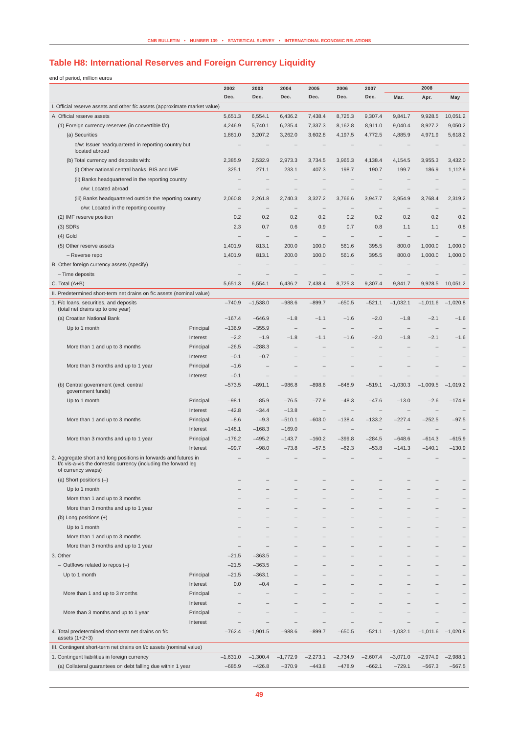## Table H8: International Reserves and Foreign Currency Liquidity

end of period, million euros

| | | 2002 | 2003 | 2004 | 2005 | 2006 | 2007 | 2008 | | |
|---|---|---|---|---|---|---|---|---|---|---|
| | | Dec. | Dec. | Dec. | Dec. | Dec. | Dec. | Mar. | Apr. | May |
| I. Official reserve assets and other f/c assets (approximate market value) | | | | | | | | | | |
| A. Official reserve assets | | 5,651.3 | 6,554.1 | 6,436.2 | 7,438.4 | 8,725.3 | 9,307.4 | 9,841.7 | 9,928.5 | 10,051.2 |
| (1) Foreign currency reserves (in convertible f/c) | | 4,246.9 | 5,740.1 | 6,235.4 | 7,337.3 | 8,162.8 | 8,911.0 | 9,040.4 | 8,927.2 | 9,050.2 |
| (a) Securities | | 1,861.0 | 3,207.2 | 3,262.0 | 3,602.8 | 4,197.5 | 4,772.5 | 4,885.9 | 4,971.9 | 5,618.2 |
| o/w: Issuer headquartered in reporting country but located abroad | | – | – | – | – | – | – | – | – | – |
| (b) Total currency and deposits with: | | 2,385.9 | 2,532.9 | 2,973.3 | 3,734.5 | 3,965.3 | 4,138.4 | 4,154.5 | 3,955.3 | 3,432.0 |
| (i) Other national central banks, BIS and IMF | | 325.1 | 271.1 | 233.1 | 407.3 | 198.7 | 190.7 | 199.7 | 186.9 | 1,112.9 |
| (ii) Banks headquartered in the reporting country | | – | – | – | – | – | – | – | – | – |
| o/w: Located abroad | | – | – | – | – | – | – | – | – | – |
| (iii) Banks headquartered outside the reporting country | | 2,060.8 | 2,261.8 | 2,740.3 | 3,327.2 | 3,766.6 | 3,947.7 | 3,954.9 | 3,768.4 | 2,319.2 |
| o/w: Located in the reporting country | | – | – | – | – | – | – | – | – | – |
| (2) IMF reserve position | | 0.2 | 0.2 | 0.2 | 0.2 | 0.2 | 0.2 | 0.2 | 0.2 | 0.2 |
| (3) SDRs | | 2.3 | 0.7 | 0.6 | 0.9 | 0.7 | 0.8 | 1.1 | 1.1 | 0.8 |
| (4) Gold | | – | – | – | – | – | – | – | – | – |
| (5) Other reserve assets | | 1,401.9 | 813.1 | 200.0 | 100.0 | 561.6 | 395.5 | 800.0 | 1,000.0 | 1,000.0 |
| – Reverse repo | | 1,401.9 | 813.1 | 200.0 | 100.0 | 561.6 | 395.5 | 800.0 | 1,000.0 | 1,000.0 |
| B. Other foreign currency assets (specify) | | – | – | – | – | – | – | – | – | – |
| – Time deposits | | – | – | – | – | – | – | – | – | – |
| C. Total (A+B) | | 5,651.3 | 6,554.1 | 6,436.2 | 7,438.4 | 8,725.3 | 9,307.4 | 9,841.7 | 9,928.5 | 10,051.2 |
| II. Predetermined short-term net drains on f/c assets (nominal value) | | | | | | | | | | |
| 1. F/c loans, securities, and deposits (total net drains up to one year) | | –740.9 | –1,538.0 | –988.6 | –899.7 | –650.5 | –521.1 | –1,032.1 | –1,011.6 | –1,020.8 |
| (a) Croatian National Bank | | –167.4 | –646.9 | –1.8 | –1.1 | –1.6 | –2.0 | –1.8 | –2.1 | –1.6 |
| Up to 1 month | Principal | –136.9 | –355.9 | – | – | – | – | – | – | – |
| | Interest | –2.2 | –1.9 | –1.8 | –1.1 | –1.6 | –2.0 | –1.8 | –2.1 | –1.6 |
| More than 1 and up to 3 months | Principal | –26.5 | –288.3 | – | – | – | – | – | – | – |
| | Interest | –0.1 | –0.7 | – | – | – | – | – | – | – |
| More than 3 months and up to 1 year | Principal | –1.6 | – | – | – | – | – | – | – | – |
| | Interest | –0.1 | – | – | – | – | – | – | – | – |
| (b) Central government (excl. central government funds) | | –573.5 | –891.1 | –986.8 | –898.6 | –648.9 | –519.1 | –1,030.3 | –1,009.5 | –1,019.2 |
| Up to 1 month | Principal | –98.1 | –85.9 | –76.5 | –77.9 | –48.3 | –47.6 | –13.0 | –2.6 | –174.9 |
| | Interest | –42.8 | –34.4 | –13.8 | – | – | – | – | – | – |
| More than 1 and up to 3 months | Principal | –8.6 | –9.3 | –510.1 | –603.0 | –138.4 | –133.2 | –227.4 | –252.5 | –97.5 |
| | Interest | –148.1 | –168.3 | –169.0 | – | – | – | – | – | – |
| More than 3 months and up to 1 year | Principal | –176.2 | –495.2 | –143.7 | –160.2 | –399.8 | –284.5 | –648.6 | –614.3 | –615.9 |
| | Interest | –99.7 | –98.0 | –73.8 | –57.5 | –62.3 | –53.8 | –141.3 | –140.1 | –130.9 |
| 2. Aggregate short and long positions in forwards and futures in f/c vis-a-vis the domestic currency (including the forward leg of currency swaps) | | – | – | – | – | – | – | – | – | – |
| (a) Short positions (–) | | – | – | – | – | – | – | – | – | – |
| Up to 1 month | | – | – | – | – | – | – | – | – | – |
| More than 1 and up to 3 months | | – | – | – | – | – | – | – | – | – |
| More than 3 months and up to 1 year | | – | – | – | – | – | – | – | – | – |
| (b) Long positions (+) | | – | – | – | – | – | – | – | – | – |
| Up to 1 month | | – | – | – | – | – | – | – | – | – |
| More than 1 and up to 3 months | | – | – | – | – | – | – | – | – | – |
| More than 3 months and up to 1 year | | – | – | – | – | – | – | – | – | – |
| 3. Other | | –21.5 | –363.5 | – | – | – | – | – | – | – |
| – Outflows related to repos (–) | | –21.5 | –363.5 | – | – | – | – | – | – | – |
| Up to 1 month | Principal | –21.5 | –363.1 | – | – | – | – | – | – | – |
| | Interest | 0.0 | –0.4 | – | – | – | – | – | – | – |
| More than 1 and up to 3 months | Principal | – | – | – | – | – | – | – | – | – |
| | Interest | – | – | – | – | – | – | – | – | – |
| More than 3 months and up to 1 year | Principal | – | – | – | – | – | – | – | – | – |
| | Interest | – | – | – | – | – | – | – | – | – |
| 4. Total predetermined short-term net drains on f/c assets (1+2+3) | | –762.4 | –1,901.5 | –988.6 | –899.7 | –650.5 | –521.1 | –1,032.1 | –1,011.6 | –1,020.8 |
| III. Contingent short-term net drains on f/c assets (nominal value) | | | | | | | | | | |
| 1. Contingent liabilities in foreign currency | | –1,631.0 | –1,300.4 | –1,772.9 | –2,273.1 | –2,734.9 | –2,607.4 | –3,071.0 | –2,974.9 | –2,988.1 |
| (a) Collateral guarantees on debt falling due within 1 year | | –685.9 | –426.8 | –370.9 | –443.8 | –478.9 | –662.1 | –729.1 | –567.3 | –567.5 |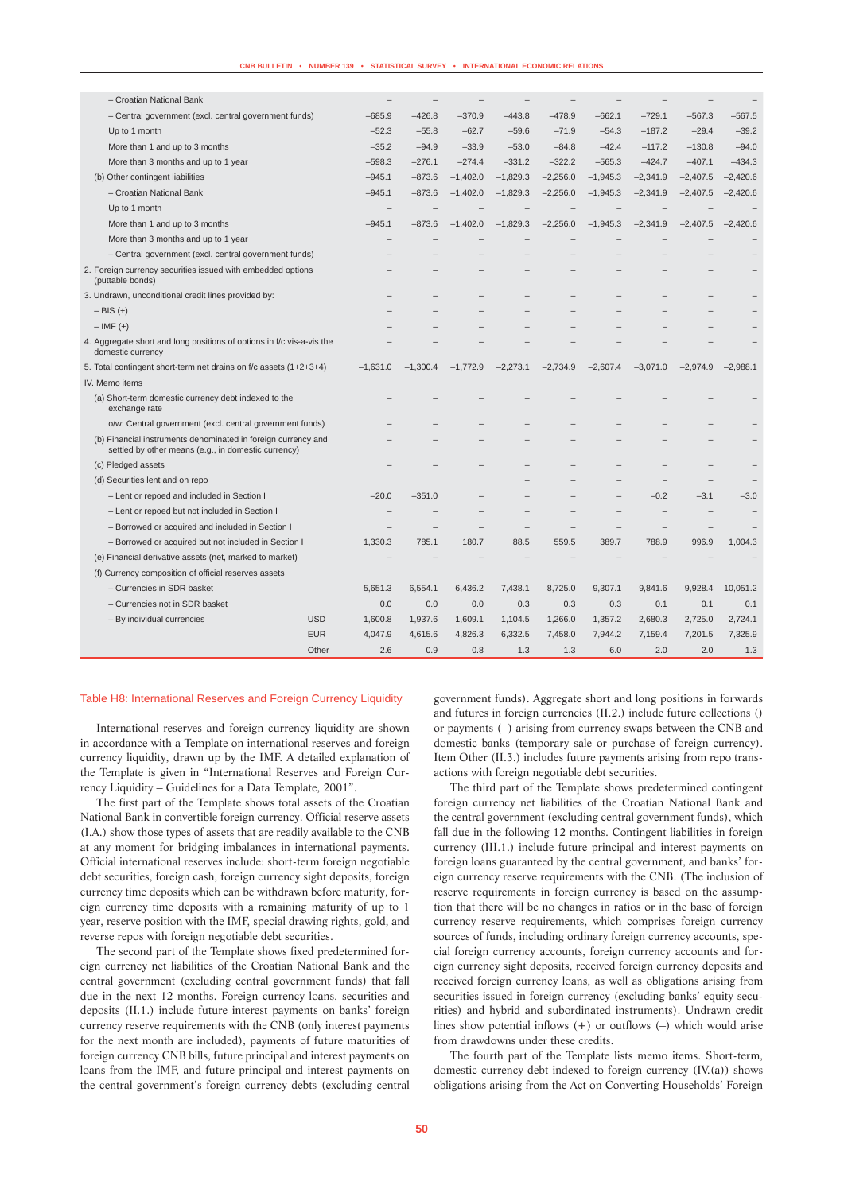| | | | | | | | | | | |
|---|---|---|---|---|---|---|---|---|---|---|
| – Croatian National Bank | | – | – | – | – | – | – | – | – | – |
| – Central government (excl. central government funds) | | −685.9 | −426.8 | −370.9 | −443.8 | −478.9 | −662.1 | −729.1 | −567.3 | −567.5 |
| Up to 1 month | | −52.3 | −55.8 | −62.7 | −59.6 | −71.9 | −54.3 | −187.2 | −29.4 | −39.2 |
| More than 1 and up to 3 months | | −35.2 | −94.9 | −33.9 | −53.0 | −84.8 | −42.4 | −117.2 | −130.8 | −94.0 |
| More than 3 months and up to 1 year | | −598.3 | −276.1 | −274.4 | −331.2 | −322.2 | −565.3 | −424.7 | −407.1 | −434.3 |
| (b) Other contingent liabilities | | −945.1 | −873.6 | −1,402.0 | −1,829.3 | −2,256.0 | −1,945.3 | −2,341.9 | −2,407.5 | −2,420.6 |
| – Croatian National Bank | | −945.1 | −873.6 | −1,402.0 | −1,829.3 | −2,256.0 | −1,945.3 | −2,341.9 | −2,407.5 | −2,420.6 |
| Up to 1 month | | – | – | – | – | – | – | – | – | – |
| More than 1 and up to 3 months | | −945.1 | −873.6 | −1,402.0 | −1,829.3 | −2,256.0 | −1,945.3 | −2,341.9 | −2,407.5 | −2,420.6 |
| More than 3 months and up to 1 year | | – | – | – | – | – | – | – | – | – |
| – Central government (excl. central government funds) | | – | – | – | – | – | – | – | – | – |
| 2. Foreign currency securities issued with embedded options (puttable bonds) | | – | – | – | – | – | – | – | – | – |
| 3. Undrawn, unconditional credit lines provided by: | | – | – | – | – | – | – | – | – | – |
| – BIS (+) | | – | – | – | – | – | – | – | – | – |
| – IMF (+) | | – | – | – | – | – | – | – | – | – |
| 4. Aggregate short and long positions of options in f/c vis-a-vis the domestic currency | | – | – | – | – | – | – | – | – | – |
| 5. Total contingent short-term net drains on f/c assets (1+2+3+4) | | −1,631.0 | −1,300.4 | −1,772.9 | −2,273.1 | −2,734.9 | −2,607.4 | −3,071.0 | −2,974.9 | −2,988.1 |
| IV. Memo items | | | | | | | | | | |
| (a) Short-term domestic currency debt indexed to the exchange rate | | – | – | – | – | – | – | – | – | – |
| o/w: Central government (excl. central government funds) | | – | – | – | – | – | – | – | – | – |
| (b) Financial instruments denominated in foreign currency and settled by other means (e.g., in domestic currency) | | – | – | – | – | – | – | – | – | – |
| (c) Pledged assets | | – | – | – | – | – | – | – | – | – |
| (d) Securities lent and on repo | | | | | – | – | – | – | – | – |
| – Lent or repoed and included in Section I | | −20.0 | −351.0 | – | – | – | – | −0.2 | −3.1 | −3.0 |
| – Lent or repoed but not included in Section I | | – | – | – | – | – | – | – | – | – |
| – Borrowed or acquired and included in Section I | | – | – | – | – | – | – | – | – | – |
| – Borrowed or acquired but not included in Section I | | 1,330.3 | 785.1 | 180.7 | 88.5 | 559.5 | 389.7 | 788.9 | 996.9 | 1,004.3 |
| (e) Financial derivative assets (net, marked to market) | | – | – | – | – | – | – | – | – | – |
| (f) Currency composition of official reserves assets | | | | | | | | | | |
| – Currencies in SDR basket | | 5,651.3 | 6,554.1 | 6,436.2 | 7,438.1 | 8,725.0 | 9,307.1 | 9,841.6 | 9,928.4 | 10,051.2 |
| – Currencies not in SDR basket | | 0.0 | 0.0 | 0.0 | 0.3 | 0.3 | 0.3 | 0.1 | 0.1 | 0.1 |
| – By individual currencies | USD | 1,600.8 | 1,937.6 | 1,609.1 | 1,104.5 | 1,266.0 | 1,357.2 | 2,680.3 | 2,725.0 | 2,724.1 |
| | EUR | 4,047.9 | 4,615.6 | 4,826.3 | 6,332.5 | 7,458.0 | 7,944.2 | 7,159.4 | 7,201.5 | 7,325.9 |
| | Other | 2.6 | 0.9 | 0.8 | 1.3 | 1.3 | 6.0 | 2.0 | 2.0 | 1.3 |

### Table H8: International Reserves and Foreign Currency Liquidity

International reserves and foreign currency liquidity are shown in accordance with a Template on international reserves and foreign currency liquidity, drawn up by the IMF. A detailed explanation of the Template is given in "International Reserves and Foreign Currency Liquidity – Guidelines for a Data Template, 2001".

The first part of the Template shows total assets of the Croatian National Bank in convertible foreign currency. Official reserve assets (I.A.) show those types of assets that are readily available to the CNB at any moment for bridging imbalances in international payments. Official international reserves include: short-term foreign negotiable debt securities, foreign cash, foreign currency sight deposits, foreign currency time deposits which can be withdrawn before maturity, foreign currency time deposits with a remaining maturity of up to 1 year, reserve position with the IMF, special drawing rights, gold, and reverse repos with foreign negotiable debt securities.

The second part of the Template shows fixed predetermined foreign currency net liabilities of the Croatian National Bank and the central government (excluding central government funds) that fall due in the next 12 months. Foreign currency loans, securities and deposits (II.1.) include future interest payments on banks' foreign currency reserve requirements with the CNB (only interest payments for the next month are included), payments of future maturities of foreign currency CNB bills, future principal and interest payments on loans from the IMF, and future principal and interest payments on the central government's foreign currency debts (excluding central government funds). Aggregate short and long positions in forwards and futures in foreign currencies (II.2.) include future collections () or payments (–) arising from currency swaps between the CNB and domestic banks (temporary sale or purchase of foreign currency). Item Other (II.3.) includes future payments arising from repo transactions with foreign negotiable debt securities.

The third part of the Template shows predetermined contingent foreign currency net liabilities of the Croatian National Bank and the central government (excluding central government funds), which fall due in the following 12 months. Contingent liabilities in foreign currency (III.1.) include future principal and interest payments on foreign loans guaranteed by the central government, and banks' foreign currency reserve requirements with the CNB. (The inclusion of reserve requirements in foreign currency is based on the assumption that there will be no changes in ratios or in the base of foreign currency reserve requirements, which comprises foreign currency sources of funds, including ordinary foreign currency accounts, special foreign currency accounts, foreign currency accounts and foreign currency sight deposits, received foreign currency deposits and received foreign currency loans, as well as obligations arising from securities issued in foreign currency (excluding banks' equity securities) and hybrid and subordinated instruments). Undrawn credit lines show potential inflows (+) or outflows (–) which would arise from drawdowns under these credits.

The fourth part of the Template lists memo items. Short-term, domestic currency debt indexed to foreign currency (IV.(a)) shows obligations arising from the Act on Converting Households' Foreign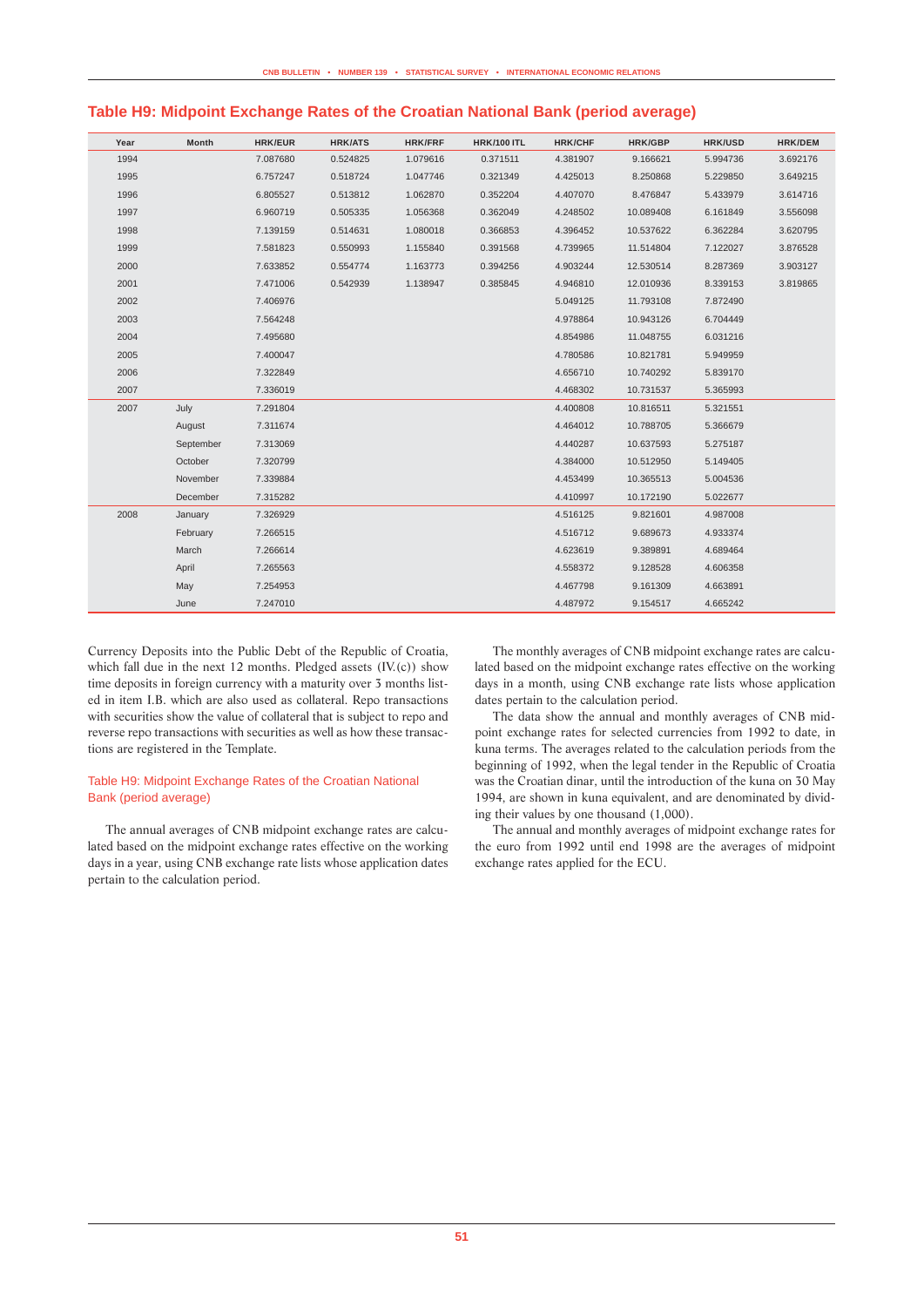## Table H9: Midpoint Exchange Rates of the Croatian National Bank (period average)

| Year | Month | HRK/EUR | HRK/ATS | HRK/FRF | HRK/100 ITL | HRK/CHF | HRK/GBP | HRK/USD | HRK/DEM |
|---|---|---|---|---|---|---|---|---|---|
| 1994 | | 7.087680 | 0.524825 | 1.079616 | 0.371511 | 4.381907 | 9.166621 | 5.994736 | 3.692176 |
| 1995 | | 6.757247 | 0.518724 | 1.047746 | 0.321349 | 4.425013 | 8.250868 | 5.229850 | 3.649215 |
| 1996 | | 6.805527 | 0.513812 | 1.062870 | 0.352204 | 4.407070 | 8.476847 | 5.433979 | 3.614716 |
| 1997 | | 6.960719 | 0.505335 | 1.056368 | 0.362049 | 4.248502 | 10.089408 | 6.161849 | 3.556098 |
| 1998 | | 7.139159 | 0.514631 | 1.080018 | 0.366853 | 4.396452 | 10.537622 | 6.362284 | 3.620795 |
| 1999 | | 7.581823 | 0.550993 | 1.155840 | 0.391568 | 4.739965 | 11.514804 | 7.122027 | 3.876528 |
| 2000 | | 7.633852 | 0.554774 | 1.163773 | 0.394256 | 4.903244 | 12.530514 | 8.287369 | 3.903127 |
| 2001 | | 7.471006 | 0.542939 | 1.138947 | 0.385845 | 4.946810 | 12.010936 | 8.339153 | 3.819865 |
| 2002 | | 7.406976 | | | | 5.049125 | 11.793108 | 7.872490 | |
| 2003 | | 7.564248 | | | | 4.978864 | 10.943126 | 6.704449 | |
| 2004 | | 7.495680 | | | | 4.854986 | 11.048755 | 6.031216 | |
| 2005 | | 7.400047 | | | | 4.780586 | 10.821781 | 5.949959 | |
| 2006 | | 7.322849 | | | | 4.656710 | 10.740292 | 5.839170 | |
| 2007 | | 7.336019 | | | | 4.468302 | 10.731537 | 5.365993 | |
| 2007 | July | 7.291804 | | | | 4.400808 | 10.816511 | 5.321551 | |
| | August | 7.311674 | | | | 4.464012 | 10.788705 | 5.366679 | |
| | September | 7.313069 | | | | 4.440287 | 10.637593 | 5.275187 | |
| | October | 7.320799 | | | | 4.384000 | 10.512950 | 5.149405 | |
| | November | 7.339884 | | | | 4.453499 | 10.365513 | 5.004536 | |
| | December | 7.315282 | | | | 4.410997 | 10.172190 | 5.022677 | |
| 2008 | January | 7.326929 | | | | 4.516125 | 9.821601 | 4.987008 | |
| | February | 7.266515 | | | | 4.516712 | 9.689673 | 4.933374 | |
| | March | 7.266614 | | | | 4.623619 | 9.389891 | 4.689464 | |
| | April | 7.265563 | | | | 4.558372 | 9.128528 | 4.606358 | |
| | May | 7.254953 | | | | 4.467798 | 9.161309 | 4.663891 | |
| | June | 7.247010 | | | | 4.487972 | 9.154517 | 4.665242 | |

Currency Deposits into the Public Debt of the Republic of Croatia, which fall due in the next 12 months. Pledged assets (IV.(c)) show time deposits in foreign currency with a maturity over 3 months listed in item I.B. which are also used as collateral. Repo transactions with securities show the value of collateral that is subject to repo and reverse repo transactions with securities as well as how these transactions are registered in the Template.

### Table H9: Midpoint Exchange Rates of the Croatian National Bank (period average)

The annual averages of CNB midpoint exchange rates are calculated based on the midpoint exchange rates effective on the working days in a year, using CNB exchange rate lists whose application dates pertain to the calculation period.

The monthly averages of CNB midpoint exchange rates are calculated based on the midpoint exchange rates effective on the working days in a month, using CNB exchange rate lists whose application dates pertain to the calculation period.

The data show the annual and monthly averages of CNB midpoint exchange rates for selected currencies from 1992 to date, in kuna terms. The averages related to the calculation periods from the beginning of 1992, when the legal tender in the Republic of Croatia was the Croatian dinar, until the introduction of the kuna on 30 May 1994, are shown in kuna equivalent, and are denominated by dividing their values by one thousand (1,000).

The annual and monthly averages of midpoint exchange rates for the euro from 1992 until end 1998 are the averages of midpoint exchange rates applied for the ECU.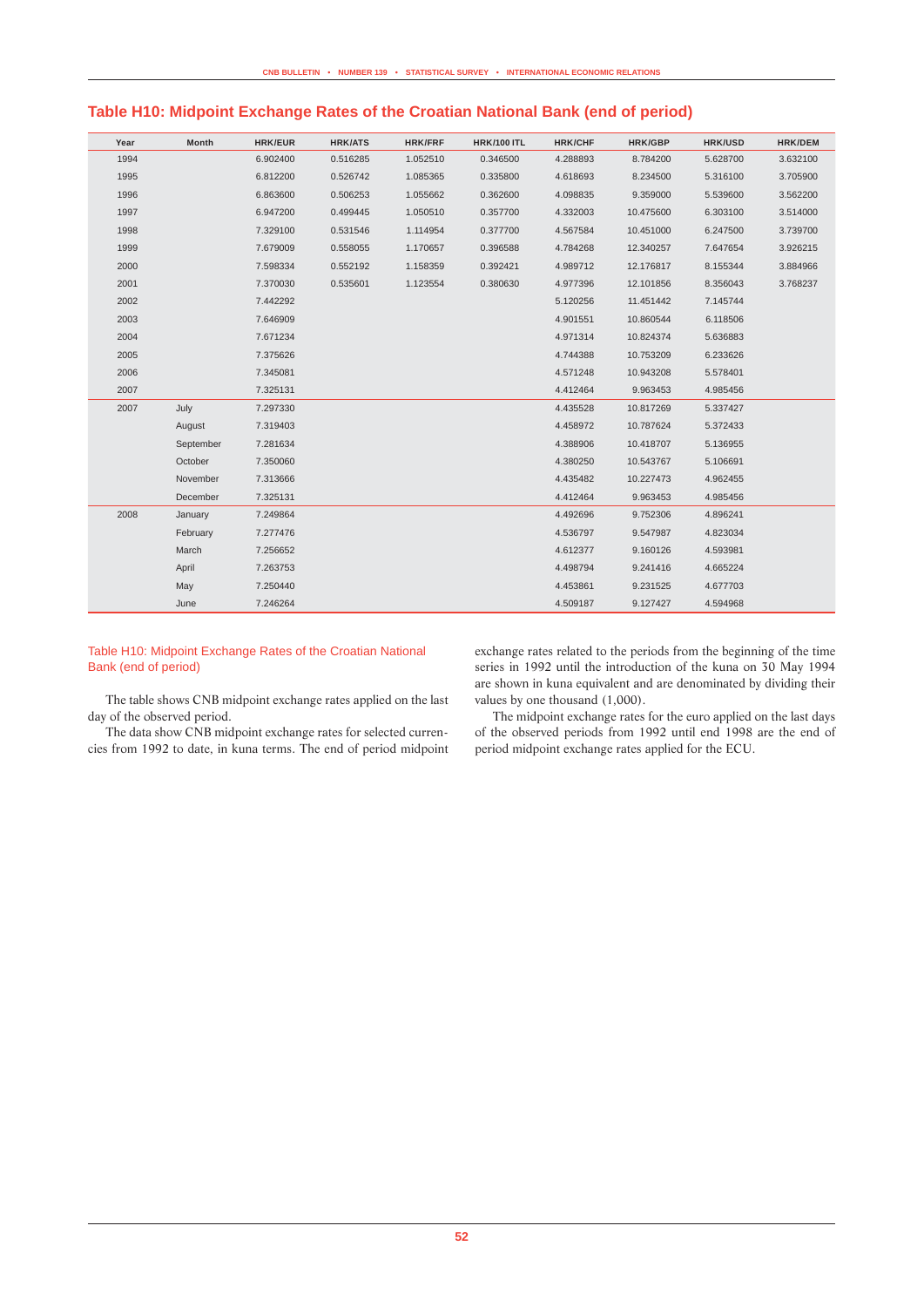## Table H10: Midpoint Exchange Rates of the Croatian National Bank (end of period)

| Year | Month | HRK/EUR | HRK/ATS | HRK/FRF | HRK/100 ITL | HRK/CHF | HRK/GBP | HRK/USD | HRK/DEM |
|---|---|---|---|---|---|---|---|---|---|
| 1994 | | 6.902400 | 0.516285 | 1.052510 | 0.346500 | 4.288893 | 8.784200 | 5.628700 | 3.632100 |
| 1995 | | 6.812200 | 0.526742 | 1.085365 | 0.335800 | 4.618693 | 8.234500 | 5.316100 | 3.705900 |
| 1996 | | 6.863600 | 0.506253 | 1.055662 | 0.362600 | 4.098835 | 9.359000 | 5.539600 | 3.562200 |
| 1997 | | 6.947200 | 0.499445 | 1.050510 | 0.357700 | 4.332003 | 10.475600 | 6.303100 | 3.514000 |
| 1998 | | 7.329100 | 0.531546 | 1.114954 | 0.377700 | 4.567584 | 10.451000 | 6.247500 | 3.739700 |
| 1999 | | 7.679009 | 0.558055 | 1.170657 | 0.396588 | 4.784268 | 12.340257 | 7.647654 | 3.926215 |
| 2000 | | 7.598334 | 0.552192 | 1.158359 | 0.392421 | 4.989712 | 12.176817 | 8.155344 | 3.884966 |
| 2001 | | 7.370030 | 0.535601 | 1.123554 | 0.380630 | 4.977396 | 12.101856 | 8.356043 | 3.768237 |
| 2002 | | 7.442292 | | | | 5.120256 | 11.451442 | 7.145744 | |
| 2003 | | 7.646909 | | | | 4.901551 | 10.860544 | 6.118506 | |
| 2004 | | 7.671234 | | | | 4.971314 | 10.824374 | 5.636883 | |
| 2005 | | 7.375626 | | | | 4.744388 | 10.753209 | 6.233626 | |
| 2006 | | 7.345081 | | | | 4.571248 | 10.943208 | 5.578401 | |
| 2007 | | 7.325131 | | | | 4.412464 | 9.963453 | 4.985456 | |
| 2007 | July | 7.297330 | | | | 4.435528 | 10.817269 | 5.337427 | |
| | August | 7.319403 | | | | 4.458972 | 10.787624 | 5.372433 | |
| | September | 7.281634 | | | | 4.388906 | 10.418707 | 5.136955 | |
| | October | 7.350060 | | | | 4.380250 | 10.543767 | 5.106691 | |
| | November | 7.313666 | | | | 4.435482 | 10.227473 | 4.962455 | |
| | December | 7.325131 | | | | 4.412464 | 9.963453 | 4.985456 | |
| 2008 | January | 7.249864 | | | | 4.492696 | 9.752306 | 4.896241 | |
| | February | 7.277476 | | | | 4.536797 | 9.547987 | 4.823034 | |
| | March | 7.256652 | | | | 4.612377 | 9.160126 | 4.593981 | |
| | April | 7.263753 | | | | 4.498794 | 9.241416 | 4.665224 | |
| | May | 7.250440 | | | | 4.453861 | 9.231525 | 4.677703 | |
| | June | 7.246264 | | | | 4.509187 | 9.127427 | 4.594968 | |

### Table H10: Midpoint Exchange Rates of the Croatian National Bank (end of period)

The table shows CNB midpoint exchange rates applied on the last day of the observed period.

The data show CNB midpoint exchange rates for selected currencies from 1992 to date, in kuna terms. The end of period midpoint exchange rates related to the periods from the beginning of the time series in 1992 until the introduction of the kuna on 30 May 1994 are shown in kuna equivalent and are denominated by dividing their values by one thousand (1,000).

The midpoint exchange rates for the euro applied on the last days of the observed periods from 1992 until end 1998 are the end of period midpoint exchange rates applied for the ECU.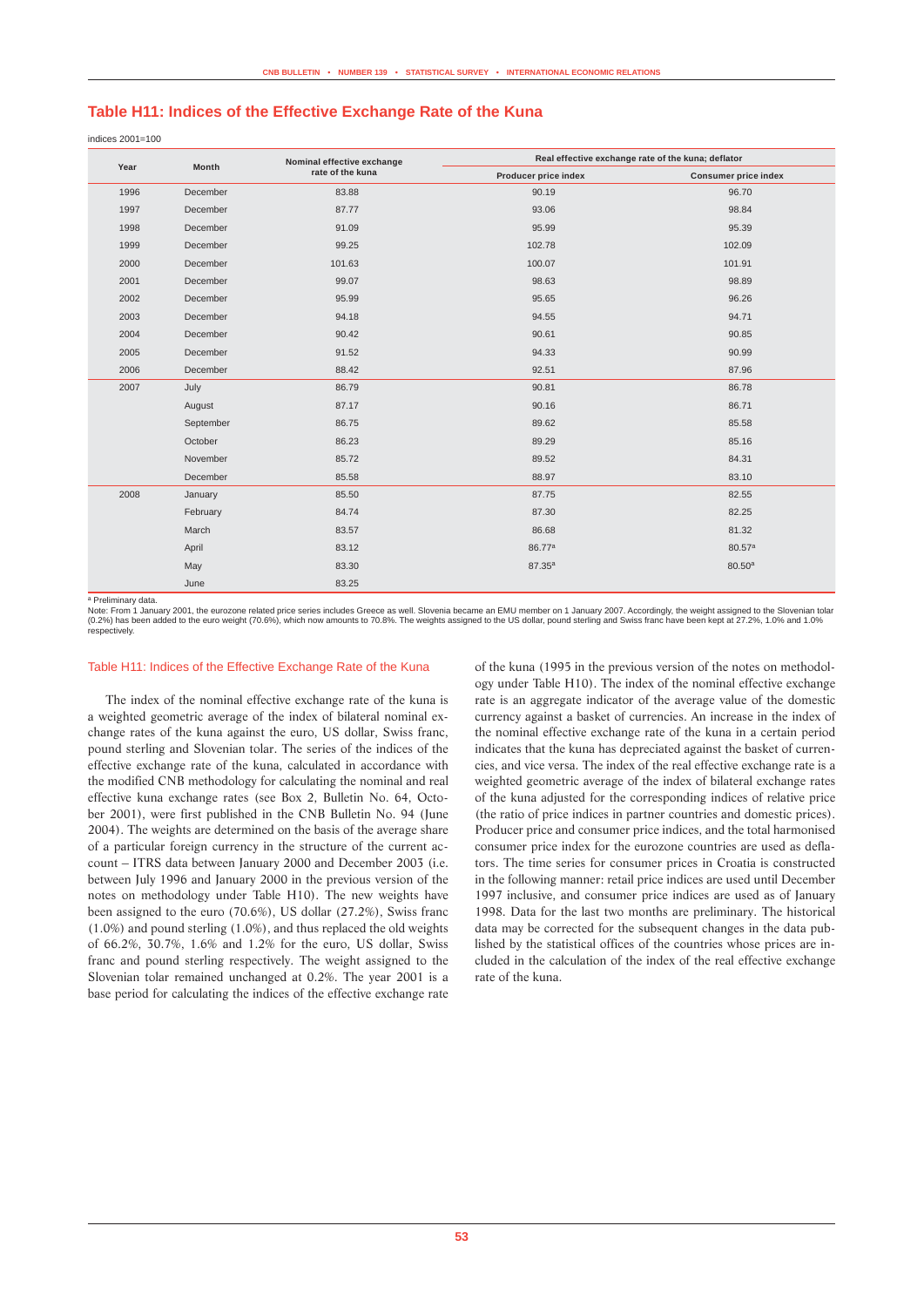## Table H11: Indices of the Effective Exchange Rate of the Kuna

indices 2001=100

| Year | Month | Nominal effective exchange rate of the kuna | Real effective exchange rate of the kuna; deflator | |
|---|---|---|---|---|
| | | | Producer price index | Consumer price index |
| 1996 | December | 83.88 | 90.19 | 96.70 |
| 1997 | December | 87.77 | 93.06 | 98.84 |
| 1998 | December | 91.09 | 95.99 | 95.39 |
| 1999 | December | 99.25 | 102.78 | 102.09 |
| 2000 | December | 101.63 | 100.07 | 101.91 |
| 2001 | December | 99.07 | 98.63 | 98.89 |
| 2002 | December | 95.99 | 95.65 | 96.26 |
| 2003 | December | 94.18 | 94.55 | 94.71 |
| 2004 | December | 90.42 | 90.61 | 90.85 |
| 2005 | December | 91.52 | 94.33 | 90.99 |
| 2006 | December | 88.42 | 92.51 | 87.96 |
| 2007 | July | 86.79 | 90.81 | 86.78 |
| | August | 87.17 | 90.16 | 86.71 |
| | September | 86.75 | 89.62 | 85.58 |
| | October | 86.23 | 89.29 | 85.16 |
| | November | 85.72 | 89.52 | 84.31 |
| | December | 85.58 | 88.97 | 83.10 |
| 2008 | January | 85.50 | 87.75 | 82.55 |
| | February | 84.74 | 87.30 | 82.25 |
| | March | 83.57 | 86.68 | 81.32 |
| | April | 83.12 | 86.77[a] | 80.57[a] |
| | May | 83.30 | 87.35[a] | 80.50[a] |
| | June | 83.25 | | |

[a] Preliminary data.

Note: From 1 January 2001, the eurozone related price series includes Greece as well. Slovenia became an EMU member on 1 January 2007. Accordingly, the weight assigned to the Slovenian tolar (0.2%) has been added to the euro weight (70.6%), which now amounts to 70.8%. The weights assigned to the US dollar, pound sterling and Swiss franc have been kept at 27.2%, 1.0% and 1.0% respectively.

### Table H11: Indices of the Effective Exchange Rate of the Kuna

The index of the nominal effective exchange rate of the kuna is a weighted geometric average of the index of bilateral nominal exchange rates of the kuna against the euro, US dollar, Swiss franc, pound sterling and Slovenian tolar. The series of the indices of the effective exchange rate of the kuna, calculated in accordance with the modified CNB methodology for calculating the nominal and real effective kuna exchange rates (see Box 2, Bulletin No. 64, October 2001), were first published in the CNB Bulletin No. 94 (June 2004). The weights are determined on the basis of the average share of a particular foreign currency in the structure of the current account – ITRS data between January 2000 and December 2003 (i.e. between July 1996 and January 2000 in the previous version of the notes on methodology under Table H10). The new weights have been assigned to the euro (70.6%), US dollar (27.2%), Swiss franc (1.0%) and pound sterling (1.0%), and thus replaced the old weights of 66.2%, 30.7%, 1.6% and 1.2% for the euro, US dollar, Swiss franc and pound sterling respectively. The weight assigned to the Slovenian tolar remained unchanged at 0.2%. The year 2001 is a base period for calculating the indices of the effective exchange rate of the kuna (1995 in the previous version of the notes on methodology under Table H10). The index of the nominal effective exchange rate is an aggregate indicator of the average value of the domestic currency against a basket of currencies. An increase in the index of the nominal effective exchange rate of the kuna in a certain period indicates that the kuna has depreciated against the basket of currencies, and vice versa. The index of the real effective exchange rate is a weighted geometric average of the index of bilateral exchange rates of the kuna adjusted for the corresponding indices of relative price (the ratio of price indices in partner countries and domestic prices). Producer price and consumer price indices, and the total harmonised consumer price index for the eurozone countries are used as deflators. The time series for consumer prices in Croatia is constructed in the following manner: retail price indices are used until December 1997 inclusive, and consumer price indices are used as of January 1998. Data for the last two months are preliminary. The historical data may be corrected for the subsequent changes in the data published by the statistical offices of the countries whose prices are included in the calculation of the index of the real effective exchange rate of the kuna.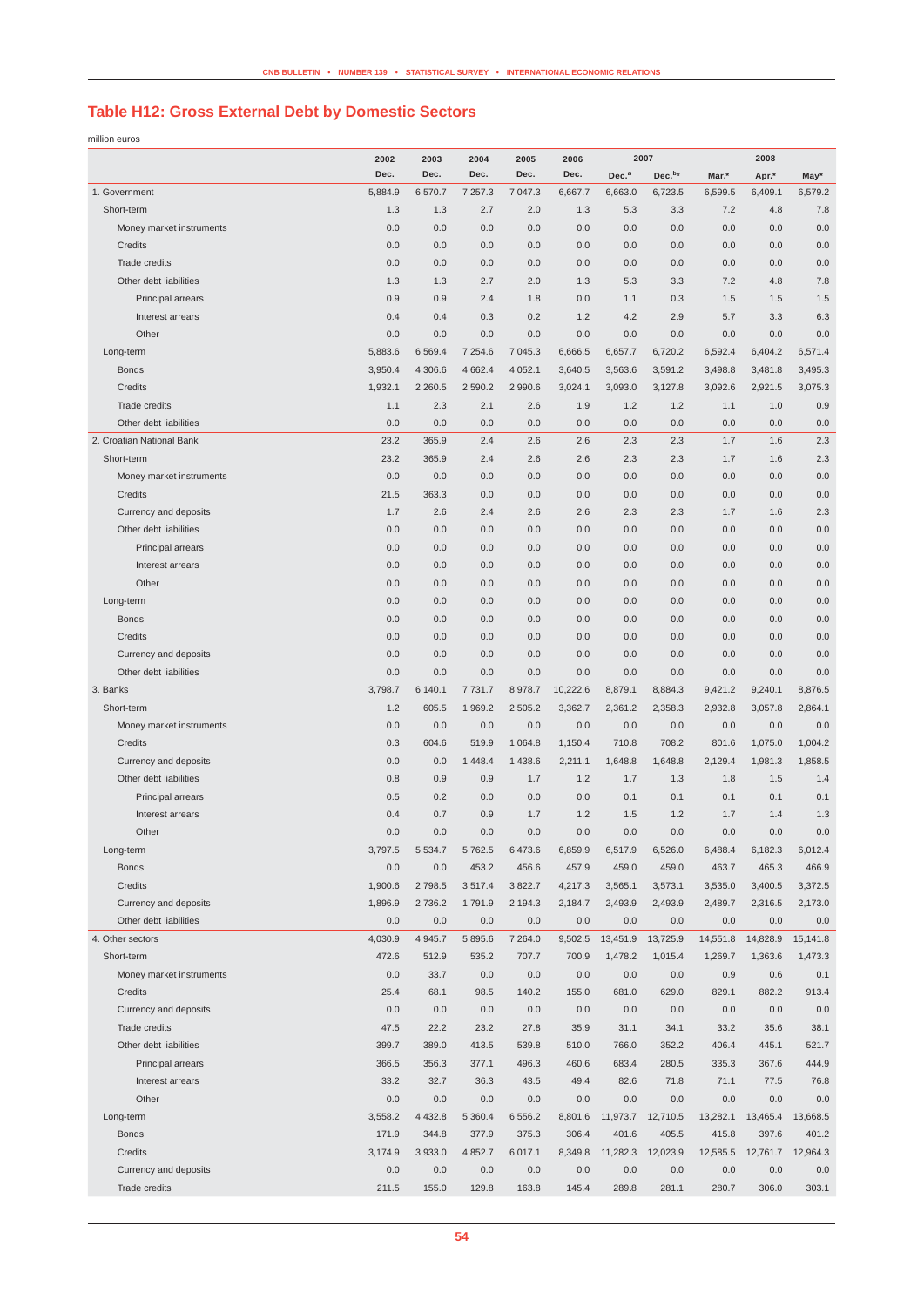## Table H12: Gross External Debt by Domestic Sectors

million euros

| | 2002 | 2003 | 2004 | 2005 | 2006 | 2007 | | 2008 | | |
|---|---|---|---|---|---|---|---|---|---|---|
| | Dec. | Dec. | Dec. | Dec. | Dec. | Dec.[a] | Dec.[b]* | Mar.* | Apr.* | May* |
| 1. Government | 5,884.9 | 6,570.7 | 7,257.3 | 7,047.3 | 6,667.7 | 6,663.0 | 6,723.5 | 6,599.5 | 6,409.1 | 6,579.2 |
| Short-term | 1.3 | 1.3 | 2.7 | 2.0 | 1.3 | 5.3 | 3.3 | 7.2 | 4.8 | 7.8 |
| Money market instruments | 0.0 | 0.0 | 0.0 | 0.0 | 0.0 | 0.0 | 0.0 | 0.0 | 0.0 | 0.0 |
| Credits | 0.0 | 0.0 | 0.0 | 0.0 | 0.0 | 0.0 | 0.0 | 0.0 | 0.0 | 0.0 |
| Trade credits | 0.0 | 0.0 | 0.0 | 0.0 | 0.0 | 0.0 | 0.0 | 0.0 | 0.0 | 0.0 |
| Other debt liabilities | 1.3 | 1.3 | 2.7 | 2.0 | 1.3 | 5.3 | 3.3 | 7.2 | 4.8 | 7.8 |
| Principal arrears | 0.9 | 0.9 | 2.4 | 1.8 | 0.0 | 1.1 | 0.3 | 1.5 | 1.5 | 1.5 |
| Interest arrears | 0.4 | 0.4 | 0.3 | 0.2 | 1.2 | 4.2 | 2.9 | 5.7 | 3.3 | 6.3 |
| Other | 0.0 | 0.0 | 0.0 | 0.0 | 0.0 | 0.0 | 0.0 | 0.0 | 0.0 | 0.0 |
| Long-term | 5,883.6 | 6,569.4 | 7,254.6 | 7,045.3 | 6,666.5 | 6,657.7 | 6,720.2 | 6,592.4 | 6,404.2 | 6,571.4 |
| Bonds | 3,950.4 | 4,306.6 | 4,662.4 | 4,052.1 | 3,640.5 | 3,563.6 | 3,591.2 | 3,498.8 | 3,481.8 | 3,495.3 |
| Credits | 1,932.1 | 2,260.5 | 2,590.2 | 2,990.6 | 3,024.1 | 3,093.0 | 3,127.8 | 3,092.6 | 2,921.5 | 3,075.3 |
| Trade credits | 1.1 | 2.3 | 2.1 | 2.6 | 1.9 | 1.2 | 1.2 | 1.1 | 1.0 | 0.9 |
| Other debt liabilities | 0.0 | 0.0 | 0.0 | 0.0 | 0.0 | 0.0 | 0.0 | 0.0 | 0.0 | 0.0 |
| 2. Croatian National Bank | 23.2 | 365.9 | 2.4 | 2.6 | 2.6 | 2.3 | 2.3 | 1.7 | 1.6 | 2.3 |
| Short-term | 23.2 | 365.9 | 2.4 | 2.6 | 2.6 | 2.3 | 2.3 | 1.7 | 1.6 | 2.3 |
| Money market instruments | 0.0 | 0.0 | 0.0 | 0.0 | 0.0 | 0.0 | 0.0 | 0.0 | 0.0 | 0.0 |
| Credits | 21.5 | 363.3 | 0.0 | 0.0 | 0.0 | 0.0 | 0.0 | 0.0 | 0.0 | 0.0 |
| Currency and deposits | 1.7 | 2.6 | 2.4 | 2.6 | 2.6 | 2.3 | 2.3 | 1.7 | 1.6 | 2.3 |
| Other debt liabilities | 0.0 | 0.0 | 0.0 | 0.0 | 0.0 | 0.0 | 0.0 | 0.0 | 0.0 | 0.0 |
| Principal arrears | 0.0 | 0.0 | 0.0 | 0.0 | 0.0 | 0.0 | 0.0 | 0.0 | 0.0 | 0.0 |
| Interest arrears | 0.0 | 0.0 | 0.0 | 0.0 | 0.0 | 0.0 | 0.0 | 0.0 | 0.0 | 0.0 |
| Other | 0.0 | 0.0 | 0.0 | 0.0 | 0.0 | 0.0 | 0.0 | 0.0 | 0.0 | 0.0 |
| Long-term | 0.0 | 0.0 | 0.0 | 0.0 | 0.0 | 0.0 | 0.0 | 0.0 | 0.0 | 0.0 |
| Bonds | 0.0 | 0.0 | 0.0 | 0.0 | 0.0 | 0.0 | 0.0 | 0.0 | 0.0 | 0.0 |
| Credits | 0.0 | 0.0 | 0.0 | 0.0 | 0.0 | 0.0 | 0.0 | 0.0 | 0.0 | 0.0 |
| Currency and deposits | 0.0 | 0.0 | 0.0 | 0.0 | 0.0 | 0.0 | 0.0 | 0.0 | 0.0 | 0.0 |
| Other debt liabilities | 0.0 | 0.0 | 0.0 | 0.0 | 0.0 | 0.0 | 0.0 | 0.0 | 0.0 | 0.0 |
| 3. Banks | 3,798.7 | 6,140.1 | 7,731.7 | 8,978.7 | 10,222.6 | 8,879.1 | 8,884.3 | 9,421.2 | 9,240.1 | 8,876.5 |
| Short-term | 1.2 | 605.5 | 1,969.2 | 2,505.2 | 3,362.7 | 2,361.2 | 2,358.3 | 2,932.8 | 3,057.8 | 2,864.1 |
| Money market instruments | 0.0 | 0.0 | 0.0 | 0.0 | 0.0 | 0.0 | 0.0 | 0.0 | 0.0 | 0.0 |
| Credits | 0.3 | 604.6 | 519.9 | 1,064.8 | 1,150.4 | 710.8 | 708.2 | 801.6 | 1,075.0 | 1,004.2 |
| Currency and deposits | 0.0 | 0.0 | 1,448.4 | 1,438.6 | 2,211.1 | 1,648.8 | 1,648.8 | 2,129.4 | 1,981.3 | 1,858.5 |
| Other debt liabilities | 0.8 | 0.9 | 0.9 | 1.7 | 1.2 | 1.7 | 1.3 | 1.8 | 1.5 | 1.4 |
| Principal arrears | 0.5 | 0.2 | 0.0 | 0.0 | 0.0 | 0.1 | 0.1 | 0.1 | 0.1 | 0.1 |
| Interest arrears | 0.4 | 0.7 | 0.9 | 1.7 | 1.2 | 1.5 | 1.2 | 1.7 | 1.4 | 1.3 |
| Other | 0.0 | 0.0 | 0.0 | 0.0 | 0.0 | 0.0 | 0.0 | 0.0 | 0.0 | 0.0 |
| Long-term | 3,797.5 | 5,534.7 | 5,762.5 | 6,473.6 | 6,859.9 | 6,517.9 | 6,526.0 | 6,488.4 | 6,182.3 | 6,012.4 |
| Bonds | 0.0 | 0.0 | 453.2 | 456.6 | 457.9 | 459.0 | 459.0 | 463.7 | 465.3 | 466.9 |
| Credits | 1,900.6 | 2,798.5 | 3,517.4 | 3,822.7 | 4,217.3 | 3,565.1 | 3,573.1 | 3,535.0 | 3,400.5 | 3,372.5 |
| Currency and deposits | 1,896.9 | 2,736.2 | 1,791.9 | 2,194.3 | 2,184.7 | 2,493.9 | 2,493.9 | 2,489.7 | 2,316.5 | 2,173.0 |
| Other debt liabilities | 0.0 | 0.0 | 0.0 | 0.0 | 0.0 | 0.0 | 0.0 | 0.0 | 0.0 | 0.0 |
| 4. Other sectors | 4,030.9 | 4,945.7 | 5,895.6 | 7,264.0 | 9,502.5 | 13,451.9 | 13,725.9 | 14,551.8 | 14,828.9 | 15,141.8 |
| Short-term | 472.6 | 512.9 | 535.2 | 707.7 | 700.9 | 1,478.2 | 1,015.4 | 1,269.7 | 1,363.6 | 1,473.3 |
| Money market instruments | 0.0 | 33.7 | 0.0 | 0.0 | 0.0 | 0.0 | 0.0 | 0.9 | 0.6 | 0.1 |
| Credits | 25.4 | 68.1 | 98.5 | 140.2 | 155.0 | 681.0 | 629.0 | 829.1 | 882.2 | 913.4 |
| Currency and deposits | 0.0 | 0.0 | 0.0 | 0.0 | 0.0 | 0.0 | 0.0 | 0.0 | 0.0 | 0.0 |
| Trade credits | 47.5 | 22.2 | 23.2 | 27.8 | 35.9 | 31.1 | 34.1 | 33.2 | 35.6 | 38.1 |
| Other debt liabilities | 399.7 | 389.0 | 413.5 | 539.8 | 510.0 | 766.0 | 352.2 | 406.4 | 445.1 | 521.7 |
| Principal arrears | 366.5 | 356.3 | 377.1 | 496.3 | 460.6 | 683.4 | 280.5 | 335.3 | 367.6 | 444.9 |
| Interest arrears | 33.2 | 32.7 | 36.3 | 43.5 | 49.4 | 82.6 | 71.8 | 71.1 | 77.5 | 76.8 |
| Other | 0.0 | 0.0 | 0.0 | 0.0 | 0.0 | 0.0 | 0.0 | 0.0 | 0.0 | 0.0 |
| Long-term | 3,558.2 | 4,432.8 | 5,360.4 | 6,556.2 | 8,801.6 | 11,973.7 | 12,710.5 | 13,282.1 | 13,465.4 | 13,668.5 |
| Bonds | 171.9 | 344.8 | 377.9 | 375.3 | 306.4 | 401.6 | 405.5 | 415.8 | 397.6 | 401.2 |
| Credits | 3,174.9 | 3,933.0 | 4,852.7 | 6,017.1 | 8,349.8 | 11,282.3 | 12,023.9 | 12,585.5 | 12,761.7 | 12,964.3 |
| Currency and deposits | 0.0 | 0.0 | 0.0 | 0.0 | 0.0 | 0.0 | 0.0 | 0.0 | 0.0 | 0.0 |
| Trade credits | 211.5 | 155.0 | 129.8 | 163.8 | 145.4 | 289.8 | 281.1 | 280.7 | 306.0 | 303.1 |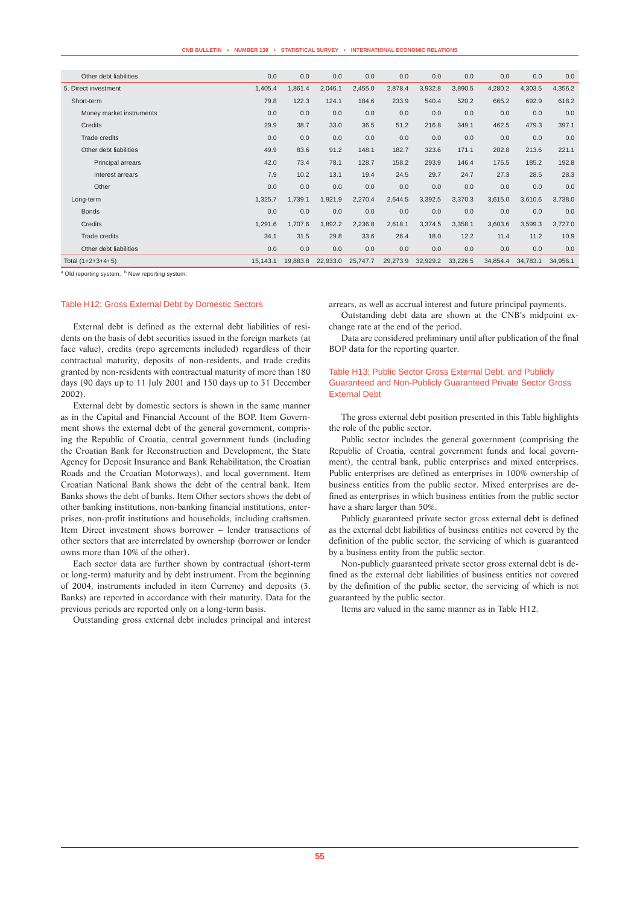| | | | | | | | | | | |
|---|---|---|---|---|---|---|---|---|---|---|
| Other debt liabilities | 0.0 | 0.0 | 0.0 | 0.0 | 0.0 | 0.0 | 0.0 | 0.0 | 0.0 | 0.0 |
| 5. Direct investment | 1,405.4 | 1,861.4 | 2,046.1 | 2,455.0 | 2,878.4 | 3,932.8 | 3,890.5 | 4,280.2 | 4,303.5 | 4,356.2 |
| Short-term | 79.8 | 122.3 | 124.1 | 184.6 | 233.9 | 540.4 | 520.2 | 665.2 | 692.9 | 618.2 |
| Money market instruments | 0.0 | 0.0 | 0.0 | 0.0 | 0.0 | 0.0 | 0.0 | 0.0 | 0.0 | 0.0 |
| Credits | 29.9 | 38.7 | 33.0 | 36.5 | 51.2 | 216.8 | 349.1 | 462.5 | 479.3 | 397.1 |
| Trade credits | 0.0 | 0.0 | 0.0 | 0.0 | 0.0 | 0.0 | 0.0 | 0.0 | 0.0 | 0.0 |
| Other debt liabilities | 49.9 | 83.6 | 91.2 | 148.1 | 182.7 | 323.6 | 171.1 | 202.8 | 213.6 | 221.1 |
| Principal arrears | 42.0 | 73.4 | 78.1 | 128.7 | 158.2 | 293.9 | 146.4 | 175.5 | 185.2 | 192.8 |
| Interest arrears | 7.9 | 10.2 | 13.1 | 19.4 | 24.5 | 29.7 | 24.7 | 27.3 | 28.5 | 28.3 |
| Other | 0.0 | 0.0 | 0.0 | 0.0 | 0.0 | 0.0 | 0.0 | 0.0 | 0.0 | 0.0 |
| Long-term | 1,325.7 | 1,739.1 | 1,921.9 | 2,270.4 | 2,644.5 | 3,392.5 | 3,370.3 | 3,615.0 | 3,610.6 | 3,738.0 |
| Bonds | 0.0 | 0.0 | 0.0 | 0.0 | 0.0 | 0.0 | 0.0 | 0.0 | 0.0 | 0.0 |
| Credits | 1,291.6 | 1,707.6 | 1,892.2 | 2,236.8 | 2,618.1 | 3,374.5 | 3,358.1 | 3,603.6 | 3,599.3 | 3,727.0 |
| Trade credits | 34.1 | 31.5 | 29.8 | 33.6 | 26.4 | 18.0 | 12.2 | 11.4 | 11.2 | 10.9 |
| Other debt liabilities | 0.0 | 0.0 | 0.0 | 0.0 | 0.0 | 0.0 | 0.0 | 0.0 | 0.0 | 0.0 |
| Total (1+2+3+4+5) | 15,143.1 | 19,883.8 | 22,933.0 | 25,747.7 | 29,273.9 | 32,929.2 | 33,226.5 | 34,854.4 | 34,783.1 | 34,956.1 |

[a] Old reporting system. [b] New reporting system.

### Table H12: Gross External Debt by Domestic Sectors

External debt is defined as the external debt liabilities of residents on the basis of debt securities issued in the foreign markets (at face value), credits (repo agreements included) regardless of their contractual maturity, deposits of non-residents, and trade credits granted by non-residents with contractual maturity of more than 180 days (90 days up to 11 July 2001 and 150 days up to 31 December 2002).

External debt by domestic sectors is shown in the same manner as in the Capital and Financial Account of the BOP. Item Government shows the external debt of the general government, comprising the Republic of Croatia, central government funds (including the Croatian Bank for Reconstruction and Development, the State Agency for Deposit Insurance and Bank Rehabilitation, the Croatian Roads and the Croatian Motorways), and local government. Item Croatian National Bank shows the debt of the central bank. Item Banks shows the debt of banks. Item Other sectors shows the debt of other banking institutions, non-banking financial institutions, enterprises, non-profit institutions and households, including craftsmen. Item Direct investment shows borrower – lender transactions of other sectors that are interrelated by ownership (borrower or lender owns more than 10% of the other).

Each sector data are further shown by contractual (short-term or long-term) maturity and by debt instrument. From the beginning of 2004, instruments included in item Currency and deposits (3. Banks) are reported in accordance with their maturity. Data for the previous periods are reported only on a long-term basis.

Outstanding gross external debt includes principal and interest arrears, as well as accrual interest and future principal payments.

Outstanding debt data are shown at the CNB's midpoint exchange rate at the end of the period.

Data are considered preliminary until after publication of the final BOP data for the reporting quarter.

### Table H13: Public Sector Gross External Debt, and Publicly Guaranteed and Non-Publicly Guaranteed Private Sector Gross External Debt

The gross external debt position presented in this Table highlights the role of the public sector.

Public sector includes the general government (comprising the Republic of Croatia, central government funds and local government), the central bank, public enterprises and mixed enterprises. Public enterprises are defined as enterprises in 100% ownership of business entities from the public sector. Mixed enterprises are defined as enterprises in which business entities from the public sector have a share larger than 50%.

Publicly guaranteed private sector gross external debt is defined as the external debt liabilities of business entities not covered by the definition of the public sector, the servicing of which is guaranteed by a business entity from the public sector.

Non-publicly guaranteed private sector gross external debt is defined as the external debt liabilities of business entities not covered by the definition of the public sector, the servicing of which is not guaranteed by the public sector.

Items are valued in the same manner as in Table H12.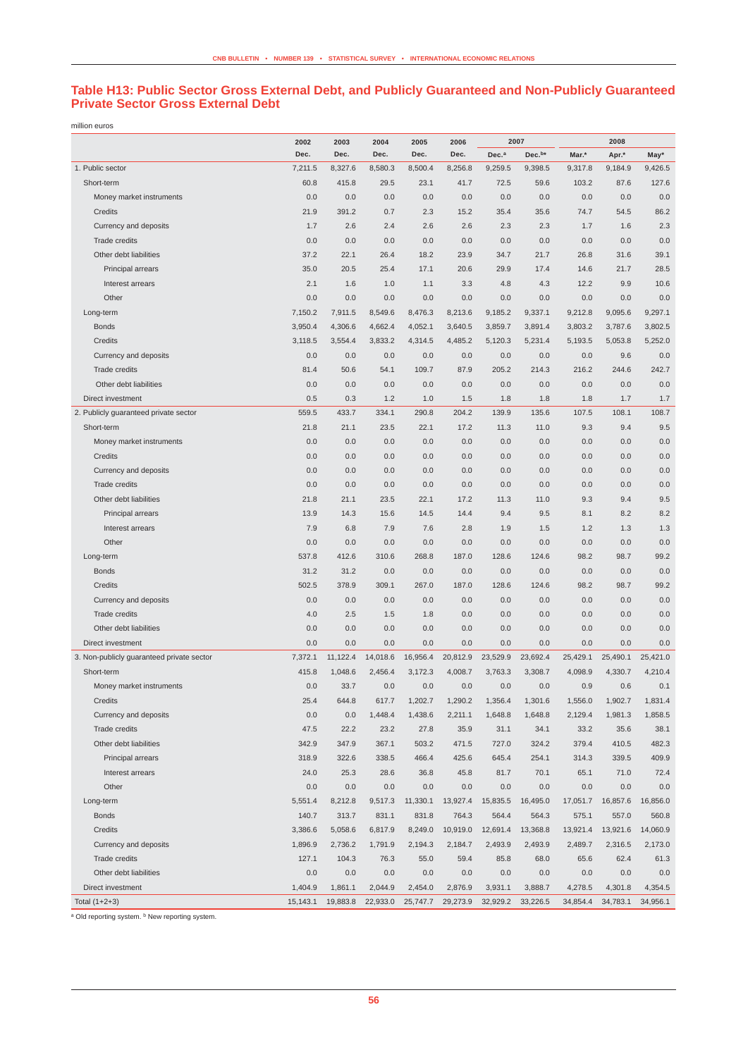## Table H13: Public Sector Gross External Debt, and Publicly Guaranteed and Non-Publicly Guaranteed Private Sector Gross External Debt

million euros

| | 2002 | 2003 | 2004 | 2005 | 2006 | 2007 | | 2008 | | |
|---|---|---|---|---|---|---|---|---|---|---|
| | Dec. | Dec. | Dec. | Dec. | Dec. | Dec.[a] | Dec.[b]* | Mar.* | Apr.* | May* |
| 1. Public sector | 7,211.5 | 8,327.6 | 8,580.3 | 8,500.4 | 8,256.8 | 9,259.5 | 9,398.5 | 9,317.8 | 9,184.9 | 9,426.5 |
| Short-term | 60.8 | 415.8 | 29.5 | 23.1 | 41.7 | 72.5 | 59.6 | 103.2 | 87.6 | 127.6 |
| Money market instruments | 0.0 | 0.0 | 0.0 | 0.0 | 0.0 | 0.0 | 0.0 | 0.0 | 0.0 | 0.0 |
| Credits | 21.9 | 391.2 | 0.7 | 2.3 | 15.2 | 35.4 | 35.6 | 74.7 | 54.5 | 86.2 |
| Currency and deposits | 1.7 | 2.6 | 2.4 | 2.6 | 2.6 | 2.3 | 2.3 | 1.7 | 1.6 | 2.3 |
| Trade credits | 0.0 | 0.0 | 0.0 | 0.0 | 0.0 | 0.0 | 0.0 | 0.0 | 0.0 | 0.0 |
| Other debt liabilities | 37.2 | 22.1 | 26.4 | 18.2 | 23.9 | 34.7 | 21.7 | 26.8 | 31.6 | 39.1 |
| Principal arrears | 35.0 | 20.5 | 25.4 | 17.1 | 20.6 | 29.9 | 17.4 | 14.6 | 21.7 | 28.5 |
| Interest arrears | 2.1 | 1.6 | 1.0 | 1.1 | 3.3 | 4.8 | 4.3 | 12.2 | 9.9 | 10.6 |
| Other | 0.0 | 0.0 | 0.0 | 0.0 | 0.0 | 0.0 | 0.0 | 0.0 | 0.0 | 0.0 |
| Long-term | 7,150.2 | 7,911.5 | 8,549.6 | 8,476.3 | 8,213.6 | 9,185.2 | 9,337.1 | 9,212.8 | 9,095.6 | 9,297.1 |
| Bonds | 3,950.4 | 4,306.6 | 4,662.4 | 4,052.1 | 3,640.5 | 3,859.7 | 3,891.4 | 3,803.2 | 3,787.6 | 3,802.5 |
| Credits | 3,118.5 | 3,554.4 | 3,833.2 | 4,314.5 | 4,485.2 | 5,120.3 | 5,231.4 | 5,193.5 | 5,053.8 | 5,252.0 |
| Currency and deposits | 0.0 | 0.0 | 0.0 | 0.0 | 0.0 | 0.0 | 0.0 | 0.0 | 9.6 | 0.0 |
| Trade credits | 81.4 | 50.6 | 54.1 | 109.7 | 87.9 | 205.2 | 214.3 | 216.2 | 244.6 | 242.7 |
| Other debt liabilities | 0.0 | 0.0 | 0.0 | 0.0 | 0.0 | 0.0 | 0.0 | 0.0 | 0.0 | 0.0 |
| Direct investment | 0.5 | 0.3 | 1.2 | 1.0 | 1.5 | 1.8 | 1.8 | 1.8 | 1.7 | 1.7 |
| 2. Publicly guaranteed private sector | 559.5 | 433.7 | 334.1 | 290.8 | 204.2 | 139.9 | 135.6 | 107.5 | 108.1 | 108.7 |
| Short-term | 21.8 | 21.1 | 23.5 | 22.1 | 17.2 | 11.3 | 11.0 | 9.3 | 9.4 | 9.5 |
| Money market instruments | 0.0 | 0.0 | 0.0 | 0.0 | 0.0 | 0.0 | 0.0 | 0.0 | 0.0 | 0.0 |
| Credits | 0.0 | 0.0 | 0.0 | 0.0 | 0.0 | 0.0 | 0.0 | 0.0 | 0.0 | 0.0 |
| Currency and deposits | 0.0 | 0.0 | 0.0 | 0.0 | 0.0 | 0.0 | 0.0 | 0.0 | 0.0 | 0.0 |
| Trade credits | 0.0 | 0.0 | 0.0 | 0.0 | 0.0 | 0.0 | 0.0 | 0.0 | 0.0 | 0.0 |
| Other debt liabilities | 21.8 | 21.1 | 23.5 | 22.1 | 17.2 | 11.3 | 11.0 | 9.3 | 9.4 | 9.5 |
| Principal arrears | 13.9 | 14.3 | 15.6 | 14.5 | 14.4 | 9.4 | 9.5 | 8.1 | 8.2 | 8.2 |
| Interest arrears | 7.9 | 6.8 | 7.9 | 7.6 | 2.8 | 1.9 | 1.5 | 1.2 | 1.3 | 1.3 |
| Other | 0.0 | 0.0 | 0.0 | 0.0 | 0.0 | 0.0 | 0.0 | 0.0 | 0.0 | 0.0 |
| Long-term | 537.8 | 412.6 | 310.6 | 268.8 | 187.0 | 128.6 | 124.6 | 98.2 | 98.7 | 99.2 |
| Bonds | 31.2 | 31.2 | 0.0 | 0.0 | 0.0 | 0.0 | 0.0 | 0.0 | 0.0 | 0.0 |
| Credits | 502.5 | 378.9 | 309.1 | 267.0 | 187.0 | 128.6 | 124.6 | 98.2 | 98.7 | 99.2 |
| Currency and deposits | 0.0 | 0.0 | 0.0 | 0.0 | 0.0 | 0.0 | 0.0 | 0.0 | 0.0 | 0.0 |
| Trade credits | 4.0 | 2.5 | 1.5 | 1.8 | 0.0 | 0.0 | 0.0 | 0.0 | 0.0 | 0.0 |
| Other debt liabilities | 0.0 | 0.0 | 0.0 | 0.0 | 0.0 | 0.0 | 0.0 | 0.0 | 0.0 | 0.0 |
| Direct investment | 0.0 | 0.0 | 0.0 | 0.0 | 0.0 | 0.0 | 0.0 | 0.0 | 0.0 | 0.0 |
| 3. Non-publicly guaranteed private sector | 7,372.1 | 11,122.4 | 14,018.6 | 16,956.4 | 20,812.9 | 23,529.9 | 23,692.4 | 25,429.1 | 25,490.1 | 25,421.0 |
| Short-term | 415.8 | 1,048.6 | 2,456.4 | 3,172.3 | 4,008.7 | 3,763.3 | 3,308.7 | 4,098.9 | 4,330.7 | 4,210.4 |
| Money market instruments | 0.0 | 33.7 | 0.0 | 0.0 | 0.0 | 0.0 | 0.0 | 0.9 | 0.6 | 0.1 |
| Credits | 25.4 | 644.8 | 617.7 | 1,202.7 | 1,290.2 | 1,356.4 | 1,301.6 | 1,556.0 | 1,902.7 | 1,831.4 |
| Currency and deposits | 0.0 | 0.0 | 1,448.4 | 1,438.6 | 2,211.1 | 1,648.8 | 1,648.8 | 2,129.4 | 1,981.3 | 1,858.5 |
| Trade credits | 47.5 | 22.2 | 23.2 | 27.8 | 35.9 | 31.1 | 34.1 | 33.2 | 35.6 | 38.1 |
| Other debt liabilities | 342.9 | 347.9 | 367.1 | 503.2 | 471.5 | 727.0 | 324.2 | 379.4 | 410.5 | 482.3 |
| Principal arrears | 318.9 | 322.6 | 338.5 | 466.4 | 425.6 | 645.4 | 254.1 | 314.3 | 339.5 | 409.9 |
| Interest arrears | 24.0 | 25.3 | 28.6 | 36.8 | 45.8 | 81.7 | 70.1 | 65.1 | 71.0 | 72.4 |
| Other | 0.0 | 0.0 | 0.0 | 0.0 | 0.0 | 0.0 | 0.0 | 0.0 | 0.0 | 0.0 |
| Long-term | 5,551.4 | 8,212.8 | 9,517.3 | 11,330.1 | 13,927.4 | 15,835.5 | 16,495.0 | 17,051.7 | 16,857.6 | 16,856.0 |
| Bonds | 140.7 | 313.7 | 831.1 | 831.8 | 764.3 | 564.4 | 564.3 | 575.1 | 557.0 | 560.8 |
| Credits | 3,386.6 | 5,058.6 | 6,817.9 | 8,249.0 | 10,919.0 | 12,691.4 | 13,368.8 | 13,921.4 | 13,921.6 | 14,060.9 |
| Currency and deposits | 1,896.9 | 2,736.2 | 1,791.9 | 2,194.3 | 2,184.7 | 2,493.9 | 2,493.9 | 2,489.7 | 2,316.5 | 2,173.0 |
| Trade credits | 127.1 | 104.3 | 76.3 | 55.0 | 59.4 | 85.8 | 68.0 | 65.6 | 62.4 | 61.3 |
| Other debt liabilities | 0.0 | 0.0 | 0.0 | 0.0 | 0.0 | 0.0 | 0.0 | 0.0 | 0.0 | 0.0 |
| Direct investment | 1,404.9 | 1,861.1 | 2,044.9 | 2,454.0 | 2,876.9 | 3,931.1 | 3,888.7 | 4,278.5 | 4,301.8 | 4,354.5 |
| Total (1+2+3) | 15,143.1 | 19,883.8 | 22,933.0 | 25,747.7 | 29,273.9 | 32,929.2 | 33,226.5 | 34,854.4 | 34,783.1 | 34,956.1 |

[a] Old reporting system. [b] New reporting system.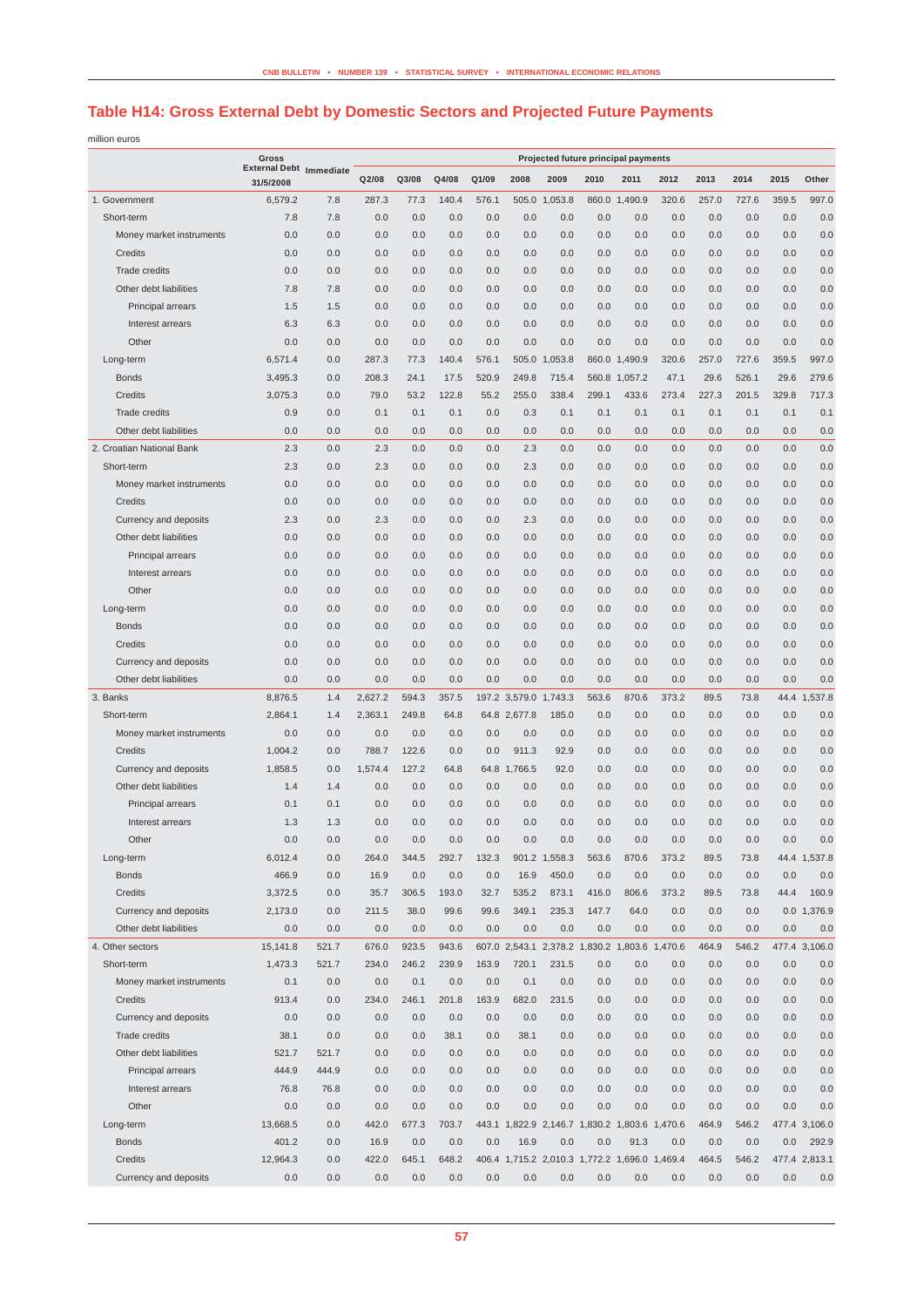## Table H14: Gross External Debt by Domestic Sectors and Projected Future Payments

million euros

| | Gross External Debt 31/5/2008 | Immediate | Projected future principal payments | | | | | | | | | | | | | |
|---|---|---|---|---|---|---|---|---|---|---|---|---|---|---|---|---|
| | | | Q2/08 | Q3/08 | Q4/08 | Q1/09 | 2008 | 2009 | 2010 | 2011 | 2012 | 2013 | 2014 | 2015 | Other |
| 1. Government | 6,579.2 | 7.8 | 287.3 | 77.3 | 140.4 | 576.1 | 505.0 | 1,053.8 | 860.0 | 1,490.9 | 320.6 | 257.0 | 727.6 | 359.5 | 997.0 |
| Short-term | 7.8 | 7.8 | 0.0 | 0.0 | 0.0 | 0.0 | 0.0 | 0.0 | 0.0 | 0.0 | 0.0 | 0.0 | 0.0 | 0.0 | 0.0 |
| Money market instruments | 0.0 | 0.0 | 0.0 | 0.0 | 0.0 | 0.0 | 0.0 | 0.0 | 0.0 | 0.0 | 0.0 | 0.0 | 0.0 | 0.0 | 0.0 |
| Credits | 0.0 | 0.0 | 0.0 | 0.0 | 0.0 | 0.0 | 0.0 | 0.0 | 0.0 | 0.0 | 0.0 | 0.0 | 0.0 | 0.0 | 0.0 |
| Trade credits | 0.0 | 0.0 | 0.0 | 0.0 | 0.0 | 0.0 | 0.0 | 0.0 | 0.0 | 0.0 | 0.0 | 0.0 | 0.0 | 0.0 | 0.0 |
| Other debt liabilities | 7.8 | 7.8 | 0.0 | 0.0 | 0.0 | 0.0 | 0.0 | 0.0 | 0.0 | 0.0 | 0.0 | 0.0 | 0.0 | 0.0 | 0.0 |
| Principal arrears | 1.5 | 1.5 | 0.0 | 0.0 | 0.0 | 0.0 | 0.0 | 0.0 | 0.0 | 0.0 | 0.0 | 0.0 | 0.0 | 0.0 | 0.0 |
| Interest arrears | 6.3 | 6.3 | 0.0 | 0.0 | 0.0 | 0.0 | 0.0 | 0.0 | 0.0 | 0.0 | 0.0 | 0.0 | 0.0 | 0.0 | 0.0 |
| Other | 0.0 | 0.0 | 0.0 | 0.0 | 0.0 | 0.0 | 0.0 | 0.0 | 0.0 | 0.0 | 0.0 | 0.0 | 0.0 | 0.0 | 0.0 |
| Long-term | 6,571.4 | 0.0 | 287.3 | 77.3 | 140.4 | 576.1 | 505.0 | 1,053.8 | 860.0 | 1,490.9 | 320.6 | 257.0 | 727.6 | 359.5 | 997.0 |
| Bonds | 3,495.3 | 0.0 | 208.3 | 24.1 | 17.5 | 520.9 | 249.8 | 715.4 | 560.8 | 1,057.2 | 47.1 | 29.6 | 526.1 | 29.6 | 279.6 |
| Credits | 3,075.3 | 0.0 | 79.0 | 53.2 | 122.8 | 55.2 | 255.0 | 338.4 | 299.1 | 433.6 | 273.4 | 227.3 | 201.5 | 329.8 | 717.3 |
| Trade credits | 0.9 | 0.0 | 0.1 | 0.1 | 0.1 | 0.0 | 0.3 | 0.1 | 0.1 | 0.1 | 0.1 | 0.1 | 0.1 | 0.1 | 0.1 |
| Other debt liabilities | 0.0 | 0.0 | 0.0 | 0.0 | 0.0 | 0.0 | 0.0 | 0.0 | 0.0 | 0.0 | 0.0 | 0.0 | 0.0 | 0.0 | 0.0 |
| 2. Croatian National Bank | 2.3 | 0.0 | 2.3 | 0.0 | 0.0 | 0.0 | 2.3 | 0.0 | 0.0 | 0.0 | 0.0 | 0.0 | 0.0 | 0.0 | 0.0 |
| Short-term | 2.3 | 0.0 | 2.3 | 0.0 | 0.0 | 0.0 | 2.3 | 0.0 | 0.0 | 0.0 | 0.0 | 0.0 | 0.0 | 0.0 | 0.0 |
| Money market instruments | 0.0 | 0.0 | 0.0 | 0.0 | 0.0 | 0.0 | 0.0 | 0.0 | 0.0 | 0.0 | 0.0 | 0.0 | 0.0 | 0.0 | 0.0 |
| Credits | 0.0 | 0.0 | 0.0 | 0.0 | 0.0 | 0.0 | 0.0 | 0.0 | 0.0 | 0.0 | 0.0 | 0.0 | 0.0 | 0.0 | 0.0 |
| Currency and deposits | 2.3 | 0.0 | 2.3 | 0.0 | 0.0 | 0.0 | 2.3 | 0.0 | 0.0 | 0.0 | 0.0 | 0.0 | 0.0 | 0.0 | 0.0 |
| Other debt liabilities | 0.0 | 0.0 | 0.0 | 0.0 | 0.0 | 0.0 | 0.0 | 0.0 | 0.0 | 0.0 | 0.0 | 0.0 | 0.0 | 0.0 | 0.0 |
| Principal arrears | 0.0 | 0.0 | 0.0 | 0.0 | 0.0 | 0.0 | 0.0 | 0.0 | 0.0 | 0.0 | 0.0 | 0.0 | 0.0 | 0.0 | 0.0 |
| Interest arrears | 0.0 | 0.0 | 0.0 | 0.0 | 0.0 | 0.0 | 0.0 | 0.0 | 0.0 | 0.0 | 0.0 | 0.0 | 0.0 | 0.0 | 0.0 |
| Other | 0.0 | 0.0 | 0.0 | 0.0 | 0.0 | 0.0 | 0.0 | 0.0 | 0.0 | 0.0 | 0.0 | 0.0 | 0.0 | 0.0 | 0.0 |
| Long-term | 0.0 | 0.0 | 0.0 | 0.0 | 0.0 | 0.0 | 0.0 | 0.0 | 0.0 | 0.0 | 0.0 | 0.0 | 0.0 | 0.0 | 0.0 |
| Bonds | 0.0 | 0.0 | 0.0 | 0.0 | 0.0 | 0.0 | 0.0 | 0.0 | 0.0 | 0.0 | 0.0 | 0.0 | 0.0 | 0.0 | 0.0 |
| Credits | 0.0 | 0.0 | 0.0 | 0.0 | 0.0 | 0.0 | 0.0 | 0.0 | 0.0 | 0.0 | 0.0 | 0.0 | 0.0 | 0.0 | 0.0 |
| Currency and deposits | 0.0 | 0.0 | 0.0 | 0.0 | 0.0 | 0.0 | 0.0 | 0.0 | 0.0 | 0.0 | 0.0 | 0.0 | 0.0 | 0.0 | 0.0 |
| Other debt liabilities | 0.0 | 0.0 | 0.0 | 0.0 | 0.0 | 0.0 | 0.0 | 0.0 | 0.0 | 0.0 | 0.0 | 0.0 | 0.0 | 0.0 | 0.0 |
| 3. Banks | 8,876.5 | 1.4 | 2,627.2 | 594.3 | 357.5 | 197.2 | 3,579.0 | 1,743.3 | 563.6 | 870.6 | 373.2 | 89.5 | 73.8 | 44.4 | 1,537.8 |
| Short-term | 2,864.1 | 1.4 | 2,363.1 | 249.8 | 64.8 | 64.8 | 2,677.8 | 185.0 | 0.0 | 0.0 | 0.0 | 0.0 | 0.0 | 0.0 | 0.0 |
| Money market instruments | 0.0 | 0.0 | 0.0 | 0.0 | 0.0 | 0.0 | 0.0 | 0.0 | 0.0 | 0.0 | 0.0 | 0.0 | 0.0 | 0.0 | 0.0 |
| Credits | 1,004.2 | 0.0 | 788.7 | 122.6 | 0.0 | 0.0 | 911.3 | 92.9 | 0.0 | 0.0 | 0.0 | 0.0 | 0.0 | 0.0 | 0.0 |
| Currency and deposits | 1,858.5 | 0.0 | 1,574.4 | 127.2 | 64.8 | 64.8 | 1,766.5 | 92.0 | 0.0 | 0.0 | 0.0 | 0.0 | 0.0 | 0.0 | 0.0 |
| Other debt liabilities | 1.4 | 1.4 | 0.0 | 0.0 | 0.0 | 0.0 | 0.0 | 0.0 | 0.0 | 0.0 | 0.0 | 0.0 | 0.0 | 0.0 | 0.0 |
| Principal arrears | 0.1 | 0.1 | 0.0 | 0.0 | 0.0 | 0.0 | 0.0 | 0.0 | 0.0 | 0.0 | 0.0 | 0.0 | 0.0 | 0.0 | 0.0 |
| Interest arrears | 1.3 | 1.3 | 0.0 | 0.0 | 0.0 | 0.0 | 0.0 | 0.0 | 0.0 | 0.0 | 0.0 | 0.0 | 0.0 | 0.0 | 0.0 |
| Other | 0.0 | 0.0 | 0.0 | 0.0 | 0.0 | 0.0 | 0.0 | 0.0 | 0.0 | 0.0 | 0.0 | 0.0 | 0.0 | 0.0 | 0.0 |
| Long-term | 6,012.4 | 0.0 | 264.0 | 344.5 | 292.7 | 132.3 | 901.2 | 1,558.3 | 563.6 | 870.6 | 373.2 | 89.5 | 73.8 | 44.4 | 1,537.8 |
| Bonds | 466.9 | 0.0 | 16.9 | 0.0 | 0.0 | 0.0 | 16.9 | 450.0 | 0.0 | 0.0 | 0.0 | 0.0 | 0.0 | 0.0 | 0.0 |
| Credits | 3,372.5 | 0.0 | 35.7 | 306.5 | 193.0 | 32.7 | 535.2 | 873.1 | 416.0 | 806.6 | 373.2 | 89.5 | 73.8 | 44.4 | 160.9 |
| Currency and deposits | 2,173.0 | 0.0 | 211.5 | 38.0 | 99.6 | 99.6 | 349.1 | 235.3 | 147.7 | 64.0 | 0.0 | 0.0 | 0.0 | 0.0 | 1,376.9 |
| Other debt liabilities | 0.0 | 0.0 | 0.0 | 0.0 | 0.0 | 0.0 | 0.0 | 0.0 | 0.0 | 0.0 | 0.0 | 0.0 | 0.0 | 0.0 | 0.0 |
| 4. Other sectors | 15,141.8 | 521.7 | 676.0 | 923.5 | 943.6 | 607.0 | 2,543.1 | 2,378.2 | 1,830.2 | 1,803.6 | 1,470.6 | 464.9 | 546.2 | 477.4 | 3,106.0 |
| Short-term | 1,473.3 | 521.7 | 234.0 | 246.2 | 239.9 | 163.9 | 720.1 | 231.5 | 0.0 | 0.0 | 0.0 | 0.0 | 0.0 | 0.0 | 0.0 |
| Money market instruments | 0.1 | 0.0 | 0.0 | 0.1 | 0.0 | 0.0 | 0.1 | 0.0 | 0.0 | 0.0 | 0.0 | 0.0 | 0.0 | 0.0 | 0.0 |
| Credits | 913.4 | 0.0 | 234.0 | 246.1 | 201.8 | 163.9 | 682.0 | 231.5 | 0.0 | 0.0 | 0.0 | 0.0 | 0.0 | 0.0 | 0.0 |
| Currency and deposits | 0.0 | 0.0 | 0.0 | 0.0 | 0.0 | 0.0 | 0.0 | 0.0 | 0.0 | 0.0 | 0.0 | 0.0 | 0.0 | 0.0 | 0.0 |
| Trade credits | 38.1 | 0.0 | 0.0 | 0.0 | 38.1 | 0.0 | 38.1 | 0.0 | 0.0 | 0.0 | 0.0 | 0.0 | 0.0 | 0.0 | 0.0 |
| Other debt liabilities | 521.7 | 521.7 | 0.0 | 0.0 | 0.0 | 0.0 | 0.0 | 0.0 | 0.0 | 0.0 | 0.0 | 0.0 | 0.0 | 0.0 | 0.0 |
| Principal arrears | 444.9 | 444.9 | 0.0 | 0.0 | 0.0 | 0.0 | 0.0 | 0.0 | 0.0 | 0.0 | 0.0 | 0.0 | 0.0 | 0.0 | 0.0 |
| Interest arrears | 76.8 | 76.8 | 0.0 | 0.0 | 0.0 | 0.0 | 0.0 | 0.0 | 0.0 | 0.0 | 0.0 | 0.0 | 0.0 | 0.0 | 0.0 |
| Other | 0.0 | 0.0 | 0.0 | 0.0 | 0.0 | 0.0 | 0.0 | 0.0 | 0.0 | 0.0 | 0.0 | 0.0 | 0.0 | 0.0 | 0.0 |
| Long-term | 13,668.5 | 0.0 | 442.0 | 677.3 | 703.7 | 443.1 | 1,822.9 | 2,146.7 | 1,830.2 | 1,803.6 | 1,470.6 | 464.9 | 546.2 | 477.4 | 3,106.0 |
| Bonds | 401.2 | 0.0 | 16.9 | 0.0 | 0.0 | 0.0 | 16.9 | 0.0 | 0.0 | 91.3 | 0.0 | 0.0 | 0.0 | 0.0 | 292.9 |
| Credits | 12,964.3 | 0.0 | 422.0 | 645.1 | 648.2 | 406.4 | 1,715.2 | 2,010.3 | 1,772.2 | 1,696.0 | 1,469.4 | 464.5 | 546.2 | 477.4 | 2,813.1 |
| Currency and deposits | 0.0 | 0.0 | 0.0 | 0.0 | 0.0 | 0.0 | 0.0 | 0.0 | 0.0 | 0.0 | 0.0 | 0.0 | 0.0 | 0.0 | 0.0 |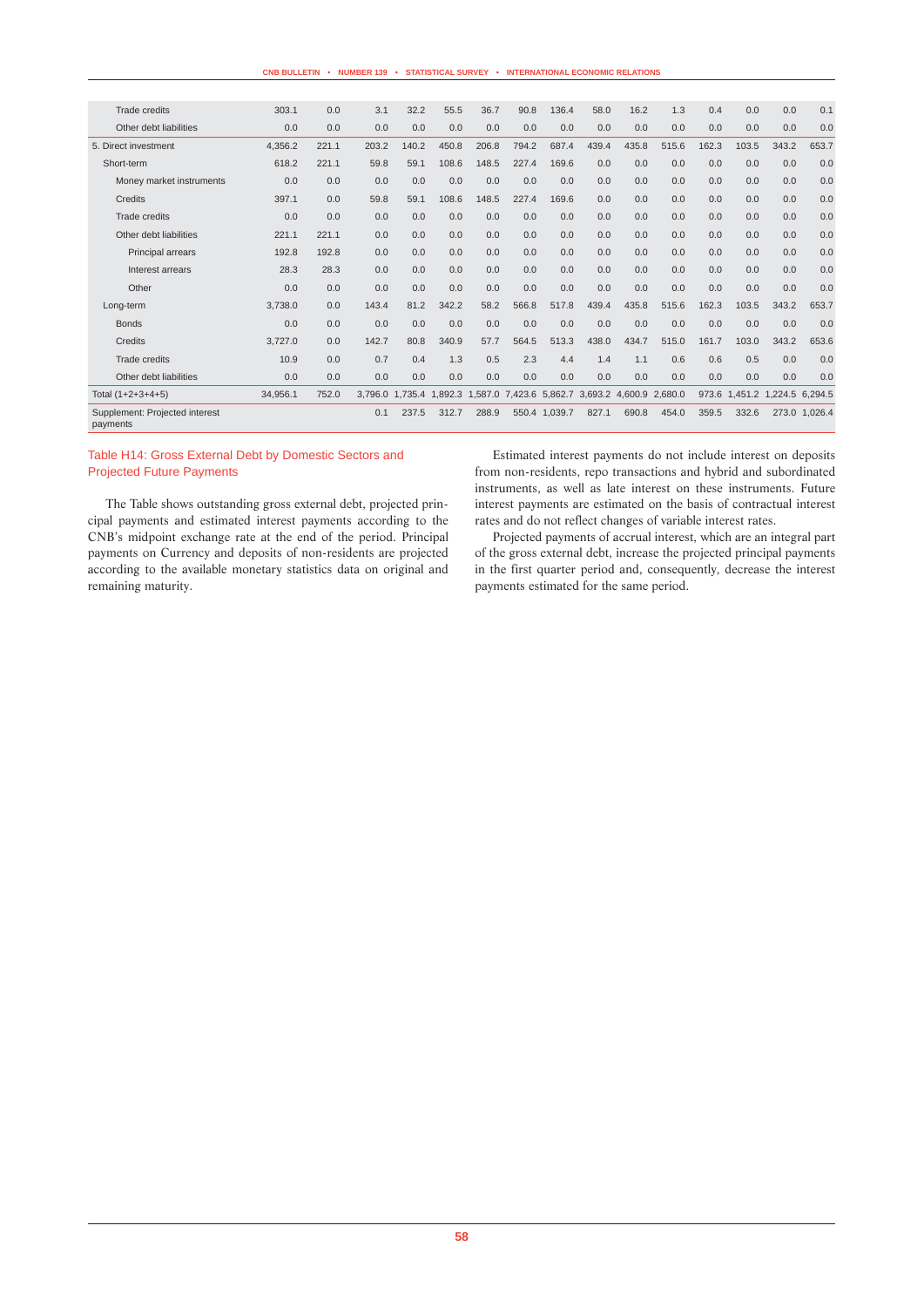| | | | | | | | | | | | | | | | | |
|---|---|---|---|---|---|---|---|---|---|---|---|---|---|---|---|---|
| Trade credits | 303.1 | 0.0 | 3.1 | 32.2 | 55.5 | 36.7 | 90.8 | 136.4 | 58.0 | 16.2 | 1.3 | 0.4 | 0.0 | 0.0 | 0.1 |
| Other debt liabilities | 0.0 | 0.0 | 0.0 | 0.0 | 0.0 | 0.0 | 0.0 | 0.0 | 0.0 | 0.0 | 0.0 | 0.0 | 0.0 | 0.0 | 0.0 |
| 5. Direct investment | 4,356.2 | 221.1 | 203.2 | 140.2 | 450.8 | 206.8 | 794.2 | 687.4 | 439.4 | 435.8 | 515.6 | 162.3 | 103.5 | 343.2 | 653.7 |
| Short-term | 618.2 | 221.1 | 59.8 | 59.1 | 108.6 | 148.5 | 227.4 | 169.6 | 0.0 | 0.0 | 0.0 | 0.0 | 0.0 | 0.0 | 0.0 |
| Money market instruments | 0.0 | 0.0 | 0.0 | 0.0 | 0.0 | 0.0 | 0.0 | 0.0 | 0.0 | 0.0 | 0.0 | 0.0 | 0.0 | 0.0 | 0.0 |
| Credits | 397.1 | 0.0 | 59.8 | 59.1 | 108.6 | 148.5 | 227.4 | 169.6 | 0.0 | 0.0 | 0.0 | 0.0 | 0.0 | 0.0 | 0.0 |
| Trade credits | 0.0 | 0.0 | 0.0 | 0.0 | 0.0 | 0.0 | 0.0 | 0.0 | 0.0 | 0.0 | 0.0 | 0.0 | 0.0 | 0.0 | 0.0 |
| Other debt liabilities | 221.1 | 221.1 | 0.0 | 0.0 | 0.0 | 0.0 | 0.0 | 0.0 | 0.0 | 0.0 | 0.0 | 0.0 | 0.0 | 0.0 | 0.0 |
| Principal arrears | 192.8 | 192.8 | 0.0 | 0.0 | 0.0 | 0.0 | 0.0 | 0.0 | 0.0 | 0.0 | 0.0 | 0.0 | 0.0 | 0.0 | 0.0 |
| Interest arrears | 28.3 | 28.3 | 0.0 | 0.0 | 0.0 | 0.0 | 0.0 | 0.0 | 0.0 | 0.0 | 0.0 | 0.0 | 0.0 | 0.0 | 0.0 |
| Other | 0.0 | 0.0 | 0.0 | 0.0 | 0.0 | 0.0 | 0.0 | 0.0 | 0.0 | 0.0 | 0.0 | 0.0 | 0.0 | 0.0 | 0.0 |
| Long-term | 3,738.0 | 0.0 | 143.4 | 81.2 | 342.2 | 58.2 | 566.8 | 517.8 | 439.4 | 435.8 | 515.6 | 162.3 | 103.5 | 343.2 | 653.7 |
| Bonds | 0.0 | 0.0 | 0.0 | 0.0 | 0.0 | 0.0 | 0.0 | 0.0 | 0.0 | 0.0 | 0.0 | 0.0 | 0.0 | 0.0 | 0.0 |
| Credits | 3,727.0 | 0.0 | 142.7 | 80.8 | 340.9 | 57.7 | 564.5 | 513.3 | 438.0 | 434.7 | 515.0 | 161.7 | 103.0 | 343.2 | 653.6 |
| Trade credits | 10.9 | 0.0 | 0.7 | 0.4 | 1.3 | 0.5 | 2.3 | 4.4 | 1.4 | 1.1 | 0.6 | 0.6 | 0.5 | 0.0 | 0.0 |
| Other debt liabilities | 0.0 | 0.0 | 0.0 | 0.0 | 0.0 | 0.0 | 0.0 | 0.0 | 0.0 | 0.0 | 0.0 | 0.0 | 0.0 | 0.0 | 0.0 |
| Total (1+2+3+4+5) | 34,956.1 | 752.0 | 3,796.0 | 1,735.4 | 1,892.3 | 1,587.0 | 7,423.6 | 5,862.7 | 3,693.2 | 4,600.9 | 2,680.0 | 973.6 | 1,451.2 | 1,224.5 | 6,294.5 |
| Supplement: Projected interest payments | | | 0.1 | 237.5 | 312.7 | 288.9 | 550.4 | 1,039.7 | 827.1 | 690.8 | 454.0 | 359.5 | 332.6 | 273.0 | 1,026.4 |

## Table H14: Gross External Debt by Domestic Sectors and Projected Future Payments

The Table shows outstanding gross external debt, projected principal payments and estimated interest payments according to the CNB's midpoint exchange rate at the end of the period. Principal payments on Currency and deposits of non-residents are projected according to the available monetary statistics data on original and remaining maturity.

Estimated interest payments do not include interest on deposits from non-residents, repo transactions and hybrid and subordinated instruments, as well as late interest on these instruments. Future interest payments are estimated on the basis of contractual interest rates and do not reflect changes of variable interest rates.

Projected payments of accrual interest, which are an integral part of the gross external debt, increase the projected principal payments in the first quarter period and, consequently, decrease the interest payments estimated for the same period.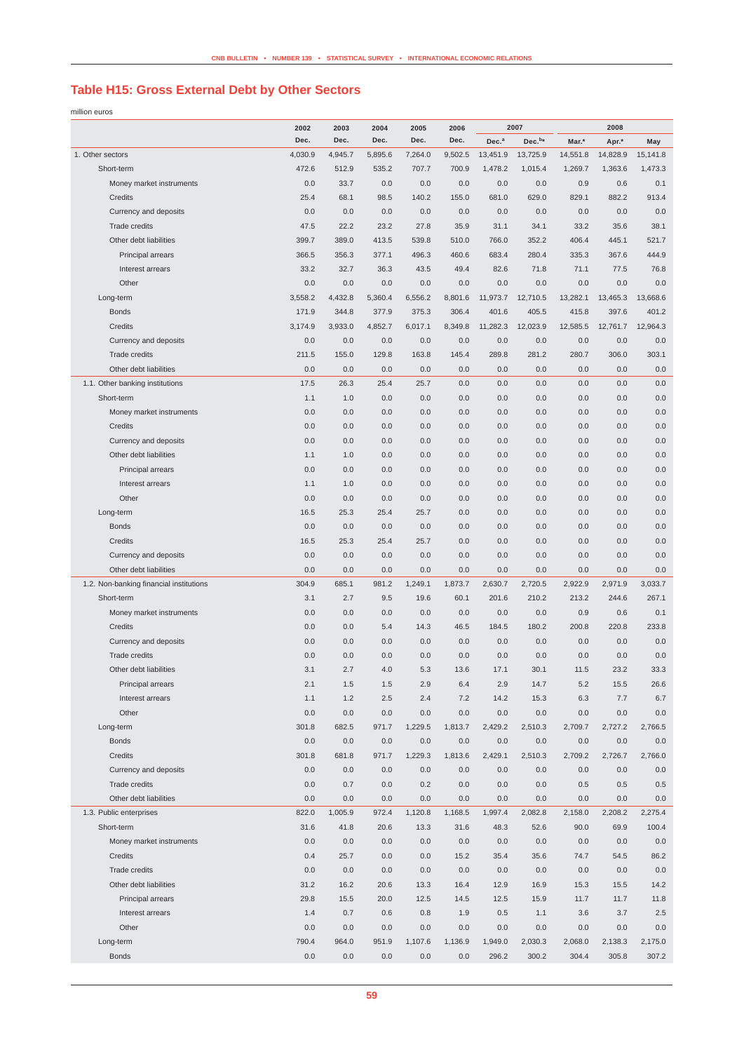## Table H15: Gross External Debt by Other Sectors

million euros

| | 2002 | 2003 | 2004 | 2005 | 2006 | 2007 | | 2008 | | |
|---|---|---|---|---|---|---|---|---|---|---|
| | Dec. | Dec. | Dec. | Dec. | Dec. | Dec.[a] | Dec.[b]* | Mar.* | Apr.* | May |
| 1. Other sectors | 4,030.9 | 4,945.7 | 5,895.6 | 7,264.0 | 9,502.5 | 13,451.9 | 13,725.9 | 14,551.8 | 14,828.9 | 15,141.8 |
| Short-term | 472.6 | 512.9 | 535.2 | 707.7 | 700.9 | 1,478.2 | 1,015.4 | 1,269.7 | 1,363.6 | 1,473.3 |
| Money market instruments | 0.0 | 33.7 | 0.0 | 0.0 | 0.0 | 0.0 | 0.0 | 0.9 | 0.6 | 0.1 |
| Credits | 25.4 | 68.1 | 98.5 | 140.2 | 155.0 | 681.0 | 629.0 | 829.1 | 882.2 | 913.4 |
| Currency and deposits | 0.0 | 0.0 | 0.0 | 0.0 | 0.0 | 0.0 | 0.0 | 0.0 | 0.0 | 0.0 |
| Trade credits | 47.5 | 22.2 | 23.2 | 27.8 | 35.9 | 31.1 | 34.1 | 33.2 | 35.6 | 38.1 |
| Other debt liabilities | 399.7 | 389.0 | 413.5 | 539.8 | 510.0 | 766.0 | 352.2 | 406.4 | 445.1 | 521.7 |
| Principal arrears | 366.5 | 356.3 | 377.1 | 496.3 | 460.6 | 683.4 | 280.4 | 335.3 | 367.6 | 444.9 |
| Interest arrears | 33.2 | 32.7 | 36.3 | 43.5 | 49.4 | 82.6 | 71.8 | 71.1 | 77.5 | 76.8 |
| Other | 0.0 | 0.0 | 0.0 | 0.0 | 0.0 | 0.0 | 0.0 | 0.0 | 0.0 | 0.0 |
| Long-term | 3,558.2 | 4,432.8 | 5,360.4 | 6,556.2 | 8,801.6 | 11,973.7 | 12,710.5 | 13,282.1 | 13,465.3 | 13,668.6 |
| Bonds | 171.9 | 344.8 | 377.9 | 375.3 | 306.4 | 401.6 | 405.5 | 415.8 | 397.6 | 401.2 |
| Credits | 3,174.9 | 3,933.0 | 4,852.7 | 6,017.1 | 8,349.8 | 11,282.3 | 12,023.9 | 12,585.5 | 12,761.7 | 12,964.3 |
| Currency and deposits | 0.0 | 0.0 | 0.0 | 0.0 | 0.0 | 0.0 | 0.0 | 0.0 | 0.0 | 0.0 |
| Trade credits | 211.5 | 155.0 | 129.8 | 163.8 | 145.4 | 289.8 | 281.2 | 280.7 | 306.0 | 303.1 |
| Other debt liabilities | 0.0 | 0.0 | 0.0 | 0.0 | 0.0 | 0.0 | 0.0 | 0.0 | 0.0 | 0.0 |
| 1.1. Other banking institutions | 17.5 | 26.3 | 25.4 | 25.7 | 0.0 | 0.0 | 0.0 | 0.0 | 0.0 | 0.0 |
| Short-term | 1.1 | 1.0 | 0.0 | 0.0 | 0.0 | 0.0 | 0.0 | 0.0 | 0.0 | 0.0 |
| Money market instruments | 0.0 | 0.0 | 0.0 | 0.0 | 0.0 | 0.0 | 0.0 | 0.0 | 0.0 | 0.0 |
| Credits | 0.0 | 0.0 | 0.0 | 0.0 | 0.0 | 0.0 | 0.0 | 0.0 | 0.0 | 0.0 |
| Currency and deposits | 0.0 | 0.0 | 0.0 | 0.0 | 0.0 | 0.0 | 0.0 | 0.0 | 0.0 | 0.0 |
| Other debt liabilities | 1.1 | 1.0 | 0.0 | 0.0 | 0.0 | 0.0 | 0.0 | 0.0 | 0.0 | 0.0 |
| Principal arrears | 0.0 | 0.0 | 0.0 | 0.0 | 0.0 | 0.0 | 0.0 | 0.0 | 0.0 | 0.0 |
| Interest arrears | 1.1 | 1.0 | 0.0 | 0.0 | 0.0 | 0.0 | 0.0 | 0.0 | 0.0 | 0.0 |
| Other | 0.0 | 0.0 | 0.0 | 0.0 | 0.0 | 0.0 | 0.0 | 0.0 | 0.0 | 0.0 |
| Long-term | 16.5 | 25.3 | 25.4 | 25.7 | 0.0 | 0.0 | 0.0 | 0.0 | 0.0 | 0.0 |
| Bonds | 0.0 | 0.0 | 0.0 | 0.0 | 0.0 | 0.0 | 0.0 | 0.0 | 0.0 | 0.0 |
| Credits | 16.5 | 25.3 | 25.4 | 25.7 | 0.0 | 0.0 | 0.0 | 0.0 | 0.0 | 0.0 |
| Currency and deposits | 0.0 | 0.0 | 0.0 | 0.0 | 0.0 | 0.0 | 0.0 | 0.0 | 0.0 | 0.0 |
| Other debt liabilities | 0.0 | 0.0 | 0.0 | 0.0 | 0.0 | 0.0 | 0.0 | 0.0 | 0.0 | 0.0 |
| 1.2. Non-banking financial institutions | 304.9 | 685.1 | 981.2 | 1,249.1 | 1,873.7 | 2,630.7 | 2,720.5 | 2,922.9 | 2,971.9 | 3,033.7 |
| Short-term | 3.1 | 2.7 | 9.5 | 19.6 | 60.1 | 201.6 | 210.2 | 213.2 | 244.6 | 267.1 |
| Money market instruments | 0.0 | 0.0 | 0.0 | 0.0 | 0.0 | 0.0 | 0.0 | 0.9 | 0.6 | 0.1 |
| Credits | 0.0 | 0.0 | 5.4 | 14.3 | 46.5 | 184.5 | 180.2 | 200.8 | 220.8 | 233.8 |
| Currency and deposits | 0.0 | 0.0 | 0.0 | 0.0 | 0.0 | 0.0 | 0.0 | 0.0 | 0.0 | 0.0 |
| Trade credits | 0.0 | 0.0 | 0.0 | 0.0 | 0.0 | 0.0 | 0.0 | 0.0 | 0.0 | 0.0 |
| Other debt liabilities | 3.1 | 2.7 | 4.0 | 5.3 | 13.6 | 17.1 | 30.1 | 11.5 | 23.2 | 33.3 |
| Principal arrears | 2.1 | 1.5 | 1.5 | 2.9 | 6.4 | 2.9 | 14.7 | 5.2 | 15.5 | 26.6 |
| Interest arrears | 1.1 | 1.2 | 2.5 | 2.4 | 7.2 | 14.2 | 15.3 | 6.3 | 7.7 | 6.7 |
| Other | 0.0 | 0.0 | 0.0 | 0.0 | 0.0 | 0.0 | 0.0 | 0.0 | 0.0 | 0.0 |
| Long-term | 301.8 | 682.5 | 971.7 | 1,229.5 | 1,813.7 | 2,429.2 | 2,510.3 | 2,709.7 | 2,727.2 | 2,766.5 |
| Bonds | 0.0 | 0.0 | 0.0 | 0.0 | 0.0 | 0.0 | 0.0 | 0.0 | 0.0 | 0.0 |
| Credits | 301.8 | 681.8 | 971.7 | 1,229.3 | 1,813.6 | 2,429.1 | 2,510.3 | 2,709.2 | 2,726.7 | 2,766.0 |
| Currency and deposits | 0.0 | 0.0 | 0.0 | 0.0 | 0.0 | 0.0 | 0.0 | 0.0 | 0.0 | 0.0 |
| Trade credits | 0.0 | 0.7 | 0.0 | 0.2 | 0.0 | 0.0 | 0.0 | 0.5 | 0.5 | 0.5 |
| Other debt liabilities | 0.0 | 0.0 | 0.0 | 0.0 | 0.0 | 0.0 | 0.0 | 0.0 | 0.0 | 0.0 |
| 1.3. Public enterprises | 822.0 | 1,005.9 | 972.4 | 1,120.8 | 1,168.5 | 1,997.4 | 2,082.8 | 2,158.0 | 2,208.2 | 2,275.4 |
| Short-term | 31.6 | 41.8 | 20.6 | 13.3 | 31.6 | 48.3 | 52.6 | 90.0 | 69.9 | 100.4 |
| Money market instruments | 0.0 | 0.0 | 0.0 | 0.0 | 0.0 | 0.0 | 0.0 | 0.0 | 0.0 | 0.0 |
| Credits | 0.4 | 25.7 | 0.0 | 0.0 | 15.2 | 35.4 | 35.6 | 74.7 | 54.5 | 86.2 |
| Trade credits | 0.0 | 0.0 | 0.0 | 0.0 | 0.0 | 0.0 | 0.0 | 0.0 | 0.0 | 0.0 |
| Other debt liabilities | 31.2 | 16.2 | 20.6 | 13.3 | 16.4 | 12.9 | 16.9 | 15.3 | 15.5 | 14.2 |
| Principal arrears | 29.8 | 15.5 | 20.0 | 12.5 | 14.5 | 12.5 | 15.9 | 11.7 | 11.7 | 11.8 |
| Interest arrears | 1.4 | 0.7 | 0.6 | 0.8 | 1.9 | 0.5 | 1.1 | 3.6 | 3.7 | 2.5 |
| Other | 0.0 | 0.0 | 0.0 | 0.0 | 0.0 | 0.0 | 0.0 | 0.0 | 0.0 | 0.0 |
| Long-term | 790.4 | 964.0 | 951.9 | 1,107.6 | 1,136.9 | 1,949.0 | 2,030.3 | 2,068.0 | 2,138.3 | 2,175.0 |
| Bonds | 0.0 | 0.0 | 0.0 | 0.0 | 0.0 | 296.2 | 300.2 | 304.4 | 305.8 | 307.2 |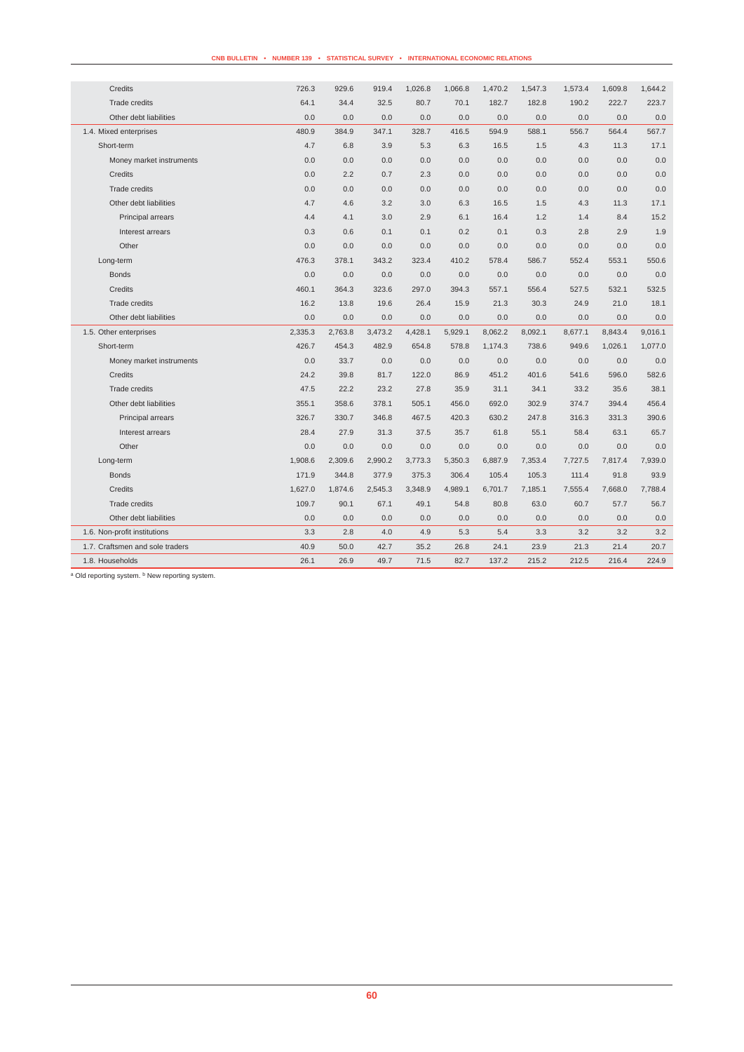| | | | | | | | | | | |
|---|---|---|---|---|---|---|---|---|---|---|
| Credits | 726.3 | 929.6 | 919.4 | 1,026.8 | 1,066.8 | 1,470.2 | 1,547.3 | 1,573.4 | 1,609.8 | 1,644.2 |
| Trade credits | 64.1 | 34.4 | 32.5 | 80.7 | 70.1 | 182.7 | 182.8 | 190.2 | 222.7 | 223.7 |
| Other debt liabilities | 0.0 | 0.0 | 0.0 | 0.0 | 0.0 | 0.0 | 0.0 | 0.0 | 0.0 | 0.0 |
| 1.4. Mixed enterprises | 480.9 | 384.9 | 347.1 | 328.7 | 416.5 | 594.9 | 588.1 | 556.7 | 564.4 | 567.7 |
| Short-term | 4.7 | 6.8 | 3.9 | 5.3 | 6.3 | 16.5 | 1.5 | 4.3 | 11.3 | 17.1 |
| Money market instruments | 0.0 | 0.0 | 0.0 | 0.0 | 0.0 | 0.0 | 0.0 | 0.0 | 0.0 | 0.0 |
| Credits | 0.0 | 2.2 | 0.7 | 2.3 | 0.0 | 0.0 | 0.0 | 0.0 | 0.0 | 0.0 |
| Trade credits | 0.0 | 0.0 | 0.0 | 0.0 | 0.0 | 0.0 | 0.0 | 0.0 | 0.0 | 0.0 |
| Other debt liabilities | 4.7 | 4.6 | 3.2 | 3.0 | 6.3 | 16.5 | 1.5 | 4.3 | 11.3 | 17.1 |
| Principal arrears | 4.4 | 4.1 | 3.0 | 2.9 | 6.1 | 16.4 | 1.2 | 1.4 | 8.4 | 15.2 |
| Interest arrears | 0.3 | 0.6 | 0.1 | 0.1 | 0.2 | 0.1 | 0.3 | 2.8 | 2.9 | 1.9 |
| Other | 0.0 | 0.0 | 0.0 | 0.0 | 0.0 | 0.0 | 0.0 | 0.0 | 0.0 | 0.0 |
| Long-term | 476.3 | 378.1 | 343.2 | 323.4 | 410.2 | 578.4 | 586.7 | 552.4 | 553.1 | 550.6 |
| Bonds | 0.0 | 0.0 | 0.0 | 0.0 | 0.0 | 0.0 | 0.0 | 0.0 | 0.0 | 0.0 |
| Credits | 460.1 | 364.3 | 323.6 | 297.0 | 394.3 | 557.1 | 556.4 | 527.5 | 532.1 | 532.5 |
| Trade credits | 16.2 | 13.8 | 19.6 | 26.4 | 15.9 | 21.3 | 30.3 | 24.9 | 21.0 | 18.1 |
| Other debt liabilities | 0.0 | 0.0 | 0.0 | 0.0 | 0.0 | 0.0 | 0.0 | 0.0 | 0.0 | 0.0 |
| 1.5. Other enterprises | 2,335.3 | 2,763.8 | 3,473.2 | 4,428.1 | 5,929.1 | 8,062.2 | 8,092.1 | 8,677.1 | 8,843.4 | 9,016.1 |
| Short-term | 426.7 | 454.3 | 482.9 | 654.8 | 578.8 | 1,174.3 | 738.6 | 949.6 | 1,026.1 | 1,077.0 |
| Money market instruments | 0.0 | 33.7 | 0.0 | 0.0 | 0.0 | 0.0 | 0.0 | 0.0 | 0.0 | 0.0 |
| Credits | 24.2 | 39.8 | 81.7 | 122.0 | 86.9 | 451.2 | 401.6 | 541.6 | 596.0 | 582.6 |
| Trade credits | 47.5 | 22.2 | 23.2 | 27.8 | 35.9 | 31.1 | 34.1 | 33.2 | 35.6 | 38.1 |
| Other debt liabilities | 355.1 | 358.6 | 378.1 | 505.1 | 456.0 | 692.0 | 302.9 | 374.7 | 394.4 | 456.4 |
| Principal arrears | 326.7 | 330.7 | 346.8 | 467.5 | 420.3 | 630.2 | 247.8 | 316.3 | 331.3 | 390.6 |
| Interest arrears | 28.4 | 27.9 | 31.3 | 37.5 | 35.7 | 61.8 | 55.1 | 58.4 | 63.1 | 65.7 |
| Other | 0.0 | 0.0 | 0.0 | 0.0 | 0.0 | 0.0 | 0.0 | 0.0 | 0.0 | 0.0 |
| Long-term | 1,908.6 | 2,309.6 | 2,990.2 | 3,773.3 | 5,350.3 | 6,887.9 | 7,353.4 | 7,727.5 | 7,817.4 | 7,939.0 |
| Bonds | 171.9 | 344.8 | 377.9 | 375.3 | 306.4 | 105.4 | 105.3 | 111.4 | 91.8 | 93.9 |
| Credits | 1,627.0 | 1,874.6 | 2,545.3 | 3,348.9 | 4,989.1 | 6,701.7 | 7,185.1 | 7,555.4 | 7,668.0 | 7,788.4 |
| Trade credits | 109.7 | 90.1 | 67.1 | 49.1 | 54.8 | 80.8 | 63.0 | 60.7 | 57.7 | 56.7 |
| Other debt liabilities | 0.0 | 0.0 | 0.0 | 0.0 | 0.0 | 0.0 | 0.0 | 0.0 | 0.0 | 0.0 |
| 1.6. Non-profit institutions | 3.3 | 2.8 | 4.0 | 4.9 | 5.3 | 5.4 | 3.3 | 3.2 | 3.2 | 3.2 |
| 1.7. Craftsmen and sole traders | 40.9 | 50.0 | 42.7 | 35.2 | 26.8 | 24.1 | 23.9 | 21.3 | 21.4 | 20.7 |
| 1.8. Households | 26.1 | 26.9 | 49.7 | 71.5 | 82.7 | 137.2 | 215.2 | 212.5 | 216.4 | 224.9 |

[a] Old reporting system. [b] New reporting system.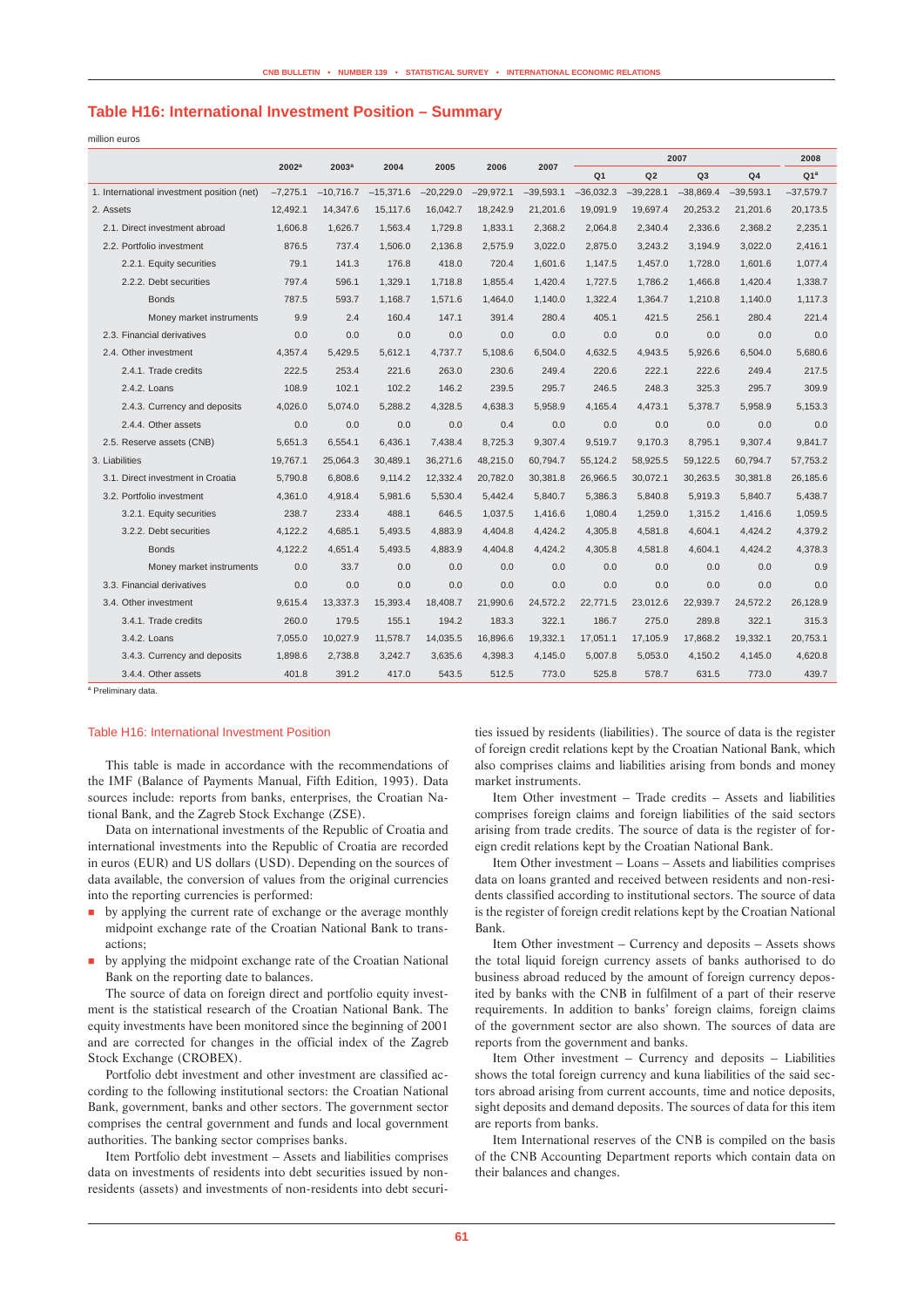## Table H16: International Investment Position – Summary

million euros

| | 2002[a] | 2003[a] | 2004 | 2005 | 2006 | 2007 | 2007 | | | | 2008 |
|---|---|---|---|---|---|---|---|---|---|---|---|
| | | | | | | | Q1 | Q2 | Q3 | Q4 | Q1[a] |
| 1. International investment position (net) | –7,275.1 | –10,716.7 | –15,371.6 | –20,229.0 | –29,972.1 | –39,593.1 | –36,032.3 | –39,228.1 | –38,869.4 | –39,593.1 | –37,579.7 |
| 2. Assets | 12,492.1 | 14,347.6 | 15,117.6 | 16,042.7 | 18,242.9 | 21,201.6 | 19,091.9 | 19,697.4 | 20,253.2 | 21,201.6 | 20,173.5 |
| 2.1. Direct investment abroad | 1,606.8 | 1,626.7 | 1,563.4 | 1,729.8 | 1,833.1 | 2,368.2 | 2,064.8 | 2,340.4 | 2,336.6 | 2,368.2 | 2,235.1 |
| 2.2. Portfolio investment | 876.5 | 737.4 | 1,506.0 | 2,136.8 | 2,575.9 | 3,022.0 | 2,875.0 | 3,243.2 | 3,194.9 | 3,022.0 | 2,416.1 |
| 2.2.1. Equity securities | 79.1 | 141.3 | 176.8 | 418.0 | 720.4 | 1,601.6 | 1,147.5 | 1,457.0 | 1,728.0 | 1,601.6 | 1,077.4 |
| 2.2.2. Debt securities | 797.4 | 596.1 | 1,329.1 | 1,718.8 | 1,855.4 | 1,420.4 | 1,727.5 | 1,786.2 | 1,466.8 | 1,420.4 | 1,338.7 |
| Bonds | 787.5 | 593.7 | 1,168.7 | 1,571.6 | 1,464.0 | 1,140.0 | 1,322.4 | 1,364.7 | 1,210.8 | 1,140.0 | 1,117.3 |
| Money market instruments | 9.9 | 2.4 | 160.4 | 147.1 | 391.4 | 280.4 | 405.1 | 421.5 | 256.1 | 280.4 | 221.4 |
| 2.3. Financial derivatives | 0.0 | 0.0 | 0.0 | 0.0 | 0.0 | 0.0 | 0.0 | 0.0 | 0.0 | 0.0 | 0.0 |
| 2.4. Other investment | 4,357.4 | 5,429.5 | 5,612.1 | 4,737.7 | 5,108.6 | 6,504.0 | 4,632.5 | 4,943.5 | 5,926.6 | 6,504.0 | 5,680.6 |
| 2.4.1. Trade credits | 222.5 | 253.4 | 221.6 | 263.0 | 230.6 | 249.4 | 220.6 | 222.1 | 222.6 | 249.4 | 217.5 |
| 2.4.2. Loans | 108.9 | 102.1 | 102.2 | 146.2 | 239.5 | 295.7 | 246.5 | 248.3 | 325.3 | 295.7 | 309.9 |
| 2.4.3. Currency and deposits | 4,026.0 | 5,074.0 | 5,288.2 | 4,328.5 | 4,638.3 | 5,958.9 | 4,165.4 | 4,473.1 | 5,378.7 | 5,958.9 | 5,153.3 |
| 2.4.4. Other assets | 0.0 | 0.0 | 0.0 | 0.0 | 0.4 | 0.0 | 0.0 | 0.0 | 0.0 | 0.0 | 0.0 |
| 2.5. Reserve assets (CNB) | 5,651.3 | 6,554.1 | 6,436.1 | 7,438.4 | 8,725.3 | 9,307.4 | 9,519.7 | 9,170.3 | 8,795.1 | 9,307.4 | 9,841.7 |
| 3. Liabilities | 19,767.1 | 25,064.3 | 30,489.1 | 36,271.6 | 48,215.0 | 60,794.7 | 55,124.2 | 58,925.5 | 59,122.5 | 60,794.7 | 57,753.2 |
| 3.1. Direct investment in Croatia | 5,790.8 | 6,808.6 | 9,114.2 | 12,332.4 | 20,782.0 | 30,381.8 | 26,966.5 | 30,072.1 | 30,263.5 | 30,381.8 | 26,185.6 |
| 3.2. Portfolio investment | 4,361.0 | 4,918.4 | 5,981.6 | 5,530.4 | 5,442.4 | 5,840.7 | 5,386.3 | 5,840.8 | 5,919.3 | 5,840.7 | 5,438.7 |
| 3.2.1. Equity securities | 238.7 | 233.4 | 488.1 | 646.5 | 1,037.5 | 1,416.6 | 1,080.4 | 1,259.0 | 1,315.2 | 1,416.6 | 1,059.5 |
| 3.2.2. Debt securities | 4,122.2 | 4,685.1 | 5,493.5 | 4,883.9 | 4,404.8 | 4,424.2 | 4,305.8 | 4,581.8 | 4,604.1 | 4,424.2 | 4,379.2 |
| Bonds | 4,122.2 | 4,651.4 | 5,493.5 | 4,883.9 | 4,404.8 | 4,424.2 | 4,305.8 | 4,581.8 | 4,604.1 | 4,424.2 | 4,378.3 |
| Money market instruments | 0.0 | 33.7 | 0.0 | 0.0 | 0.0 | 0.0 | 0.0 | 0.0 | 0.0 | 0.0 | 0.9 |
| 3.3. Financial derivatives | 0.0 | 0.0 | 0.0 | 0.0 | 0.0 | 0.0 | 0.0 | 0.0 | 0.0 | 0.0 | 0.0 |
| 3.4. Other investment | 9,615.4 | 13,337.3 | 15,393.4 | 18,408.7 | 21,990.6 | 24,572.2 | 22,771.5 | 23,012.6 | 22,939.7 | 24,572.2 | 26,128.9 |
| 3.4.1. Trade credits | 260.0 | 179.5 | 155.1 | 194.2 | 183.3 | 322.1 | 186.7 | 275.0 | 289.8 | 322.1 | 315.3 |
| 3.4.2. Loans | 7,055.0 | 10,027.9 | 11,578.7 | 14,035.5 | 16,896.6 | 19,332.1 | 17,051.1 | 17,105.9 | 17,868.2 | 19,332.1 | 20,753.1 |
| 3.4.3. Currency and deposits | 1,898.6 | 2,738.8 | 3,242.7 | 3,635.6 | 4,398.3 | 4,145.0 | 5,007.8 | 5,053.0 | 4,150.2 | 4,145.0 | 4,620.8 |
| 3.4.4. Other assets | 401.8 | 391.2 | 417.0 | 543.5 | 512.5 | 773.0 | 525.8 | 578.7 | 631.5 | 773.0 | 439.7 |

[a] Preliminary data.

### Table H16: International Investment Position

This table is made in accordance with the recommendations of the IMF (Balance of Payments Manual, Fifth Edition, 1993). Data sources include: reports from banks, enterprises, the Croatian National Bank, and the Zagreb Stock Exchange (ZSE).

Data on international investments of the Republic of Croatia and international investments into the Republic of Croatia are recorded in euros (EUR) and US dollars (USD). Depending on the sources of data available, the conversion of values from the original currencies into the reporting currencies is performed:

- by applying the current rate of exchange or the average monthly midpoint exchange rate of the Croatian National Bank to transactions;
- by applying the midpoint exchange rate of the Croatian National Bank on the reporting date to balances.

The source of data on foreign direct and portfolio equity investment is the statistical research of the Croatian National Bank. The equity investments have been monitored since the beginning of 2001 and are corrected for changes in the official index of the Zagreb Stock Exchange (CROBEX).

Portfolio debt investment and other investment are classified according to the following institutional sectors: the Croatian National Bank, government, banks and other sectors. The government sector comprises the central government and funds and local government authorities. The banking sector comprises banks.

Item Portfolio debt investment – Assets and liabilities comprises data on investments of residents into debt securities issued by non-residents (assets) and investments of non-residents into debt securities issued by residents (liabilities). The source of data is the register of foreign credit relations kept by the Croatian National Bank, which also comprises claims and liabilities arising from bonds and money market instruments.

Item Other investment – Trade credits – Assets and liabilities comprises foreign claims and foreign liabilities of the said sectors arising from trade credits. The source of data is the register of foreign credit relations kept by the Croatian National Bank.

Item Other investment – Loans – Assets and liabilities comprises data on loans granted and received between residents and non-residents classified according to institutional sectors. The source of data is the register of foreign credit relations kept by the Croatian National Bank.

Item Other investment – Currency and deposits – Assets shows the total liquid foreign currency assets of banks authorised to do business abroad reduced by the amount of foreign currency deposited by banks with the CNB in fulfilment of a part of their reserve requirements. In addition to banks' foreign claims, foreign claims of the government sector are also shown. The sources of data are reports from the government and banks.

Item Other investment – Currency and deposits – Liabilities shows the total foreign currency and kuna liabilities of the said sectors abroad arising from current accounts, time and notice deposits, sight deposits and demand deposits. The sources of data for this item are reports from banks.

Item International reserves of the CNB is compiled on the basis of the CNB Accounting Department reports which contain data on their balances and changes.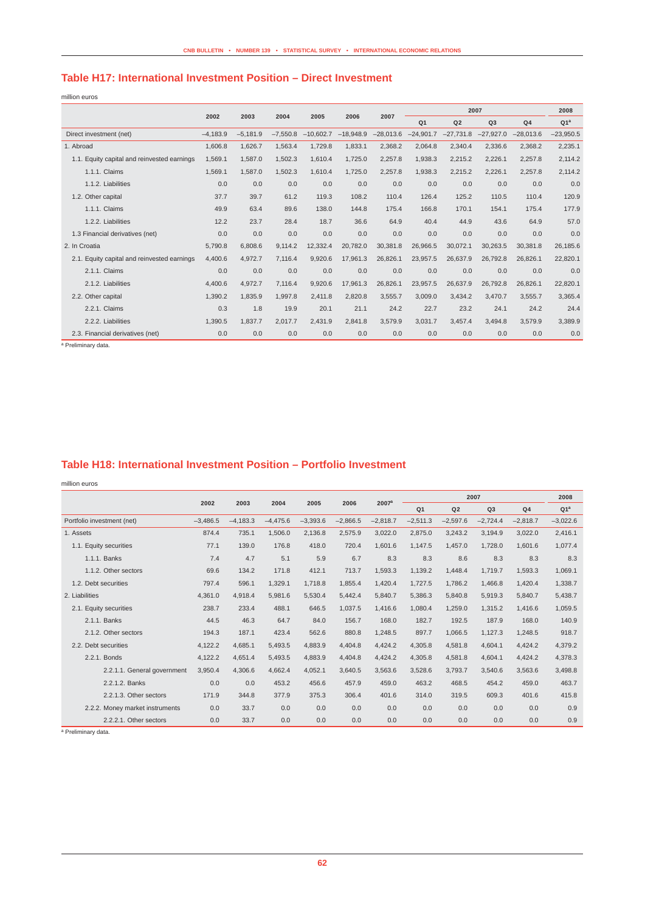## Table H17: International Investment Position – Direct Investment

million euros

| | 2002 | 2003 | 2004 | 2005 | 2006 | 2007 | 2007 | | | | 2008 |
|---|---|---|---|---|---|---|---|---|---|---|---|
| | | | | | | | Q1 | Q2 | Q3 | Q4 | Q1[a] |
| Direct investment (net) | –4,183.9 | –5,181.9 | –7,550.8 | –10,602.7 | –18,948.9 | –28,013.6 | –24,901.7 | –27,731.8 | –27,927.0 | –28,013.6 | –23,950.5 |
| 1. Abroad | 1,606.8 | 1,626.7 | 1,563.4 | 1,729.8 | 1,833.1 | 2,368.2 | 2,064.8 | 2,340.4 | 2,336.6 | 2,368.2 | 2,235.1 |
| 1.1. Equity capital and reinvested earnings | 1,569.1 | 1,587.0 | 1,502.3 | 1,610.4 | 1,725.0 | 2,257.8 | 1,938.3 | 2,215.2 | 2,226.1 | 2,257.8 | 2,114.2 |
| 1.1.1. Claims | 1,569.1 | 1,587.0 | 1,502.3 | 1,610.4 | 1,725.0 | 2,257.8 | 1,938.3 | 2,215.2 | 2,226.1 | 2,257.8 | 2,114.2 |
| 1.1.2. Liabilities | 0.0 | 0.0 | 0.0 | 0.0 | 0.0 | 0.0 | 0.0 | 0.0 | 0.0 | 0.0 | 0.0 |
| 1.2. Other capital | 37.7 | 39.7 | 61.2 | 119.3 | 108.2 | 110.4 | 126.4 | 125.2 | 110.5 | 110.4 | 120.9 |
| 1.1.1. Claims | 49.9 | 63.4 | 89.6 | 138.0 | 144.8 | 175.4 | 166.8 | 170.1 | 154.1 | 175.4 | 177.9 |
| 1.2.2. Liabilities | 12.2 | 23.7 | 28.4 | 18.7 | 36.6 | 64.9 | 40.4 | 44.9 | 43.6 | 64.9 | 57.0 |
| 1.3 Financial derivatives (net) | 0.0 | 0.0 | 0.0 | 0.0 | 0.0 | 0.0 | 0.0 | 0.0 | 0.0 | 0.0 | 0.0 |
| 2. In Croatia | 5,790.8 | 6,808.6 | 9,114.2 | 12,332.4 | 20,782.0 | 30,381.8 | 26,966.5 | 30,072.1 | 30,263.5 | 30,381.8 | 26,185.6 |
| 2.1. Equity capital and reinvested earnings | 4,400.6 | 4,972.7 | 7,116.4 | 9,920.6 | 17,961.3 | 26,826.1 | 23,957.5 | 26,637.9 | 26,792.8 | 26,826.1 | 22,820.1 |
| 2.1.1. Claims | 0.0 | 0.0 | 0.0 | 0.0 | 0.0 | 0.0 | 0.0 | 0.0 | 0.0 | 0.0 | 0.0 |
| 2.1.2. Liabilities | 4,400.6 | 4,972.7 | 7,116.4 | 9,920.6 | 17,961.3 | 26,826.1 | 23,957.5 | 26,637.9 | 26,792.8 | 26,826.1 | 22,820.1 |
| 2.2. Other capital | 1,390.2 | 1,835.9 | 1,997.8 | 2,411.8 | 2,820.8 | 3,555.7 | 3,009.0 | 3,434.2 | 3,470.7 | 3,555.7 | 3,365.4 |
| 2.2.1. Claims | 0.3 | 1.8 | 19.9 | 20.1 | 21.1 | 24.2 | 22.7 | 23.2 | 24.1 | 24.2 | 24.4 |
| 2.2.2. Liabilities | 1,390.5 | 1,837.7 | 2,017.7 | 2,431.9 | 2,841.8 | 3,579.9 | 3,031.7 | 3,457.4 | 3,494.8 | 3,579.9 | 3,389.9 |
| 2.3. Financial derivatives (net) | 0.0 | 0.0 | 0.0 | 0.0 | 0.0 | 0.0 | 0.0 | 0.0 | 0.0 | 0.0 | 0.0 |

[a] Preliminary data.

## Table H18: International Investment Position – Portfolio Investment

million euros

| | 2002 | 2003 | 2004 | 2005 | 2006 | 2007[a] | 2007 | | | | 2008 |
|---|---|---|---|---|---|---|---|---|---|---|---|
| | | | | | | | Q1 | Q2 | Q3 | Q4 | Q1[a] |
| Portfolio investment (net) | –3,486.5 | –4,183.3 | –4,475.6 | –3,393.6 | –2,866.5 | –2,818.7 | –2,511.3 | –2,597.6 | –2,724.4 | –2,818.7 | –3,022.6 |
| 1. Assets | 874.4 | 735.1 | 1,506.0 | 2,136.8 | 2,575.9 | 3,022.0 | 2,875.0 | 3,243.2 | 3,194.9 | 3,022.0 | 2,416.1 |
| 1.1. Equity securities | 77.1 | 139.0 | 176.8 | 418.0 | 720.4 | 1,601.6 | 1,147.5 | 1,457.0 | 1,728.0 | 1,601.6 | 1,077.4 |
| 1.1.1. Banks | 7.4 | 4.7 | 5.1 | 5.9 | 6.7 | 8.3 | 8.3 | 8.6 | 8.3 | 8.3 | 8.3 |
| 1.1.2. Other sectors | 69.6 | 134.2 | 171.8 | 412.1 | 713.7 | 1,593.3 | 1,139.2 | 1,448.4 | 1,719.7 | 1,593.3 | 1,069.1 |
| 1.2. Debt securities | 797.4 | 596.1 | 1,329.1 | 1,718.8 | 1,855.4 | 1,420.4 | 1,727.5 | 1,786.2 | 1,466.8 | 1,420.4 | 1,338.7 |
| 2. Liabilities | 4,361.0 | 4,918.4 | 5,981.6 | 5,530.4 | 5,442.4 | 5,840.7 | 5,386.3 | 5,840.8 | 5,919.3 | 5,840.7 | 5,438.7 |
| 2.1. Equity securities | 238.7 | 233.4 | 488.1 | 646.5 | 1,037.5 | 1,416.6 | 1,080.4 | 1,259.0 | 1,315.2 | 1,416.6 | 1,059.5 |
| 2.1.1. Banks | 44.5 | 46.3 | 64.7 | 84.0 | 156.7 | 168.0 | 182.7 | 192.5 | 187.9 | 168.0 | 140.9 |
| 2.1.2. Other sectors | 194.3 | 187.1 | 423.4 | 562.6 | 880.8 | 1,248.5 | 897.7 | 1,066.5 | 1,127.3 | 1,248.5 | 918.7 |
| 2.2. Debt securities | 4,122.2 | 4,685.1 | 5,493.5 | 4,883.9 | 4,404.8 | 4,424.2 | 4,305.8 | 4,581.8 | 4,604.1 | 4,424.2 | 4,379.2 |
| 2.2.1. Bonds | 4,122.2 | 4,651.4 | 5,493.5 | 4,883.9 | 4,404.8 | 4,424.2 | 4,305.8 | 4,581.8 | 4,604.1 | 4,424.2 | 4,378.3 |
| 2.2.1.1. General government | 3,950.4 | 4,306.6 | 4,662.4 | 4,052.1 | 3,640.5 | 3,563.6 | 3,528.6 | 3,793.7 | 3,540.6 | 3,563.6 | 3,498.8 |
| 2.2.1.2. Banks | 0.0 | 0.0 | 453.2 | 456.6 | 457.9 | 459.0 | 463.2 | 468.5 | 454.2 | 459.0 | 463.7 |
| 2.2.1.3. Other sectors | 171.9 | 344.8 | 377.9 | 375.3 | 306.4 | 401.6 | 314.0 | 319.5 | 609.3 | 401.6 | 415.8 |
| 2.2.2. Money market instruments | 0.0 | 33.7 | 0.0 | 0.0 | 0.0 | 0.0 | 0.0 | 0.0 | 0.0 | 0.0 | 0.9 |
| 2.2.2.1. Other sectors | 0.0 | 33.7 | 0.0 | 0.0 | 0.0 | 0.0 | 0.0 | 0.0 | 0.0 | 0.0 | 0.9 |

[a] Preliminary data.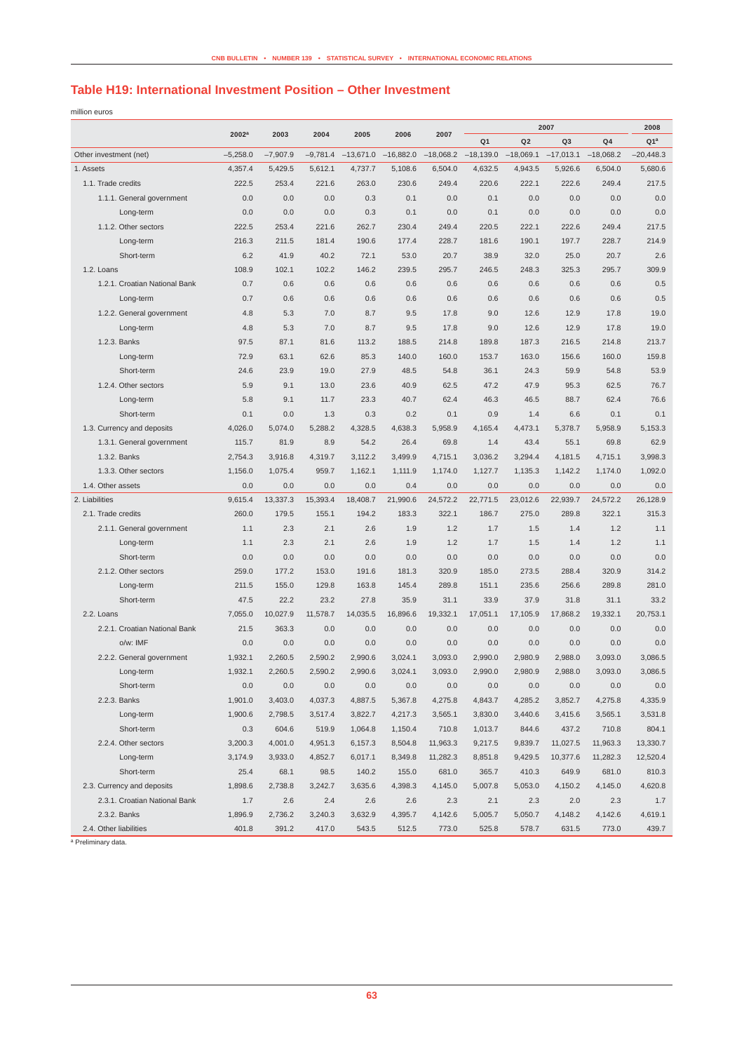## Table H19: International Investment Position – Other Investment

million euros

| | 2002[a] | 2003 | 2004 | 2005 | 2006 | 2007 | 2007 | | | | 2008 |
|---|---|---|---|---|---|---|---|---|---|---|---|
| | | | | | | | Q1 | Q2 | Q3 | Q4 | Q1[a] |
| Other investment (net) | –5,258.0 | –7,907.9 | –9,781.4 | –13,671.0 | –16,882.0 | –18,068.2 | –18,139.0 | –18,069.1 | –17,013.1 | –18,068.2 | –20,448.3 |
| 1. Assets | 4,357.4 | 5,429.5 | 5,612.1 | 4,737.7 | 5,108.6 | 6,504.0 | 4,632.5 | 4,943.5 | 5,926.6 | 6,504.0 | 5,680.6 |
| 1.1. Trade credits | 222.5 | 253.4 | 221.6 | 263.0 | 230.6 | 249.4 | 220.6 | 222.1 | 222.6 | 249.4 | 217.5 |
| 1.1.1. General government | 0.0 | 0.0 | 0.0 | 0.3 | 0.1 | 0.0 | 0.1 | 0.0 | 0.0 | 0.0 | 0.0 |
| Long-term | 0.0 | 0.0 | 0.0 | 0.3 | 0.1 | 0.0 | 0.1 | 0.0 | 0.0 | 0.0 | 0.0 |
| 1.1.2. Other sectors | 222.5 | 253.4 | 221.6 | 262.7 | 230.4 | 249.4 | 220.5 | 222.1 | 222.6 | 249.4 | 217.5 |
| Long-term | 216.3 | 211.5 | 181.4 | 190.6 | 177.4 | 228.7 | 181.6 | 190.1 | 197.7 | 228.7 | 214.9 |
| Short-term | 6.2 | 41.9 | 40.2 | 72.1 | 53.0 | 20.7 | 38.9 | 32.0 | 25.0 | 20.7 | 2.6 |
| 1.2. Loans | 108.9 | 102.1 | 102.2 | 146.2 | 239.5 | 295.7 | 246.5 | 248.3 | 325.3 | 295.7 | 309.9 |
| 1.2.1. Croatian National Bank | 0.7 | 0.6 | 0.6 | 0.6 | 0.6 | 0.6 | 0.6 | 0.6 | 0.6 | 0.6 | 0.5 |
| Long-term | 0.7 | 0.6 | 0.6 | 0.6 | 0.6 | 0.6 | 0.6 | 0.6 | 0.6 | 0.6 | 0.5 |
| 1.2.2. General government | 4.8 | 5.3 | 7.0 | 8.7 | 9.5 | 17.8 | 9.0 | 12.6 | 12.9 | 17.8 | 19.0 |
| Long-term | 4.8 | 5.3 | 7.0 | 8.7 | 9.5 | 17.8 | 9.0 | 12.6 | 12.9 | 17.8 | 19.0 |
| 1.2.3. Banks | 97.5 | 87.1 | 81.6 | 113.2 | 188.5 | 214.8 | 189.8 | 187.3 | 216.5 | 214.8 | 213.7 |
| Long-term | 72.9 | 63.1 | 62.6 | 85.3 | 140.0 | 160.0 | 153.7 | 163.0 | 156.6 | 160.0 | 159.8 |
| Short-term | 24.6 | 23.9 | 19.0 | 27.9 | 48.5 | 54.8 | 36.1 | 24.3 | 59.9 | 54.8 | 53.9 |
| 1.2.4. Other sectors | 5.9 | 9.1 | 13.0 | 23.6 | 40.9 | 62.5 | 47.2 | 47.9 | 95.3 | 62.5 | 76.7 |
| Long-term | 5.8 | 9.1 | 11.7 | 23.3 | 40.7 | 62.4 | 46.3 | 46.5 | 88.7 | 62.4 | 76.6 |
| Short-term | 0.1 | 0.0 | 1.3 | 0.3 | 0.2 | 0.1 | 0.9 | 1.4 | 6.6 | 0.1 | 0.1 |
| 1.3. Currency and deposits | 4,026.0 | 5,074.0 | 5,288.2 | 4,328.5 | 4,638.3 | 5,958.9 | 4,165.4 | 4,473.1 | 5,378.7 | 5,958.9 | 5,153.3 |
| 1.3.1. General government | 115.7 | 81.9 | 8.9 | 54.2 | 26.4 | 69.8 | 1.4 | 43.4 | 55.1 | 69.8 | 62.9 |
| 1.3.2. Banks | 2,754.3 | 3,916.8 | 4,319.7 | 3,112.2 | 3,499.9 | 4,715.1 | 3,036.2 | 3,294.4 | 4,181.5 | 4,715.1 | 3,998.3 |
| 1.3.3. Other sectors | 1,156.0 | 1,075.4 | 959.7 | 1,162.1 | 1,111.9 | 1,174.0 | 1,127.7 | 1,135.3 | 1,142.2 | 1,174.0 | 1,092.0 |
| 1.4. Other assets | 0.0 | 0.0 | 0.0 | 0.0 | 0.4 | 0.0 | 0.0 | 0.0 | 0.0 | 0.0 | 0.0 |
| 2. Liabilities | 9,615.4 | 13,337.3 | 15,393.4 | 18,408.7 | 21,990.6 | 24,572.2 | 22,771.5 | 23,012.6 | 22,939.7 | 24,572.2 | 26,128.9 |
| 2.1. Trade credits | 260.0 | 179.5 | 155.1 | 194.2 | 183.3 | 322.1 | 186.7 | 275.0 | 289.8 | 322.1 | 315.3 |
| 2.1.1. General government | 1.1 | 2.3 | 2.1 | 2.6 | 1.9 | 1.2 | 1.7 | 1.5 | 1.4 | 1.2 | 1.1 |
| Long-term | 1.1 | 2.3 | 2.1 | 2.6 | 1.9 | 1.2 | 1.7 | 1.5 | 1.4 | 1.2 | 1.1 |
| Short-term | 0.0 | 0.0 | 0.0 | 0.0 | 0.0 | 0.0 | 0.0 | 0.0 | 0.0 | 0.0 | 0.0 |
| 2.1.2. Other sectors | 259.0 | 177.2 | 153.0 | 191.6 | 181.3 | 320.9 | 185.0 | 273.5 | 288.4 | 320.9 | 314.2 |
| Long-term | 211.5 | 155.0 | 129.8 | 163.8 | 145.4 | 289.8 | 151.1 | 235.6 | 256.6 | 289.8 | 281.0 |
| Short-term | 47.5 | 22.2 | 23.2 | 27.8 | 35.9 | 31.1 | 33.9 | 37.9 | 31.8 | 31.1 | 33.2 |
| 2.2. Loans | 7,055.0 | 10,027.9 | 11,578.7 | 14,035.5 | 16,896.6 | 19,332.1 | 17,051.1 | 17,105.9 | 17,868.2 | 19,332.1 | 20,753.1 |
| 2.2.1. Croatian National Bank | 21.5 | 363.3 | 0.0 | 0.0 | 0.0 | 0.0 | 0.0 | 0.0 | 0.0 | 0.0 | 0.0 |
| o/w: IMF | 0.0 | 0.0 | 0.0 | 0.0 | 0.0 | 0.0 | 0.0 | 0.0 | 0.0 | 0.0 | 0.0 |
| 2.2.2. General government | 1,932.1 | 2,260.5 | 2,590.2 | 2,990.6 | 3,024.1 | 3,093.0 | 2,990.0 | 2,980.9 | 2,988.0 | 3,093.0 | 3,086.5 |
| Long-term | 1,932.1 | 2,260.5 | 2,590.2 | 2,990.6 | 3,024.1 | 3,093.0 | 2,990.0 | 2,980.9 | 2,988.0 | 3,093.0 | 3,086.5 |
| Short-term | 0.0 | 0.0 | 0.0 | 0.0 | 0.0 | 0.0 | 0.0 | 0.0 | 0.0 | 0.0 | 0.0 |
| 2.2.3. Banks | 1,901.0 | 3,403.0 | 4,037.3 | 4,887.5 | 5,367.8 | 4,275.8 | 4,843.7 | 4,285.2 | 3,852.7 | 4,275.8 | 4,335.9 |
| Long-term | 1,900.6 | 2,798.5 | 3,517.4 | 3,822.7 | 4,217.3 | 3,565.1 | 3,830.0 | 3,440.6 | 3,415.6 | 3,565.1 | 3,531.8 |
| Short-term | 0.3 | 604.6 | 519.9 | 1,064.8 | 1,150.4 | 710.8 | 1,013.7 | 844.6 | 437.2 | 710.8 | 804.1 |
| 2.2.4. Other sectors | 3,200.3 | 4,001.0 | 4,951.3 | 6,157.3 | 8,504.8 | 11,963.3 | 9,217.5 | 9,839.7 | 11,027.5 | 11,963.3 | 13,330.7 |
| Long-term | 3,174.9 | 3,933.0 | 4,852.7 | 6,017.1 | 8,349.8 | 11,282.3 | 8,851.8 | 9,429.5 | 10,377.6 | 11,282.3 | 12,520.4 |
| Short-term | 25.4 | 68.1 | 98.5 | 140.2 | 155.0 | 681.0 | 365.7 | 410.3 | 649.9 | 681.0 | 810.3 |
| 2.3. Currency and deposits | 1,898.6 | 2,738.8 | 3,242.7 | 3,635.6 | 4,398.3 | 4,145.0 | 5,007.8 | 5,053.0 | 4,150.2 | 4,145.0 | 4,620.8 |
| 2.3.1. Croatian National Bank | 1.7 | 2.6 | 2.4 | 2.6 | 2.6 | 2.3 | 2.1 | 2.3 | 2.0 | 2.3 | 1.7 |
| 2.3.2. Banks | 1,896.9 | 2,736.2 | 3,240.3 | 3,632.9 | 4,395.7 | 4,142.6 | 5,005.7 | 5,050.7 | 4,148.2 | 4,142.6 | 4,619.1 |
| 2.4. Other liabilities | 401.8 | 391.2 | 417.0 | 543.5 | 512.5 | 773.0 | 525.8 | 578.7 | 631.5 | 773.0 | 439.7 |

[a] Preliminary data.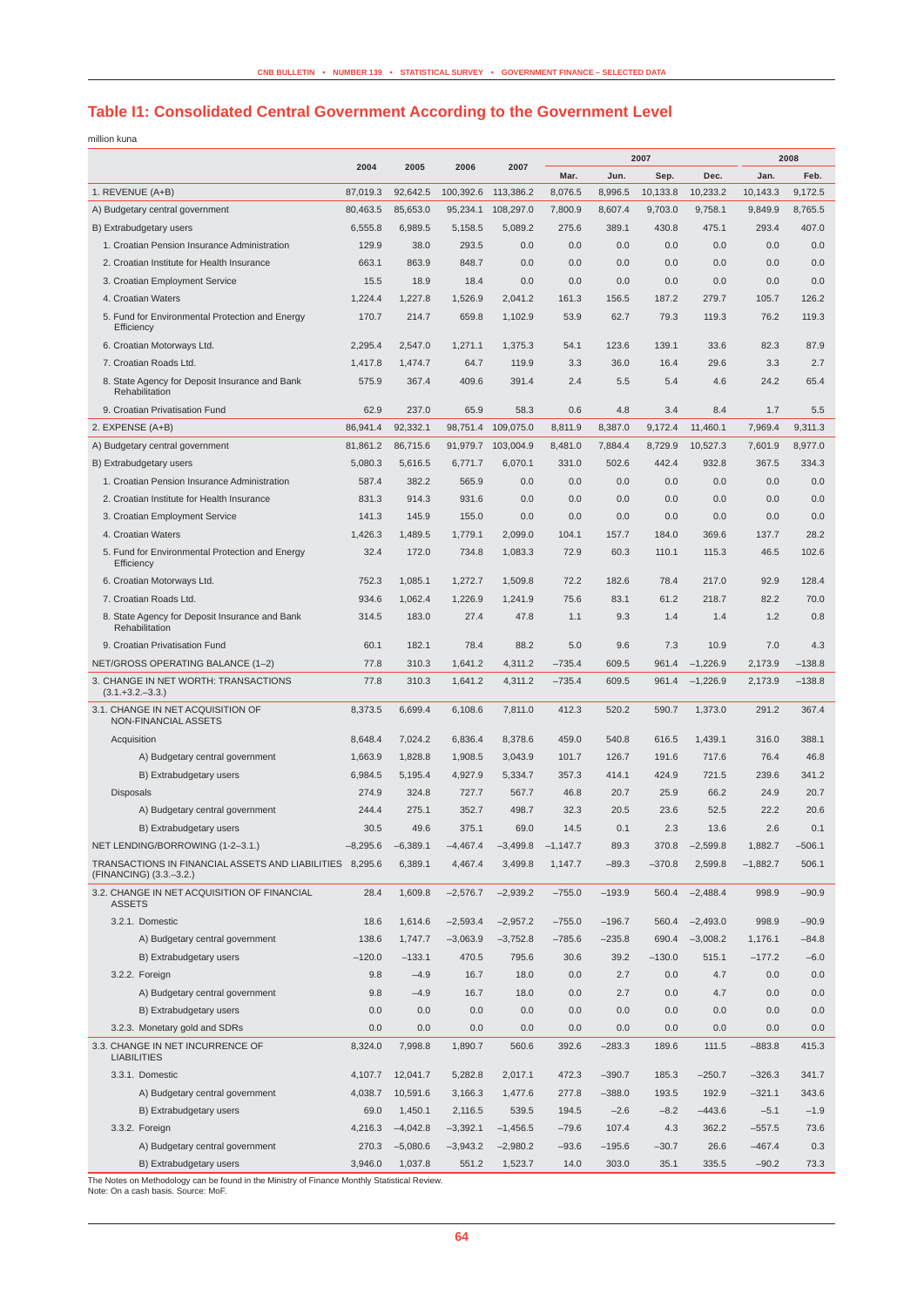## Table I1: Consolidated Central Government According to the Government Level

million kuna

| | 2004 | 2005 | 2006 | 2007 | 2007 | | | | 2008 | |
|---|---|---|---|---|---|---|---|---|---|---|
| | | | | | Mar. | Jun. | Sep. | Dec. | Jan. | Feb. |
| 1. REVENUE (A+B) | 87,019.3 | 92,642.5 | 100,392.6 | 113,386.2 | 8,076.5 | 8,996.5 | 10,133.8 | 10,233.2 | 10,143.3 | 9,172.5 |
| A) Budgetary central government | 80,463.5 | 85,653.0 | 95,234.1 | 108,297.0 | 7,800.9 | 8,607.4 | 9,703.0 | 9,758.1 | 9,849.9 | 8,765.5 |
| B) Extrabudgetary users | 6,555.8 | 6,989.5 | 5,158.5 | 5,089.2 | 275.6 | 389.1 | 430.8 | 475.1 | 293.4 | 407.0 |
| 1. Croatian Pension Insurance Administration | 129.9 | 38.0 | 293.5 | 0.0 | 0.0 | 0.0 | 0.0 | 0.0 | 0.0 | 0.0 |
| 2. Croatian Institute for Health Insurance | 663.1 | 863.9 | 848.7 | 0.0 | 0.0 | 0.0 | 0.0 | 0.0 | 0.0 | 0.0 |
| 3. Croatian Employment Service | 15.5 | 18.9 | 18.4 | 0.0 | 0.0 | 0.0 | 0.0 | 0.0 | 0.0 | 0.0 |
| 4. Croatian Waters | 1,224.4 | 1,227.8 | 1,526.9 | 2,041.2 | 161.3 | 156.5 | 187.2 | 279.7 | 105.7 | 126.2 |
| 5. Fund for Environmental Protection and Energy Efficiency | 170.7 | 214.7 | 659.8 | 1,102.9 | 53.9 | 62.7 | 79.3 | 119.3 | 76.2 | 119.3 |
| 6. Croatian Motorways Ltd. | 2,295.4 | 2,547.0 | 1,271.1 | 1,375.3 | 54.1 | 123.6 | 139.1 | 33.6 | 82.3 | 87.9 |
| 7. Croatian Roads Ltd. | 1,417.8 | 1,474.7 | 64.7 | 119.9 | 3.3 | 36.0 | 16.4 | 29.6 | 3.3 | 2.7 |
| 8. State Agency for Deposit Insurance and Bank Rehabilitation | 575.9 | 367.4 | 409.6 | 391.4 | 2.4 | 5.5 | 5.4 | 4.6 | 24.2 | 65.4 |
| 9. Croatian Privatisation Fund | 62.9 | 237.0 | 65.9 | 58.3 | 0.6 | 4.8 | 3.4 | 8.4 | 1.7 | 5.5 |
| 2. EXPENSE (A+B) | 86,941.4 | 92,332.1 | 98,751.4 | 109,075.0 | 8,811.9 | 8,387.0 | 9,172.4 | 11,460.1 | 7,969.4 | 9,311.3 |
| A) Budgetary central government | 81,861.2 | 86,715.6 | 91,979.7 | 103,004.9 | 8,481.0 | 7,884.4 | 8,729.9 | 10,527.3 | 7,601.9 | 8,977.0 |
| B) Extrabudgetary users | 5,080.3 | 5,616.5 | 6,771.7 | 6,070.1 | 331.0 | 502.6 | 442.4 | 932.8 | 367.5 | 334.3 |
| 1. Croatian Pension Insurance Administration | 587.4 | 382.2 | 565.9 | 0.0 | 0.0 | 0.0 | 0.0 | 0.0 | 0.0 | 0.0 |
| 2. Croatian Institute for Health Insurance | 831.3 | 914.3 | 931.6 | 0.0 | 0.0 | 0.0 | 0.0 | 0.0 | 0.0 | 0.0 |
| 3. Croatian Employment Service | 141.3 | 145.9 | 155.0 | 0.0 | 0.0 | 0.0 | 0.0 | 0.0 | 0.0 | 0.0 |
| 4. Croatian Waters | 1,426.3 | 1,489.5 | 1,779.1 | 2,099.0 | 104.1 | 157.7 | 184.0 | 369.6 | 137.7 | 28.2 |
| 5. Fund for Environmental Protection and Energy Efficiency | 32.4 | 172.0 | 734.8 | 1,083.3 | 72.9 | 60.3 | 110.1 | 115.3 | 46.5 | 102.6 |
| 6. Croatian Motorways Ltd. | 752.3 | 1,085.1 | 1,272.7 | 1,509.8 | 72.2 | 182.6 | 78.4 | 217.0 | 92.9 | 128.4 |
| 7. Croatian Roads Ltd. | 934.6 | 1,062.4 | 1,226.9 | 1,241.9 | 75.6 | 83.1 | 61.2 | 218.7 | 82.2 | 70.0 |
| 8. State Agency for Deposit Insurance and Bank Rehabilitation | 314.5 | 183.0 | 27.4 | 47.8 | 1.1 | 9.3 | 1.4 | 1.4 | 1.2 | 0.8 |
| 9. Croatian Privatisation Fund | 60.1 | 182.1 | 78.4 | 88.2 | 5.0 | 9.6 | 7.3 | 10.9 | 7.0 | 4.3 |
| NET/GROSS OPERATING BALANCE (1–2) | 77.8 | 310.3 | 1,641.2 | 4,311.2 | –735.4 | 609.5 | 961.4 | –1,226.9 | 2,173.9 | –138.8 |
| 3. CHANGE IN NET WORTH: TRANSACTIONS (3.1.+3.2.–3.3.) | 77.8 | 310.3 | 1,641.2 | 4,311.2 | –735.4 | 609.5 | 961.4 | –1,226.9 | 2,173.9 | –138.8 |
| 3.1. CHANGE IN NET ACQUISITION OF NON-FINANCIAL ASSETS | 8,373.5 | 6,699.4 | 6,108.6 | 7,811.0 | 412.3 | 520.2 | 590.7 | 1,373.0 | 291.2 | 367.4 |
| Acquisition | 8,648.4 | 7,024.2 | 6,836.4 | 8,378.6 | 459.0 | 540.8 | 616.5 | 1,439.1 | 316.0 | 388.1 |
| A) Budgetary central government | 1,663.9 | 1,828.8 | 1,908.5 | 3,043.9 | 101.7 | 126.7 | 191.6 | 717.6 | 76.4 | 46.8 |
| B) Extrabudgetary users | 6,984.5 | 5,195.4 | 4,927.9 | 5,334.7 | 357.3 | 414.1 | 424.9 | 721.5 | 239.6 | 341.2 |
| Disposals | 274.9 | 324.8 | 727.7 | 567.7 | 46.8 | 20.7 | 25.9 | 66.2 | 24.9 | 20.7 |
| A) Budgetary central government | 244.4 | 275.1 | 352.7 | 498.7 | 32.3 | 20.5 | 23.6 | 52.5 | 22.2 | 20.6 |
| B) Extrabudgetary users | 30.5 | 49.6 | 375.1 | 69.0 | 14.5 | 0.1 | 2.3 | 13.6 | 2.6 | 0.1 |
| NET LENDING/BORROWING (1-2–3.1.) | –8,295.6 | –6,389.1 | –4,467.4 | –3,499.8 | –1,147.7 | 89.3 | 370.8 | –2,599.8 | 1,882.7 | –506.1 |
| TRANSACTIONS IN FINANCIAL ASSETS AND LIABILITIES (FINANCING) (3.3.–3.2.) | 8,295.6 | 6,389.1 | 4,467.4 | 3,499.8 | 1,147.7 | –89.3 | –370.8 | 2,599.8 | –1,882.7 | 506.1 |
| 3.2. CHANGE IN NET ACQUISITION OF FINANCIAL ASSETS | 28.4 | 1,609.8 | –2,576.7 | –2,939.2 | –755.0 | –193.9 | 560.4 | –2,488.4 | 998.9 | –90.9 |
| 3.2.1. Domestic | 18.6 | 1,614.6 | –2,593.4 | –2,957.2 | –755.0 | –196.7 | 560.4 | –2,493.0 | 998.9 | –90.9 |
| A) Budgetary central government | 138.6 | 1,747.7 | –3,063.9 | –3,752.8 | –785.6 | –235.8 | 690.4 | –3,008.2 | 1,176.1 | –84.8 |
| B) Extrabudgetary users | –120.0 | –133.1 | 470.5 | 795.6 | 30.6 | 39.2 | –130.0 | 515.1 | –177.2 | –6.0 |
| 3.2.2. Foreign | 9.8 | –4.9 | 16.7 | 18.0 | 0.0 | 2.7 | 0.0 | 4.7 | 0.0 | 0.0 |
| A) Budgetary central government | 9.8 | –4.9 | 16.7 | 18.0 | 0.0 | 2.7 | 0.0 | 4.7 | 0.0 | 0.0 |
| B) Extrabudgetary users | 0.0 | 0.0 | 0.0 | 0.0 | 0.0 | 0.0 | 0.0 | 0.0 | 0.0 | 0.0 |
| 3.2.3. Monetary gold and SDRs | 0.0 | 0.0 | 0.0 | 0.0 | 0.0 | 0.0 | 0.0 | 0.0 | 0.0 | 0.0 |
| 3.3. CHANGE IN NET INCURRENCE OF LIABILITIES | 8,324.0 | 7,998.8 | 1,890.7 | 560.6 | 392.6 | –283.3 | 189.6 | 111.5 | –883.8 | 415.3 |
| 3.3.1. Domestic | 4,107.7 | 12,041.7 | 5,282.8 | 2,017.1 | 472.3 | –390.7 | 185.3 | –250.7 | –326.3 | 341.7 |
| A) Budgetary central government | 4,038.7 | 10,591.6 | 3,166.3 | 1,477.6 | 277.8 | –388.0 | 193.5 | 192.9 | –321.1 | 343.6 |
| B) Extrabudgetary users | 69.0 | 1,450.1 | 2,116.5 | 539.5 | 194.5 | –2.6 | –8.2 | –443.6 | –5.1 | –1.9 |
| 3.3.2. Foreign | 4,216.3 | –4,042.8 | –3,392.1 | –1,456.5 | –79.6 | 107.4 | 4.3 | 362.2 | –557.5 | 73.6 |
| A) Budgetary central government | 270.3 | –5,080.6 | –3,943.2 | –2,980.2 | –93.6 | –195.6 | –30.7 | 26.6 | –467.4 | 0.3 |
| B) Extrabudgetary users | 3,946.0 | 1,037.8 | 551.2 | 1,523.7 | 14.0 | 303.0 | 35.1 | 335.5 | –90.2 | 73.3 |

The Notes on Methodology can be found in the Ministry of Finance Monthly Statistical Review.
Note: On a cash basis. Source: MoF.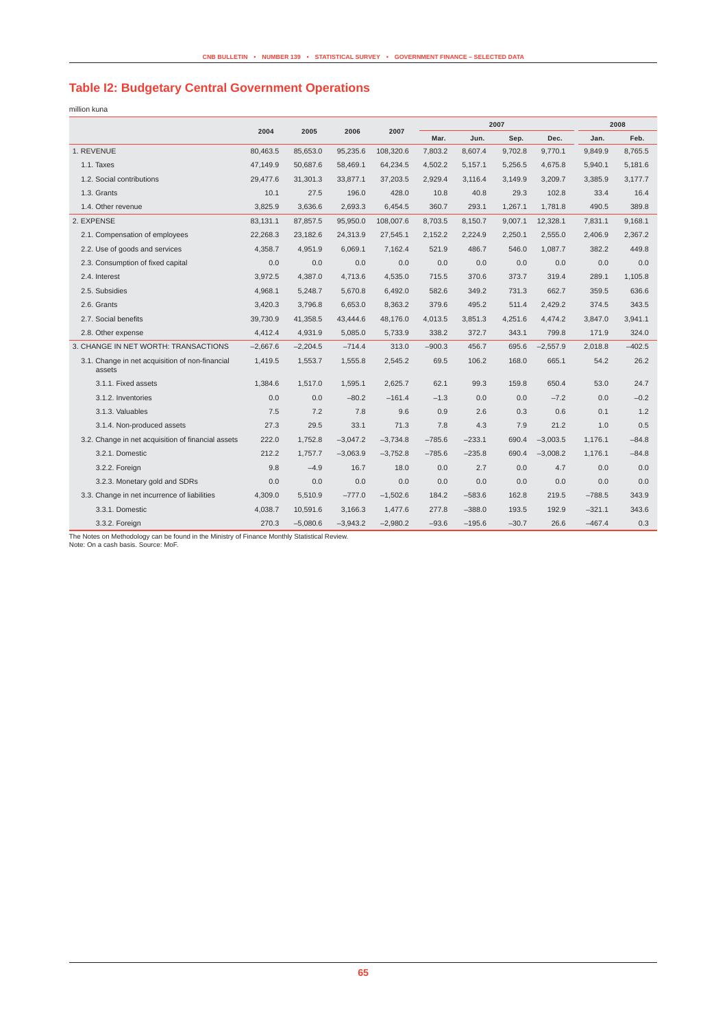## Table I2: Budgetary Central Government Operations

million kuna

| | 2004 | 2005 | 2006 | 2007 | 2007 | | | | 2008 | |
|---|---|---|---|---|---|---|---|---|---|---|
| | | | | | Mar. | Jun. | Sep. | Dec. | Jan. | Feb. |
| 1. REVENUE | 80,463.5 | 85,653.0 | 95,235.6 | 108,320.6 | 7,803.2 | 8,607.4 | 9,702.8 | 9,770.1 | 9,849.9 | 8,765.5 |
| 1.1. Taxes | 47,149.9 | 50,687.6 | 58,469.1 | 64,234.5 | 4,502.2 | 5,157.1 | 5,256.5 | 4,675.8 | 5,940.1 | 5,181.6 |
| 1.2. Social contributions | 29,477.6 | 31,301.3 | 33,877.1 | 37,203.5 | 2,929.4 | 3,116.4 | 3,149.9 | 3,209.7 | 3,385.9 | 3,177.7 |
| 1.3. Grants | 10.1 | 27.5 | 196.0 | 428.0 | 10.8 | 40.8 | 29.3 | 102.8 | 33.4 | 16.4 |
| 1.4. Other revenue | 3,825.9 | 3,636.6 | 2,693.3 | 6,454.5 | 360.7 | 293.1 | 1,267.1 | 1,781.8 | 490.5 | 389.8 |
| 2. EXPENSE | 83,131.1 | 87,857.5 | 95,950.0 | 108,007.6 | 8,703.5 | 8,150.7 | 9,007.1 | 12,328.1 | 7,831.1 | 9,168.1 |
| 2.1. Compensation of employees | 22,268.3 | 23,182.6 | 24,313.9 | 27,545.1 | 2,152.2 | 2,224.9 | 2,250.1 | 2,555.0 | 2,406.9 | 2,367.2 |
| 2.2. Use of goods and services | 4,358.7 | 4,951.9 | 6,069.1 | 7,162.4 | 521.9 | 486.7 | 546.0 | 1,087.7 | 382.2 | 449.8 |
| 2.3. Consumption of fixed capital | 0.0 | 0.0 | 0.0 | 0.0 | 0.0 | 0.0 | 0.0 | 0.0 | 0.0 | 0.0 |
| 2.4. Interest | 3,972.5 | 4,387.0 | 4,713.6 | 4,535.0 | 715.5 | 370.6 | 373.7 | 319.4 | 289.1 | 1,105.8 |
| 2.5. Subsidies | 4,968.1 | 5,248.7 | 5,670.8 | 6,492.0 | 582.6 | 349.2 | 731.3 | 662.7 | 359.5 | 636.6 |
| 2.6. Grants | 3,420.3 | 3,796.8 | 6,653.0 | 8,363.2 | 379.6 | 495.2 | 511.4 | 2,429.2 | 374.5 | 343.5 |
| 2.7. Social benefits | 39,730.9 | 41,358.5 | 43,444.6 | 48,176.0 | 4,013.5 | 3,851.3 | 4,251.6 | 4,474.2 | 3,847.0 | 3,941.1 |
| 2.8. Other expense | 4,412.4 | 4,931.9 | 5,085.0 | 5,733.9 | 338.2 | 372.7 | 343.1 | 799.8 | 171.9 | 324.0 |
| 3. CHANGE IN NET WORTH: TRANSACTIONS | −2,667.6 | −2,204.5 | −714.4 | 313.0 | −900.3 | 456.7 | 695.6 | −2,557.9 | 2,018.8 | −402.5 |
| 3.1. Change in net acquisition of non-financial assets | 1,419.5 | 1,553.7 | 1,555.8 | 2,545.2 | 69.5 | 106.2 | 168.0 | 665.1 | 54.2 | 26.2 |
| 3.1.1. Fixed assets | 1,384.6 | 1,517.0 | 1,595.1 | 2,625.7 | 62.1 | 99.3 | 159.8 | 650.4 | 53.0 | 24.7 |
| 3.1.2. Inventories | 0.0 | 0.0 | −80.2 | −161.4 | −1.3 | 0.0 | 0.0 | −7.2 | 0.0 | −0.2 |
| 3.1.3. Valuables | 7.5 | 7.2 | 7.8 | 9.6 | 0.9 | 2.6 | 0.3 | 0.6 | 0.1 | 1.2 |
| 3.1.4. Non-produced assets | 27.3 | 29.5 | 33.1 | 71.3 | 7.8 | 4.3 | 7.9 | 21.2 | 1.0 | 0.5 |
| 3.2. Change in net acquisition of financial assets | 222.0 | 1,752.8 | −3,047.2 | −3,734.8 | −785.6 | −233.1 | 690.4 | −3,003.5 | 1,176.1 | −84.8 |
| 3.2.1. Domestic | 212.2 | 1,757.7 | −3,063.9 | −3,752.8 | −785.6 | −235.8 | 690.4 | −3,008.2 | 1,176.1 | −84.8 |
| 3.2.2. Foreign | 9.8 | −4.9 | 16.7 | 18.0 | 0.0 | 2.7 | 0.0 | 4.7 | 0.0 | 0.0 |
| 3.2.3. Monetary gold and SDRs | 0.0 | 0.0 | 0.0 | 0.0 | 0.0 | 0.0 | 0.0 | 0.0 | 0.0 | 0.0 |
| 3.3. Change in net incurrence of liabilities | 4,309.0 | 5,510.9 | −777.0 | −1,502.6 | 184.2 | −583.6 | 162.8 | 219.5 | −788.5 | 343.9 |
| 3.3.1. Domestic | 4,038.7 | 10,591.6 | 3,166.3 | 1,477.6 | 277.8 | −388.0 | 193.5 | 192.9 | −321.1 | 343.6 |
| 3.3.2. Foreign | 270.3 | −5,080.6 | −3,943.2 | −2,980.2 | −93.6 | −195.6 | −30.7 | 26.6 | −467.4 | 0.3 |

The Notes on Methodology can be found in the Ministry of Finance Monthly Statistical Review.
Note: On a cash basis. Source: MoF.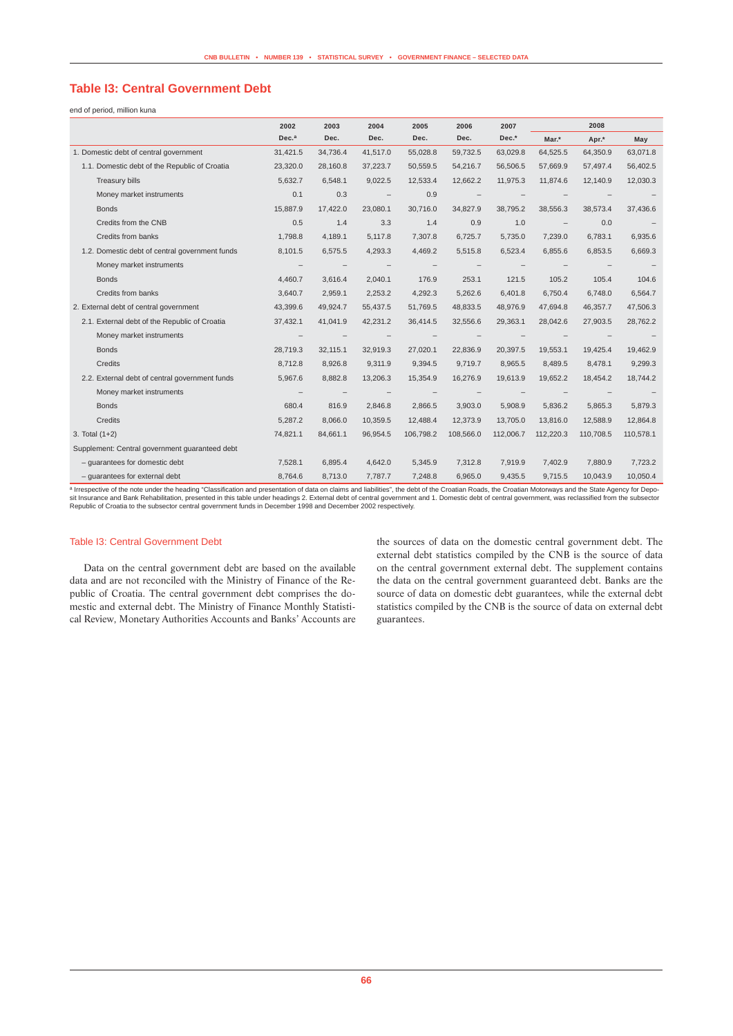## Table I3: Central Government Debt

end of period, million kuna

| | 2002 | 2003 | 2004 | 2005 | 2006 | 2007 | 2008 | | |
|---|---|---|---|---|---|---|---|---|---|
| | Dec.[a] | Dec. | Dec. | Dec. | Dec. | Dec.* | Mar.* | Apr.* | May |
| 1. Domestic debt of central government | 31,421.5 | 34,736.4 | 41,517.0 | 55,028.8 | 59,732.5 | 63,029.8 | 64,525.5 | 64,350.9 | 63,071.8 |
| 1.1. Domestic debt of the Republic of Croatia | 23,320.0 | 28,160.8 | 37,223.7 | 50,559.5 | 54,216.7 | 56,506.5 | 57,669.9 | 57,497.4 | 56,402.5 |
| Treasury bills | 5,632.7 | 6,548.1 | 9,022.5 | 12,533.4 | 12,662.2 | 11,975.3 | 11,874.6 | 12,140.9 | 12,030.3 |
| Money market instruments | 0.1 | 0.3 | – | 0.9 | – | – | – | – | – |
| Bonds | 15,887.9 | 17,422.0 | 23,080.1 | 30,716.0 | 34,827.9 | 38,795.2 | 38,556.3 | 38,573.4 | 37,436.6 |
| Credits from the CNB | 0.5 | 1.4 | 3.3 | 1.4 | 0.9 | 1.0 | – | 0.0 | – |
| Credits from banks | 1,798.8 | 4,189.1 | 5,117.8 | 7,307.8 | 6,725.7 | 5,735.0 | 7,239.0 | 6,783.1 | 6,935.6 |
| 1.2. Domestic debt of central government funds | 8,101.5 | 6,575.5 | 4,293.3 | 4,469.2 | 5,515.8 | 6,523.4 | 6,855.6 | 6,853.5 | 6,669.3 |
| Money market instruments | – | – | – | – | – | – | – | – | – |
| Bonds | 4,460.7 | 3,616.4 | 2,040.1 | 176.9 | 253.1 | 121.5 | 105.2 | 105.4 | 104.6 |
| Credits from banks | 3,640.7 | 2,959.1 | 2,253.2 | 4,292.3 | 5,262.6 | 6,401.8 | 6,750.4 | 6,748.0 | 6,564.7 |
| 2. External debt of central government | 43,399.6 | 49,924.7 | 55,437.5 | 51,769.5 | 48,833.5 | 48,976.9 | 47,694.8 | 46,357.7 | 47,506.3 |
| 2.1. External debt of the Republic of Croatia | 37,432.1 | 41,041.9 | 42,231.2 | 36,414.5 | 32,556.6 | 29,363.1 | 28,042.6 | 27,903.5 | 28,762.2 |
| Money market instruments | – | – | – | – | – | – | – | – | – |
| Bonds | 28,719.3 | 32,115.1 | 32,919.3 | 27,020.1 | 22,836.9 | 20,397.5 | 19,553.1 | 19,425.4 | 19,462.9 |
| Credits | 8,712.8 | 8,926.8 | 9,311.9 | 9,394.5 | 9,719.7 | 8,965.5 | 8,489.5 | 8,478.1 | 9,299.3 |
| 2.2. External debt of central government funds | 5,967.6 | 8,882.8 | 13,206.3 | 15,354.9 | 16,276.9 | 19,613.9 | 19,652.2 | 18,454.2 | 18,744.2 |
| Money market instruments | – | – | – | – | – | – | – | – | – |
| Bonds | 680.4 | 816.9 | 2,846.8 | 2,866.5 | 3,903.0 | 5,908.9 | 5,836.2 | 5,865.3 | 5,879.3 |
| Credits | 5,287.2 | 8,066.0 | 10,359.5 | 12,488.4 | 12,373.9 | 13,705.0 | 13,816.0 | 12,588.9 | 12,864.8 |
| 3. Total (1+2) | 74,821.1 | 84,661.1 | 96,954.5 | 106,798.2 | 108,566.0 | 112,006.7 | 112,220.3 | 110,708.5 | 110,578.1 |
| Supplement: Central government guaranteed debt | | | | | | | | | |
| – guarantees for domestic debt | 7,528.1 | 6,895.4 | 4,642.0 | 5,345.9 | 7,312.8 | 7,919.9 | 7,402.9 | 7,880.9 | 7,723.2 |
| – guarantees for external debt | 8,764.6 | 8,713.0 | 7,787.7 | 7,248.8 | 6,965.0 | 9,435.5 | 9,715.5 | 10,043.9 | 10,050.4 |

[a] Irrespective of the note under the heading "Classification and presentation of data on claims and liabilities", the debt of the Croatian Roads, the Croatian Motorways and the State Agency for Deposit Insurance and Bank Rehabilitation, presented in this table under headings 2. External debt of central government and 1. Domestic debt of central government, was reclassified from the subsector Republic of Croatia to the subsector central government funds in December 1998 and December 2002 respectively.

### Table I3: Central Government Debt

Data on the central government debt are based on the available data and are not reconciled with the Ministry of Finance of the Republic of Croatia. The central government debt comprises the domestic and external debt. The Ministry of Finance Monthly Statistical Review, Monetary Authorities Accounts and Banks' Accounts are the sources of data on the domestic central government debt. The external debt statistics compiled by the CNB is the source of data on the central government external debt. The supplement contains the data on the central government guaranteed debt. Banks are the source of data on domestic debt guarantees, while the external debt statistics compiled by the CNB is the source of data on external debt guarantees.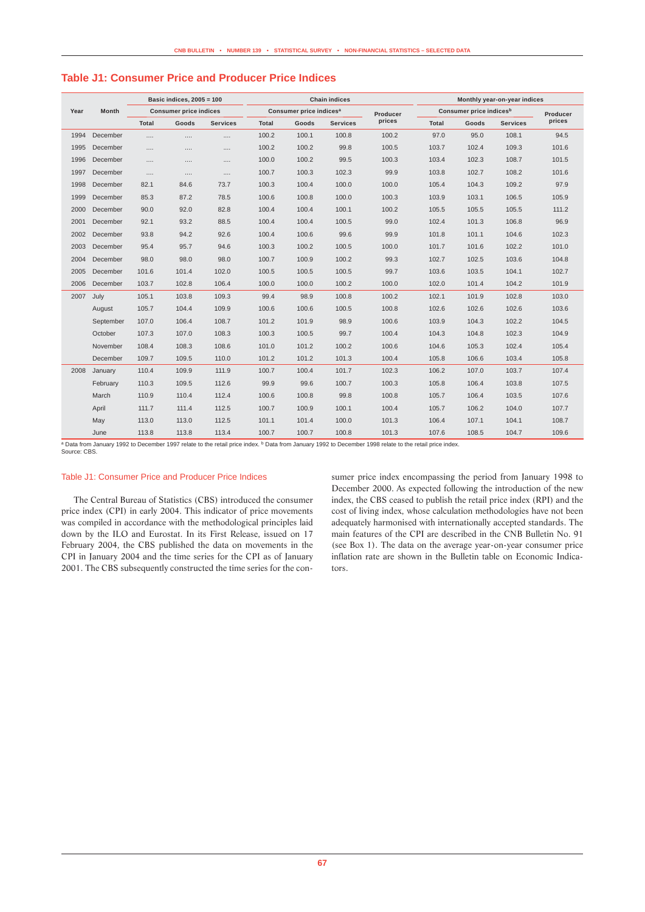## Table J1: Consumer Price and Producer Price Indices

| Year | Month | Basic indices, 2005 = 100 | | | Chain indices | | | | Monthly year-on-year indices | | | |
|---|---|---|---|---|---|---|---|---|---|---|---|---|
| | | Consumer price indices | | | Consumer price indices[a] | | | Producer prices | Consumer price indices[b] | | | Producer prices |
| | | Total | Goods | Services | Total | Goods | Services | | Total | Goods | Services | |
| 1994 | December | .... | .... | .... | 100.2 | 100.1 | 100.8 | 100.2 | 97.0 | 95.0 | 108.1 | 94.5 |
| 1995 | December | .... | .... | .... | 100.2 | 100.2 | 99.8 | 100.5 | 103.7 | 102.4 | 109.3 | 101.6 |
| 1996 | December | .... | .... | .... | 100.0 | 100.2 | 99.5 | 100.3 | 103.4 | 102.3 | 108.7 | 101.5 |
| 1997 | December | .... | .... | .... | 100.7 | 100.3 | 102.3 | 99.9 | 103.8 | 102.7 | 108.2 | 101.6 |
| 1998 | December | 82.1 | 84.6 | 73.7 | 100.3 | 100.4 | 100.0 | 100.0 | 105.4 | 104.3 | 109.2 | 97.9 |
| 1999 | December | 85.3 | 87.2 | 78.5 | 100.6 | 100.8 | 100.0 | 100.3 | 103.9 | 103.1 | 106.5 | 105.9 |
| 2000 | December | 90.0 | 92.0 | 82.8 | 100.4 | 100.4 | 100.1 | 100.2 | 105.5 | 105.5 | 105.5 | 111.2 |
| 2001 | December | 92.1 | 93.2 | 88.5 | 100.4 | 100.4 | 100.5 | 99.0 | 102.4 | 101.3 | 106.8 | 96.9 |
| 2002 | December | 93.8 | 94.2 | 92.6 | 100.4 | 100.6 | 99.6 | 99.9 | 101.8 | 101.1 | 104.6 | 102.3 |
| 2003 | December | 95.4 | 95.7 | 94.6 | 100.3 | 100.2 | 100.5 | 100.0 | 101.7 | 101.6 | 102.2 | 101.0 |
| 2004 | December | 98.0 | 98.0 | 98.0 | 100.7 | 100.9 | 100.2 | 99.3 | 102.7 | 102.5 | 103.6 | 104.8 |
| 2005 | December | 101.6 | 101.4 | 102.0 | 100.5 | 100.5 | 100.5 | 99.7 | 103.6 | 103.5 | 104.1 | 102.7 |
| 2006 | December | 103.7 | 102.8 | 106.4 | 100.0 | 100.0 | 100.2 | 100.0 | 102.0 | 101.4 | 104.2 | 101.9 |
| 2007 | July | 105.1 | 103.8 | 109.3 | 99.4 | 98.9 | 100.8 | 100.2 | 102.1 | 101.9 | 102.8 | 103.0 |
| | August | 105.7 | 104.4 | 109.9 | 100.6 | 100.6 | 100.5 | 100.8 | 102.6 | 102.6 | 102.6 | 103.6 |
| | September | 107.0 | 106.4 | 108.7 | 101.2 | 101.9 | 98.9 | 100.6 | 103.9 | 104.3 | 102.2 | 104.5 |
| | October | 107.3 | 107.0 | 108.3 | 100.3 | 100.5 | 99.7 | 100.4 | 104.3 | 104.8 | 102.3 | 104.9 |
| | November | 108.4 | 108.3 | 108.6 | 101.0 | 101.2 | 100.2 | 100.6 | 104.6 | 105.3 | 102.4 | 105.4 |
| | December | 109.7 | 109.5 | 110.0 | 101.2 | 101.2 | 101.3 | 100.4 | 105.8 | 106.6 | 103.4 | 105.8 |
| 2008 | January | 110.4 | 109.9 | 111.9 | 100.7 | 100.4 | 101.7 | 102.3 | 106.2 | 107.0 | 103.7 | 107.4 |
| | February | 110.3 | 109.5 | 112.6 | 99.9 | 99.6 | 100.7 | 100.3 | 105.8 | 106.4 | 103.8 | 107.5 |
| | March | 110.9 | 110.4 | 112.4 | 100.6 | 100.8 | 99.8 | 100.8 | 105.7 | 106.4 | 103.5 | 107.6 |
| | April | 111.7 | 111.4 | 112.5 | 100.7 | 100.9 | 100.1 | 100.4 | 105.7 | 106.2 | 104.0 | 107.7 |
| | May | 113.0 | 113.0 | 112.5 | 101.1 | 101.4 | 100.0 | 101.3 | 106.4 | 107.1 | 104.1 | 108.7 |
| | June | 113.8 | 113.8 | 113.4 | 100.7 | 100.7 | 100.8 | 101.3 | 107.6 | 108.5 | 104.7 | 109.6 |

[a] Data from January 1992 to December 1997 relate to the retail price index. [b] Data from January 1992 to December 1998 relate to the retail price index.
Source: CBS.

### Table J1: Consumer Price and Producer Price Indices

The Central Bureau of Statistics (CBS) introduced the consumer price index (CPI) in early 2004. This indicator of price movements was compiled in accordance with the methodological principles laid down by the ILO and Eurostat. In its First Release, issued on 17 February 2004, the CBS published the data on movements in the CPI in January 2004 and the time series for the CPI as of January 2001. The CBS subsequently constructed the time series for the consumer price index encompassing the period from January 1998 to December 2000. As expected following the introduction of the new index, the CBS ceased to publish the retail price index (RPI) and the cost of living index, whose calculation methodologies have not been adequately harmonised with internationally accepted standards. The main features of the CPI are described in the CNB Bulletin No. 91 (see Box 1). The data on the average year-on-year consumer price inflation rate are shown in the Bulletin table on Economic Indicators.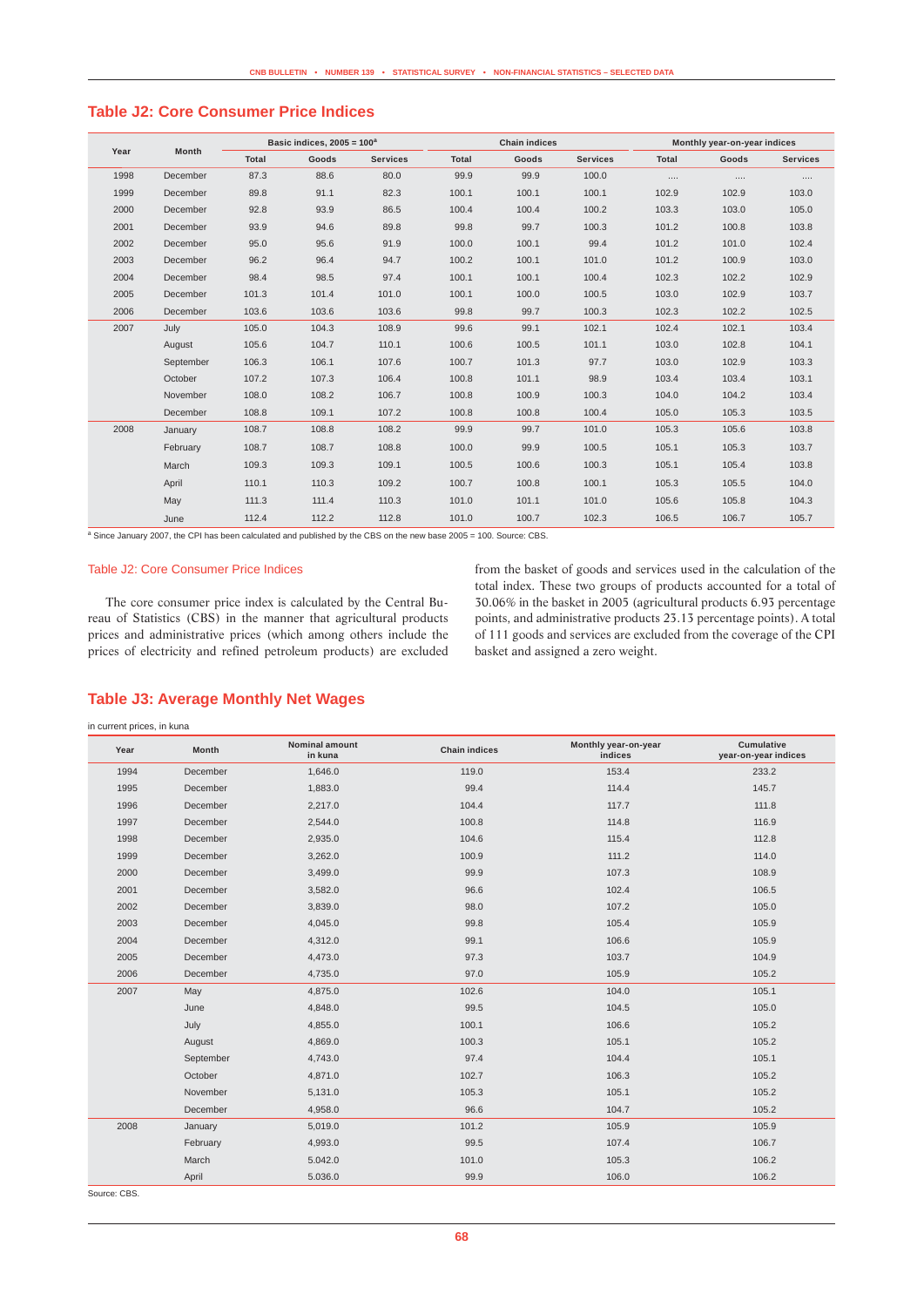## Table J2: Core Consumer Price Indices

| Year | Month | Basic indices, 2005 = 100[a] | | | Chain indices | | | Monthly year-on-year indices | | |
|---|---|---|---|---|---|---|---|---|---|---|
| | | Total | Goods | Services | Total | Goods | Services | Total | Goods | Services |
| 1998 | December | 87.3 | 88.6 | 80.0 | 99.9 | 99.9 | 100.0 | .... | .... | .... |
| 1999 | December | 89.8 | 91.1 | 82.3 | 100.1 | 100.1 | 100.1 | 102.9 | 102.9 | 103.0 |
| 2000 | December | 92.8 | 93.9 | 86.5 | 100.4 | 100.4 | 100.2 | 103.3 | 103.0 | 105.0 |
| 2001 | December | 93.9 | 94.6 | 89.8 | 99.8 | 99.7 | 100.3 | 101.2 | 100.8 | 103.8 |
| 2002 | December | 95.0 | 95.6 | 91.9 | 100.0 | 100.1 | 99.4 | 101.2 | 101.0 | 102.4 |
| 2003 | December | 96.2 | 96.4 | 94.7 | 100.2 | 100.1 | 101.0 | 101.2 | 100.9 | 103.0 |
| 2004 | December | 98.4 | 98.5 | 97.4 | 100.1 | 100.1 | 100.4 | 102.3 | 102.2 | 102.9 |
| 2005 | December | 101.3 | 101.4 | 101.0 | 100.1 | 100.0 | 100.5 | 103.0 | 102.9 | 103.7 |
| 2006 | December | 103.6 | 103.6 | 103.6 | 99.8 | 99.7 | 100.3 | 102.3 | 102.2 | 102.5 |
| 2007 | July | 105.0 | 104.3 | 108.9 | 99.6 | 99.1 | 102.1 | 102.4 | 102.1 | 103.4 |
| | August | 105.6 | 104.7 | 110.1 | 100.6 | 100.5 | 101.1 | 103.0 | 102.8 | 104.1 |
| | September | 106.3 | 106.1 | 107.6 | 100.7 | 101.3 | 97.7 | 103.0 | 102.9 | 103.3 |
| | October | 107.2 | 107.3 | 106.4 | 100.8 | 101.1 | 98.9 | 103.4 | 103.4 | 103.1 |
| | November | 108.0 | 108.2 | 106.7 | 100.8 | 100.9 | 100.3 | 104.0 | 104.2 | 103.4 |
| | December | 108.8 | 109.1 | 107.2 | 100.8 | 100.8 | 100.4 | 105.0 | 105.3 | 103.5 |
| 2008 | January | 108.7 | 108.8 | 108.2 | 99.9 | 99.7 | 101.0 | 105.3 | 105.6 | 103.8 |
| | February | 108.7 | 108.7 | 108.8 | 100.0 | 99.9 | 100.5 | 105.1 | 105.3 | 103.7 |
| | March | 109.3 | 109.3 | 109.1 | 100.5 | 100.6 | 100.3 | 105.1 | 105.4 | 103.8 |
| | April | 110.1 | 110.3 | 109.2 | 100.7 | 100.8 | 100.1 | 105.3 | 105.5 | 104.0 |
| | May | 111.3 | 111.4 | 110.3 | 101.0 | 101.1 | 101.0 | 105.6 | 105.8 | 104.3 |
| | June | 112.4 | 112.2 | 112.8 | 101.0 | 100.7 | 102.3 | 106.5 | 106.7 | 105.7 |

[a] Since January 2007, the CPI has been calculated and published by the CBS on the new base 2005 = 100. Source: CBS.

Table J2: Core Consumer Price Indices

The core consumer price index is calculated by the Central Bureau of Statistics (CBS) in the manner that agricultural products prices and administrative prices (which among others include the prices of electricity and refined petroleum products) are excluded from the basket of goods and services used in the calculation of the total index. These two groups of products accounted for a total of 30.06% in the basket in 2005 (agricultural products 6.93 percentage points, and administrative products 23.13 percentage points). A total of 111 goods and services are excluded from the coverage of the CPI basket and assigned a zero weight.

## Table J3: Average Monthly Net Wages

in current prices, in kuna

| Year | Month | Nominal amount in kuna | Chain indices | Monthly year-on-year indices | Cumulative year-on-year indices |
|---|---|---|---|---|---|
| 1994 | December | 1,646.0 | 119.0 | 153.4 | 233.2 |
| 1995 | December | 1,883.0 | 99.4 | 114.4 | 145.7 |
| 1996 | December | 2,217.0 | 104.4 | 117.7 | 111.8 |
| 1997 | December | 2,544.0 | 100.8 | 114.8 | 116.9 |
| 1998 | December | 2,935.0 | 104.6 | 115.4 | 112.8 |
| 1999 | December | 3,262.0 | 100.9 | 111.2 | 114.0 |
| 2000 | December | 3,499.0 | 99.9 | 107.3 | 108.9 |
| 2001 | December | 3,582.0 | 96.6 | 102.4 | 106.5 |
| 2002 | December | 3,839.0 | 98.0 | 107.2 | 105.0 |
| 2003 | December | 4,045.0 | 99.8 | 105.4 | 105.9 |
| 2004 | December | 4,312.0 | 99.1 | 106.6 | 105.9 |
| 2005 | December | 4,473.0 | 97.3 | 103.7 | 104.9 |
| 2006 | December | 4,735.0 | 97.0 | 105.9 | 105.2 |
| 2007 | May | 4,875.0 | 102.6 | 104.0 | 105.1 |
| | June | 4,848.0 | 99.5 | 104.5 | 105.0 |
| | July | 4,855.0 | 100.1 | 106.6 | 105.2 |
| | August | 4,869.0 | 100.3 | 105.1 | 105.2 |
| | September | 4,743.0 | 97.4 | 104.4 | 105.1 |
| | October | 4,871.0 | 102.7 | 106.3 | 105.2 |
| | November | 5,131.0 | 105.3 | 105.1 | 105.2 |
| | December | 4,958.0 | 96.6 | 104.7 | 105.2 |
| 2008 | January | 5,019.0 | 101.2 | 105.9 | 105.9 |
| | February | 4,993.0 | 99.5 | 107.4 | 106.7 |
| | March | 5.042.0 | 101.0 | 105.3 | 106.2 |
| | April | 5.036.0 | 99.9 | 106.0 | 106.2 |

Source: CBS.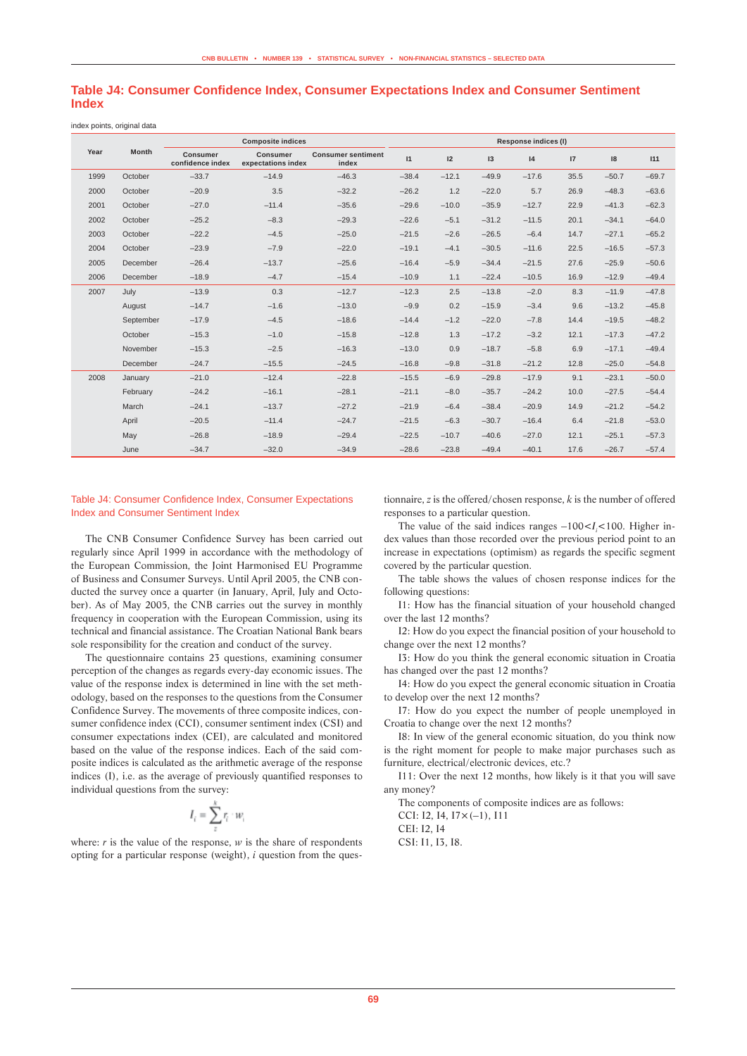## Table J4: Consumer Confidence Index, Consumer Expectations Index and Consumer Sentiment Index

index points, original data

| Year | Month | Composite indices | | | Response indices (I) | | | | | | |
|---|---|---|---|---|---|---|---|---|---|---|---|
| | | Consumer confidence index | Consumer expectations index | Consumer sentiment index | I1 | I2 | I3 | I4 | I7 | I8 | I11 |
| 1999 | October | –33.7 | –14.9 | –46.3 | –38.4 | –12.1 | –49.9 | –17.6 | 35.5 | –50.7 | –69.7 |
| 2000 | October | –20.9 | 3.5 | –32.2 | –26.2 | 1.2 | –22.0 | 5.7 | 26.9 | –48.3 | –63.6 |
| 2001 | October | –27.0 | –11.4 | –35.6 | –29.6 | –10.0 | –35.9 | –12.7 | 22.9 | –41.3 | –62.3 |
| 2002 | October | –25.2 | –8.3 | –29.3 | –22.6 | –5.1 | –31.2 | –11.5 | 20.1 | –34.1 | –64.0 |
| 2003 | October | –22.2 | –4.5 | –25.0 | –21.5 | –2.6 | –26.5 | –6.4 | 14.7 | –27.1 | –65.2 |
| 2004 | October | –23.9 | –7.9 | –22.0 | –19.1 | –4.1 | –30.5 | –11.6 | 22.5 | –16.5 | –57.3 |
| 2005 | December | –26.4 | –13.7 | –25.6 | –16.4 | –5.9 | –34.4 | –21.5 | 27.6 | –25.9 | –50.6 |
| 2006 | December | –18.9 | –4.7 | –15.4 | –10.9 | 1.1 | –22.4 | –10.5 | 16.9 | –12.9 | –49.4 |
| 2007 | July | –13.9 | 0.3 | –12.7 | –12.3 | 2.5 | –13.8 | –2.0 | 8.3 | –11.9 | –47.8 |
| | August | –14.7 | –1.6 | –13.0 | –9.9 | 0.2 | –15.9 | –3.4 | 9.6 | –13.2 | –45.8 |
| | September | –17.9 | –4.5 | –18.6 | –14.4 | –1.2 | –22.0 | –7.8 | 14.4 | –19.5 | –48.2 |
| | October | –15.3 | –1.0 | –15.8 | –12.8 | 1.3 | –17.2 | –3.2 | 12.1 | –17.3 | –47.2 |
| | November | –15.3 | –2.5 | –16.3 | –13.0 | 0.9 | –18.7 | –5.8 | 6.9 | –17.1 | –49.4 |
| | December | –24.7 | –15.5 | –24.5 | –16.8 | –9.8 | –31.8 | –21.2 | 12.8 | –25.0 | –54.8 |
| 2008 | January | –21.0 | –12.4 | –22.8 | –15.5 | –6.9 | –29.8 | –17.9 | 9.1 | –23.1 | –50.0 |
| | February | –24.2 | –16.1 | –28.1 | –21.1 | –8.0 | –35.7 | –24.2 | 10.0 | –27.5 | –54.4 |
| | March | –24.1 | –13.7 | –27.2 | –21.9 | –6.4 | –38.4 | –20.9 | 14.9 | –21.2 | –54.2 |
| | April | –20.5 | –11.4 | –24.7 | –21.5 | –6.3 | –30.7 | –16.4 | 6.4 | –21.8 | –53.0 |
| | May | –26.8 | –18.9 | –29.4 | –22.5 | –10.7 | –40.6 | –27.0 | 12.1 | –25.1 | –57.3 |
| | June | –34.7 | –32.0 | –34.9 | –28.6 | –23.8 | –49.4 | –40.1 | 17.6 | –26.7 | –57.4 |

### Table J4: Consumer Confidence Index, Consumer Expectations Index and Consumer Sentiment Index

The CNB Consumer Confidence Survey has been carried out regularly since April 1999 in accordance with the methodology of the European Commission, the Joint Harmonised EU Programme of Business and Consumer Surveys. Until April 2005, the CNB conducted the survey once a quarter (in January, April, July and October). As of May 2005, the CNB carries out the survey in monthly frequency in cooperation with the European Commission, using its technical and financial assistance. The Croatian National Bank bears sole responsibility for the creation and conduct of the survey.

The questionnaire contains 23 questions, examining consumer perception of the changes as regards every-day economic issues. The value of the response index is determined in line with the set methodology, based on the responses to the questions from the Consumer Confidence Survey. The movements of three composite indices, consumer confidence index (CCI), consumer sentiment index (CSI) and consumer expectations index (CEI), are calculated and monitored based on the value of the response indices. Each of the said composite indices is calculated as the arithmetic average of the response indices (I), i.e. as the average of previously quantified responses to individual questions from the survey:

$$I_i = \sum_{z}^{k} r_i \cdot w_i$$

where: $r$ is the value of the response, $w$ is the share of respondents opting for a particular response (weight), $i$ question from the questionnaire, $z$ is the offered/chosen response, $k$ is the number of offered responses to a particular question.

The value of the said indices ranges $-100<I_i<100$. Higher index values than those recorded over the previous period point to an increase in expectations (optimism) as regards the specific segment covered by the particular question.

The table shows the values of chosen response indices for the following questions:

I1: How has the financial situation of your household changed over the last 12 months?

I2: How do you expect the financial position of your household to change over the next 12 months?

I3: How do you think the general economic situation in Croatia has changed over the past 12 months?

I4: How do you expect the general economic situation in Croatia to develop over the next 12 months?

I7: How do you expect the number of people unemployed in Croatia to change over the next 12 months?

I8: In view of the general economic situation, do you think now is the right moment for people to make major purchases such as furniture, electrical/electronic devices, etc.?

I11: Over the next 12 months, how likely is it that you will save any money?

The components of composite indices are as follows:

CCI: I2, I4, I7×(–1), I11

CEI: I2, I4

CSI: I1, I3, I8.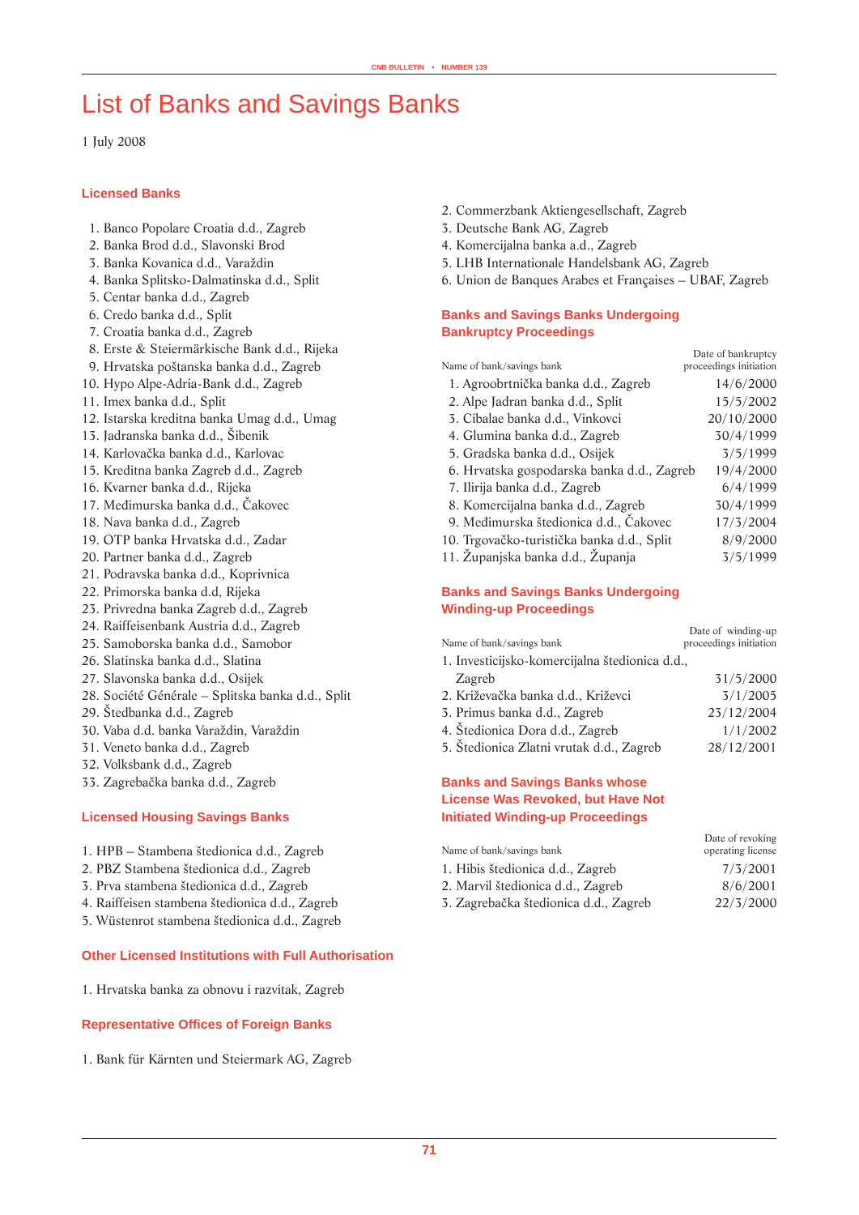# List of Banks and Savings Banks

1 July 2008

## Licensed Banks

1. Banco Popolare Croatia d.d., Zagreb
2. Banka Brod d.d., Slavonski Brod
3. Banka Kovanica d.d., Varaždin
4. Banka Splitsko-Dalmatinska d.d., Split
5. Centar banka d.d., Zagreb
6. Credo banka d.d., Split
7. Croatia banka d.d., Zagreb
8. Erste & Steiermärkische Bank d.d., Rijeka
9. Hrvatska poštanska banka d.d., Zagreb
10. Hypo Alpe-Adria-Bank d.d., Zagreb
11. Imex banka d.d., Split
12. Istarska kreditna banka Umag d.d., Umag
13. Jadranska banka d.d., Šibenik
14. Karlovačka banka d.d., Karlovac
15. Kreditna banka Zagreb d.d., Zagreb
16. Kvarner banka d.d., Rijeka
17. Međimurska banka d.d., Čakovec
18. Nava banka d.d., Zagreb
19. OTP banka Hrvatska d.d., Zadar
20. Partner banka d.d., Zagreb
21. Podravska banka d.d., Koprivnica
22. Primorska banka d.d, Rijeka
23. Privredna banka Zagreb d.d., Zagreb
24. Raiffeisenbank Austria d.d., Zagreb
25. Samoborska banka d.d., Samobor
26. Slatinska banka d.d., Slatina
27. Slavonska banka d.d., Osijek
28. Société Générale – Splitska banka d.d., Split
29. Štedbanka d.d., Zagreb
30. Vaba d.d. banka Varaždin, Varaždin
31. Veneto banka d.d., Zagreb
32. Volksbank d.d., Zagreb
33. Zagrebačka banka d.d., Zagreb

## Licensed Housing Savings Banks

1. HPB – Stambena štedionica d.d., Zagreb
2. PBZ Stambena štedionica d.d., Zagreb
3. Prva stambena štedionica d.d., Zagreb
4. Raiffeisen stambena štedionica d.d., Zagreb
5. Wüstenrot stambena štedionica d.d., Zagreb

## Other Licensed Institutions with Full Authorisation

1. Hrvatska banka za obnovu i razvitak, Zagreb

## Representative Offices of Foreign Banks

1. Bank für Kärnten und Steiermark AG, Zagreb
2. Commerzbank Aktiengesellschaft, Zagreb
3. Deutsche Bank AG, Zagreb
4. Komercijalna banka a.d., Zagreb
5. LHB Internationale Handelsbank AG, Zagreb
6. Union de Banques Arabes et Françaises – UBAF, Zagreb

## Banks and Savings Banks Undergoing Bankruptcy Proceedings

| Name of bank/savings bank | Date of bankruptcy proceedings initiation |
|---|---|
| 1. Agroobrtnička banka d.d., Zagreb | 14/6/2000 |
| 2. Alpe Jadran banka d.d., Split | 15/5/2002 |
| 3. Cibalae banka d.d., Vinkovci | 20/10/2000 |
| 4. Glumina banka d.d., Zagreb | 30/4/1999 |
| 5. Gradska banka d.d., Osijek | 3/5/1999 |
| 6. Hrvatska gospodarska banka d.d., Zagreb | 19/4/2000 |
| 7. Ilirija banka d.d., Zagreb | 6/4/1999 |
| 8. Komercijalna banka d.d., Zagreb | 30/4/1999 |
| 9. Međimurska štedionica d.d., Čakovec | 17/3/2004 |
| 10. Trgovačko-turistička banka d.d., Split | 8/9/2000 |
| 11. Županjska banka d.d., Županja | 3/5/1999 |

## Banks and Savings Banks Undergoing Winding-up Proceedings

| Name of bank/savings bank | Date of winding-up proceedings initiation |
|---|---|
| 1. Investicijsko-komercijalna štedionica d.d., Zagreb | 31/5/2000 |
| 2. Križevačka banka d.d., Križevci | 3/1/2005 |
| 3. Primus banka d.d., Zagreb | 23/12/2004 |
| 4. Štedionica Dora d.d., Zagreb | 1/1/2002 |
| 5. Štedionica Zlatni vrutak d.d., Zagreb | 28/12/2001 |

## Banks and Savings Banks whose License Was Revoked, but Have Not Initiated Winding-up Proceedings

| Name of bank/savings bank | Date of revoking operating license |
|---|---|
| 1. Hibis štedionica d.d., Zagreb | 7/3/2001 |
| 2. Marvil štedionica d.d., Zagreb | 8/6/2001 |
| 3. Zagrebačka štedionica d.d., Zagreb | 22/3/2000 |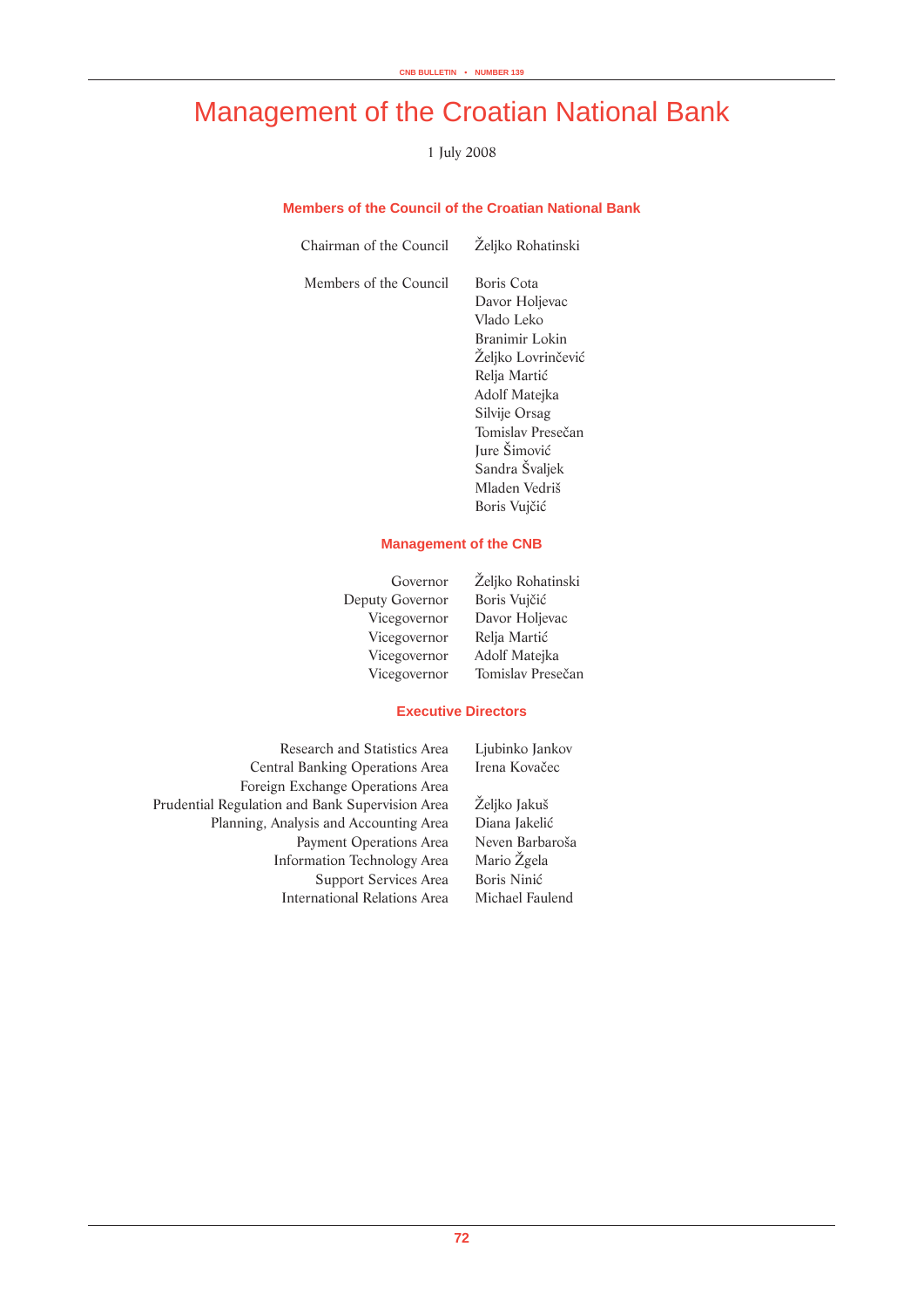# Management of the Croatian National Bank

1 July 2008

## Members of the Council of the Croatian National Bank

| | |
|---|---|
| Chairman of the Council | Željko Rohatinski |
| Members of the Council | Boris Cota |
| | Davor Holjevac |
| | Vlado Leko |
| | Branimir Lokin |
| | Željko Lovrinčević |
| | Relja Martić |
| | Adolf Matejka |
| | Silvije Orsag |
| | Tomislav Presečan |
| | Jure Šimović |
| | Sandra Švaljek |
| | Mladen Vedriš |
| | Boris Vujčić |

## Management of the CNB

| | |
|---|---|
| Governor | Željko Rohatinski |
| Deputy Governor | Boris Vujčić |
| Vicegovernor | Davor Holjevac |
| Vicegovernor | Relja Martić |
| Vicegovernor | Adolf Matejka |
| Vicegovernor | Tomislav Presečan |

## Executive Directors

| | |
|---|---|
| Research and Statistics Area | Ljubinko Jankov |
| Central Banking Operations Area | Irena Kovačec |
| Foreign Exchange Operations Area | |
| Prudential Regulation and Bank Supervision Area | Željko Jakuš |
| Planning, Analysis and Accounting Area | Diana Jakelić |
| Payment Operations Area | Neven Barbaroša |
| Information Technology Area | Mario Žgela |
| Support Services Area | Boris Ninić |
| International Relations Area | Michael Faulend |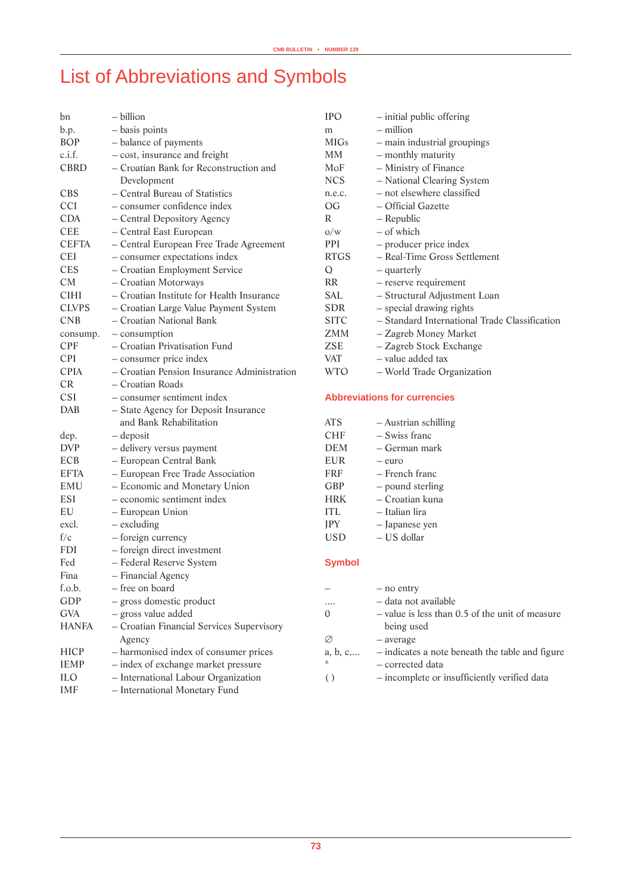# List of Abbreviations and Symbols

bn – billion
b.p. – basis points
BOP – balance of payments
c.i.f. – cost, insurance and freight
CBRD – Croatian Bank for Reconstruction and Development
CBS – Central Bureau of Statistics
CCI – consumer confidence index
CDA – Central Depository Agency
CEE – Central East European
CEFTA – Central European Free Trade Agreement
CEI – consumer expectations index
CES – Croatian Employment Service
CM – Croatian Motorways
CIHI – Croatian Institute for Health Insurance
CLVPS – Croatian Large Value Payment System
CNB – Croatian National Bank
consump. – consumption
CPF – Croatian Privatisation Fund
CPI – consumer price index
CPIA – Croatian Pension Insurance Administration
CR – Croatian Roads
CSI – consumer sentiment index
DAB – State Agency for Deposit Insurance and Bank Rehabilitation
dep. – deposit
DVP – delivery versus payment
ECB – European Central Bank
EFTA – European Free Trade Association
EMU – Economic and Monetary Union
ESI – economic sentiment index
EU – European Union
excl. – excluding
f/c – foreign currency
FDI – foreign direct investment
Fed – Federal Reserve System
Fina – Financial Agency
f.o.b. – free on board
GDP – gross domestic product
GVA – gross value added
HANFA – Croatian Financial Services Supervisory Agency
HICP – harmonised index of consumer prices
IEMP – index of exchange market pressure
ILO – International Labour Organization
IMF – International Monetary Fund
IPO – initial public offering
m – million
MIGs – main industrial groupings
MM – monthly maturity
MoF – Ministry of Finance
NCS – National Clearing System
n.e.c. – not elsewhere classified
OG – Official Gazette
R – Republic
o/w – of which
PPI – producer price index
RTGS – Real-Time Gross Settlement
Q – quarterly
RR – reserve requirement
SAL – Structural Adjustment Loan
SDR – special drawing rights
SITC – Standard International Trade Classification
ZMM – Zagreb Money Market
ZSE – Zagreb Stock Exchange
VAT – value added tax
WTO – World Trade Organization

## Abbreviations for currencies

ATS – Austrian schilling
CHF – Swiss franc
DEM – German mark
EUR – euro
FRF – French franc
GBP – pound sterling
HRK – Croatian kuna
ITL – Italian lira
JPY – Japanese yen
USD – US dollar

## Symbol

– – no entry
.... – data not available
0 – value is less than 0.5 of the unit of measure being used
Ø – average
a, b, c,... – indicates a note beneath the table and figure
* – corrected data
( ) – incomplete or insufficiently verified data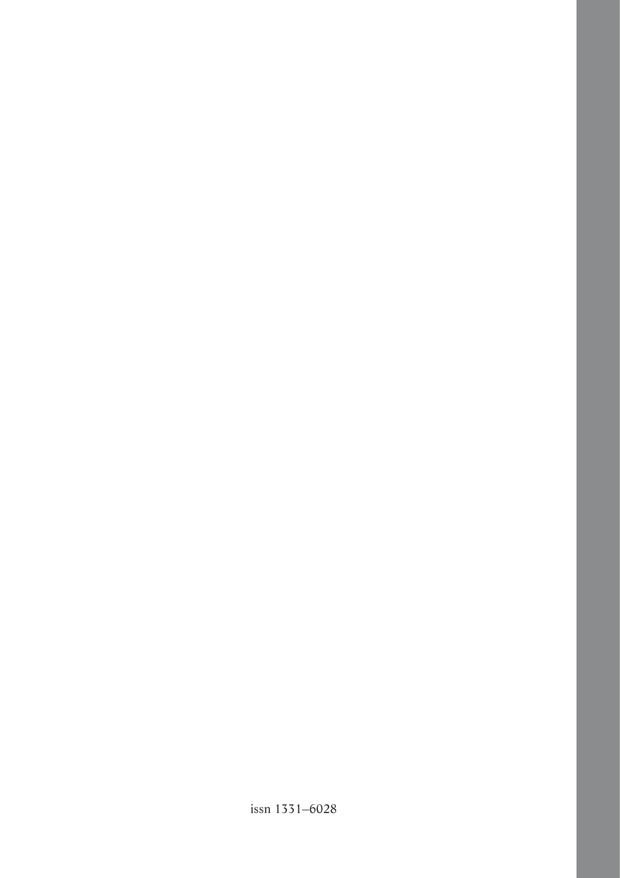issn 1331–6028